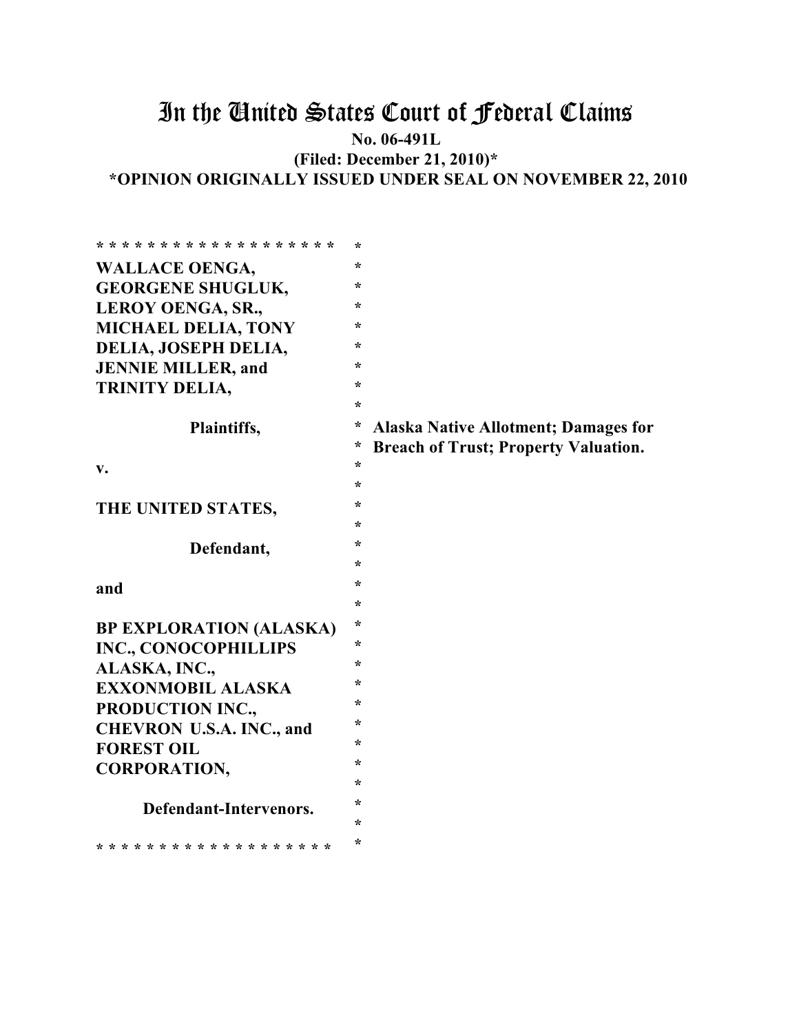# In the United States Court of Federal Claims

**No. 06-491L**

**(Filed: December 21, 2010)***

***OPINION ORIGINALLY ISSUED UNDER SEAL ON NOVEMBER 22, 2010**

* * * * * * * * * * * * * * * * * * *

**WALLACE OENGA, GEORGENE SHUGLUK, LEROY OENGA, SR., MICHAEL DELIA, TONY DELIA, JOSEPH DELIA, JENNIE MILLER, and TRINITY DELIA,**

**Plaintiffs,**

**v.**

**THE UNITED STATES,**

**Defendant,**

**and**

**BP EXPLORATION (ALASKA) INC., CONOCOPHILLIPS ALASKA, INC., EXXONMOBIL ALASKA PRODUCTION INC., CHEVRON U.S.A. INC., and FOREST OIL CORPORATION,**

**Defendant-Intervenors.**

* * * * * * * * * * * * * * * * * * *

**Alaska Native Allotment; Damages for Breach of Trust; Property Valuation.**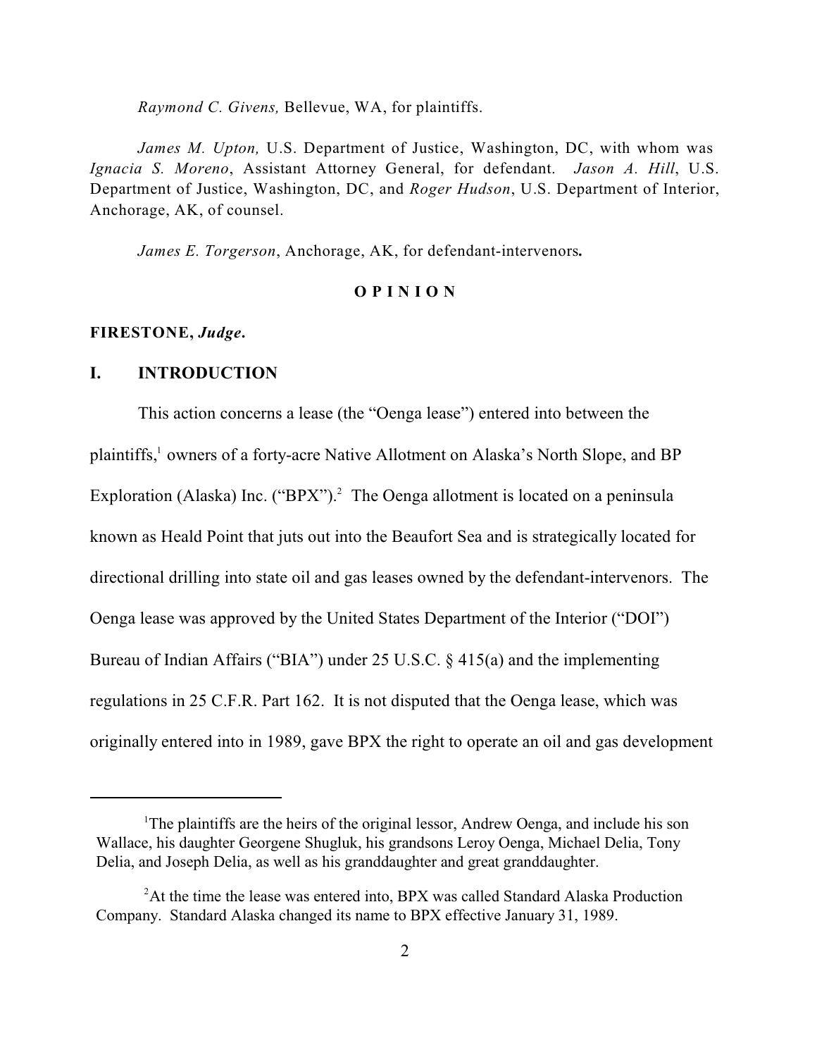*Raymond C. Givens,* Bellevue, WA, for plaintiffs.

*James M. Upton,* U.S. Department of Justice, Washington, DC, with whom was *Ignacia S. Moreno*, Assistant Attorney General, for defendant. *Jason A. Hill*, U.S. Department of Justice, Washington, DC, and *Roger Hudson*, U.S. Department of Interior, Anchorage, AK, of counsel.

*James E. Torgerson*, Anchorage, AK, for defendant-intervenors**.**

**O P I N I O N**

**FIRESTONE,** ***Judge*****.**

## I. INTRODUCTION

This action concerns a lease (the "Oenga lease") entered into between the plaintiffs,[1] owners of a forty-acre Native Allotment on Alaska's North Slope, and BP Exploration (Alaska) Inc. ("BPX").[2] The Oenga allotment is located on a peninsula known as Heald Point that juts out into the Beaufort Sea and is strategically located for directional drilling into state oil and gas leases owned by the defendant-intervenors. The Oenga lease was approved by the United States Department of the Interior ("DOI") Bureau of Indian Affairs ("BIA") under 25 U.S.C. § 415(a) and the implementing regulations in 25 C.F.R. Part 162. It is not disputed that the Oenga lease, which was originally entered into in 1989, gave BPX the right to operate an oil and gas development

---

[1] The plaintiffs are the heirs of the original lessor, Andrew Oenga, and include his son Wallace, his daughter Georgene Shugluk, his grandsons Leroy Oenga, Michael Delia, Tony Delia, and Joseph Delia, as well as his granddaughter and great granddaughter.

[2] At the time the lease was entered into, BPX was called Standard Alaska Production Company. Standard Alaska changed its name to BPX effective January 31, 1989.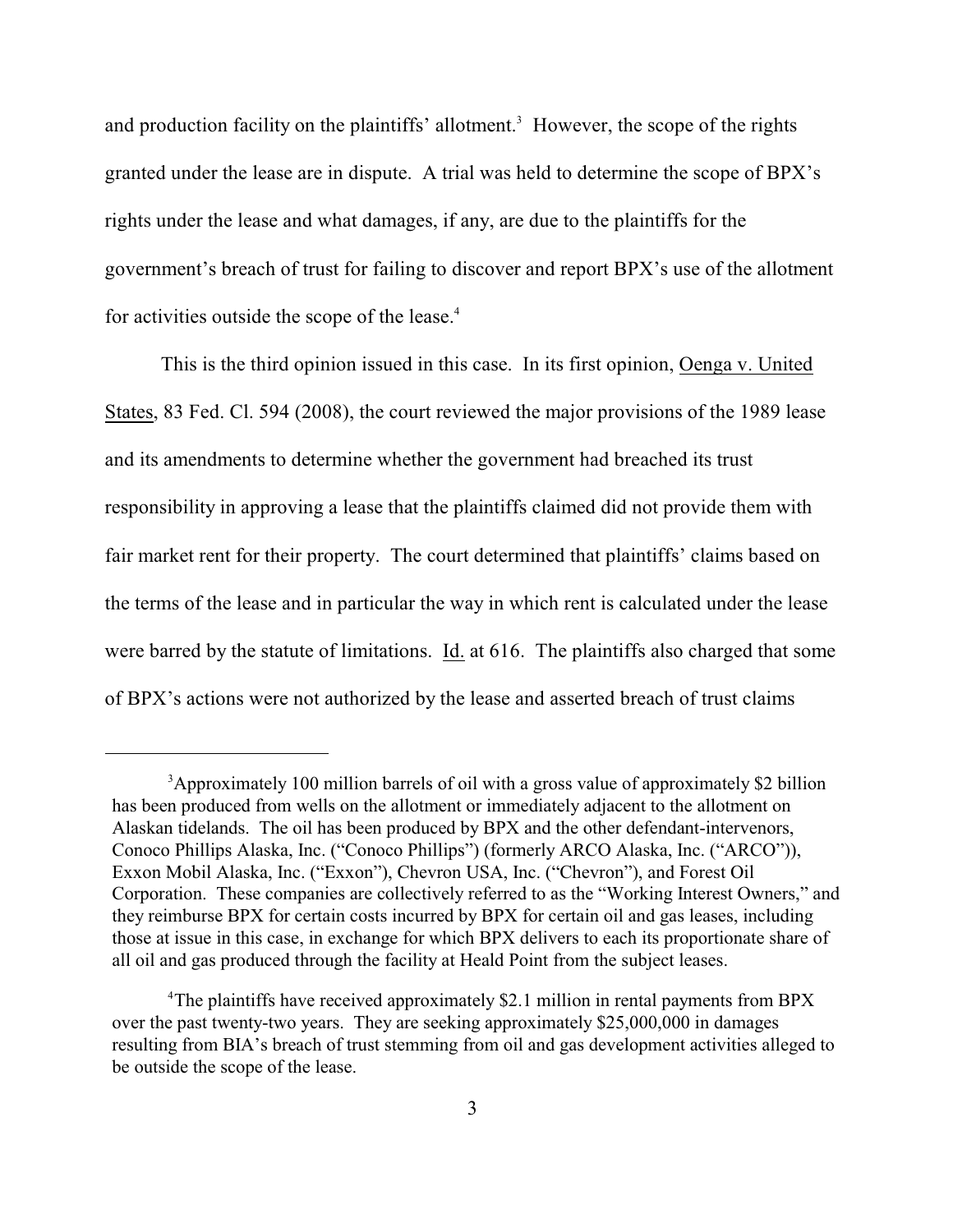and production facility on the plaintiffs' allotment.[3] However, the scope of the rights granted under the lease are in dispute. A trial was held to determine the scope of BPX's rights under the lease and what damages, if any, are due to the plaintiffs for the government's breach of trust for failing to discover and report BPX's use of the allotment for activities outside the scope of the lease.[4]

This is the third opinion issued in this case. In its first opinion, Oenga v. United States, 83 Fed. Cl. 594 (2008), the court reviewed the major provisions of the 1989 lease and its amendments to determine whether the government had breached its trust responsibility in approving a lease that the plaintiffs claimed did not provide them with fair market rent for their property. The court determined that plaintiffs' claims based on the terms of the lease and in particular the way in which rent is calculated under the lease were barred by the statute of limitations. Id. at 616. The plaintiffs also charged that some of BPX's actions were not authorized by the lease and asserted breach of trust claims

---

[3]Approximately 100 million barrels of oil with a gross value of approximately $2 billion has been produced from wells on the allotment or immediately adjacent to the allotment on Alaskan tidelands. The oil has been produced by BPX and the other defendant-intervenors, Conoco Phillips Alaska, Inc. ("Conoco Phillips") (formerly ARCO Alaska, Inc. ("ARCO")), Exxon Mobil Alaska, Inc. ("Exxon"), Chevron USA, Inc. ("Chevron"), and Forest Oil Corporation. These companies are collectively referred to as the "Working Interest Owners," and they reimburse BPX for certain costs incurred by BPX for certain oil and gas leases, including those at issue in this case, in exchange for which BPX delivers to each its proportionate share of all oil and gas produced through the facility at Heald Point from the subject leases.

[4]The plaintiffs have received approximately $2.1 million in rental payments from BPX over the past twenty-two years. They are seeking approximately $25,000,000 in damages resulting from BIA's breach of trust stemming from oil and gas development activities alleged to be outside the scope of the lease.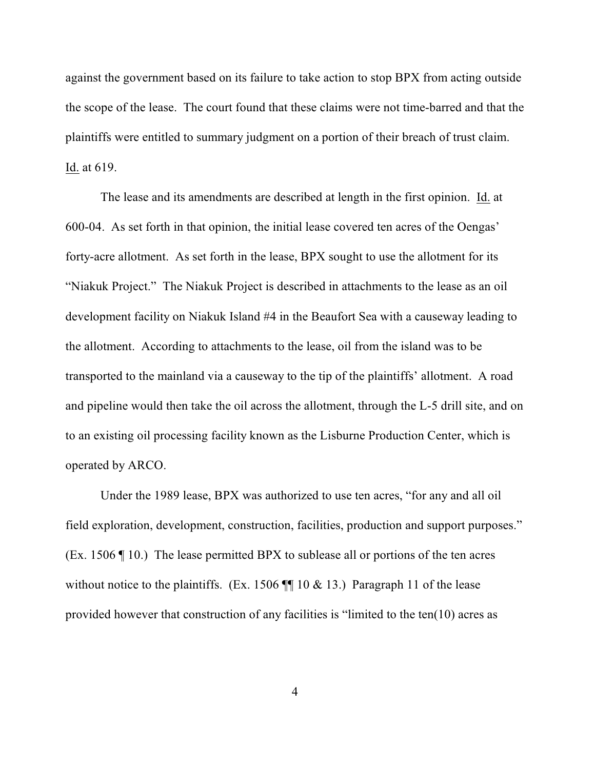against the government based on its failure to take action to stop BPX from acting outside the scope of the lease. The court found that these claims were not time-barred and that the plaintiffs were entitled to summary judgment on a portion of their breach of trust claim. Id. at 619.

The lease and its amendments are described at length in the first opinion. Id. at 600-04. As set forth in that opinion, the initial lease covered ten acres of the Oengas' forty-acre allotment. As set forth in the lease, BPX sought to use the allotment for its "Niakuk Project." The Niakuk Project is described in attachments to the lease as an oil development facility on Niakuk Island #4 in the Beaufort Sea with a causeway leading to the allotment. According to attachments to the lease, oil from the island was to be transported to the mainland via a causeway to the tip of the plaintiffs' allotment. A road and pipeline would then take the oil across the allotment, through the L-5 drill site, and on to an existing oil processing facility known as the Lisburne Production Center, which is operated by ARCO.

Under the 1989 lease, BPX was authorized to use ten acres, "for any and all oil field exploration, development, construction, facilities, production and support purposes." (Ex. 1506 ¶ 10.) The lease permitted BPX to sublease all or portions of the ten acres without notice to the plaintiffs. (Ex. 1506 ¶¶ 10 & 13.) Paragraph 11 of the lease provided however that construction of any facilities is "limited to the ten(10) acres as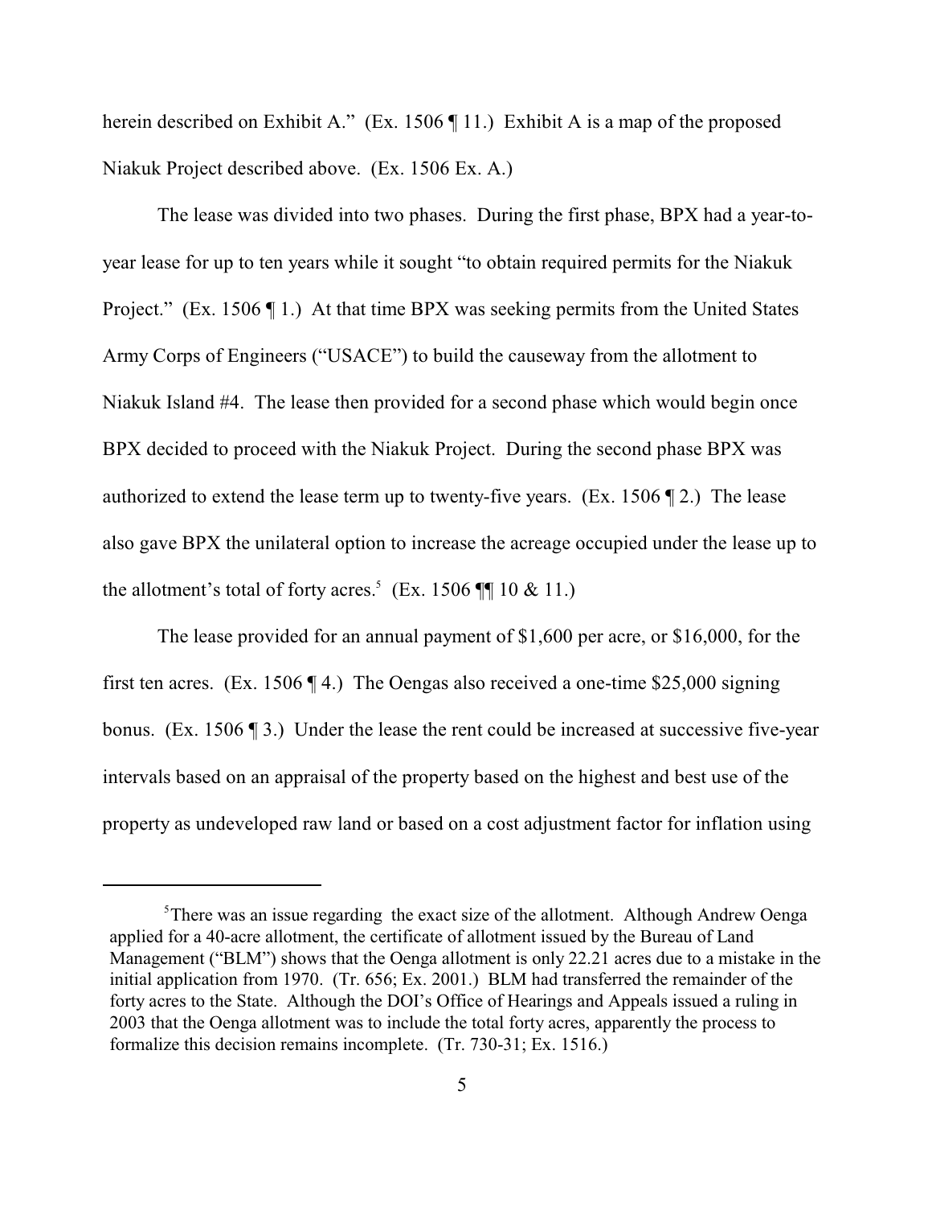herein described on Exhibit A." (Ex. 1506 ¶ 11.) Exhibit A is a map of the proposed Niakuk Project described above. (Ex. 1506 Ex. A.)

The lease was divided into two phases. During the first phase, BPX had a year-to-year lease for up to ten years while it sought "to obtain required permits for the Niakuk Project." (Ex. 1506 ¶ 1.) At that time BPX was seeking permits from the United States Army Corps of Engineers ("USACE") to build the causeway from the allotment to Niakuk Island #4. The lease then provided for a second phase which would begin once BPX decided to proceed with the Niakuk Project. During the second phase BPX was authorized to extend the lease term up to twenty-five years. (Ex. 1506 ¶ 2.) The lease also gave BPX the unilateral option to increase the acreage occupied under the lease up to the allotment's total of forty acres.[5] (Ex. 1506 ¶¶ 10 & 11.)

The lease provided for an annual payment of $1,600 per acre, or $16,000, for the first ten acres. (Ex. 1506 ¶ 4.) The Oengas also received a one-time $25,000 signing bonus. (Ex. 1506 ¶ 3.) Under the lease the rent could be increased at successive five-year intervals based on an appraisal of the property based on the highest and best use of the property as undeveloped raw land or based on a cost adjustment factor for inflation using

---

[5] There was an issue regarding the exact size of the allotment. Although Andrew Oenga applied for a 40-acre allotment, the certificate of allotment issued by the Bureau of Land Management ("BLM") shows that the Oenga allotment is only 22.21 acres due to a mistake in the initial application from 1970. (Tr. 656; Ex. 2001.) BLM had transferred the remainder of the forty acres to the State. Although the DOI's Office of Hearings and Appeals issued a ruling in 2003 that the Oenga allotment was to include the total forty acres, apparently the process to formalize this decision remains incomplete. (Tr. 730-31; Ex. 1516.)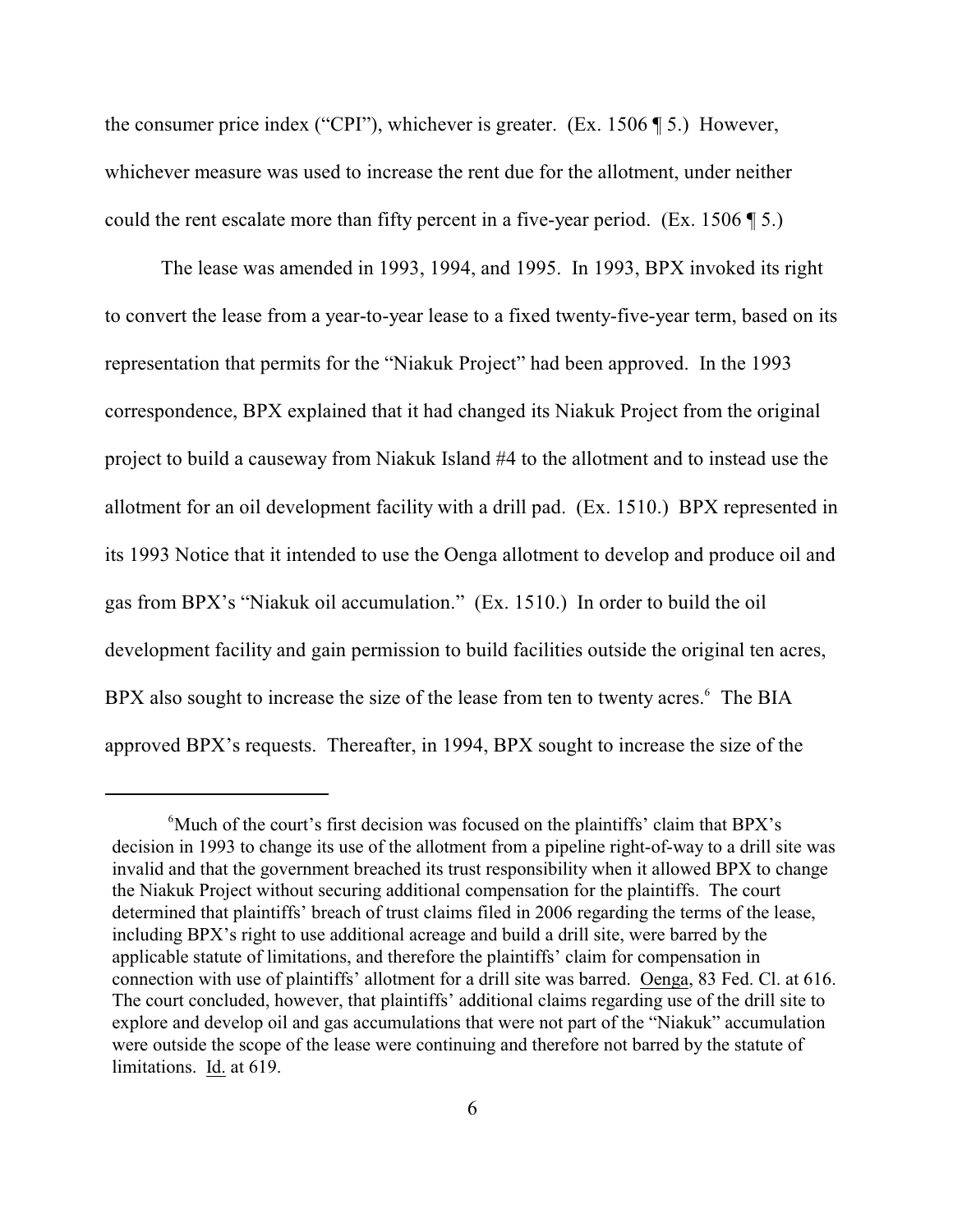the consumer price index ("CPI"), whichever is greater. (Ex. 1506 ¶ 5.) However, whichever measure was used to increase the rent due for the allotment, under neither could the rent escalate more than fifty percent in a five-year period. (Ex. 1506 ¶ 5.)

The lease was amended in 1993, 1994, and 1995. In 1993, BPX invoked its right to convert the lease from a year-to-year lease to a fixed twenty-five-year term, based on its representation that permits for the "Niakuk Project" had been approved. In the 1993 correspondence, BPX explained that it had changed its Niakuk Project from the original project to build a causeway from Niakuk Island #4 to the allotment and to instead use the allotment for an oil development facility with a drill pad. (Ex. 1510.) BPX represented in its 1993 Notice that it intended to use the Oenga allotment to develop and produce oil and gas from BPX's "Niakuk oil accumulation." (Ex. 1510.) In order to build the oil development facility and gain permission to build facilities outside the original ten acres, BPX also sought to increase the size of the lease from ten to twenty acres.[6] The BIA approved BPX's requests. Thereafter, in 1994, BPX sought to increase the size of the

---

[6]Much of the court's first decision was focused on the plaintiffs' claim that BPX's decision in 1993 to change its use of the allotment from a pipeline right-of-way to a drill site was invalid and that the government breached its trust responsibility when it allowed BPX to change the Niakuk Project without securing additional compensation for the plaintiffs. The court determined that plaintiffs' breach of trust claims filed in 2006 regarding the terms of the lease, including BPX's right to use additional acreage and build a drill site, were barred by the applicable statute of limitations, and therefore the plaintiffs' claim for compensation in connection with use of plaintiffs' allotment for a drill site was barred. Oenga, 83 Fed. Cl. at 616. The court concluded, however, that plaintiffs' additional claims regarding use of the drill site to explore and develop oil and gas accumulations that were not part of the "Niakuk" accumulation were outside the scope of the lease were continuing and therefore not barred by the statute of limitations. Id. at 619.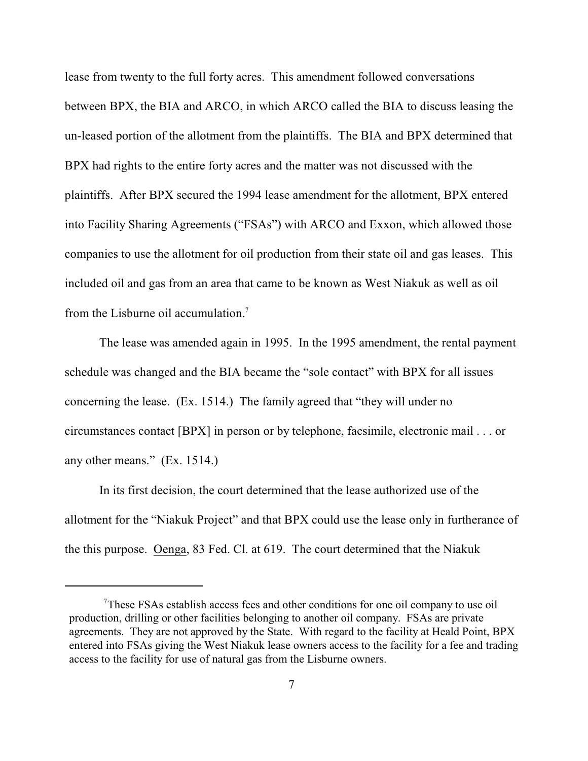lease from twenty to the full forty acres. This amendment followed conversations between BPX, the BIA and ARCO, in which ARCO called the BIA to discuss leasing the un-leased portion of the allotment from the plaintiffs. The BIA and BPX determined that BPX had rights to the entire forty acres and the matter was not discussed with the plaintiffs. After BPX secured the 1994 lease amendment for the allotment, BPX entered into Facility Sharing Agreements ("FSAs") with ARCO and Exxon, which allowed those companies to use the allotment for oil production from their state oil and gas leases. This included oil and gas from an area that came to be known as West Niakuk as well as oil from the Lisburne oil accumulation.[7]

The lease was amended again in 1995. In the 1995 amendment, the rental payment schedule was changed and the BIA became the "sole contact" with BPX for all issues concerning the lease. (Ex. 1514.) The family agreed that "they will under no circumstances contact [BPX] in person or by telephone, facsimile, electronic mail . . . or any other means." (Ex. 1514.)

In its first decision, the court determined that the lease authorized use of the allotment for the "Niakuk Project" and that BPX could use the lease only in furtherance of the this purpose. Oenga, 83 Fed. Cl. at 619. The court determined that the Niakuk

---

[7] These FSAs establish access fees and other conditions for one oil company to use oil production, drilling or other facilities belonging to another oil company. FSAs are private agreements. They are not approved by the State. With regard to the facility at Heald Point, BPX entered into FSAs giving the West Niakuk lease owners access to the facility for a fee and trading access to the facility for use of natural gas from the Lisburne owners.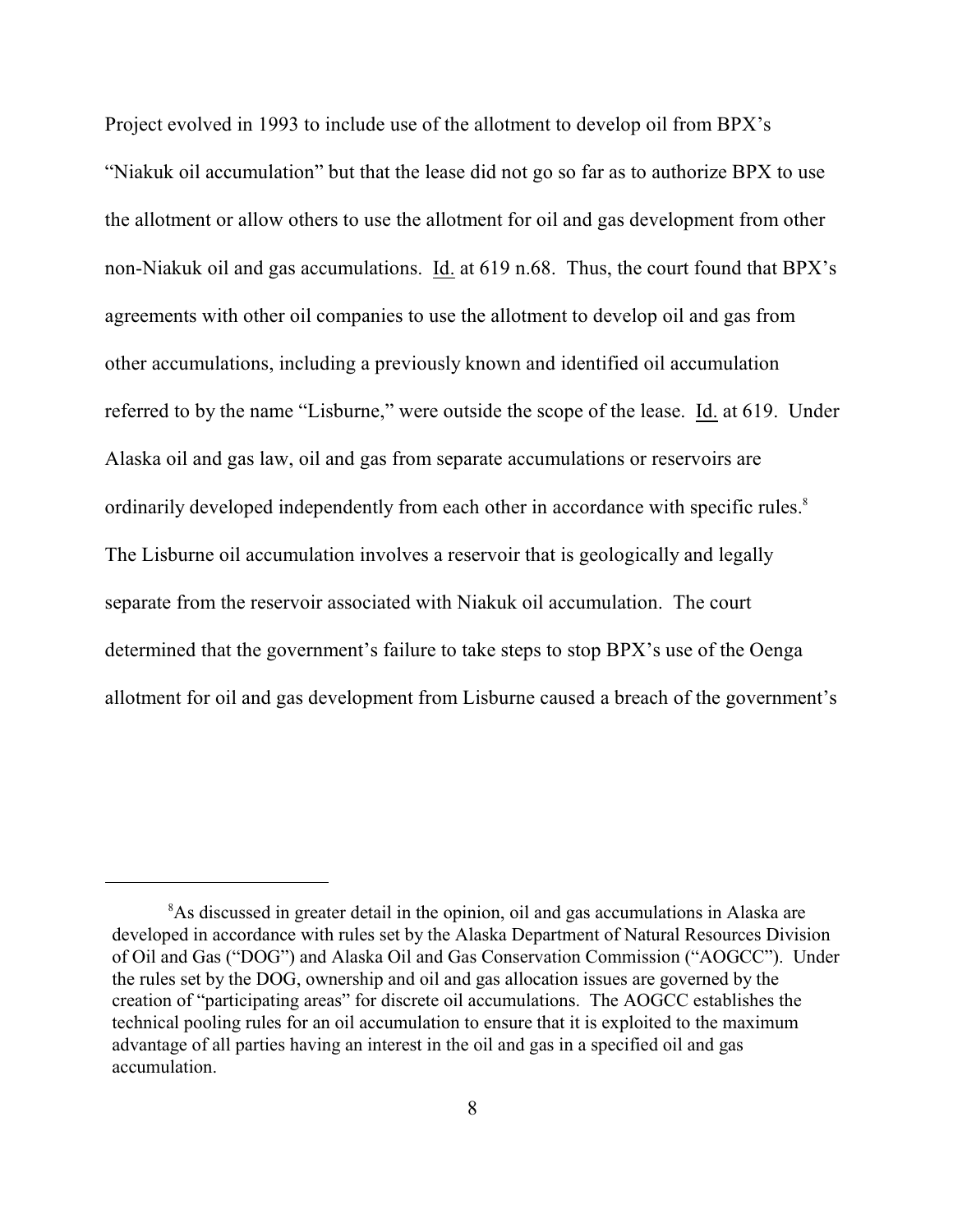Project evolved in 1993 to include use of the allotment to develop oil from BPX's "Niakuk oil accumulation" but that the lease did not go so far as to authorize BPX to use the allotment or allow others to use the allotment for oil and gas development from other non-Niakuk oil and gas accumulations. Id. at 619 n.68. Thus, the court found that BPX's agreements with other oil companies to use the allotment to develop oil and gas from other accumulations, including a previously known and identified oil accumulation referred to by the name "Lisburne," were outside the scope of the lease. Id. at 619. Under Alaska oil and gas law, oil and gas from separate accumulations or reservoirs are ordinarily developed independently from each other in accordance with specific rules.[8] The Lisburne oil accumulation involves a reservoir that is geologically and legally separate from the reservoir associated with Niakuk oil accumulation. The court determined that the government's failure to take steps to stop BPX's use of the Oenga allotment for oil and gas development from Lisburne caused a breach of the government's

[8] As discussed in greater detail in the opinion, oil and gas accumulations in Alaska are developed in accordance with rules set by the Alaska Department of Natural Resources Division of Oil and Gas ("DOG") and Alaska Oil and Gas Conservation Commission ("AOGCC"). Under the rules set by the DOG, ownership and oil and gas allocation issues are governed by the creation of "participating areas" for discrete oil accumulations. The AOGCC establishes the technical pooling rules for an oil accumulation to ensure that it is exploited to the maximum advantage of all parties having an interest in the oil and gas in a specified oil and gas accumulation.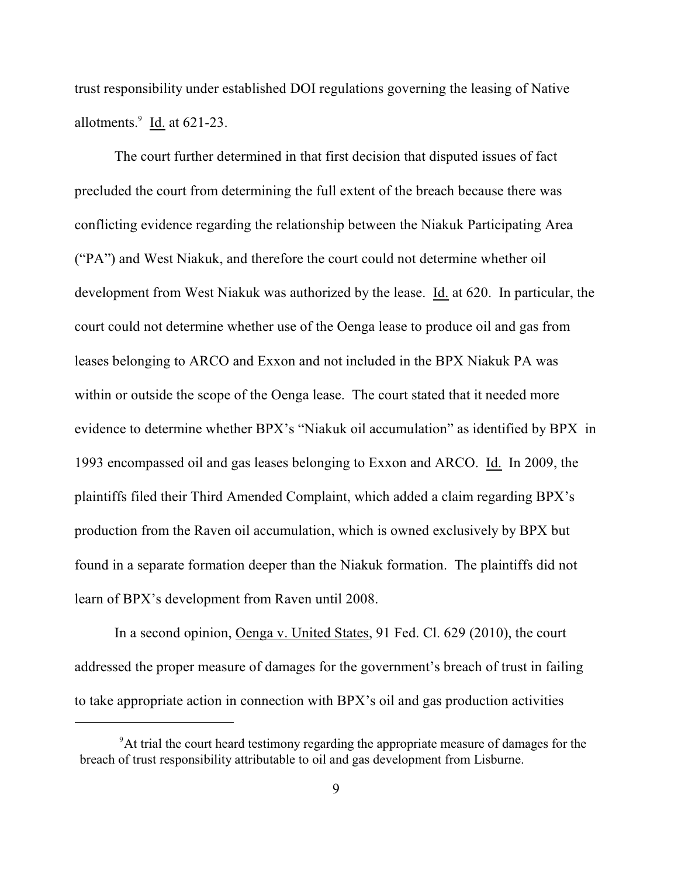trust responsibility under established DOI regulations governing the leasing of Native allotments.[9] Id. at 621-23.

The court further determined in that first decision that disputed issues of fact precluded the court from determining the full extent of the breach because there was conflicting evidence regarding the relationship between the Niakuk Participating Area ("PA") and West Niakuk, and therefore the court could not determine whether oil development from West Niakuk was authorized by the lease. Id. at 620. In particular, the court could not determine whether use of the Oenga lease to produce oil and gas from leases belonging to ARCO and Exxon and not included in the BPX Niakuk PA was within or outside the scope of the Oenga lease. The court stated that it needed more evidence to determine whether BPX's "Niakuk oil accumulation" as identified by BPX in 1993 encompassed oil and gas leases belonging to Exxon and ARCO. Id. In 2009, the plaintiffs filed their Third Amended Complaint, which added a claim regarding BPX's production from the Raven oil accumulation, which is owned exclusively by BPX but found in a separate formation deeper than the Niakuk formation. The plaintiffs did not learn of BPX's development from Raven until 2008.

In a second opinion, Oenga v. United States, 91 Fed. Cl. 629 (2010), the court addressed the proper measure of damages for the government's breach of trust in failing to take appropriate action in connection with BPX's oil and gas production activities

[9] At trial the court heard testimony regarding the appropriate measure of damages for the breach of trust responsibility attributable to oil and gas development from Lisburne.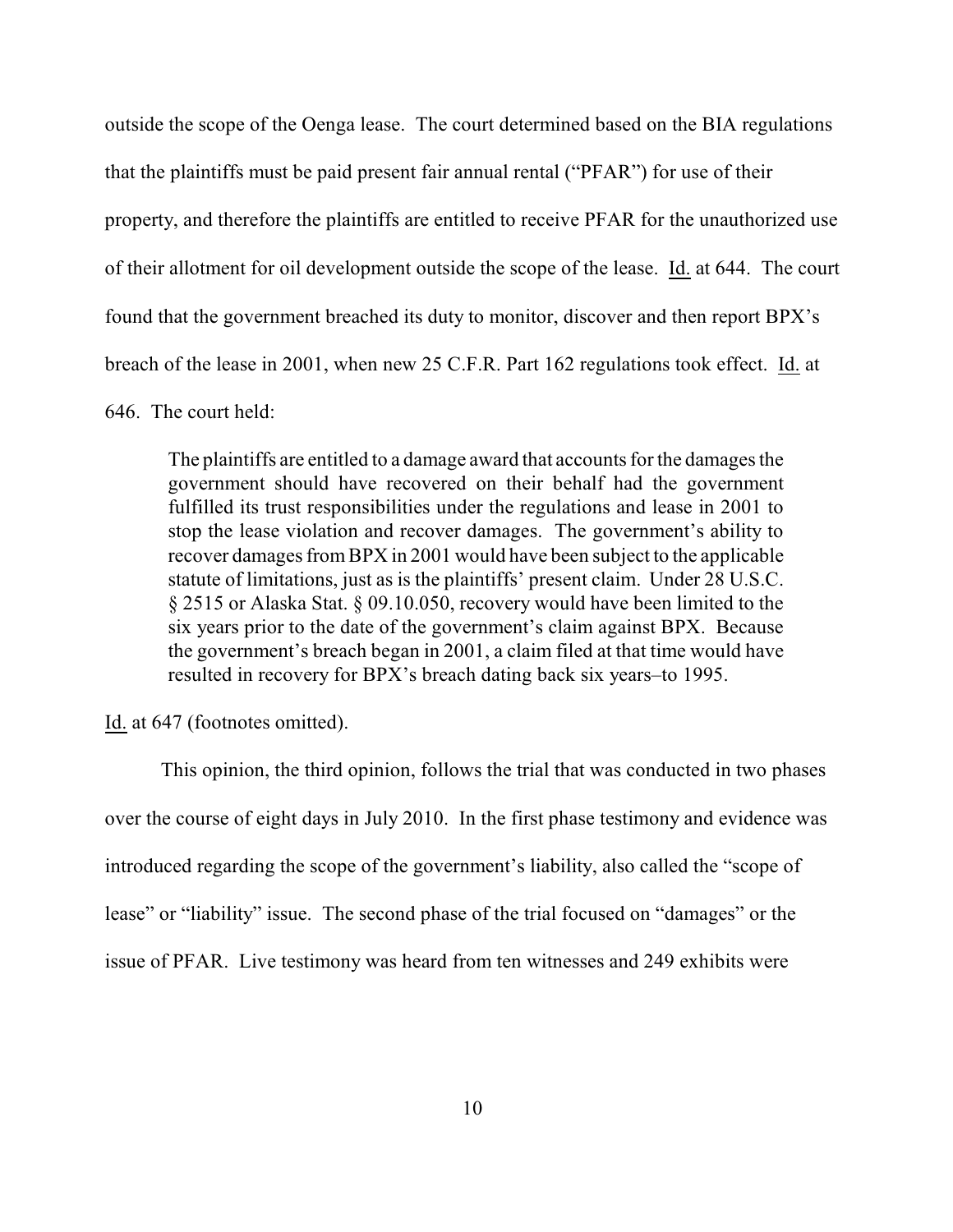outside the scope of the Oenga lease. The court determined based on the BIA regulations that the plaintiffs must be paid present fair annual rental ("PFAR") for use of their property, and therefore the plaintiffs are entitled to receive PFAR for the unauthorized use of their allotment for oil development outside the scope of the lease. Id. at 644. The court found that the government breached its duty to monitor, discover and then report BPX's breach of the lease in 2001, when new 25 C.F.R. Part 162 regulations took effect. Id. at 646. The court held:

> The plaintiffs are entitled to a damage award that accounts for the damages the government should have recovered on their behalf had the government fulfilled its trust responsibilities under the regulations and lease in 2001 to stop the lease violation and recover damages. The government's ability to recover damages from BPX in 2001 would have been subject to the applicable statute of limitations, just as is the plaintiffs' present claim. Under 28 U.S.C. § 2515 or Alaska Stat. § 09.10.050, recovery would have been limited to the six years prior to the date of the government's claim against BPX. Because the government's breach began in 2001, a claim filed at that time would have resulted in recovery for BPX's breach dating back six years–to 1995.

Id. at 647 (footnotes omitted).

This opinion, the third opinion, follows the trial that was conducted in two phases over the course of eight days in July 2010. In the first phase testimony and evidence was introduced regarding the scope of the government's liability, also called the "scope of lease" or "liability" issue. The second phase of the trial focused on "damages" or the issue of PFAR. Live testimony was heard from ten witnesses and 249 exhibits were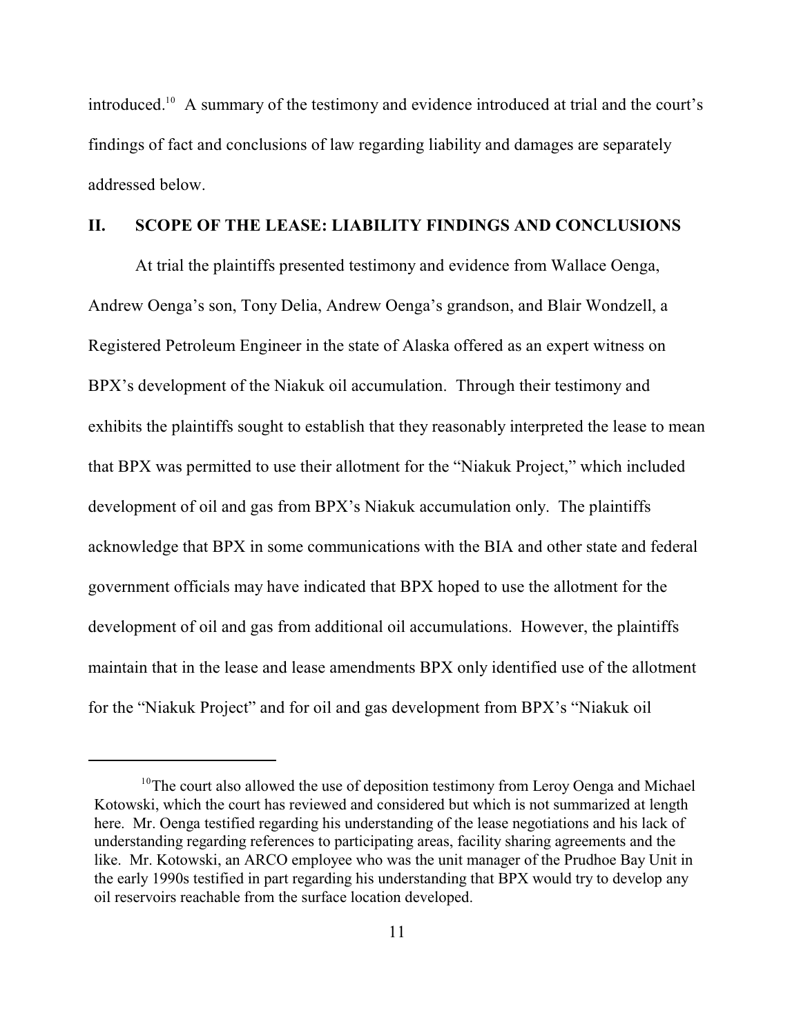introduced.[10] A summary of the testimony and evidence introduced at trial and the court's findings of fact and conclusions of law regarding liability and damages are separately addressed below.

## II. SCOPE OF THE LEASE: LIABILITY FINDINGS AND CONCLUSIONS

At trial the plaintiffs presented testimony and evidence from Wallace Oenga, Andrew Oenga's son, Tony Delia, Andrew Oenga's grandson, and Blair Wondzell, a Registered Petroleum Engineer in the state of Alaska offered as an expert witness on BPX's development of the Niakuk oil accumulation. Through their testimony and exhibits the plaintiffs sought to establish that they reasonably interpreted the lease to mean that BPX was permitted to use their allotment for the "Niakuk Project," which included development of oil and gas from BPX's Niakuk accumulation only. The plaintiffs acknowledge that BPX in some communications with the BIA and other state and federal government officials may have indicated that BPX hoped to use the allotment for the development of oil and gas from additional oil accumulations. However, the plaintiffs maintain that in the lease and lease amendments BPX only identified use of the allotment for the "Niakuk Project" and for oil and gas development from BPX's "Niakuk oil

---

[10] The court also allowed the use of deposition testimony from Leroy Oenga and Michael Kotowski, which the court has reviewed and considered but which is not summarized at length here. Mr. Oenga testified regarding his understanding of the lease negotiations and his lack of understanding regarding references to participating areas, facility sharing agreements and the like. Mr. Kotowski, an ARCO employee who was the unit manager of the Prudhoe Bay Unit in the early 1990s testified in part regarding his understanding that BPX would try to develop any oil reservoirs reachable from the surface location developed.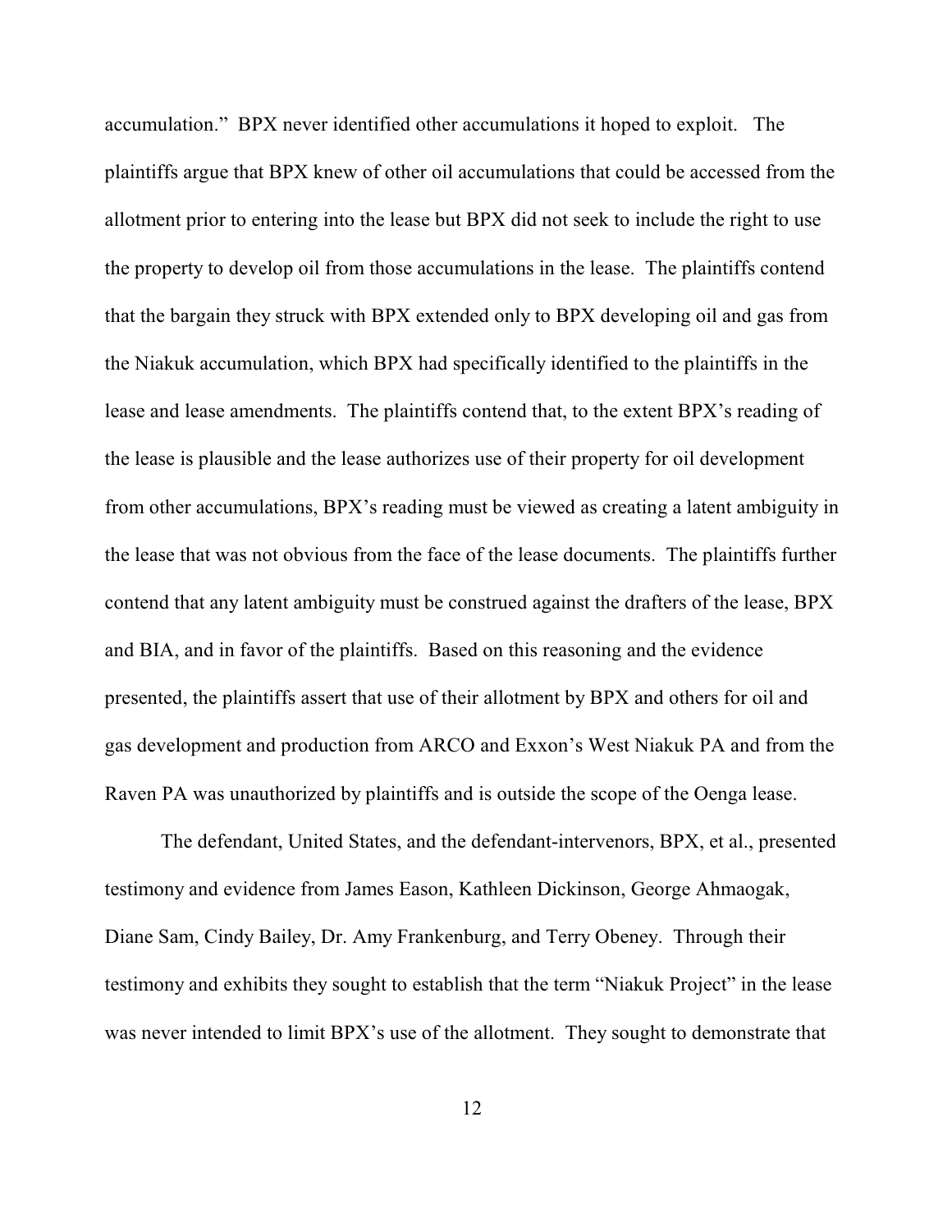accumulation." BPX never identified other accumulations it hoped to exploit. The plaintiffs argue that BPX knew of other oil accumulations that could be accessed from the allotment prior to entering into the lease but BPX did not seek to include the right to use the property to develop oil from those accumulations in the lease. The plaintiffs contend that the bargain they struck with BPX extended only to BPX developing oil and gas from the Niakuk accumulation, which BPX had specifically identified to the plaintiffs in the lease and lease amendments. The plaintiffs contend that, to the extent BPX's reading of the lease is plausible and the lease authorizes use of their property for oil development from other accumulations, BPX's reading must be viewed as creating a latent ambiguity in the lease that was not obvious from the face of the lease documents. The plaintiffs further contend that any latent ambiguity must be construed against the drafters of the lease, BPX and BIA, and in favor of the plaintiffs. Based on this reasoning and the evidence presented, the plaintiffs assert that use of their allotment by BPX and others for oil and gas development and production from ARCO and Exxon's West Niakuk PA and from the Raven PA was unauthorized by plaintiffs and is outside the scope of the Oenga lease.

The defendant, United States, and the defendant-intervenors, BPX, et al., presented testimony and evidence from James Eason, Kathleen Dickinson, George Ahmaogak, Diane Sam, Cindy Bailey, Dr. Amy Frankenburg, and Terry Obeney. Through their testimony and exhibits they sought to establish that the term "Niakuk Project" in the lease was never intended to limit BPX's use of the allotment. They sought to demonstrate that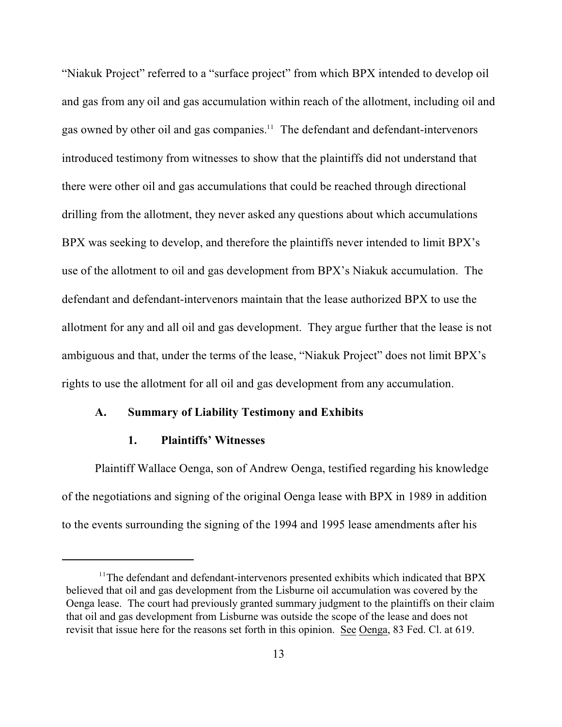"Niakuk Project" referred to a "surface project" from which BPX intended to develop oil and gas from any oil and gas accumulation within reach of the allotment, including oil and gas owned by other oil and gas companies.[11] The defendant and defendant-intervenors introduced testimony from witnesses to show that the plaintiffs did not understand that there were other oil and gas accumulations that could be reached through directional drilling from the allotment, they never asked any questions about which accumulations BPX was seeking to develop, and therefore the plaintiffs never intended to limit BPX's use of the allotment to oil and gas development from BPX's Niakuk accumulation. The defendant and defendant-intervenors maintain that the lease authorized BPX to use the allotment for any and all oil and gas development. They argue further that the lease is not ambiguous and that, under the terms of the lease, "Niakuk Project" does not limit BPX's rights to use the allotment for all oil and gas development from any accumulation.

### A. Summary of Liability Testimony and Exhibits

#### 1. Plaintiffs' Witnesses

Plaintiff Wallace Oenga, son of Andrew Oenga, testified regarding his knowledge of the negotiations and signing of the original Oenga lease with BPX in 1989 in addition to the events surrounding the signing of the 1994 and 1995 lease amendments after his

---

[11] The defendant and defendant-intervenors presented exhibits which indicated that BPX believed that oil and gas development from the Lisburne oil accumulation was covered by the Oenga lease. The court had previously granted summary judgment to the plaintiffs on their claim that oil and gas development from Lisburne was outside the scope of the lease and does not revisit that issue here for the reasons set forth in this opinion. See Oenga, 83 Fed. Cl. at 619.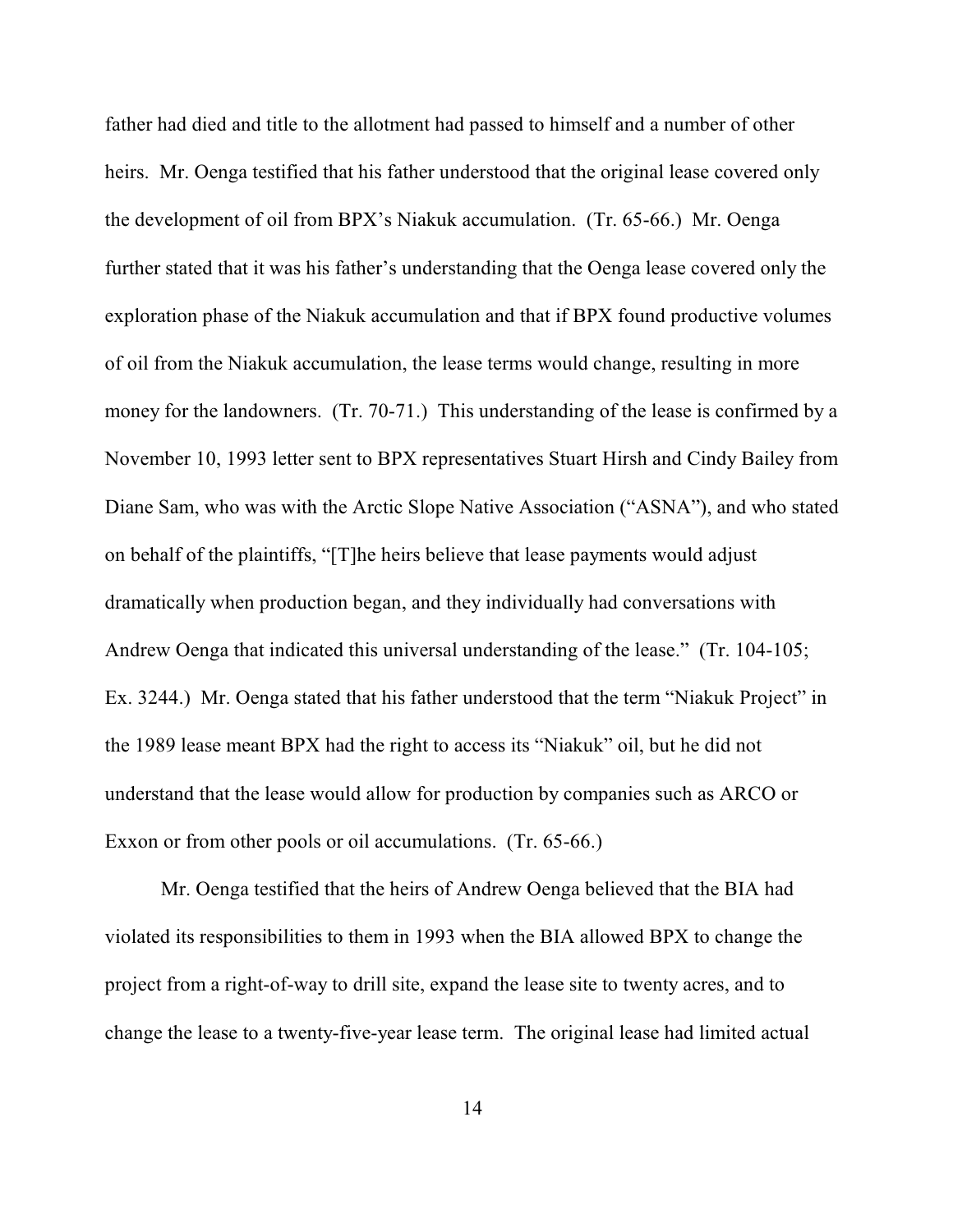father had died and title to the allotment had passed to himself and a number of other heirs. Mr. Oenga testified that his father understood that the original lease covered only the development of oil from BPX's Niakuk accumulation. (Tr. 65-66.) Mr. Oenga further stated that it was his father's understanding that the Oenga lease covered only the exploration phase of the Niakuk accumulation and that if BPX found productive volumes of oil from the Niakuk accumulation, the lease terms would change, resulting in more money for the landowners. (Tr. 70-71.) This understanding of the lease is confirmed by a November 10, 1993 letter sent to BPX representatives Stuart Hirsh and Cindy Bailey from Diane Sam, who was with the Arctic Slope Native Association ("ASNA"), and who stated on behalf of the plaintiffs, "[T]he heirs believe that lease payments would adjust dramatically when production began, and they individually had conversations with Andrew Oenga that indicated this universal understanding of the lease." (Tr. 104-105; Ex. 3244.) Mr. Oenga stated that his father understood that the term "Niakuk Project" in the 1989 lease meant BPX had the right to access its "Niakuk" oil, but he did not understand that the lease would allow for production by companies such as ARCO or Exxon or from other pools or oil accumulations. (Tr. 65-66.)

Mr. Oenga testified that the heirs of Andrew Oenga believed that the BIA had violated its responsibilities to them in 1993 when the BIA allowed BPX to change the project from a right-of-way to drill site, expand the lease site to twenty acres, and to change the lease to a twenty-five-year lease term. The original lease had limited actual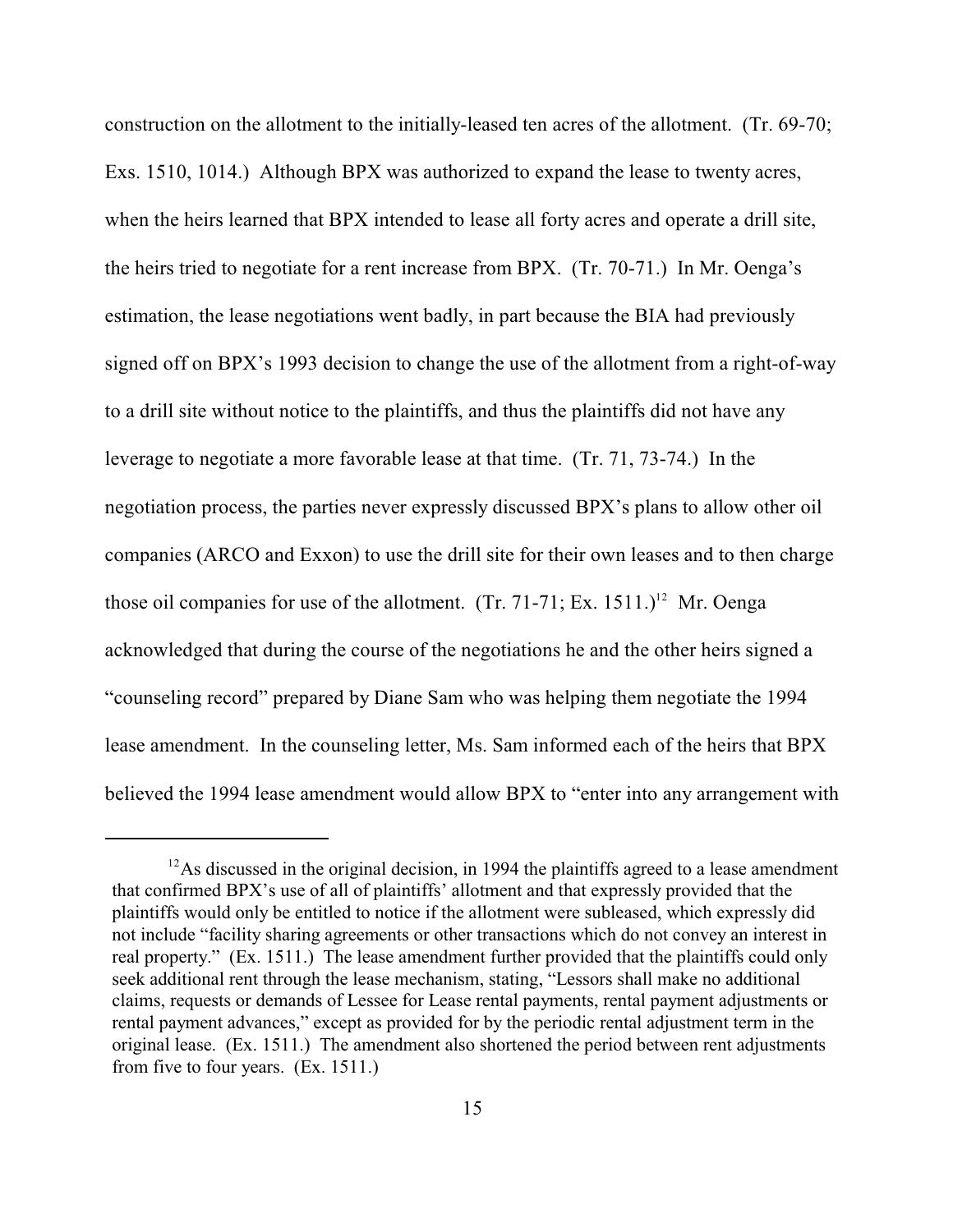construction on the allotment to the initially-leased ten acres of the allotment. (Tr. 69-70; Exs. 1510, 1014.) Although BPX was authorized to expand the lease to twenty acres, when the heirs learned that BPX intended to lease all forty acres and operate a drill site, the heirs tried to negotiate for a rent increase from BPX. (Tr. 70-71.) In Mr. Oenga's estimation, the lease negotiations went badly, in part because the BIA had previously signed off on BPX's 1993 decision to change the use of the allotment from a right-of-way to a drill site without notice to the plaintiffs, and thus the plaintiffs did not have any leverage to negotiate a more favorable lease at that time. (Tr. 71, 73-74.) In the negotiation process, the parties never expressly discussed BPX's plans to allow other oil companies (ARCO and Exxon) to use the drill site for their own leases and to then charge those oil companies for use of the allotment. (Tr. 71-71; Ex. 1511.)[12] Mr. Oenga acknowledged that during the course of the negotiations he and the other heirs signed a "counseling record" prepared by Diane Sam who was helping them negotiate the 1994 lease amendment. In the counseling letter, Ms. Sam informed each of the heirs that BPX believed the 1994 lease amendment would allow BPX to "enter into any arrangement with

[12] As discussed in the original decision, in 1994 the plaintiffs agreed to a lease amendment that confirmed BPX's use of all of plaintiffs' allotment and that expressly provided that the plaintiffs would only be entitled to notice if the allotment were subleased, which expressly did not include "facility sharing agreements or other transactions which do not convey an interest in real property." (Ex. 1511.) The lease amendment further provided that the plaintiffs could only seek additional rent through the lease mechanism, stating, "Lessors shall make no additional claims, requests or demands of Lessee for Lease rental payments, rental payment adjustments or rental payment advances," except as provided for by the periodic rental adjustment term in the original lease. (Ex. 1511.) The amendment also shortened the period between rent adjustments from five to four years. (Ex. 1511.)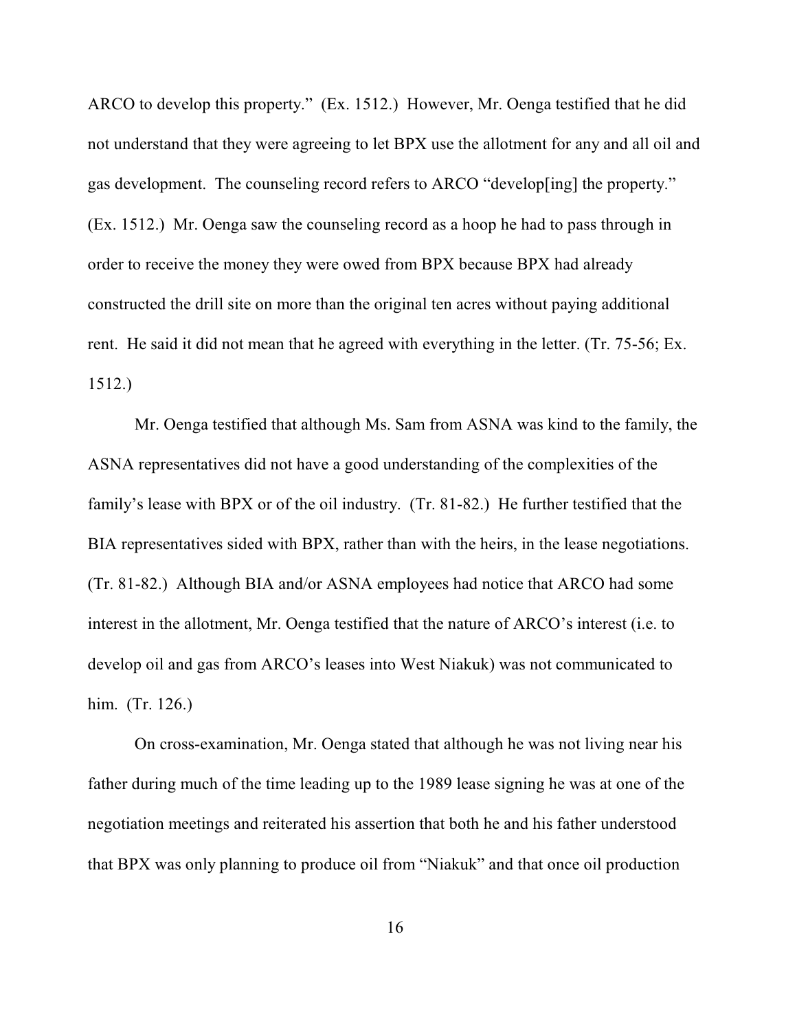ARCO to develop this property." (Ex. 1512.) However, Mr. Oenga testified that he did not understand that they were agreeing to let BPX use the allotment for any and all oil and gas development. The counseling record refers to ARCO "develop[ing] the property." (Ex. 1512.) Mr. Oenga saw the counseling record as a hoop he had to pass through in order to receive the money they were owed from BPX because BPX had already constructed the drill site on more than the original ten acres without paying additional rent. He said it did not mean that he agreed with everything in the letter. (Tr. 75-56; Ex. 1512.)

Mr. Oenga testified that although Ms. Sam from ASNA was kind to the family, the ASNA representatives did not have a good understanding of the complexities of the family's lease with BPX or of the oil industry. (Tr. 81-82.) He further testified that the BIA representatives sided with BPX, rather than with the heirs, in the lease negotiations. (Tr. 81-82.) Although BIA and/or ASNA employees had notice that ARCO had some interest in the allotment, Mr. Oenga testified that the nature of ARCO's interest (i.e. to develop oil and gas from ARCO's leases into West Niakuk) was not communicated to him. (Tr. 126.)

On cross-examination, Mr. Oenga stated that although he was not living near his father during much of the time leading up to the 1989 lease signing he was at one of the negotiation meetings and reiterated his assertion that both he and his father understood that BPX was only planning to produce oil from "Niakuk" and that once oil production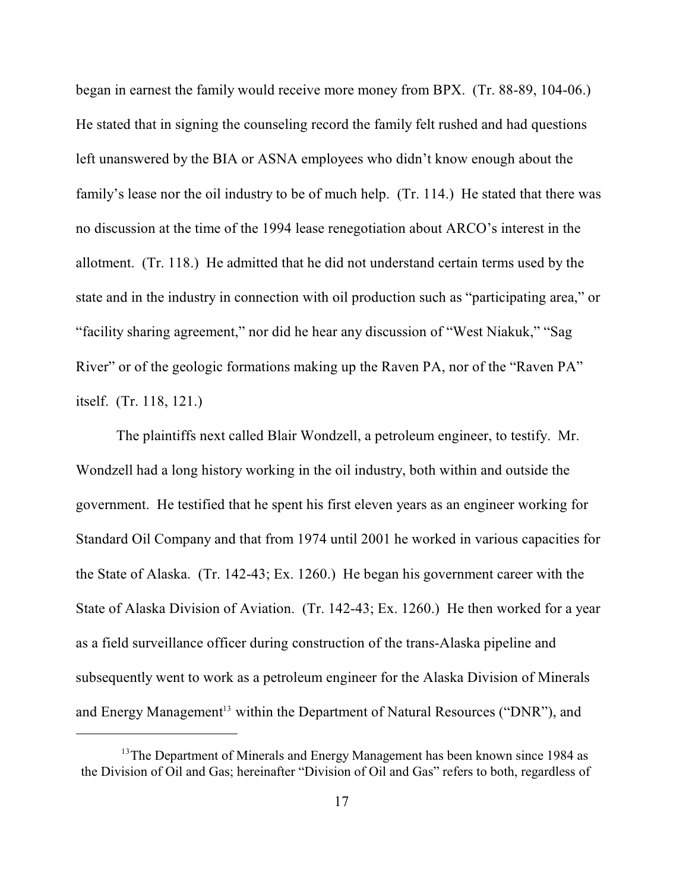began in earnest the family would receive more money from BPX. (Tr. 88-89, 104-06.) He stated that in signing the counseling record the family felt rushed and had questions left unanswered by the BIA or ASNA employees who didn't know enough about the family's lease nor the oil industry to be of much help. (Tr. 114.) He stated that there was no discussion at the time of the 1994 lease renegotiation about ARCO's interest in the allotment. (Tr. 118.) He admitted that he did not understand certain terms used by the state and in the industry in connection with oil production such as "participating area," or "facility sharing agreement," nor did he hear any discussion of "West Niakuk," "Sag River" or of the geologic formations making up the Raven PA, nor of the "Raven PA" itself. (Tr. 118, 121.)

The plaintiffs next called Blair Wondzell, a petroleum engineer, to testify. Mr. Wondzell had a long history working in the oil industry, both within and outside the government. He testified that he spent his first eleven years as an engineer working for Standard Oil Company and that from 1974 until 2001 he worked in various capacities for the State of Alaska. (Tr. 142-43; Ex. 1260.) He began his government career with the State of Alaska Division of Aviation. (Tr. 142-43; Ex. 1260.) He then worked for a year as a field surveillance officer during construction of the trans-Alaska pipeline and subsequently went to work as a petroleum engineer for the Alaska Division of Minerals and Energy Management[13] within the Department of Natural Resources ("DNR"), and

[13] The Department of Minerals and Energy Management has been known since 1984 as the Division of Oil and Gas; hereinafter "Division of Oil and Gas" refers to both, regardless of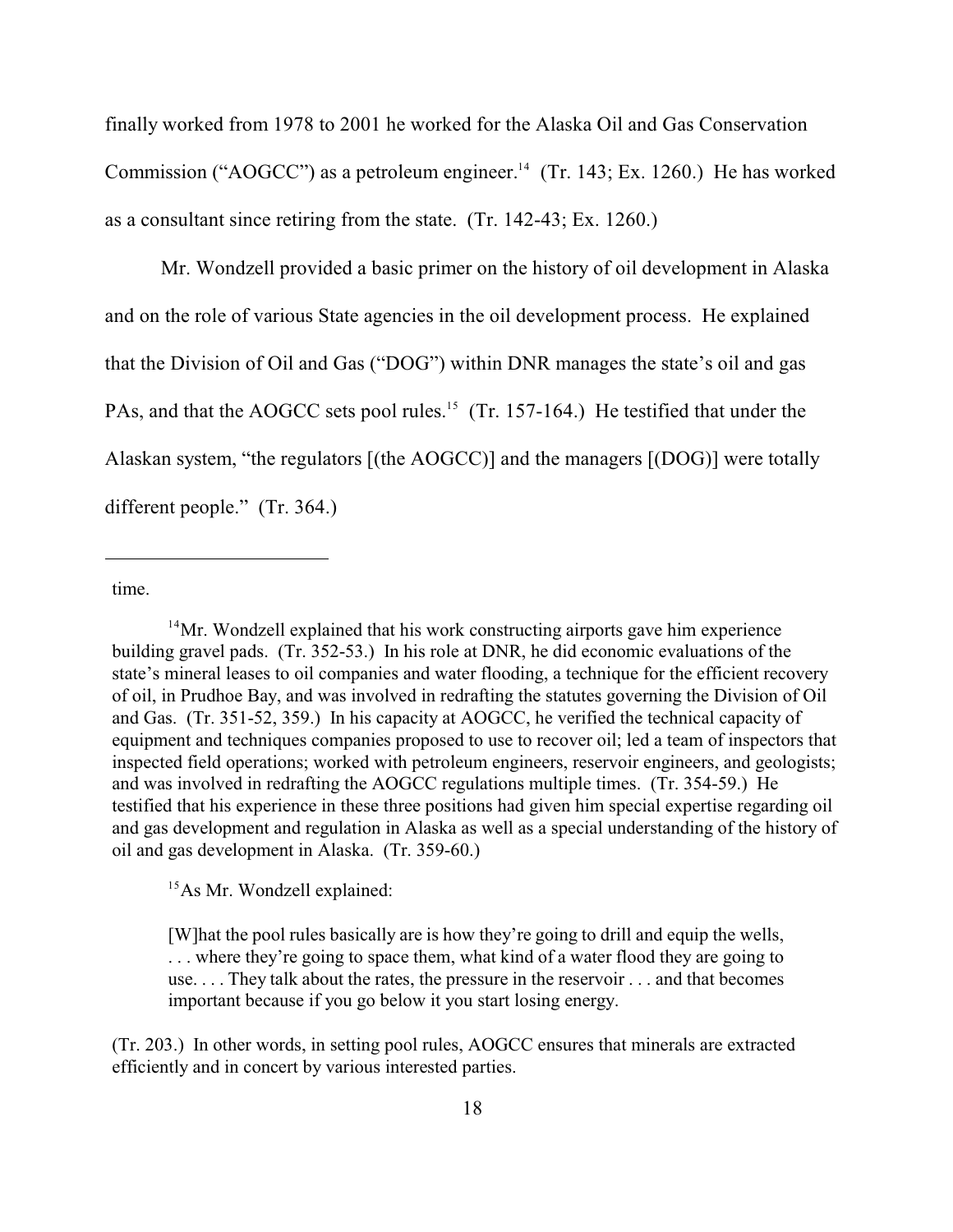finally worked from 1978 to 2001 he worked for the Alaska Oil and Gas Conservation Commission ("AOGCC") as a petroleum engineer.[14] (Tr. 143; Ex. 1260.) He has worked as a consultant since retiring from the state. (Tr. 142-43; Ex. 1260.)

Mr. Wondzell provided a basic primer on the history of oil development in Alaska and on the role of various State agencies in the oil development process. He explained that the Division of Oil and Gas ("DOG") within DNR manages the state's oil and gas PAs, and that the AOGCC sets pool rules.[15] (Tr. 157-164.) He testified that under the Alaskan system, "the regulators [(the AOGCC)] and the managers [(DOG)] were totally different people." (Tr. 364.)

---

time.

[14] Mr. Wondzell explained that his work constructing airports gave him experience building gravel pads. (Tr. 352-53.) In his role at DNR, he did economic evaluations of the state's mineral leases to oil companies and water flooding, a technique for the efficient recovery of oil, in Prudhoe Bay, and was involved in redrafting the statutes governing the Division of Oil and Gas. (Tr. 351-52, 359.) In his capacity at AOGCC, he verified the technical capacity of equipment and techniques companies proposed to use to recover oil; led a team of inspectors that inspected field operations; worked with petroleum engineers, reservoir engineers, and geologists; and was involved in redrafting the AOGCC regulations multiple times. (Tr. 354-59.) He testified that his experience in these three positions had given him special expertise regarding oil and gas development and regulation in Alaska as well as a special understanding of the history of oil and gas development in Alaska. (Tr. 359-60.)

[15] As Mr. Wondzell explained:

> [W]hat the pool rules basically are is how they're going to drill and equip the wells, . . . where they're going to space them, what kind of a water flood they are going to use. . . . They talk about the rates, the pressure in the reservoir . . . and that becomes important because if you go below it you start losing energy.

(Tr. 203.) In other words, in setting pool rules, AOGCC ensures that minerals are extracted efficiently and in concert by various interested parties.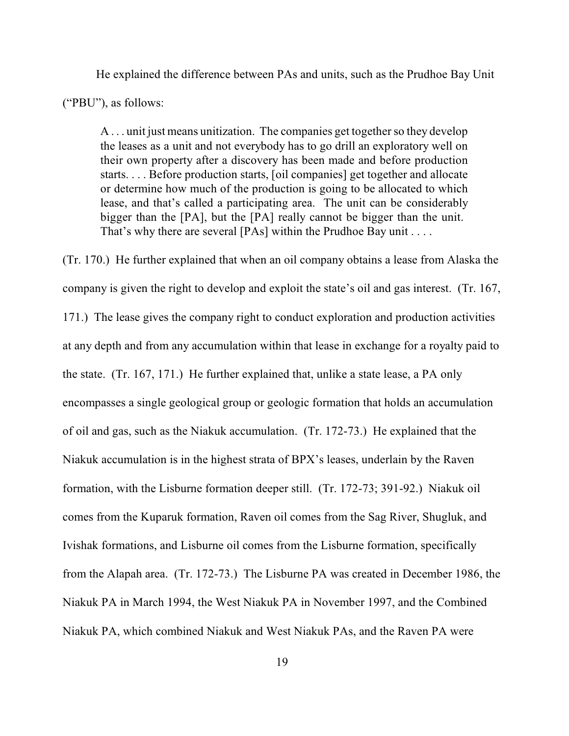He explained the difference between PAs and units, such as the Prudhoe Bay Unit ("PBU"), as follows:

> A . . . unit just means unitization. The companies get together so they develop the leases as a unit and not everybody has to go drill an exploratory well on their own property after a discovery has been made and before production starts. . . . Before production starts, [oil companies] get together and allocate or determine how much of the production is going to be allocated to which lease, and that's called a participating area. The unit can be considerably bigger than the [PA], but the [PA] really cannot be bigger than the unit. That's why there are several [PAs] within the Prudhoe Bay unit . . . .

(Tr. 170.) He further explained that when an oil company obtains a lease from Alaska the company is given the right to develop and exploit the state's oil and gas interest. (Tr. 167, 171.) The lease gives the company right to conduct exploration and production activities at any depth and from any accumulation within that lease in exchange for a royalty paid to the state. (Tr. 167, 171.) He further explained that, unlike a state lease, a PA only encompasses a single geological group or geologic formation that holds an accumulation of oil and gas, such as the Niakuk accumulation. (Tr. 172-73.) He explained that the Niakuk accumulation is in the highest strata of BPX's leases, underlain by the Raven formation, with the Lisburne formation deeper still. (Tr. 172-73; 391-92.) Niakuk oil comes from the Kuparuk formation, Raven oil comes from the Sag River, Shugluk, and Ivishak formations, and Lisburne oil comes from the Lisburne formation, specifically from the Alapah area. (Tr. 172-73.) The Lisburne PA was created in December 1986, the Niakuk PA in March 1994, the West Niakuk PA in November 1997, and the Combined Niakuk PA, which combined Niakuk and West Niakuk PAs, and the Raven PA were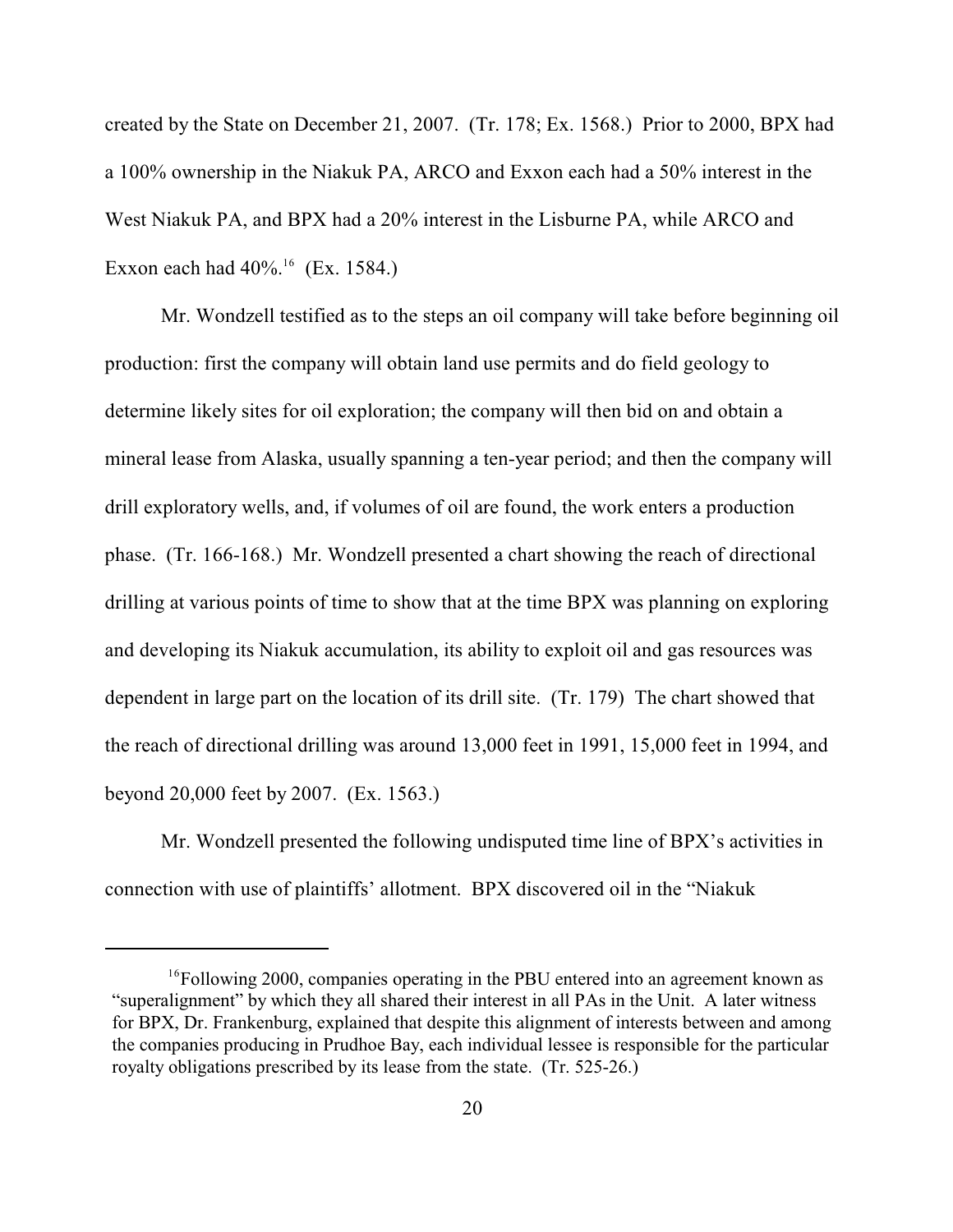created by the State on December 21, 2007. (Tr. 178; Ex. 1568.) Prior to 2000, BPX had a 100% ownership in the Niakuk PA, ARCO and Exxon each had a 50% interest in the West Niakuk PA, and BPX had a 20% interest in the Lisburne PA, while ARCO and Exxon each had 40%.[16] (Ex. 1584.)

Mr. Wondzell testified as to the steps an oil company will take before beginning oil production: first the company will obtain land use permits and do field geology to determine likely sites for oil exploration; the company will then bid on and obtain a mineral lease from Alaska, usually spanning a ten-year period; and then the company will drill exploratory wells, and, if volumes of oil are found, the work enters a production phase. (Tr. 166-168.) Mr. Wondzell presented a chart showing the reach of directional drilling at various points of time to show that at the time BPX was planning on exploring and developing its Niakuk accumulation, its ability to exploit oil and gas resources was dependent in large part on the location of its drill site. (Tr. 179) The chart showed that the reach of directional drilling was around 13,000 feet in 1991, 15,000 feet in 1994, and beyond 20,000 feet by 2007. (Ex. 1563.)

Mr. Wondzell presented the following undisputed time line of BPX's activities in connection with use of plaintiffs' allotment. BPX discovered oil in the "Niakuk

---

[16] Following 2000, companies operating in the PBU entered into an agreement known as "superalignment" by which they all shared their interest in all PAs in the Unit. A later witness for BPX, Dr. Frankenburg, explained that despite this alignment of interests between and among the companies producing in Prudhoe Bay, each individual lessee is responsible for the particular royalty obligations prescribed by its lease from the state. (Tr. 525-26.)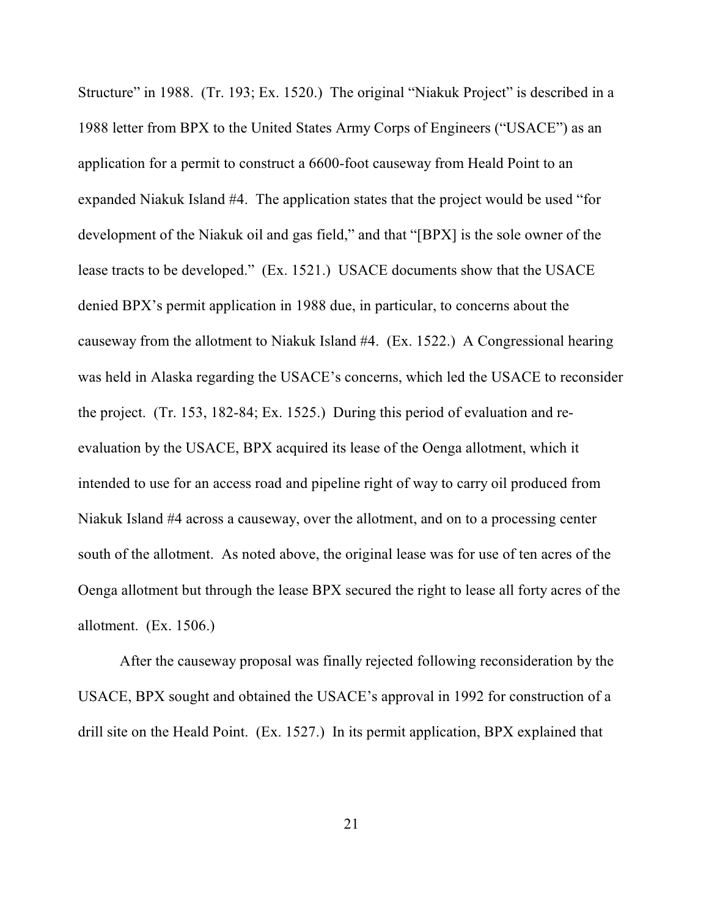Structure" in 1988. (Tr. 193; Ex. 1520.) The original "Niakuk Project" is described in a 1988 letter from BPX to the United States Army Corps of Engineers ("USACE") as an application for a permit to construct a 6600-foot causeway from Heald Point to an expanded Niakuk Island #4. The application states that the project would be used "for development of the Niakuk oil and gas field," and that "[BPX] is the sole owner of the lease tracts to be developed." (Ex. 1521.) USACE documents show that the USACE denied BPX's permit application in 1988 due, in particular, to concerns about the causeway from the allotment to Niakuk Island #4. (Ex. 1522.) A Congressional hearing was held in Alaska regarding the USACE's concerns, which led the USACE to reconsider the project. (Tr. 153, 182-84; Ex. 1525.) During this period of evaluation and re-evaluation by the USACE, BPX acquired its lease of the Oenga allotment, which it intended to use for an access road and pipeline right of way to carry oil produced from Niakuk Island #4 across a causeway, over the allotment, and on to a processing center south of the allotment. As noted above, the original lease was for use of ten acres of the Oenga allotment but through the lease BPX secured the right to lease all forty acres of the allotment. (Ex. 1506.)

After the causeway proposal was finally rejected following reconsideration by the USACE, BPX sought and obtained the USACE's approval in 1992 for construction of a drill site on the Heald Point. (Ex. 1527.) In its permit application, BPX explained that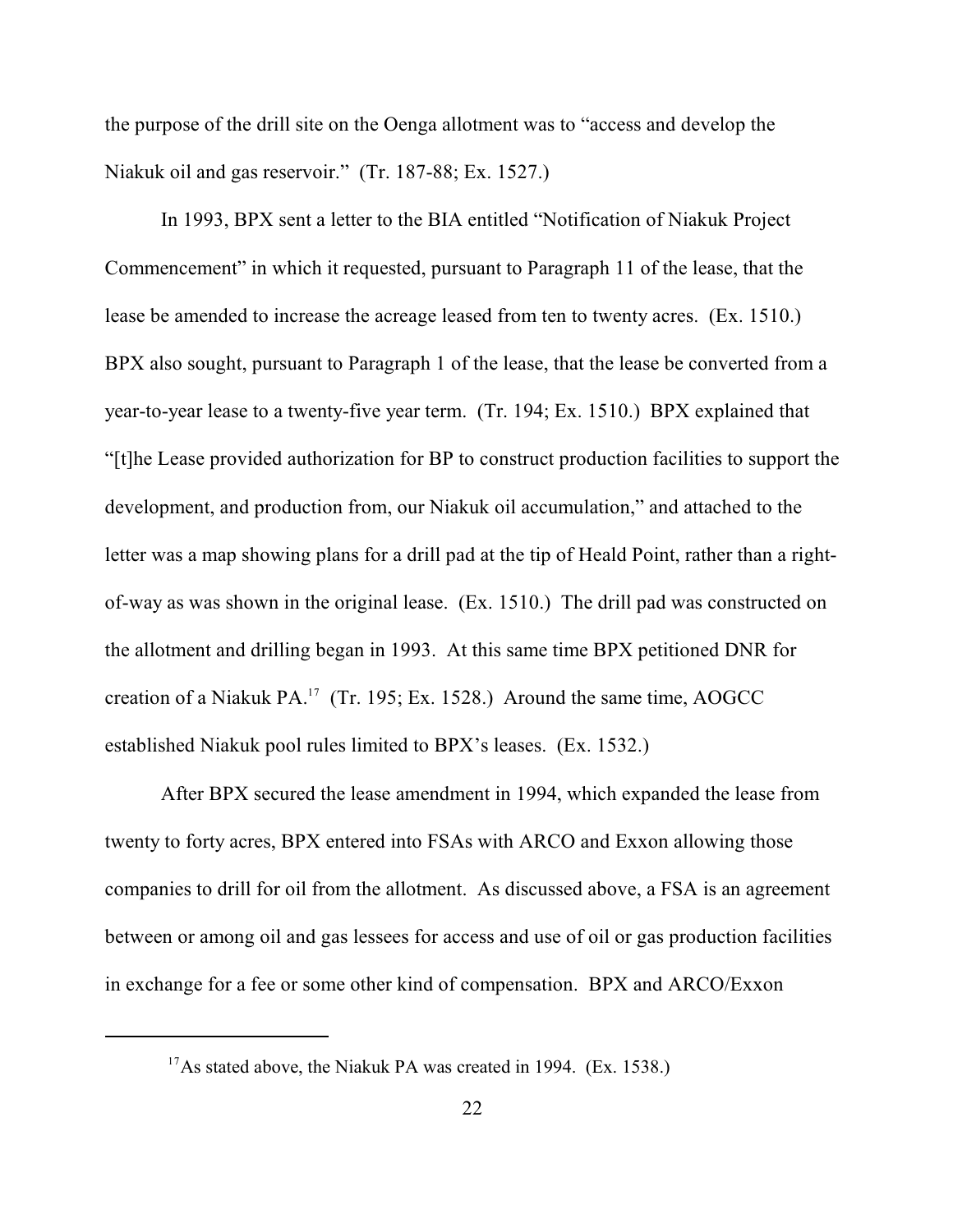the purpose of the drill site on the Oenga allotment was to "access and develop the Niakuk oil and gas reservoir." (Tr. 187-88; Ex. 1527.)

In 1993, BPX sent a letter to the BIA entitled "Notification of Niakuk Project Commencement" in which it requested, pursuant to Paragraph 11 of the lease, that the lease be amended to increase the acreage leased from ten to twenty acres. (Ex. 1510.) BPX also sought, pursuant to Paragraph 1 of the lease, that the lease be converted from a year-to-year lease to a twenty-five year term. (Tr. 194; Ex. 1510.) BPX explained that "[t]he Lease provided authorization for BP to construct production facilities to support the development, and production from, our Niakuk oil accumulation," and attached to the letter was a map showing plans for a drill pad at the tip of Heald Point, rather than a right-of-way as was shown in the original lease. (Ex. 1510.) The drill pad was constructed on the allotment and drilling began in 1993. At this same time BPX petitioned DNR for creation of a Niakuk PA.[17] (Tr. 195; Ex. 1528.) Around the same time, AOGCC established Niakuk pool rules limited to BPX's leases. (Ex. 1532.)

After BPX secured the lease amendment in 1994, which expanded the lease from twenty to forty acres, BPX entered into FSAs with ARCO and Exxon allowing those companies to drill for oil from the allotment. As discussed above, a FSA is an agreement between or among oil and gas lessees for access and use of oil or gas production facilities in exchange for a fee or some other kind of compensation. BPX and ARCO/Exxon

[17] As stated above, the Niakuk PA was created in 1994. (Ex. 1538.)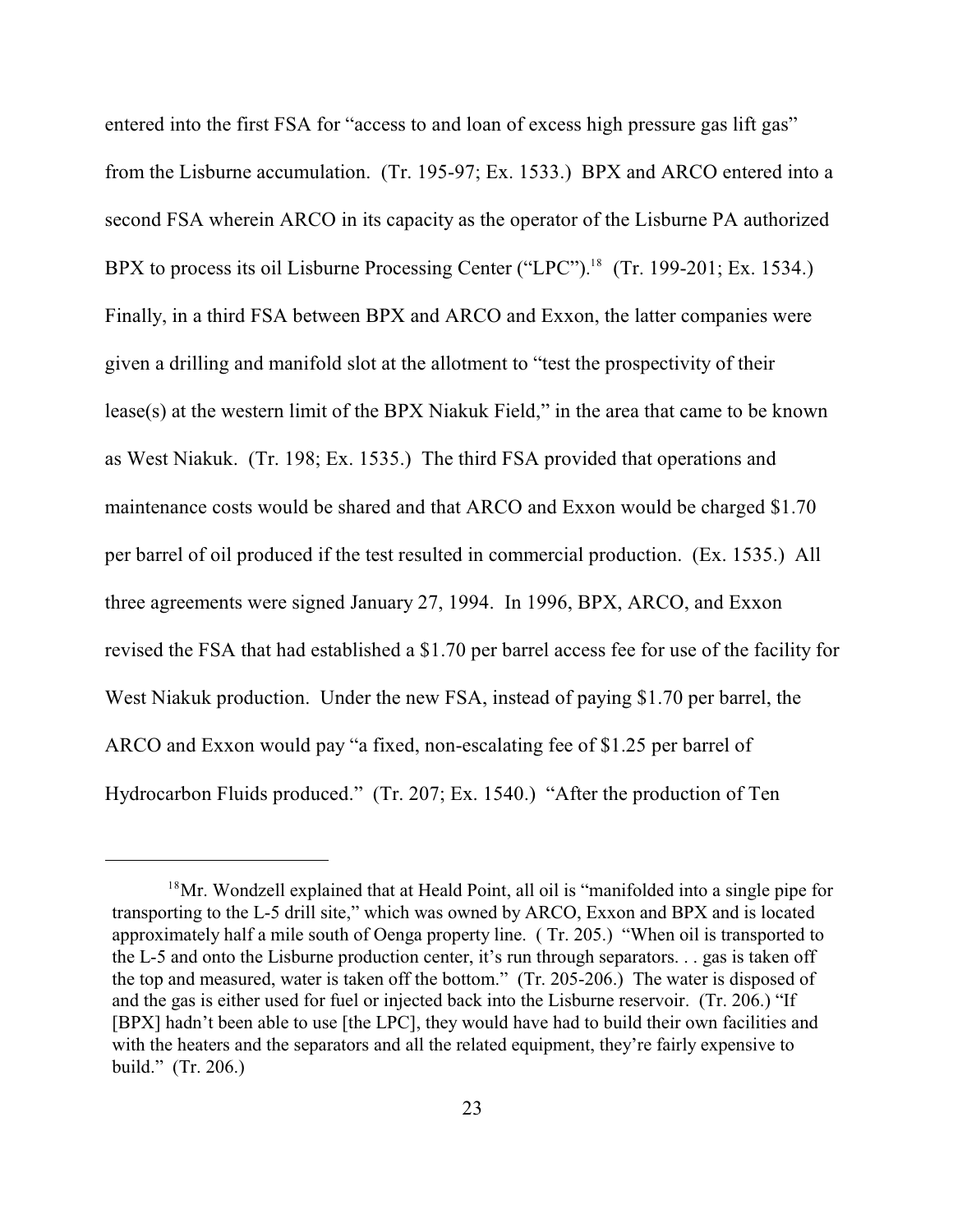entered into the first FSA for "access to and loan of excess high pressure gas lift gas" from the Lisburne accumulation. (Tr. 195-97; Ex. 1533.) BPX and ARCO entered into a second FSA wherein ARCO in its capacity as the operator of the Lisburne PA authorized BPX to process its oil Lisburne Processing Center ("LPC").[18] (Tr. 199-201; Ex. 1534.) Finally, in a third FSA between BPX and ARCO and Exxon, the latter companies were given a drilling and manifold slot at the allotment to "test the prospectivity of their lease(s) at the western limit of the BPX Niakuk Field," in the area that came to be known as West Niakuk. (Tr. 198; Ex. 1535.) The third FSA provided that operations and maintenance costs would be shared and that ARCO and Exxon would be charged $1.70 per barrel of oil produced if the test resulted in commercial production. (Ex. 1535.) All three agreements were signed January 27, 1994. In 1996, BPX, ARCO, and Exxon revised the FSA that had established a $1.70 per barrel access fee for use of the facility for West Niakuk production. Under the new FSA, instead of paying $1.70 per barrel, the ARCO and Exxon would pay "a fixed, non-escalating fee of $1.25 per barrel of Hydrocarbon Fluids produced." (Tr. 207; Ex. 1540.) "After the production of Ten

---

[18] Mr. Wondzell explained that at Heald Point, all oil is "manifolded into a single pipe for transporting to the L-5 drill site," which was owned by ARCO, Exxon and BPX and is located approximately half a mile south of Oenga property line. ( Tr. 205.) "When oil is transported to the L-5 and onto the Lisburne production center, it's run through separators. . . gas is taken off the top and measured, water is taken off the bottom." (Tr. 205-206.) The water is disposed of and the gas is either used for fuel or injected back into the Lisburne reservoir. (Tr. 206.) "If [BPX] hadn't been able to use [the LPC], they would have had to build their own facilities and with the heaters and the separators and all the related equipment, they're fairly expensive to build." (Tr. 206.)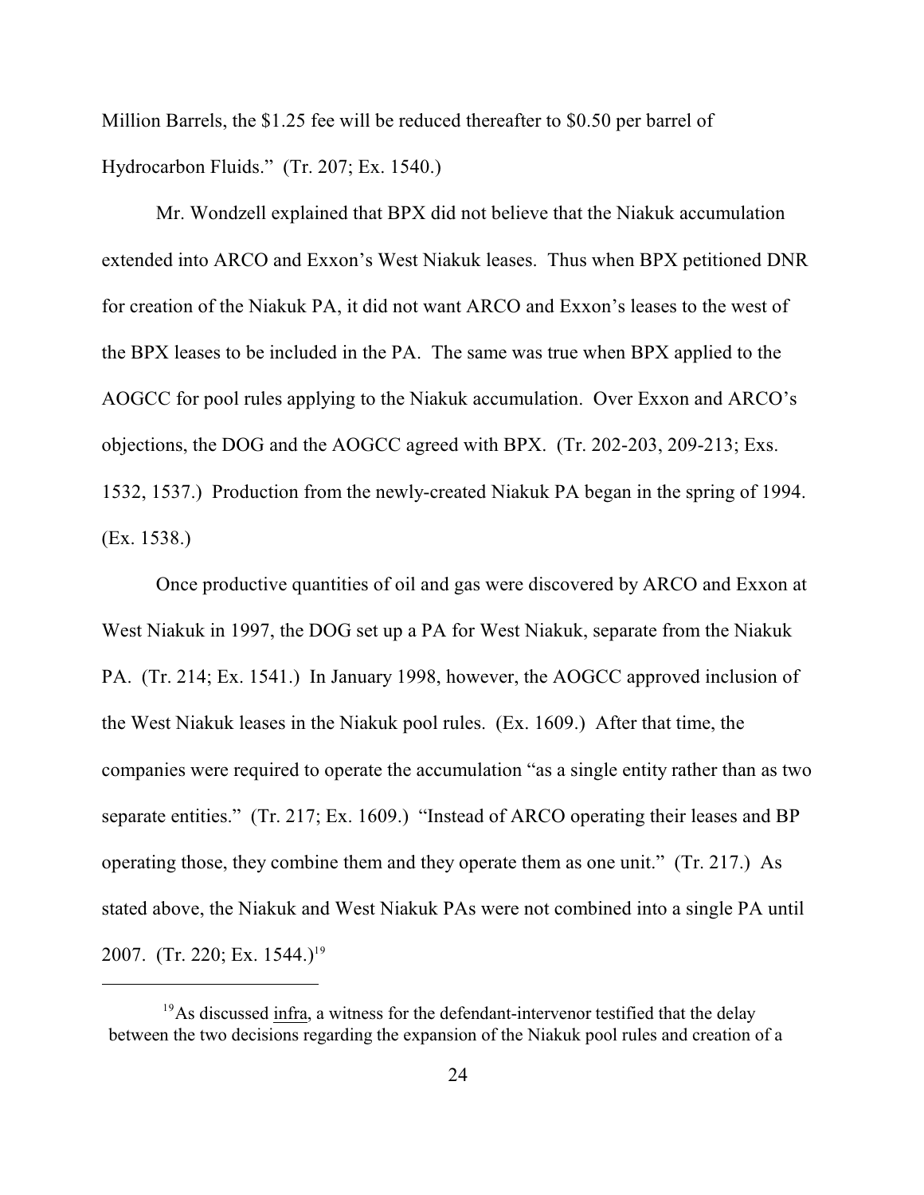Million Barrels, the $1.25 fee will be reduced thereafter to $0.50 per barrel of Hydrocarbon Fluids." (Tr. 207; Ex. 1540.)

Mr. Wondzell explained that BPX did not believe that the Niakuk accumulation extended into ARCO and Exxon's West Niakuk leases. Thus when BPX petitioned DNR for creation of the Niakuk PA, it did not want ARCO and Exxon's leases to the west of the BPX leases to be included in the PA. The same was true when BPX applied to the AOGCC for pool rules applying to the Niakuk accumulation. Over Exxon and ARCO's objections, the DOG and the AOGCC agreed with BPX. (Tr. 202-203, 209-213; Exs. 1532, 1537.) Production from the newly-created Niakuk PA began in the spring of 1994. (Ex. 1538.)

Once productive quantities of oil and gas were discovered by ARCO and Exxon at West Niakuk in 1997, the DOG set up a PA for West Niakuk, separate from the Niakuk PA. (Tr. 214; Ex. 1541.) In January 1998, however, the AOGCC approved inclusion of the West Niakuk leases in the Niakuk pool rules. (Ex. 1609.) After that time, the companies were required to operate the accumulation "as a single entity rather than as two separate entities." (Tr. 217; Ex. 1609.) "Instead of ARCO operating their leases and BP operating those, they combine them and they operate them as one unit." (Tr. 217.) As stated above, the Niakuk and West Niakuk PAs were not combined into a single PA until 2007. (Tr. 220; Ex. 1544.)[19]

---

[19] As discussed infra, a witness for the defendant-intervenor testified that the delay between the two decisions regarding the expansion of the Niakuk pool rules and creation of a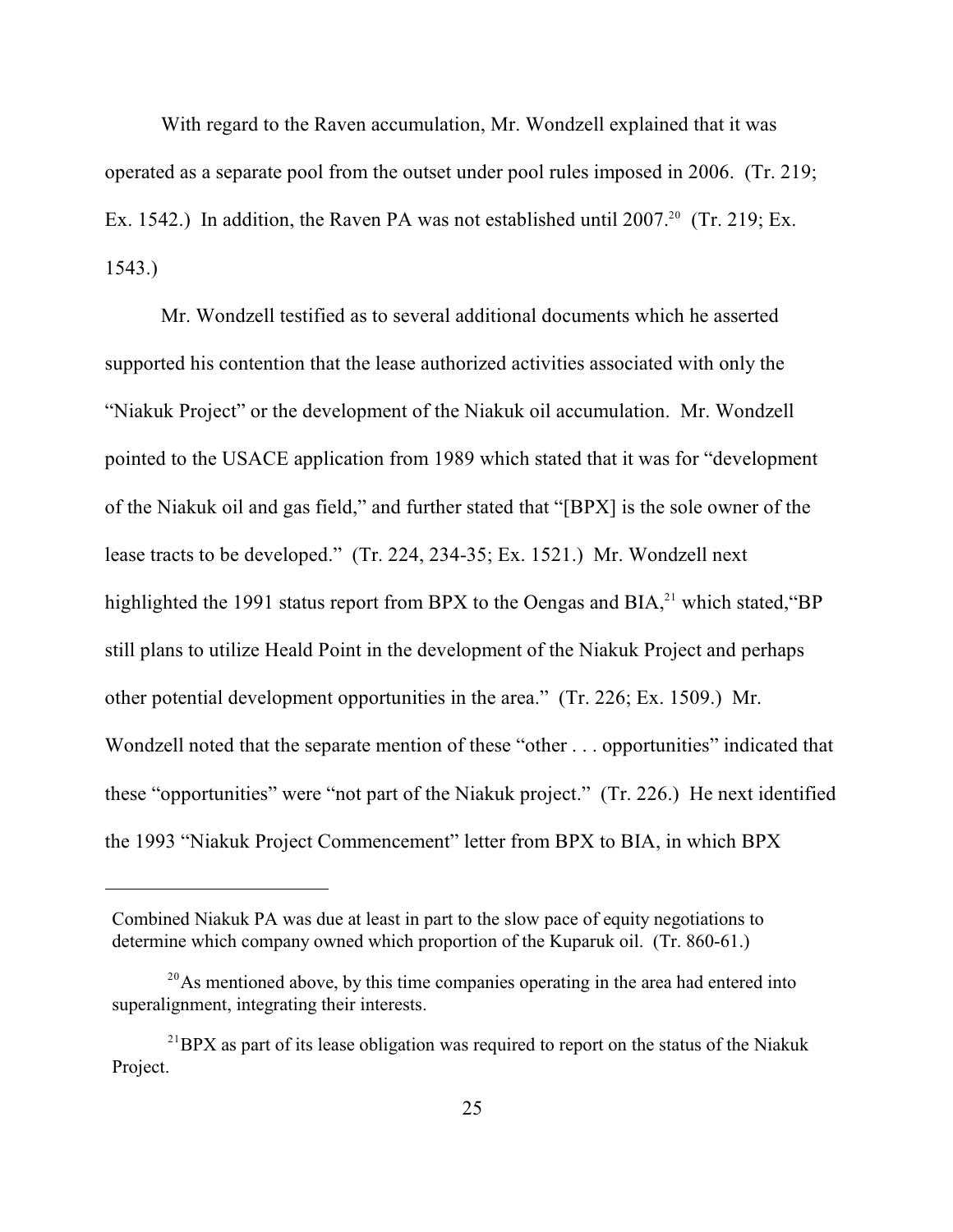With regard to the Raven accumulation, Mr. Wondzell explained that it was operated as a separate pool from the outset under pool rules imposed in 2006. (Tr. 219; Ex. 1542.) In addition, the Raven PA was not established until 2007.[20] (Tr. 219; Ex. 1543.)

Mr. Wondzell testified as to several additional documents which he asserted supported his contention that the lease authorized activities associated with only the "Niakuk Project" or the development of the Niakuk oil accumulation. Mr. Wondzell pointed to the USACE application from 1989 which stated that it was for "development of the Niakuk oil and gas field," and further stated that "[BPX] is the sole owner of the lease tracts to be developed." (Tr. 224, 234-35; Ex. 1521.) Mr. Wondzell next highlighted the 1991 status report from BPX to the Oengas and BIA,[21] which stated,"BP still plans to utilize Heald Point in the development of the Niakuk Project and perhaps other potential development opportunities in the area." (Tr. 226; Ex. 1509.) Mr. Wondzell noted that the separate mention of these "other . . . opportunities" indicated that these "opportunities" were "not part of the Niakuk project." (Tr. 226.) He next identified the 1993 "Niakuk Project Commencement" letter from BPX to BIA, in which BPX

---

Combined Niakuk PA was due at least in part to the slow pace of equity negotiations to determine which company owned which proportion of the Kuparuk oil. (Tr. 860-61.)

[20] As mentioned above, by this time companies operating in the area had entered into superalignment, integrating their interests.

[21] BPX as part of its lease obligation was required to report on the status of the Niakuk Project.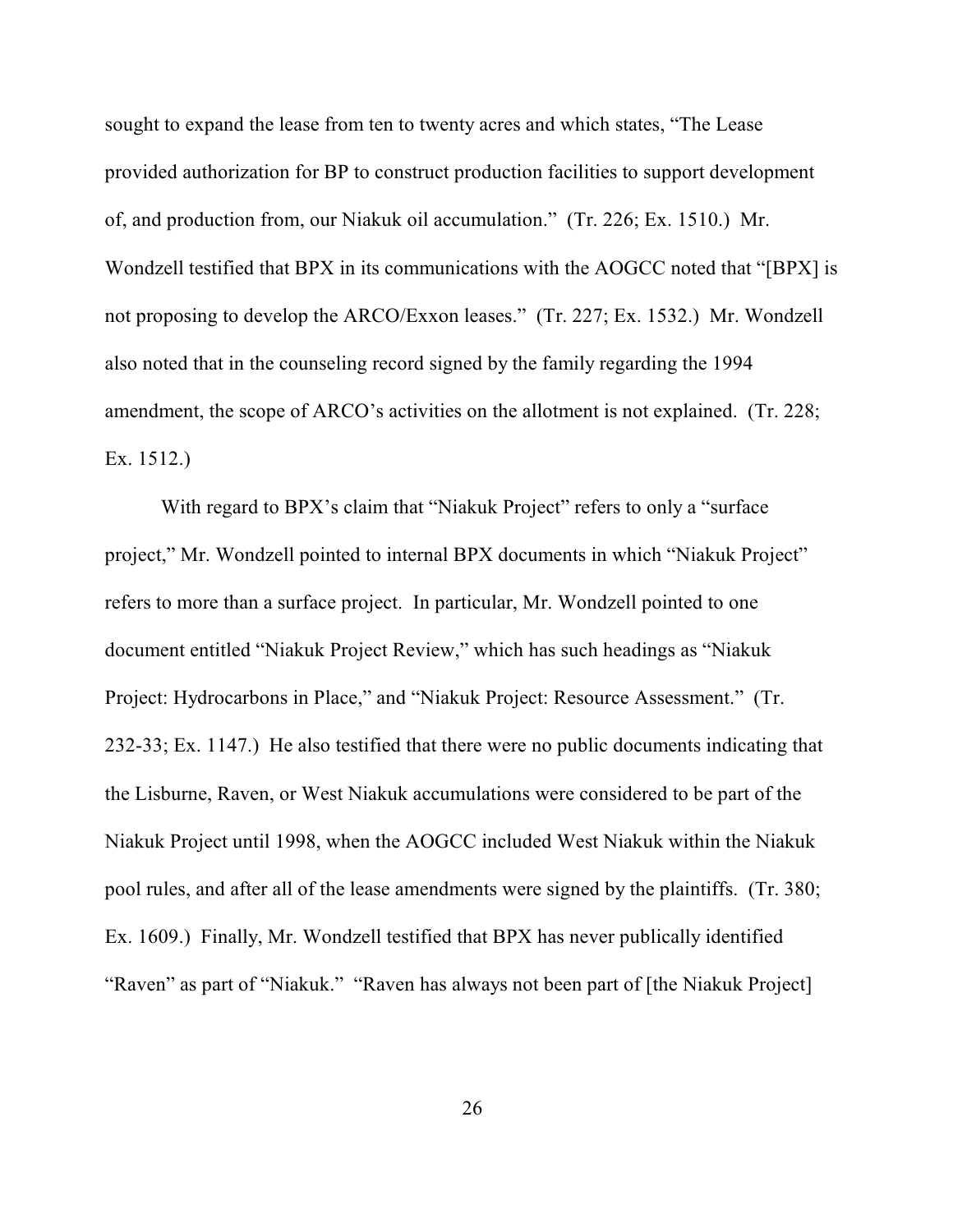sought to expand the lease from ten to twenty acres and which states, "The Lease provided authorization for BP to construct production facilities to support development of, and production from, our Niakuk oil accumulation." (Tr. 226; Ex. 1510.) Mr. Wondzell testified that BPX in its communications with the AOGCC noted that "[BPX] is not proposing to develop the ARCO/Exxon leases." (Tr. 227; Ex. 1532.) Mr. Wondzell also noted that in the counseling record signed by the family regarding the 1994 amendment, the scope of ARCO's activities on the allotment is not explained. (Tr. 228; Ex. 1512.)

With regard to BPX's claim that "Niakuk Project" refers to only a "surface project," Mr. Wondzell pointed to internal BPX documents in which "Niakuk Project" refers to more than a surface project. In particular, Mr. Wondzell pointed to one document entitled "Niakuk Project Review," which has such headings as "Niakuk Project: Hydrocarbons in Place," and "Niakuk Project: Resource Assessment." (Tr. 232-33; Ex. 1147.) He also testified that there were no public documents indicating that the Lisburne, Raven, or West Niakuk accumulations were considered to be part of the Niakuk Project until 1998, when the AOGCC included West Niakuk within the Niakuk pool rules, and after all of the lease amendments were signed by the plaintiffs. (Tr. 380; Ex. 1609.) Finally, Mr. Wondzell testified that BPX has never publically identified "Raven" as part of "Niakuk." "Raven has always not been part of [the Niakuk Project]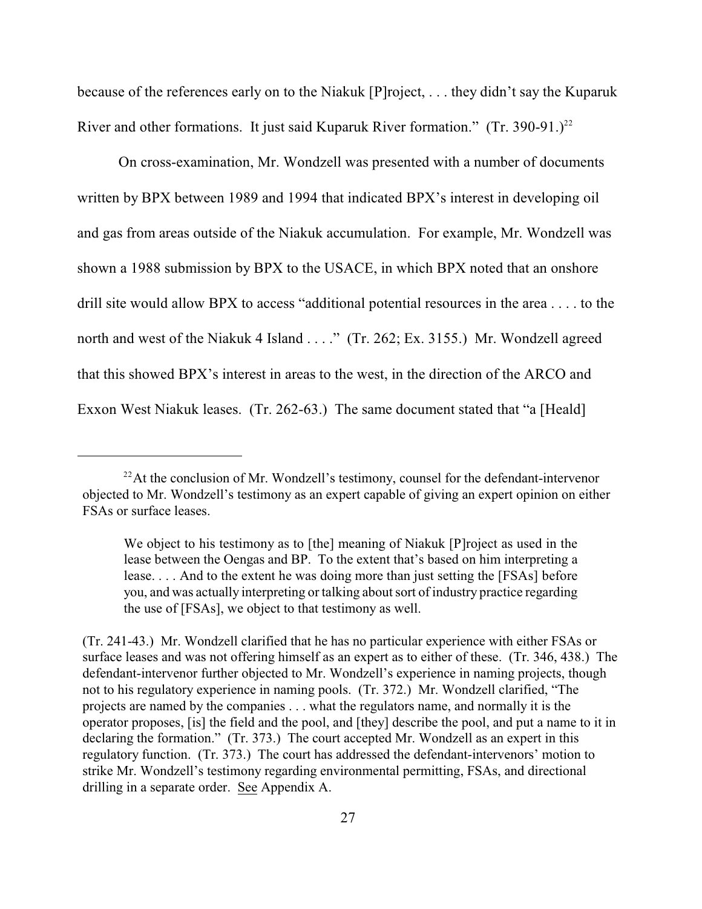because of the references early on to the Niakuk [P]roject, . . . they didn't say the Kuparuk River and other formations. It just said Kuparuk River formation." (Tr. 390-91.)[22]

On cross-examination, Mr. Wondzell was presented with a number of documents written by BPX between 1989 and 1994 that indicated BPX's interest in developing oil and gas from areas outside of the Niakuk accumulation. For example, Mr. Wondzell was shown a 1988 submission by BPX to the USACE, in which BPX noted that an onshore drill site would allow BPX to access "additional potential resources in the area . . . . to the north and west of the Niakuk 4 Island . . . ." (Tr. 262; Ex. 3155.) Mr. Wondzell agreed that this showed BPX's interest in areas to the west, in the direction of the ARCO and Exxon West Niakuk leases. (Tr. 262-63.) The same document stated that "a [Heald]

---

[22] At the conclusion of Mr. Wondzell's testimony, counsel for the defendant-intervenor objected to Mr. Wondzell's testimony as an expert capable of giving an expert opinion on either FSAs or surface leases.

> We object to his testimony as to [the] meaning of Niakuk [P]roject as used in the lease between the Oengas and BP. To the extent that's based on him interpreting a lease. . . . And to the extent he was doing more than just setting the [FSAs] before you, and was actually interpreting or talking about sort of industry practice regarding the use of [FSAs], we object to that testimony as well.

(Tr. 241-43.) Mr. Wondzell clarified that he has no particular experience with either FSAs or surface leases and was not offering himself as an expert as to either of these. (Tr. 346, 438.) The defendant-intervenor further objected to Mr. Wondzell's experience in naming projects, though not to his regulatory experience in naming pools. (Tr. 372.) Mr. Wondzell clarified, "The projects are named by the companies . . . what the regulators name, and normally it is the operator proposes, [is] the field and the pool, and [they] describe the pool, and put a name to it in declaring the formation." (Tr. 373.) The court accepted Mr. Wondzell as an expert in this regulatory function. (Tr. 373.) The court has addressed the defendant-intervenors' motion to strike Mr. Wondzell's testimony regarding environmental permitting, FSAs, and directional drilling in a separate order. See Appendix A.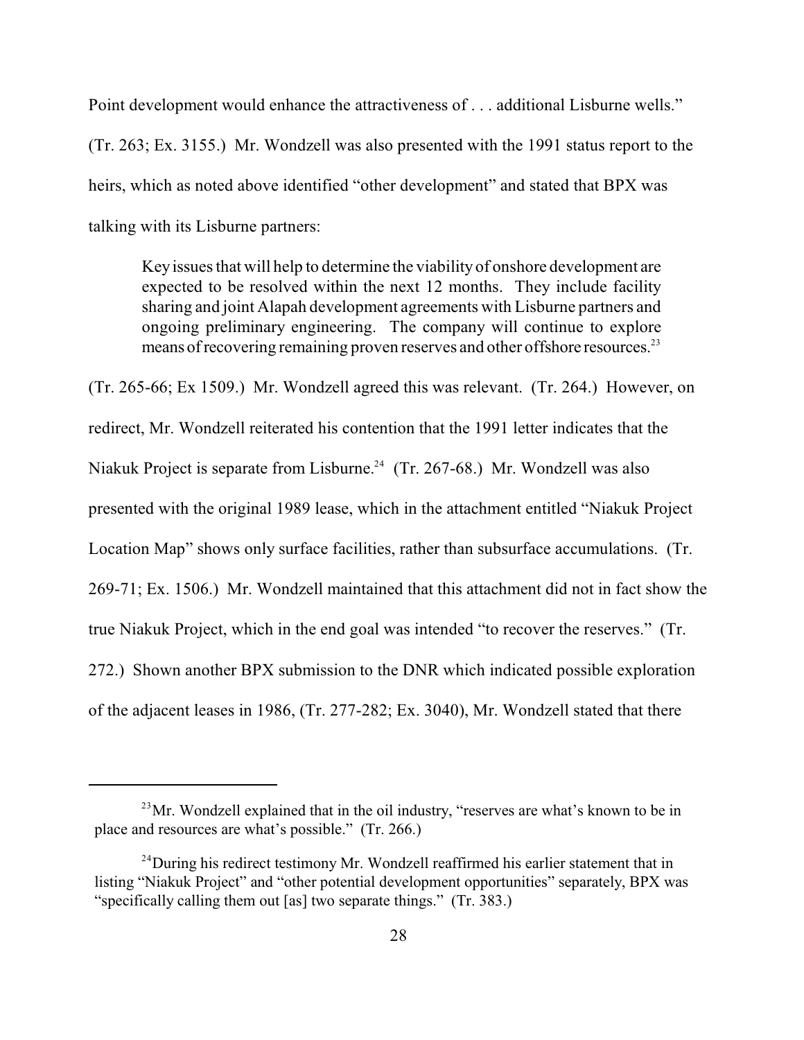Point development would enhance the attractiveness of . . . additional Lisburne wells." (Tr. 263; Ex. 3155.) Mr. Wondzell was also presented with the 1991 status report to the heirs, which as noted above identified "other development" and stated that BPX was talking with its Lisburne partners:

> Key issues that will help to determine the viability of onshore development are expected to be resolved within the next 12 months. They include facility sharing and joint Alapah development agreements with Lisburne partners and ongoing preliminary engineering. The company will continue to explore means of recovering remaining proven reserves and other offshore resources.[23]

(Tr. 265-66; Ex 1509.) Mr. Wondzell agreed this was relevant. (Tr. 264.) However, on redirect, Mr. Wondzell reiterated his contention that the 1991 letter indicates that the Niakuk Project is separate from Lisburne.[24] (Tr. 267-68.) Mr. Wondzell was also presented with the original 1989 lease, which in the attachment entitled "Niakuk Project Location Map" shows only surface facilities, rather than subsurface accumulations. (Tr. 269-71; Ex. 1506.) Mr. Wondzell maintained that this attachment did not in fact show the true Niakuk Project, which in the end goal was intended "to recover the reserves." (Tr. 272.) Shown another BPX submission to the DNR which indicated possible exploration of the adjacent leases in 1986, (Tr. 277-282; Ex. 3040), Mr. Wondzell stated that there

---

[23] Mr. Wondzell explained that in the oil industry, "reserves are what's known to be in place and resources are what's possible." (Tr. 266.)

[24] During his redirect testimony Mr. Wondzell reaffirmed his earlier statement that in listing "Niakuk Project" and "other potential development opportunities" separately, BPX was "specifically calling them out [as] two separate things." (Tr. 383.)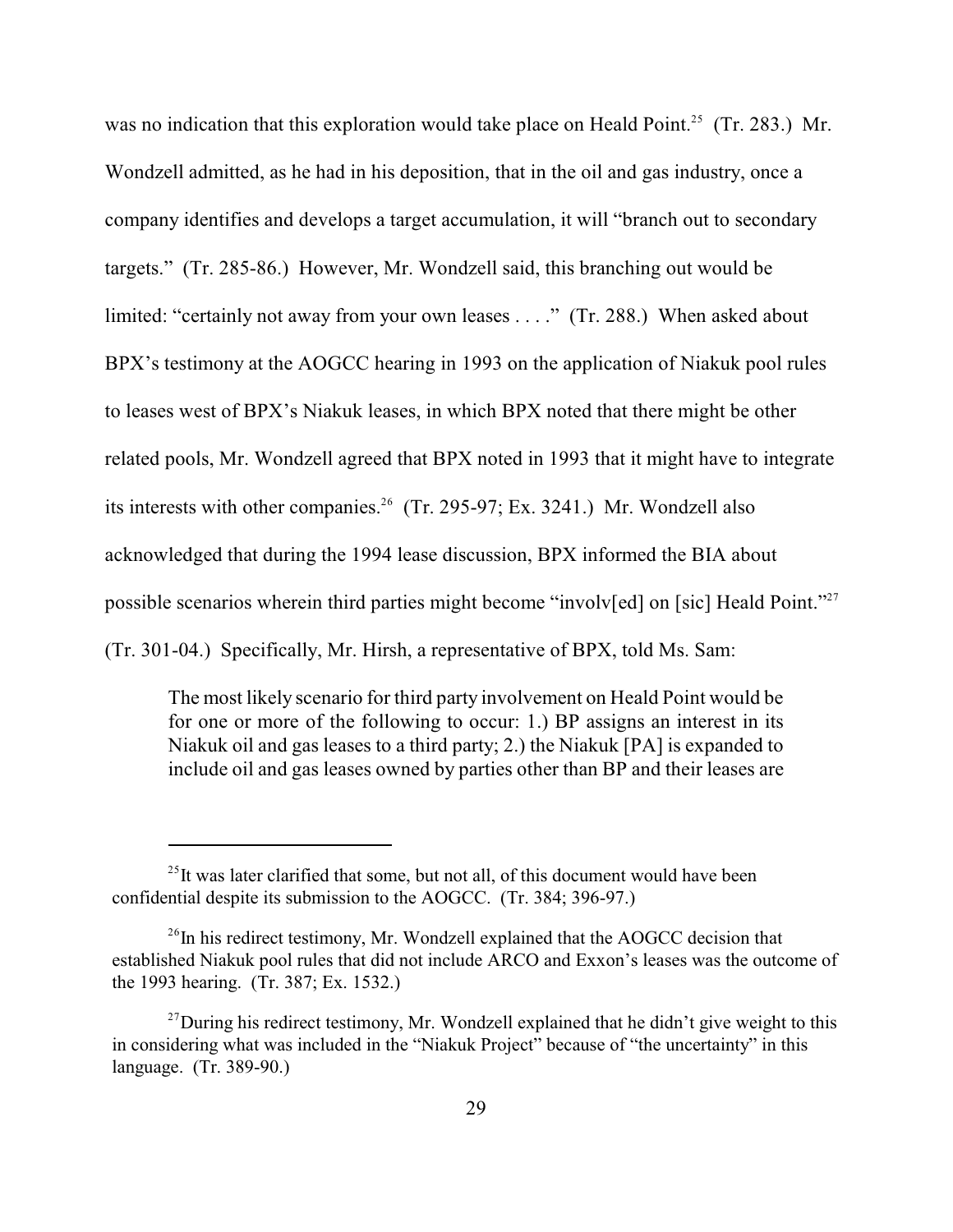was no indication that this exploration would take place on Heald Point.[25] (Tr. 283.) Mr. Wondzell admitted, as he had in his deposition, that in the oil and gas industry, once a company identifies and develops a target accumulation, it will "branch out to secondary targets." (Tr. 285-86.) However, Mr. Wondzell said, this branching out would be limited: "certainly not away from your own leases . . . ." (Tr. 288.) When asked about BPX's testimony at the AOGCC hearing in 1993 on the application of Niakuk pool rules to leases west of BPX's Niakuk leases, in which BPX noted that there might be other related pools, Mr. Wondzell agreed that BPX noted in 1993 that it might have to integrate its interests with other companies.[26] (Tr. 295-97; Ex. 3241.) Mr. Wondzell also acknowledged that during the 1994 lease discussion, BPX informed the BIA about possible scenarios wherein third parties might become "involv[ed] on [sic] Heald Point."[27] (Tr. 301-04.) Specifically, Mr. Hirsh, a representative of BPX, told Ms. Sam:

> The most likely scenario for third party involvement on Heald Point would be for one or more of the following to occur: 1.) BP assigns an interest in its Niakuk oil and gas leases to a third party; 2.) the Niakuk [PA] is expanded to include oil and gas leases owned by parties other than BP and their leases are

---

[25] It was later clarified that some, but not all, of this document would have been confidential despite its submission to the AOGCC. (Tr. 384; 396-97.)

[26] In his redirect testimony, Mr. Wondzell explained that the AOGCC decision that established Niakuk pool rules that did not include ARCO and Exxon's leases was the outcome of the 1993 hearing. (Tr. 387; Ex. 1532.)

[27] During his redirect testimony, Mr. Wondzell explained that he didn't give weight to this in considering what was included in the "Niakuk Project" because of "the uncertainty" in this language. (Tr. 389-90.)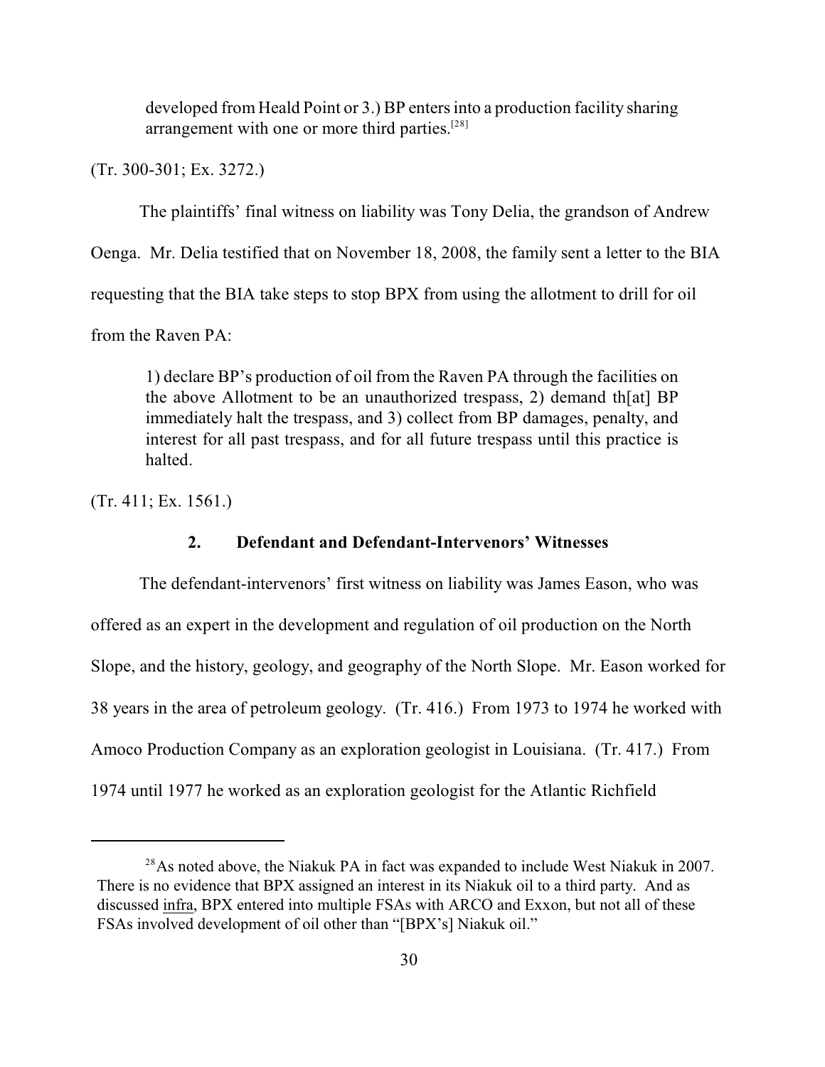> developed from Heald Point or 3.) BP enters into a production facility sharing arrangement with one or more third parties.[28]

(Tr. 300-301; Ex. 3272.)

The plaintiffs' final witness on liability was Tony Delia, the grandson of Andrew Oenga. Mr. Delia testified that on November 18, 2008, the family sent a letter to the BIA requesting that the BIA take steps to stop BPX from using the allotment to drill for oil from the Raven PA:

> 1) declare BP's production of oil from the Raven PA through the facilities on the above Allotment to be an unauthorized trespass, 2) demand th[at] BP immediately halt the trespass, and 3) collect from BP damages, penalty, and interest for all past trespass, and for all future trespass until this practice is halted.

(Tr. 411; Ex. 1561.)

### 2. Defendant and Defendant-Intervenors' Witnesses

The defendant-intervenors' first witness on liability was James Eason, who was offered as an expert in the development and regulation of oil production on the North Slope, and the history, geology, and geography of the North Slope. Mr. Eason worked for 38 years in the area of petroleum geology. (Tr. 416.) From 1973 to 1974 he worked with Amoco Production Company as an exploration geologist in Louisiana. (Tr. 417.) From 1974 until 1977 he worked as an exploration geologist for the Atlantic Richfield

---

[28] As noted above, the Niakuk PA in fact was expanded to include West Niakuk in 2007. There is no evidence that BPX assigned an interest in its Niakuk oil to a third party. And as discussed infra, BPX entered into multiple FSAs with ARCO and Exxon, but not all of these FSAs involved development of oil other than "[BPX's] Niakuk oil."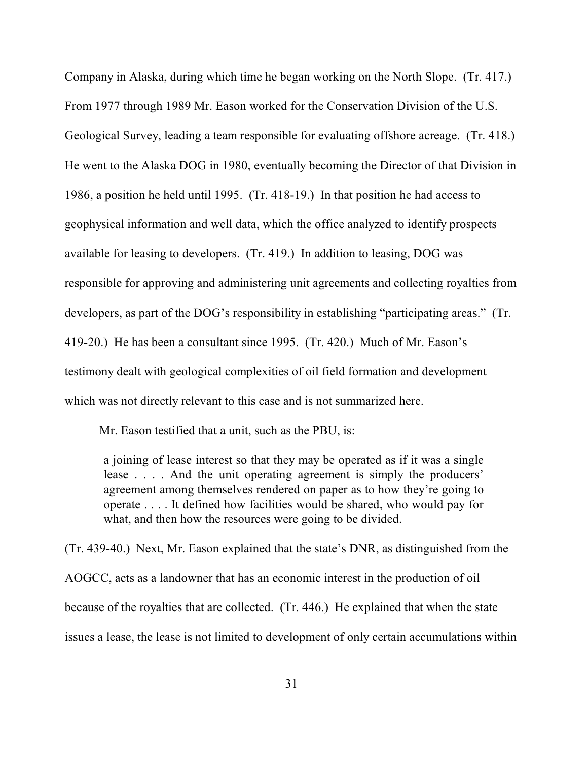Company in Alaska, during which time he began working on the North Slope. (Tr. 417.) From 1977 through 1989 Mr. Eason worked for the Conservation Division of the U.S. Geological Survey, leading a team responsible for evaluating offshore acreage. (Tr. 418.) He went to the Alaska DOG in 1980, eventually becoming the Director of that Division in 1986, a position he held until 1995. (Tr. 418-19.) In that position he had access to geophysical information and well data, which the office analyzed to identify prospects available for leasing to developers. (Tr. 419.) In addition to leasing, DOG was responsible for approving and administering unit agreements and collecting royalties from developers, as part of the DOG's responsibility in establishing "participating areas." (Tr. 419-20.) He has been a consultant since 1995. (Tr. 420.) Much of Mr. Eason's testimony dealt with geological complexities of oil field formation and development which was not directly relevant to this case and is not summarized here.

Mr. Eason testified that a unit, such as the PBU, is:

> a joining of lease interest so that they may be operated as if it was a single lease . . . . And the unit operating agreement is simply the producers' agreement among themselves rendered on paper as to how they're going to operate . . . . It defined how facilities would be shared, who would pay for what, and then how the resources were going to be divided.

(Tr. 439-40.) Next, Mr. Eason explained that the state's DNR, as distinguished from the AOGCC, acts as a landowner that has an economic interest in the production of oil because of the royalties that are collected. (Tr. 446.) He explained that when the state issues a lease, the lease is not limited to development of only certain accumulations within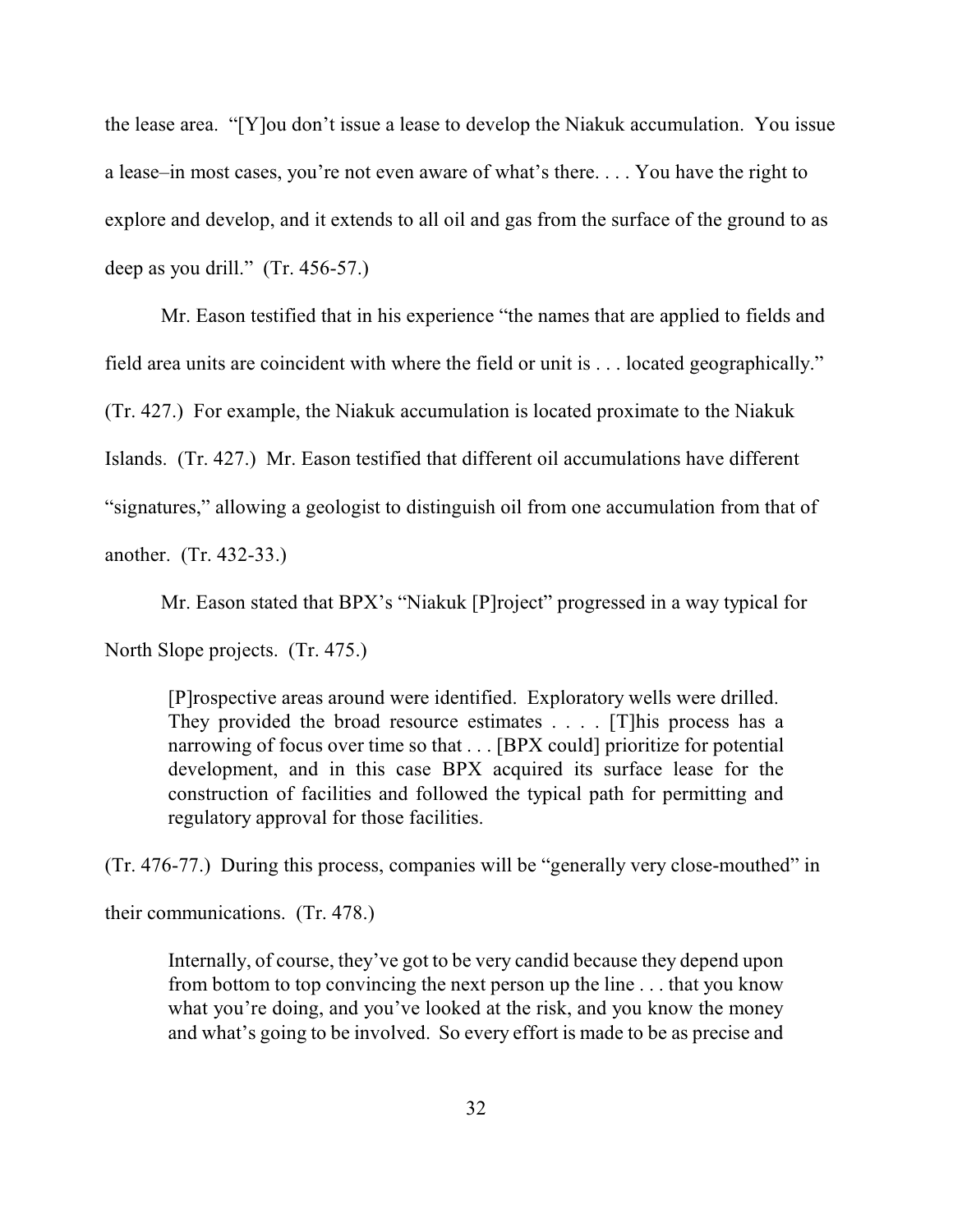the lease area. "[Y]ou don't issue a lease to develop the Niakuk accumulation. You issue a lease–in most cases, you're not even aware of what's there. . . . You have the right to explore and develop, and it extends to all oil and gas from the surface of the ground to as deep as you drill." (Tr. 456-57.)

Mr. Eason testified that in his experience "the names that are applied to fields and field area units are coincident with where the field or unit is . . . located geographically." (Tr. 427.) For example, the Niakuk accumulation is located proximate to the Niakuk Islands. (Tr. 427.) Mr. Eason testified that different oil accumulations have different "signatures," allowing a geologist to distinguish oil from one accumulation from that of another. (Tr. 432-33.)

Mr. Eason stated that BPX's "Niakuk [P]roject" progressed in a way typical for North Slope projects. (Tr. 475.)

> [P]rospective areas around were identified. Exploratory wells were drilled. They provided the broad resource estimates . . . . [T]his process has a narrowing of focus over time so that . . . [BPX could] prioritize for potential development, and in this case BPX acquired its surface lease for the construction of facilities and followed the typical path for permitting and regulatory approval for those facilities.

(Tr. 476-77.) During this process, companies will be "generally very close-mouthed" in their communications. (Tr. 478.)

> Internally, of course, they've got to be very candid because they depend upon from bottom to top convincing the next person up the line . . . that you know what you're doing, and you've looked at the risk, and you know the money and what's going to be involved. So every effort is made to be as precise and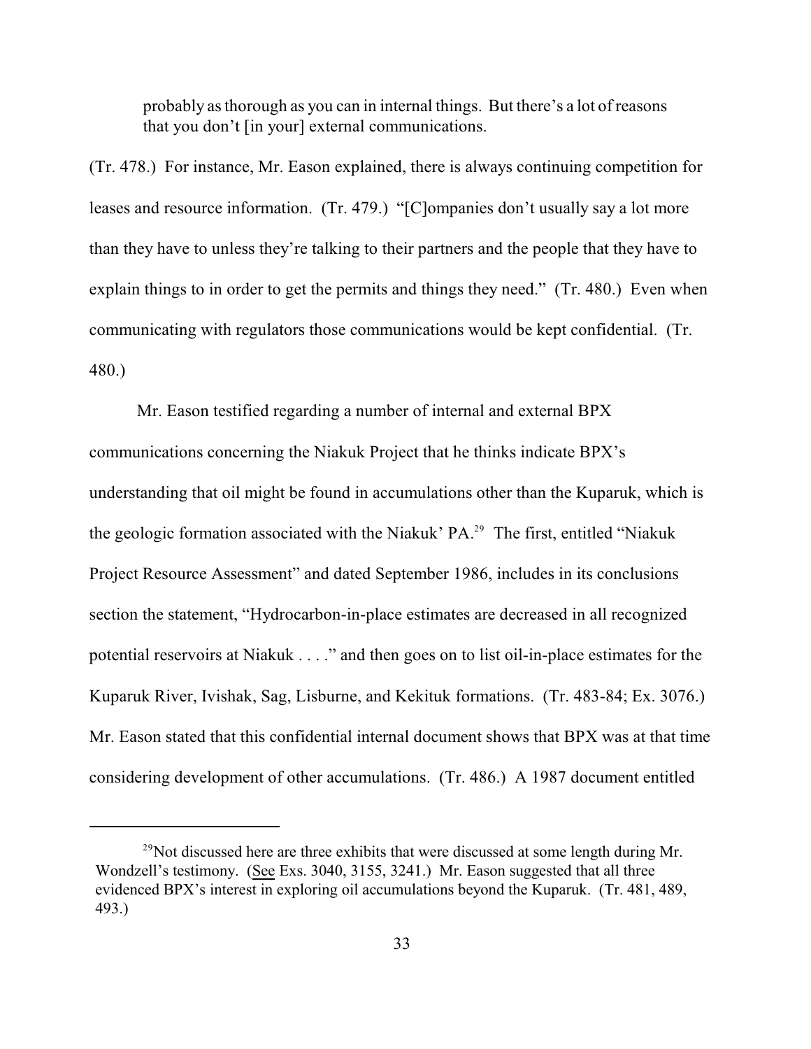> probably as thorough as you can in internal things. But there's a lot of reasons that you don't [in your] external communications.

(Tr. 478.) For instance, Mr. Eason explained, there is always continuing competition for leases and resource information. (Tr. 479.) "[C]ompanies don't usually say a lot more than they have to unless they're talking to their partners and the people that they have to explain things to in order to get the permits and things they need." (Tr. 480.) Even when communicating with regulators those communications would be kept confidential. (Tr. 480.)

Mr. Eason testified regarding a number of internal and external BPX communications concerning the Niakuk Project that he thinks indicate BPX's understanding that oil might be found in accumulations other than the Kuparuk, which is the geologic formation associated with the Niakuk' PA.[29] The first, entitled "Niakuk Project Resource Assessment" and dated September 1986, includes in its conclusions section the statement, "Hydrocarbon-in-place estimates are decreased in all recognized potential reservoirs at Niakuk . . . ." and then goes on to list oil-in-place estimates for the Kuparuk River, Ivishak, Sag, Lisburne, and Kekituk formations. (Tr. 483-84; Ex. 3076.) Mr. Eason stated that this confidential internal document shows that BPX was at that time considering development of other accumulations. (Tr. 486.) A 1987 document entitled

---

[29] Not discussed here are three exhibits that were discussed at some length during Mr. Wondzell's testimony. (<u>See</u> Exs. 3040, 3155, 3241.) Mr. Eason suggested that all three evidenced BPX's interest in exploring oil accumulations beyond the Kuparuk. (Tr. 481, 489, 493.)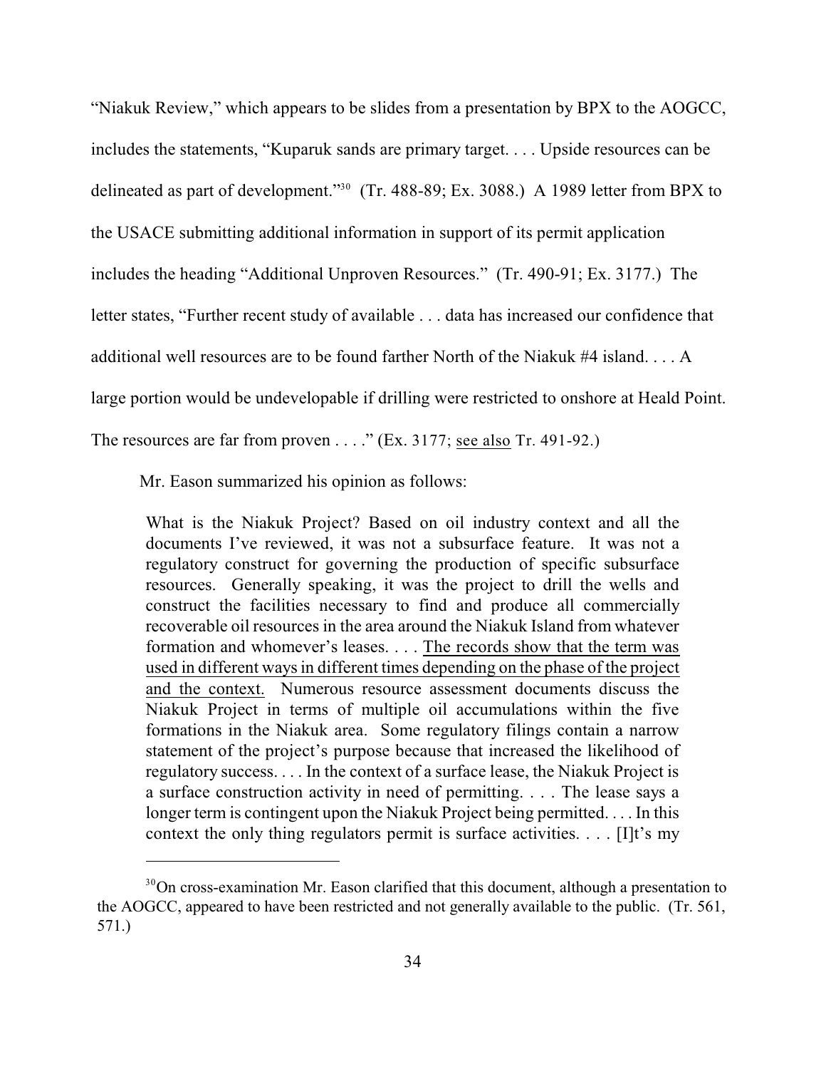"Niakuk Review," which appears to be slides from a presentation by BPX to the AOGCC, includes the statements, "Kuparuk sands are primary target. . . . Upside resources can be delineated as part of development."[30] (Tr. 488-89; Ex. 3088.) A 1989 letter from BPX to the USACE submitting additional information in support of its permit application includes the heading "Additional Unproven Resources." (Tr. 490-91; Ex. 3177.) The letter states, "Further recent study of available . . . data has increased our confidence that additional well resources are to be found farther North of the Niakuk #4 island. . . . A large portion would be undevelopable if drilling were restricted to onshore at Heald Point. The resources are far from proven . . . ." (Ex. 3177; see also Tr. 491-92.)

Mr. Eason summarized his opinion as follows:

> What is the Niakuk Project? Based on oil industry context and all the documents I've reviewed, it was not a subsurface feature. It was not a regulatory construct for governing the production of specific subsurface resources. Generally speaking, it was the project to drill the wells and construct the facilities necessary to find and produce all commercially recoverable oil resources in the area around the Niakuk Island from whatever formation and whomever's leases. . . . The records show that the term was used in different ways in different times depending on the phase of the project and the context. Numerous resource assessment documents discuss the Niakuk Project in terms of multiple oil accumulations within the five formations in the Niakuk area. Some regulatory filings contain a narrow statement of the project's purpose because that increased the likelihood of regulatory success. . . . In the context of a surface lease, the Niakuk Project is a surface construction activity in need of permitting. . . . The lease says a longer term is contingent upon the Niakuk Project being permitted. . . . In this context the only thing regulators permit is surface activities. . . . [I]t's my

[30] On cross-examination Mr. Eason clarified that this document, although a presentation to the AOGCC, appeared to have been restricted and not generally available to the public. (Tr. 561, 571.)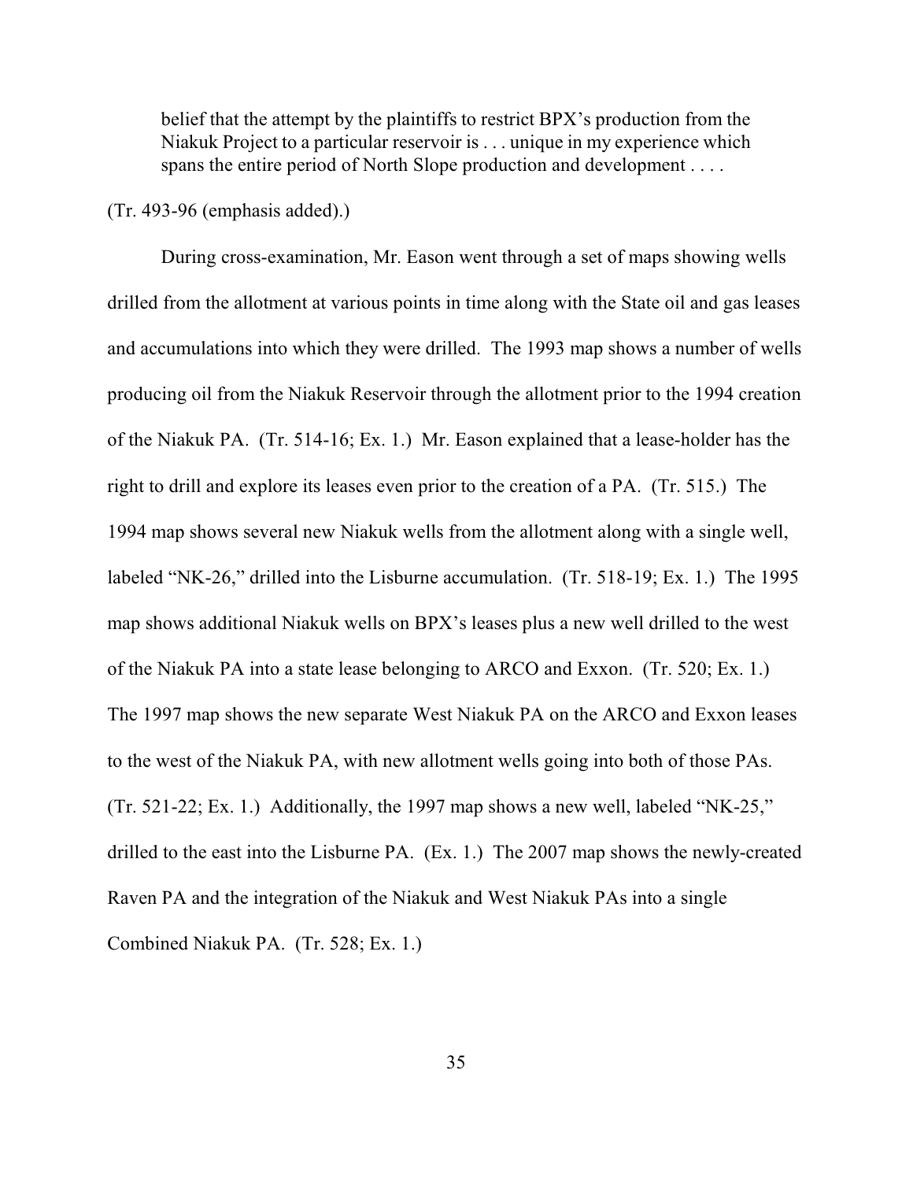> belief that the attempt by the plaintiffs to restrict BPX's production from the Niakuk Project to a particular reservoir is . . . unique in my experience which spans the entire period of North Slope production and development . . . .

(Tr. 493-96 (emphasis added).)

During cross-examination, Mr. Eason went through a set of maps showing wells drilled from the allotment at various points in time along with the State oil and gas leases and accumulations into which they were drilled. The 1993 map shows a number of wells producing oil from the Niakuk Reservoir through the allotment prior to the 1994 creation of the Niakuk PA. (Tr. 514-16; Ex. 1.) Mr. Eason explained that a lease-holder has the right to drill and explore its leases even prior to the creation of a PA. (Tr. 515.) The 1994 map shows several new Niakuk wells from the allotment along with a single well, labeled "NK-26," drilled into the Lisburne accumulation. (Tr. 518-19; Ex. 1.) The 1995 map shows additional Niakuk wells on BPX's leases plus a new well drilled to the west of the Niakuk PA into a state lease belonging to ARCO and Exxon. (Tr. 520; Ex. 1.) The 1997 map shows the new separate West Niakuk PA on the ARCO and Exxon leases to the west of the Niakuk PA, with new allotment wells going into both of those PAs. (Tr. 521-22; Ex. 1.) Additionally, the 1997 map shows a new well, labeled "NK-25," drilled to the east into the Lisburne PA. (Ex. 1.) The 2007 map shows the newly-created Raven PA and the integration of the Niakuk and West Niakuk PAs into a single Combined Niakuk PA. (Tr. 528; Ex. 1.)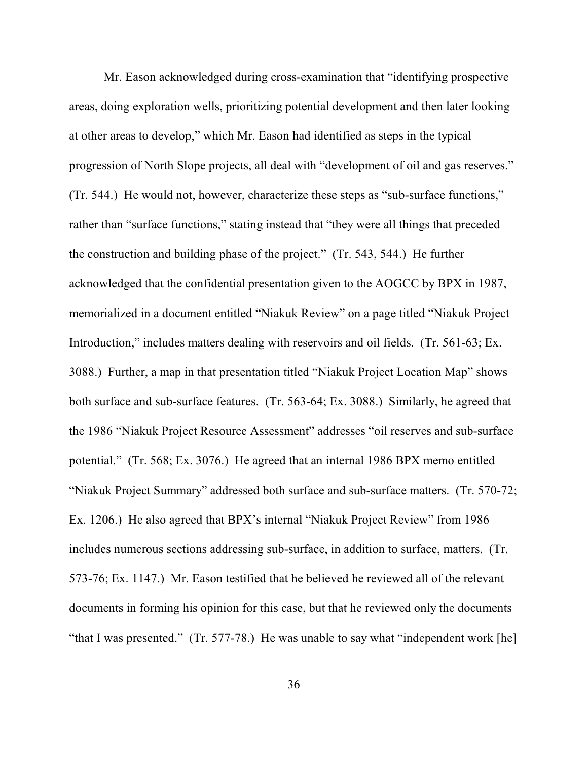Mr. Eason acknowledged during cross-examination that "identifying prospective areas, doing exploration wells, prioritizing potential development and then later looking at other areas to develop," which Mr. Eason had identified as steps in the typical progression of North Slope projects, all deal with "development of oil and gas reserves." (Tr. 544.) He would not, however, characterize these steps as "sub-surface functions," rather than "surface functions," stating instead that "they were all things that preceded the construction and building phase of the project." (Tr. 543, 544.) He further acknowledged that the confidential presentation given to the AOGCC by BPX in 1987, memorialized in a document entitled "Niakuk Review" on a page titled "Niakuk Project Introduction," includes matters dealing with reservoirs and oil fields. (Tr. 561-63; Ex. 3088.) Further, a map in that presentation titled "Niakuk Project Location Map" shows both surface and sub-surface features. (Tr. 563-64; Ex. 3088.) Similarly, he agreed that the 1986 "Niakuk Project Resource Assessment" addresses "oil reserves and sub-surface potential." (Tr. 568; Ex. 3076.) He agreed that an internal 1986 BPX memo entitled "Niakuk Project Summary" addressed both surface and sub-surface matters. (Tr. 570-72; Ex. 1206.) He also agreed that BPX's internal "Niakuk Project Review" from 1986 includes numerous sections addressing sub-surface, in addition to surface, matters. (Tr. 573-76; Ex. 1147.) Mr. Eason testified that he believed he reviewed all of the relevant documents in forming his opinion for this case, but that he reviewed only the documents "that I was presented." (Tr. 577-78.) He was unable to say what "independent work [he]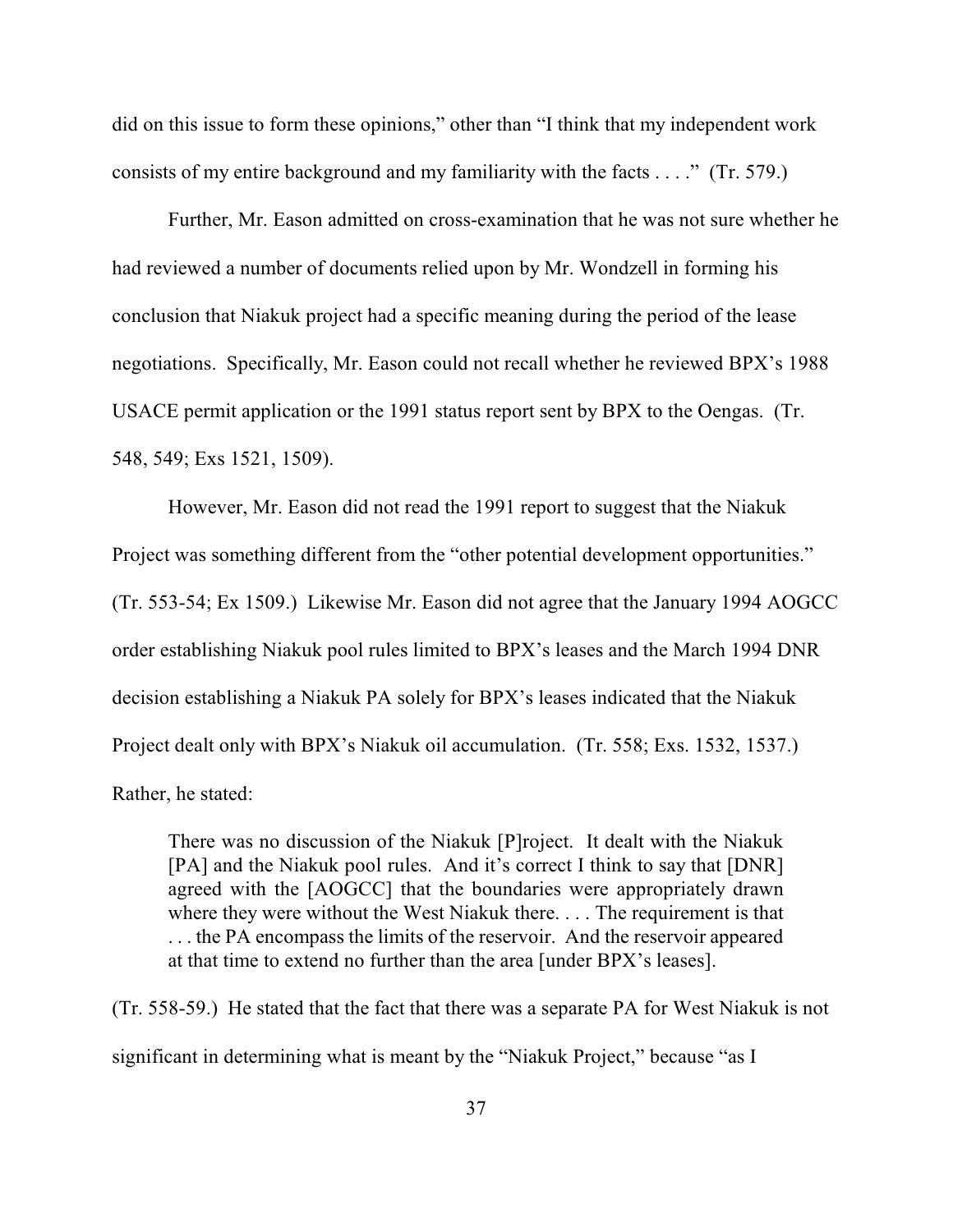did on this issue to form these opinions," other than "I think that my independent work consists of my entire background and my familiarity with the facts . . . ." (Tr. 579.)

Further, Mr. Eason admitted on cross-examination that he was not sure whether he had reviewed a number of documents relied upon by Mr. Wondzell in forming his conclusion that Niakuk project had a specific meaning during the period of the lease negotiations. Specifically, Mr. Eason could not recall whether he reviewed BPX's 1988 USACE permit application or the 1991 status report sent by BPX to the Oengas. (Tr. 548, 549; Exs 1521, 1509).

However, Mr. Eason did not read the 1991 report to suggest that the Niakuk Project was something different from the "other potential development opportunities." (Tr. 553-54; Ex 1509.) Likewise Mr. Eason did not agree that the January 1994 AOGCC order establishing Niakuk pool rules limited to BPX's leases and the March 1994 DNR decision establishing a Niakuk PA solely for BPX's leases indicated that the Niakuk Project dealt only with BPX's Niakuk oil accumulation. (Tr. 558; Exs. 1532, 1537.) Rather, he stated:

> There was no discussion of the Niakuk [P]roject. It dealt with the Niakuk [PA] and the Niakuk pool rules. And it's correct I think to say that [DNR] agreed with the [AOGCC] that the boundaries were appropriately drawn where they were without the West Niakuk there. . . . The requirement is that . . . the PA encompass the limits of the reservoir. And the reservoir appeared at that time to extend no further than the area [under BPX's leases].

(Tr. 558-59.) He stated that the fact that there was a separate PA for West Niakuk is not significant in determining what is meant by the "Niakuk Project," because "as I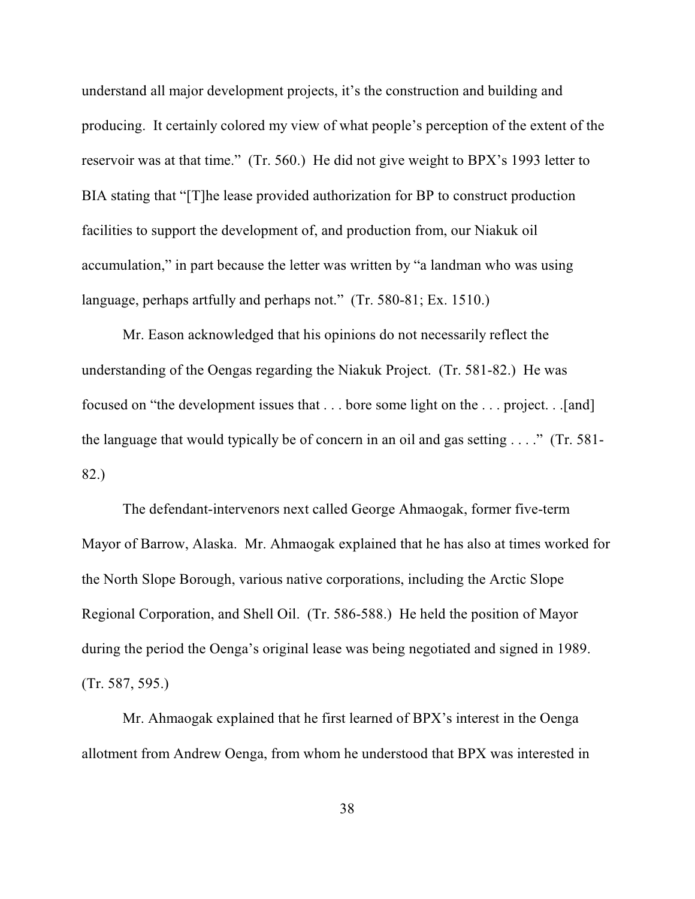understand all major development projects, it's the construction and building and producing. It certainly colored my view of what people's perception of the extent of the reservoir was at that time." (Tr. 560.) He did not give weight to BPX's 1993 letter to BIA stating that "[T]he lease provided authorization for BP to construct production facilities to support the development of, and production from, our Niakuk oil accumulation," in part because the letter was written by "a landman who was using language, perhaps artfully and perhaps not." (Tr. 580-81; Ex. 1510.)

Mr. Eason acknowledged that his opinions do not necessarily reflect the understanding of the Oengas regarding the Niakuk Project. (Tr. 581-82.) He was focused on "the development issues that . . . bore some light on the . . . project. . .[and] the language that would typically be of concern in an oil and gas setting . . . ." (Tr. 581-82.)

The defendant-intervenors next called George Ahmaogak, former five-term Mayor of Barrow, Alaska. Mr. Ahmaogak explained that he has also at times worked for the North Slope Borough, various native corporations, including the Arctic Slope Regional Corporation, and Shell Oil. (Tr. 586-588.) He held the position of Mayor during the period the Oenga's original lease was being negotiated and signed in 1989. (Tr. 587, 595.)

Mr. Ahmaogak explained that he first learned of BPX's interest in the Oenga allotment from Andrew Oenga, from whom he understood that BPX was interested in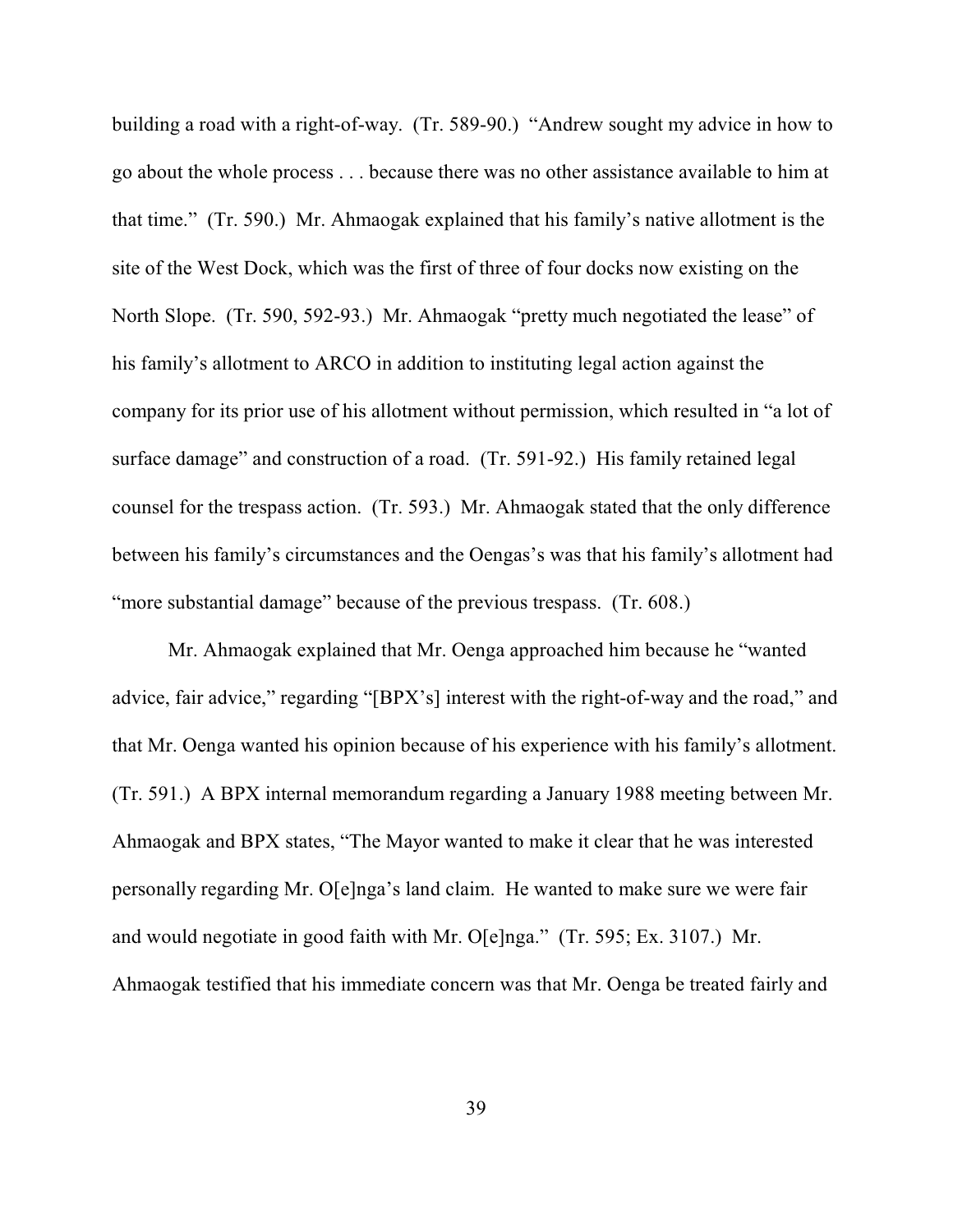building a road with a right-of-way. (Tr. 589-90.) "Andrew sought my advice in how to go about the whole process . . . because there was no other assistance available to him at that time." (Tr. 590.) Mr. Ahmaogak explained that his family's native allotment is the site of the West Dock, which was the first of three of four docks now existing on the North Slope. (Tr. 590, 592-93.) Mr. Ahmaogak "pretty much negotiated the lease" of his family's allotment to ARCO in addition to instituting legal action against the company for its prior use of his allotment without permission, which resulted in "a lot of surface damage" and construction of a road. (Tr. 591-92.) His family retained legal counsel for the trespass action. (Tr. 593.) Mr. Ahmaogak stated that the only difference between his family's circumstances and the Oengas's was that his family's allotment had "more substantial damage" because of the previous trespass. (Tr. 608.)

Mr. Ahmaogak explained that Mr. Oenga approached him because he "wanted advice, fair advice," regarding "[BPX's] interest with the right-of-way and the road," and that Mr. Oenga wanted his opinion because of his experience with his family's allotment. (Tr. 591.) A BPX internal memorandum regarding a January 1988 meeting between Mr. Ahmaogak and BPX states, "The Mayor wanted to make it clear that he was interested personally regarding Mr. O[e]nga's land claim. He wanted to make sure we were fair and would negotiate in good faith with Mr. O[e]nga." (Tr. 595; Ex. 3107.) Mr. Ahmaogak testified that his immediate concern was that Mr. Oenga be treated fairly and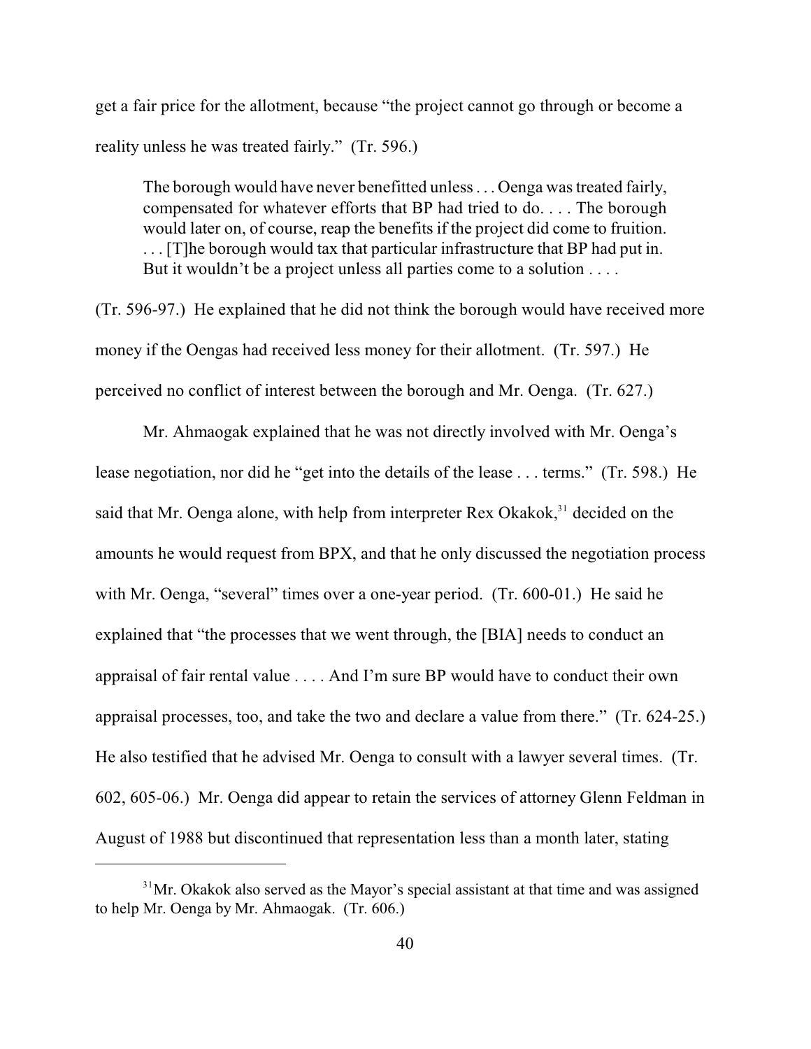get a fair price for the allotment, because "the project cannot go through or become a reality unless he was treated fairly." (Tr. 596.)

> The borough would have never benefitted unless . . . Oenga was treated fairly, compensated for whatever efforts that BP had tried to do. . . . The borough would later on, of course, reap the benefits if the project did come to fruition. . . . [T]he borough would tax that particular infrastructure that BP had put in. But it wouldn't be a project unless all parties come to a solution . . . .

(Tr. 596-97.) He explained that he did not think the borough would have received more money if the Oengas had received less money for their allotment. (Tr. 597.) He perceived no conflict of interest between the borough and Mr. Oenga. (Tr. 627.)

Mr. Ahmaogak explained that he was not directly involved with Mr. Oenga's lease negotiation, nor did he "get into the details of the lease . . . terms." (Tr. 598.) He said that Mr. Oenga alone, with help from interpreter Rex Okakok,[31] decided on the amounts he would request from BPX, and that he only discussed the negotiation process with Mr. Oenga, "several" times over a one-year period. (Tr. 600-01.) He said he explained that "the processes that we went through, the [BIA] needs to conduct an appraisal of fair rental value . . . . And I'm sure BP would have to conduct their own appraisal processes, too, and take the two and declare a value from there." (Tr. 624-25.) He also testified that he advised Mr. Oenga to consult with a lawyer several times. (Tr. 602, 605-06.) Mr. Oenga did appear to retain the services of attorney Glenn Feldman in August of 1988 but discontinued that representation less than a month later, stating

---

[31] Mr. Okakok also served as the Mayor's special assistant at that time and was assigned to help Mr. Oenga by Mr. Ahmaogak. (Tr. 606.)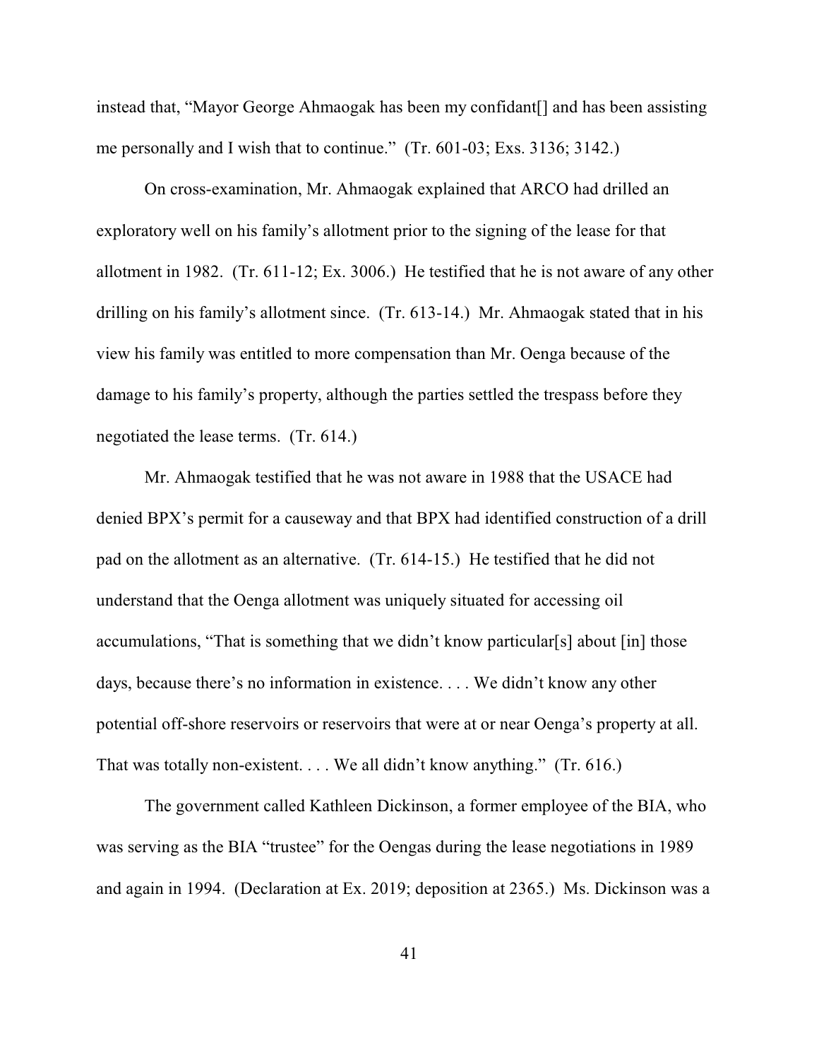instead that, "Mayor George Ahmaogak has been my confidant[] and has been assisting me personally and I wish that to continue." (Tr. 601-03; Exs. 3136; 3142.)

On cross-examination, Mr. Ahmaogak explained that ARCO had drilled an exploratory well on his family's allotment prior to the signing of the lease for that allotment in 1982. (Tr. 611-12; Ex. 3006.) He testified that he is not aware of any other drilling on his family's allotment since. (Tr. 613-14.) Mr. Ahmaogak stated that in his view his family was entitled to more compensation than Mr. Oenga because of the damage to his family's property, although the parties settled the trespass before they negotiated the lease terms. (Tr. 614.)

Mr. Ahmaogak testified that he was not aware in 1988 that the USACE had denied BPX's permit for a causeway and that BPX had identified construction of a drill pad on the allotment as an alternative. (Tr. 614-15.) He testified that he did not understand that the Oenga allotment was uniquely situated for accessing oil accumulations, "That is something that we didn't know particular[s] about [in] those days, because there's no information in existence. . . . We didn't know any other potential off-shore reservoirs or reservoirs that were at or near Oenga's property at all. That was totally non-existent. . . . We all didn't know anything." (Tr. 616.)

The government called Kathleen Dickinson, a former employee of the BIA, who was serving as the BIA "trustee" for the Oengas during the lease negotiations in 1989 and again in 1994. (Declaration at Ex. 2019; deposition at 2365.) Ms. Dickinson was a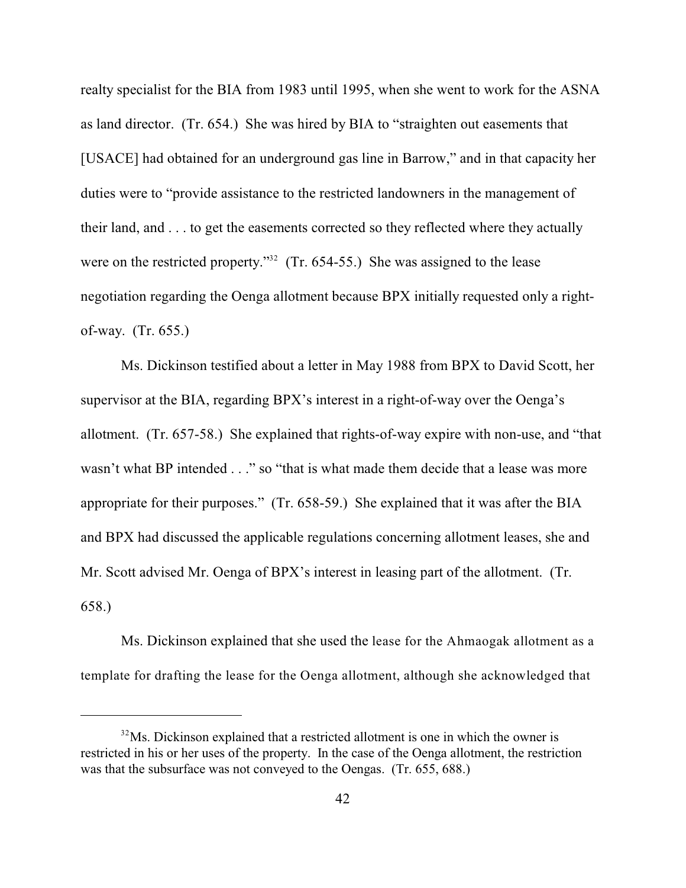realty specialist for the BIA from 1983 until 1995, when she went to work for the ASNA as land director. (Tr. 654.) She was hired by BIA to "straighten out easements that [USACE] had obtained for an underground gas line in Barrow," and in that capacity her duties were to "provide assistance to the restricted landowners in the management of their land, and . . . to get the easements corrected so they reflected where they actually were on the restricted property."[32] (Tr. 654-55.) She was assigned to the lease negotiation regarding the Oenga allotment because BPX initially requested only a right-of-way. (Tr. 655.)

Ms. Dickinson testified about a letter in May 1988 from BPX to David Scott, her supervisor at the BIA, regarding BPX's interest in a right-of-way over the Oenga's allotment. (Tr. 657-58.) She explained that rights-of-way expire with non-use, and "that wasn't what BP intended . . ." so "that is what made them decide that a lease was more appropriate for their purposes." (Tr. 658-59.) She explained that it was after the BIA and BPX had discussed the applicable regulations concerning allotment leases, she and Mr. Scott advised Mr. Oenga of BPX's interest in leasing part of the allotment. (Tr. 658.)

Ms. Dickinson explained that she used the lease for the Ahmaogak allotment as a template for drafting the lease for the Oenga allotment, although she acknowledged that

---

[32] Ms. Dickinson explained that a restricted allotment is one in which the owner is restricted in his or her uses of the property. In the case of the Oenga allotment, the restriction was that the subsurface was not conveyed to the Oengas. (Tr. 655, 688.)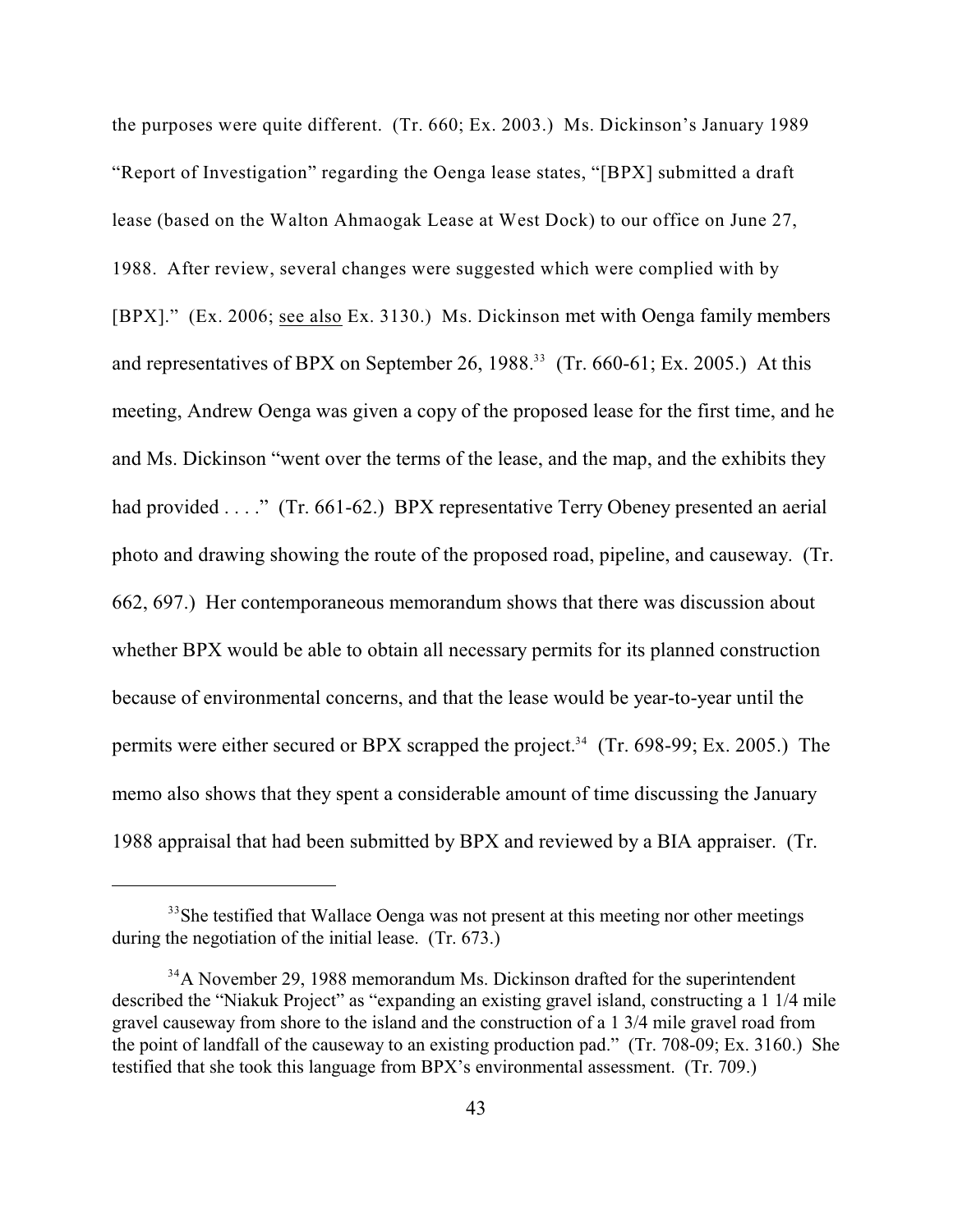the purposes were quite different. (Tr. 660; Ex. 2003.) Ms. Dickinson's January 1989 "Report of Investigation" regarding the Oenga lease states, "[BPX] submitted a draft lease (based on the Walton Ahmaogak Lease at West Dock) to our office on June 27, 1988. After review, several changes were suggested which were complied with by [BPX]." (Ex. 2006; see also Ex. 3130.) Ms. Dickinson met with Oenga family members and representatives of BPX on September 26, 1988.[33] (Tr. 660-61; Ex. 2005.) At this meeting, Andrew Oenga was given a copy of the proposed lease for the first time, and he and Ms. Dickinson "went over the terms of the lease, and the map, and the exhibits they had provided . . . ." (Tr. 661-62.) BPX representative Terry Obeney presented an aerial photo and drawing showing the route of the proposed road, pipeline, and causeway. (Tr. 662, 697.) Her contemporaneous memorandum shows that there was discussion about whether BPX would be able to obtain all necessary permits for its planned construction because of environmental concerns, and that the lease would be year-to-year until the permits were either secured or BPX scrapped the project.[34] (Tr. 698-99; Ex. 2005.) The memo also shows that they spent a considerable amount of time discussing the January 1988 appraisal that had been submitted by BPX and reviewed by a BIA appraiser. (Tr.

---

[33] She testified that Wallace Oenga was not present at this meeting nor other meetings during the negotiation of the initial lease. (Tr. 673.)

[34] A November 29, 1988 memorandum Ms. Dickinson drafted for the superintendent described the "Niakuk Project" as "expanding an existing gravel island, constructing a 1 1/4 mile gravel causeway from shore to the island and the construction of a 1 3/4 mile gravel road from the point of landfall of the causeway to an existing production pad." (Tr. 708-09; Ex. 3160.) She testified that she took this language from BPX's environmental assessment. (Tr. 709.)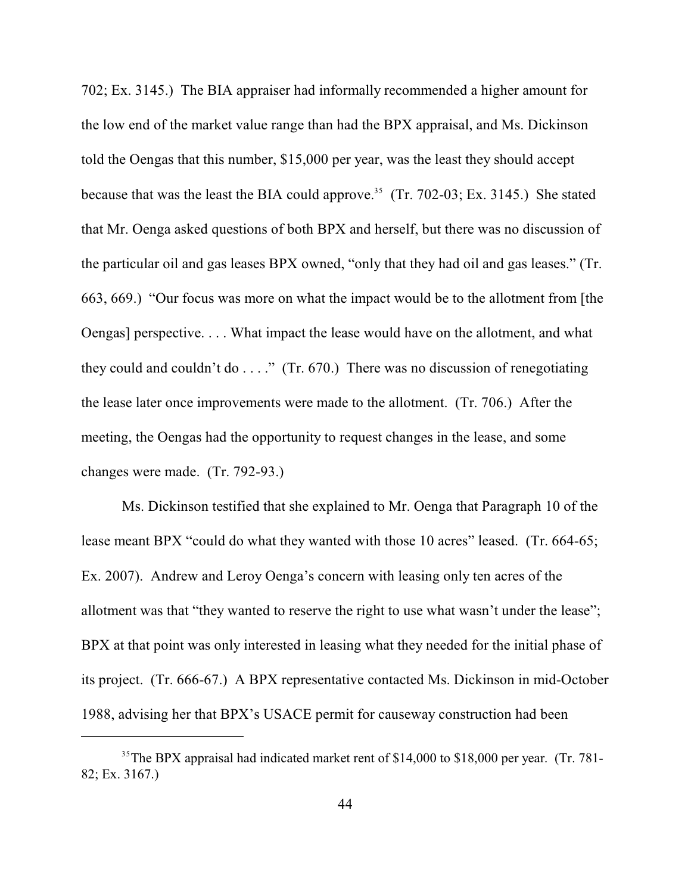702; Ex. 3145.) The BIA appraiser had informally recommended a higher amount for the low end of the market value range than had the BPX appraisal, and Ms. Dickinson told the Oengas that this number, $15,000 per year, was the least they should accept because that was the least the BIA could approve.[35] (Tr. 702-03; Ex. 3145.) She stated that Mr. Oenga asked questions of both BPX and herself, but there was no discussion of the particular oil and gas leases BPX owned, "only that they had oil and gas leases." (Tr. 663, 669.) "Our focus was more on what the impact would be to the allotment from [the Oengas] perspective. . . . What impact the lease would have on the allotment, and what they could and couldn't do . . . ." (Tr. 670.) There was no discussion of renegotiating the lease later once improvements were made to the allotment. (Tr. 706.) After the meeting, the Oengas had the opportunity to request changes in the lease, and some changes were made. (Tr. 792-93.)

Ms. Dickinson testified that she explained to Mr. Oenga that Paragraph 10 of the lease meant BPX "could do what they wanted with those 10 acres" leased. (Tr. 664-65; Ex. 2007). Andrew and Leroy Oenga's concern with leasing only ten acres of the allotment was that "they wanted to reserve the right to use what wasn't under the lease"; BPX at that point was only interested in leasing what they needed for the initial phase of its project. (Tr. 666-67.) A BPX representative contacted Ms. Dickinson in mid-October 1988, advising her that BPX's USACE permit for causeway construction had been

[35] The BPX appraisal had indicated market rent of $14,000 to $18,000 per year. (Tr. 781-82; Ex. 3167.)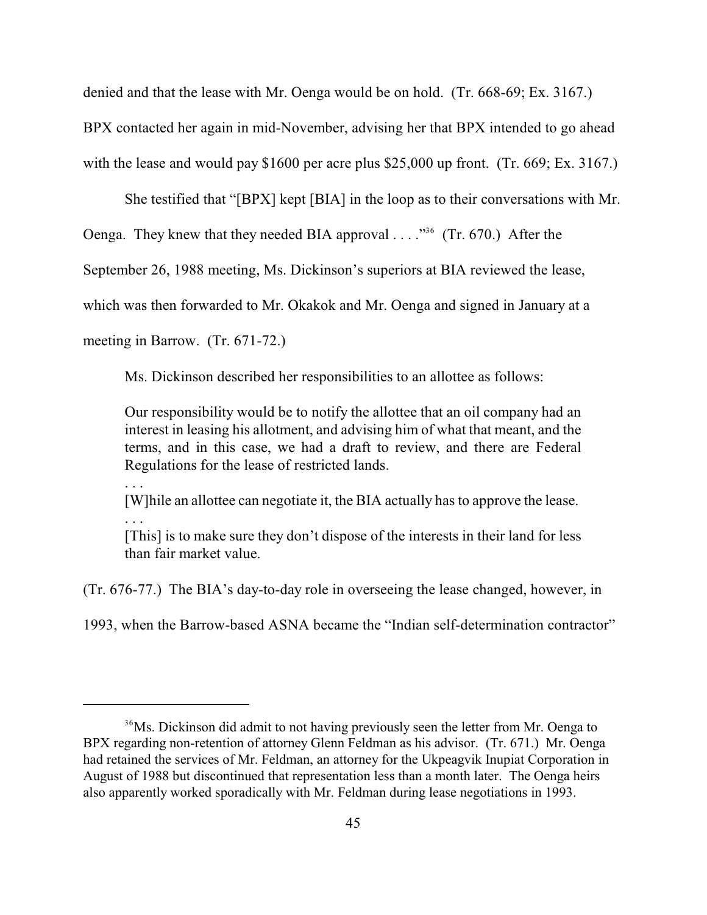denied and that the lease with Mr. Oenga would be on hold. (Tr. 668-69; Ex. 3167.) BPX contacted her again in mid-November, advising her that BPX intended to go ahead with the lease and would pay $1600 per acre plus $25,000 up front. (Tr. 669; Ex. 3167.)

She testified that "[BPX] kept [BIA] in the loop as to their conversations with Mr. Oenga. They knew that they needed BIA approval . . . ."[36] (Tr. 670.) After the September 26, 1988 meeting, Ms. Dickinson's superiors at BIA reviewed the lease, which was then forwarded to Mr. Okakok and Mr. Oenga and signed in January at a meeting in Barrow. (Tr. 671-72.)

Ms. Dickinson described her responsibilities to an allottee as follows:

> Our responsibility would be to notify the allottee that an oil company had an interest in leasing his allotment, and advising him of what that meant, and the terms, and in this case, we had a draft to review, and there are Federal Regulations for the lease of restricted lands.
>
> . . .
>
> [W]hile an allottee can negotiate it, the BIA actually has to approve the lease.
>
> . . .
>
> [This] is to make sure they don't dispose of the interests in their land for less than fair market value.

(Tr. 676-77.) The BIA's day-to-day role in overseeing the lease changed, however, in 1993, when the Barrow-based ASNA became the "Indian self-determination contractor"

[36] Ms. Dickinson did admit to not having previously seen the letter from Mr. Oenga to BPX regarding non-retention of attorney Glenn Feldman as his advisor. (Tr. 671.) Mr. Oenga had retained the services of Mr. Feldman, an attorney for the Ukpeagvik Inupiat Corporation in August of 1988 but discontinued that representation less than a month later. The Oenga heirs also apparently worked sporadically with Mr. Feldman during lease negotiations in 1993.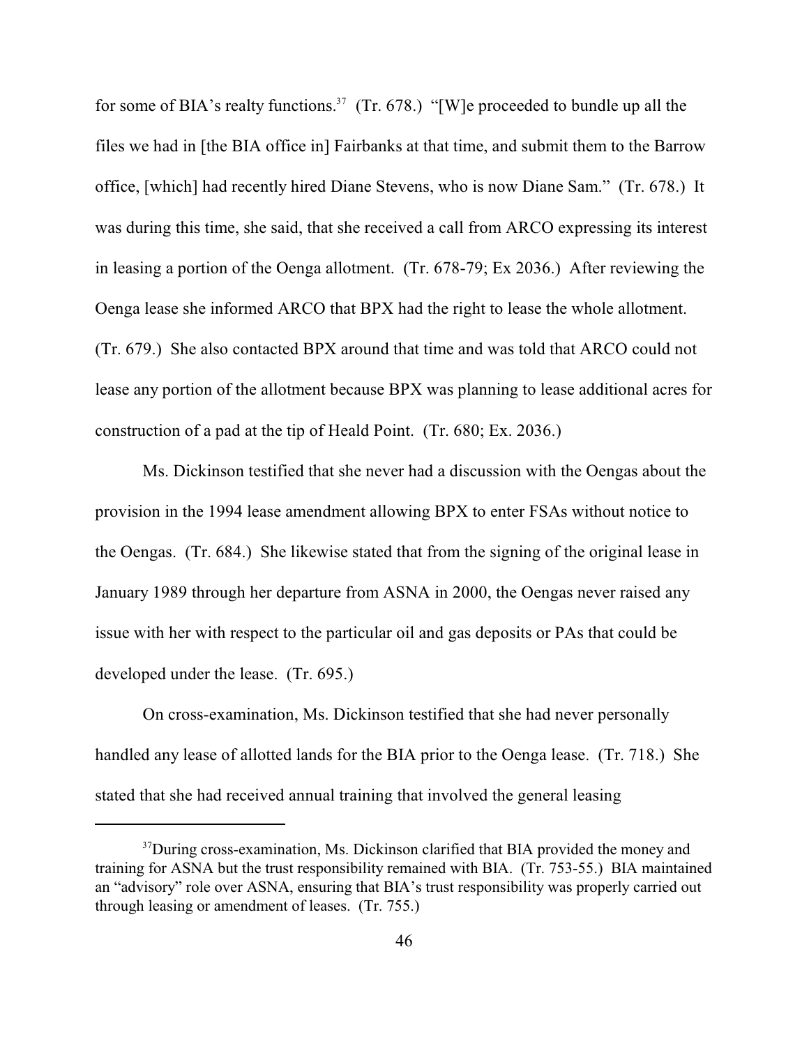for some of BIA's realty functions.[37] (Tr. 678.) "[W]e proceeded to bundle up all the files we had in [the BIA office in] Fairbanks at that time, and submit them to the Barrow office, [which] had recently hired Diane Stevens, who is now Diane Sam." (Tr. 678.) It was during this time, she said, that she received a call from ARCO expressing its interest in leasing a portion of the Oenga allotment. (Tr. 678-79; Ex 2036.) After reviewing the Oenga lease she informed ARCO that BPX had the right to lease the whole allotment. (Tr. 679.) She also contacted BPX around that time and was told that ARCO could not lease any portion of the allotment because BPX was planning to lease additional acres for construction of a pad at the tip of Heald Point. (Tr. 680; Ex. 2036.)

Ms. Dickinson testified that she never had a discussion with the Oengas about the provision in the 1994 lease amendment allowing BPX to enter FSAs without notice to the Oengas. (Tr. 684.) She likewise stated that from the signing of the original lease in January 1989 through her departure from ASNA in 2000, the Oengas never raised any issue with her with respect to the particular oil and gas deposits or PAs that could be developed under the lease. (Tr. 695.)

On cross-examination, Ms. Dickinson testified that she had never personally handled any lease of allotted lands for the BIA prior to the Oenga lease. (Tr. 718.) She stated that she had received annual training that involved the general leasing

[37] During cross-examination, Ms. Dickinson clarified that BIA provided the money and training for ASNA but the trust responsibility remained with BIA. (Tr. 753-55.) BIA maintained an "advisory" role over ASNA, ensuring that BIA's trust responsibility was properly carried out through leasing or amendment of leases. (Tr. 755.)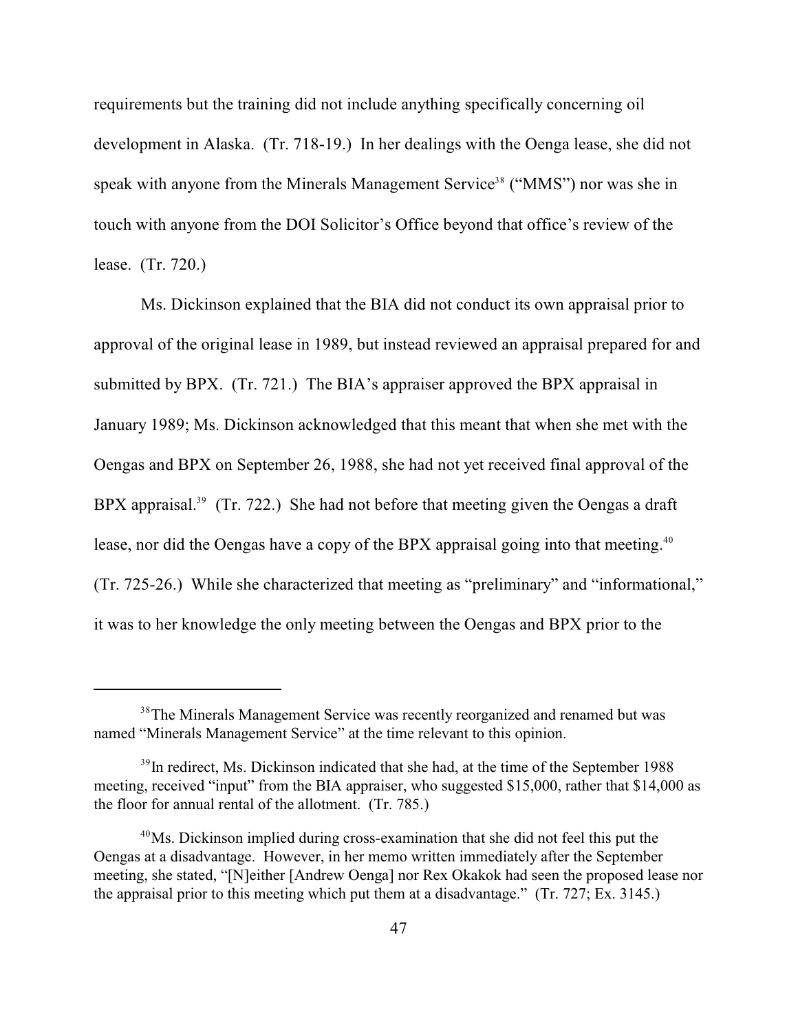requirements but the training did not include anything specifically concerning oil development in Alaska. (Tr. 718-19.) In her dealings with the Oenga lease, she did not speak with anyone from the Minerals Management Service[38] ("MMS") nor was she in touch with anyone from the DOI Solicitor's Office beyond that office's review of the lease. (Tr. 720.)

Ms. Dickinson explained that the BIA did not conduct its own appraisal prior to approval of the original lease in 1989, but instead reviewed an appraisal prepared for and submitted by BPX. (Tr. 721.) The BIA's appraiser approved the BPX appraisal in January 1989; Ms. Dickinson acknowledged that this meant that when she met with the Oengas and BPX on September 26, 1988, she had not yet received final approval of the BPX appraisal.[39] (Tr. 722.) She had not before that meeting given the Oengas a draft lease, nor did the Oengas have a copy of the BPX appraisal going into that meeting.[40] (Tr. 725-26.) While she characterized that meeting as "preliminary" and "informational," it was to her knowledge the only meeting between the Oengas and BPX prior to the

---

[38] The Minerals Management Service was recently reorganized and renamed but was named "Minerals Management Service" at the time relevant to this opinion.

[39] In redirect, Ms. Dickinson indicated that she had, at the time of the September 1988 meeting, received "input" from the BIA appraiser, who suggested $15,000, rather that $14,000 as the floor for annual rental of the allotment. (Tr. 785.)

[40] Ms. Dickinson implied during cross-examination that she did not feel this put the Oengas at a disadvantage. However, in her memo written immediately after the September meeting, she stated, "[N]either [Andrew Oenga] nor Rex Okakok had seen the proposed lease nor the appraisal prior to this meeting which put them at a disadvantage." (Tr. 727; Ex. 3145.)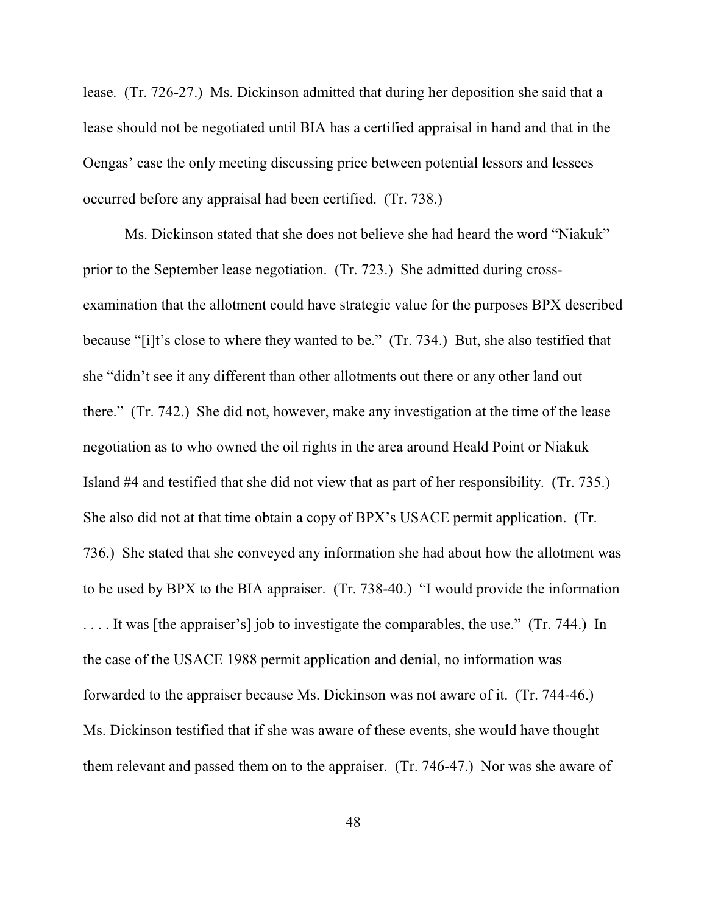lease. (Tr. 726-27.) Ms. Dickinson admitted that during her deposition she said that a lease should not be negotiated until BIA has a certified appraisal in hand and that in the Oengas' case the only meeting discussing price between potential lessors and lessees occurred before any appraisal had been certified. (Tr. 738.)

Ms. Dickinson stated that she does not believe she had heard the word "Niakuk" prior to the September lease negotiation. (Tr. 723.) She admitted during cross-examination that the allotment could have strategic value for the purposes BPX described because "[i]t's close to where they wanted to be." (Tr. 734.) But, she also testified that she "didn't see it any different than other allotments out there or any other land out there." (Tr. 742.) She did not, however, make any investigation at the time of the lease negotiation as to who owned the oil rights in the area around Heald Point or Niakuk Island #4 and testified that she did not view that as part of her responsibility. (Tr. 735.) She also did not at that time obtain a copy of BPX's USACE permit application. (Tr. 736.) She stated that she conveyed any information she had about how the allotment was to be used by BPX to the BIA appraiser. (Tr. 738-40.) "I would provide the information . . . . It was [the appraiser's] job to investigate the comparables, the use." (Tr. 744.) In the case of the USACE 1988 permit application and denial, no information was forwarded to the appraiser because Ms. Dickinson was not aware of it. (Tr. 744-46.) Ms. Dickinson testified that if she was aware of these events, she would have thought them relevant and passed them on to the appraiser. (Tr. 746-47.) Nor was she aware of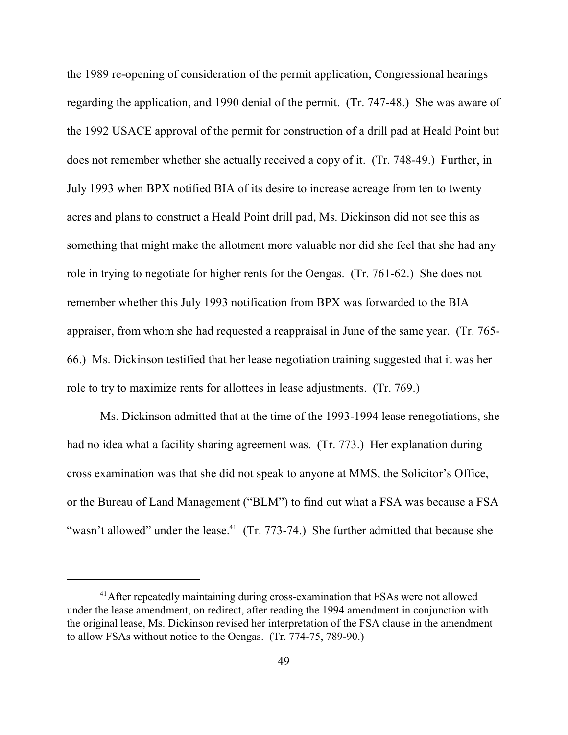the 1989 re-opening of consideration of the permit application, Congressional hearings regarding the application, and 1990 denial of the permit. (Tr. 747-48.) She was aware of the 1992 USACE approval of the permit for construction of a drill pad at Heald Point but does not remember whether she actually received a copy of it. (Tr. 748-49.) Further, in July 1993 when BPX notified BIA of its desire to increase acreage from ten to twenty acres and plans to construct a Heald Point drill pad, Ms. Dickinson did not see this as something that might make the allotment more valuable nor did she feel that she had any role in trying to negotiate for higher rents for the Oengas. (Tr. 761-62.) She does not remember whether this July 1993 notification from BPX was forwarded to the BIA appraiser, from whom she had requested a reappraisal in June of the same year. (Tr. 765-66.) Ms. Dickinson testified that her lease negotiation training suggested that it was her role to try to maximize rents for allottees in lease adjustments. (Tr. 769.)

Ms. Dickinson admitted that at the time of the 1993-1994 lease renegotiations, she had no idea what a facility sharing agreement was. (Tr. 773.) Her explanation during cross examination was that she did not speak to anyone at MMS, the Solicitor's Office, or the Bureau of Land Management ("BLM") to find out what a FSA was because a FSA "wasn't allowed" under the lease.[41] (Tr. 773-74.) She further admitted that because she

[41] After repeatedly maintaining during cross-examination that FSAs were not allowed under the lease amendment, on redirect, after reading the 1994 amendment in conjunction with the original lease, Ms. Dickinson revised her interpretation of the FSA clause in the amendment to allow FSAs without notice to the Oengas. (Tr. 774-75, 789-90.)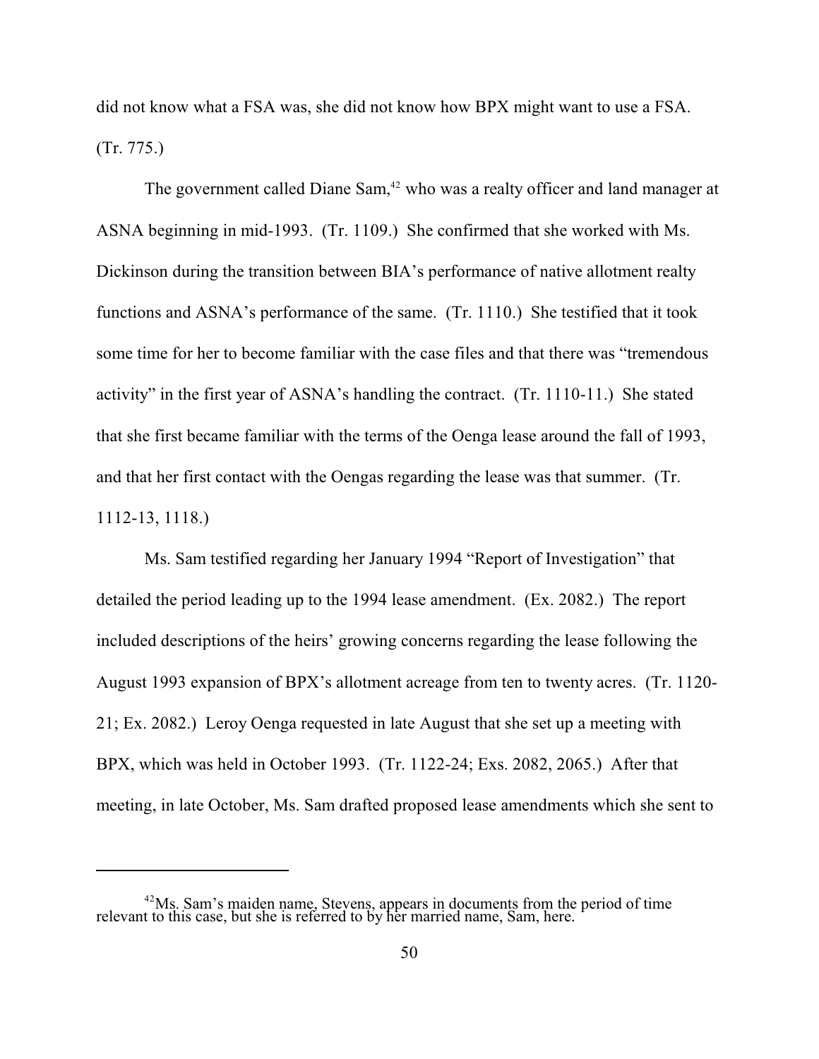did not know what a FSA was, she did not know how BPX might want to use a FSA. (Tr. 775.)

The government called Diane Sam,[42] who was a realty officer and land manager at ASNA beginning in mid-1993. (Tr. 1109.) She confirmed that she worked with Ms. Dickinson during the transition between BIA's performance of native allotment realty functions and ASNA's performance of the same. (Tr. 1110.) She testified that it took some time for her to become familiar with the case files and that there was "tremendous activity" in the first year of ASNA's handling the contract. (Tr. 1110-11.) She stated that she first became familiar with the terms of the Oenga lease around the fall of 1993, and that her first contact with the Oengas regarding the lease was that summer. (Tr. 1112-13, 1118.)

Ms. Sam testified regarding her January 1994 "Report of Investigation" that detailed the period leading up to the 1994 lease amendment. (Ex. 2082.) The report included descriptions of the heirs' growing concerns regarding the lease following the August 1993 expansion of BPX's allotment acreage from ten to twenty acres. (Tr. 1120-21; Ex. 2082.) Leroy Oenga requested in late August that she set up a meeting with BPX, which was held in October 1993. (Tr. 1122-24; Exs. 2082, 2065.) After that meeting, in late October, Ms. Sam drafted proposed lease amendments which she sent to

---

[42] Ms. Sam's maiden name, Stevens, appears in documents from the period of time relevant to this case, but she is referred to by her married name, Sam, here.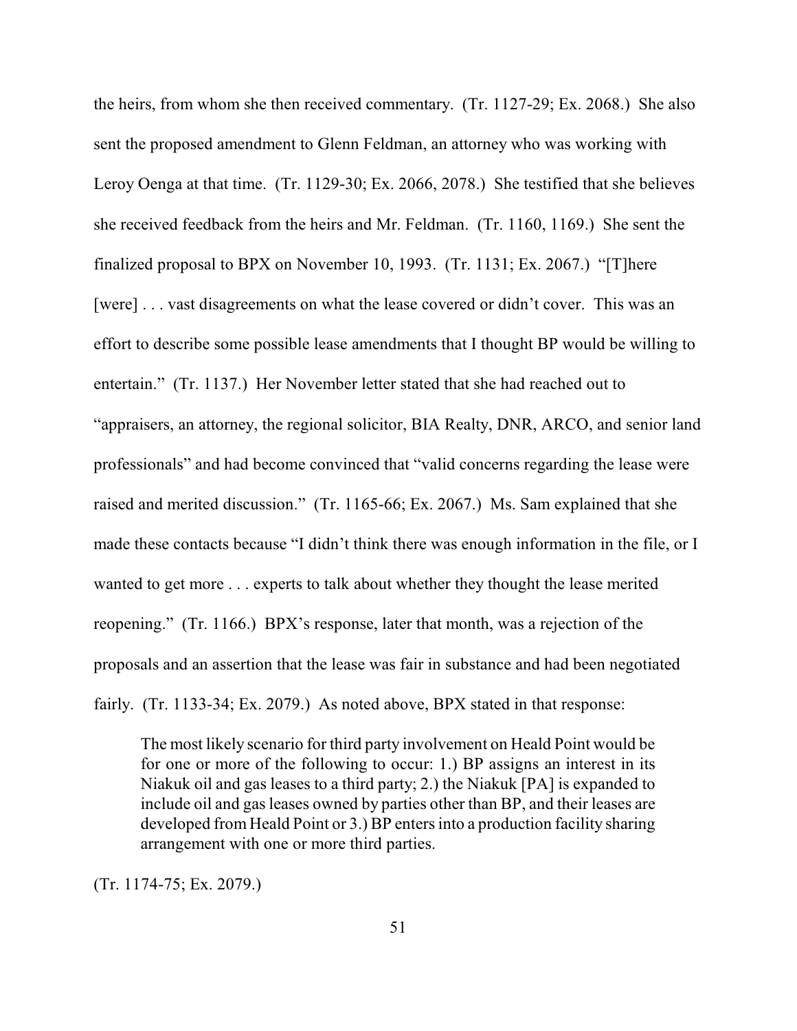the heirs, from whom she then received commentary. (Tr. 1127-29; Ex. 2068.) She also sent the proposed amendment to Glenn Feldman, an attorney who was working with Leroy Oenga at that time. (Tr. 1129-30; Ex. 2066, 2078.) She testified that she believes she received feedback from the heirs and Mr. Feldman. (Tr. 1160, 1169.) She sent the finalized proposal to BPX on November 10, 1993. (Tr. 1131; Ex. 2067.) "[T]here [were] . . . vast disagreements on what the lease covered or didn't cover. This was an effort to describe some possible lease amendments that I thought BP would be willing to entertain." (Tr. 1137.) Her November letter stated that she had reached out to "appraisers, an attorney, the regional solicitor, BIA Realty, DNR, ARCO, and senior land professionals" and had become convinced that "valid concerns regarding the lease were raised and merited discussion." (Tr. 1165-66; Ex. 2067.) Ms. Sam explained that she made these contacts because "I didn't think there was enough information in the file, or I wanted to get more . . . experts to talk about whether they thought the lease merited reopening." (Tr. 1166.) BPX's response, later that month, was a rejection of the proposals and an assertion that the lease was fair in substance and had been negotiated fairly. (Tr. 1133-34; Ex. 2079.) As noted above, BPX stated in that response:

> The most likely scenario for third party involvement on Heald Point would be for one or more of the following to occur: 1.) BP assigns an interest in its Niakuk oil and gas leases to a third party; 2.) the Niakuk [PA] is expanded to include oil and gas leases owned by parties other than BP, and their leases are developed from Heald Point or 3.) BP enters into a production facility sharing arrangement with one or more third parties.

(Tr. 1174-75; Ex. 2079.)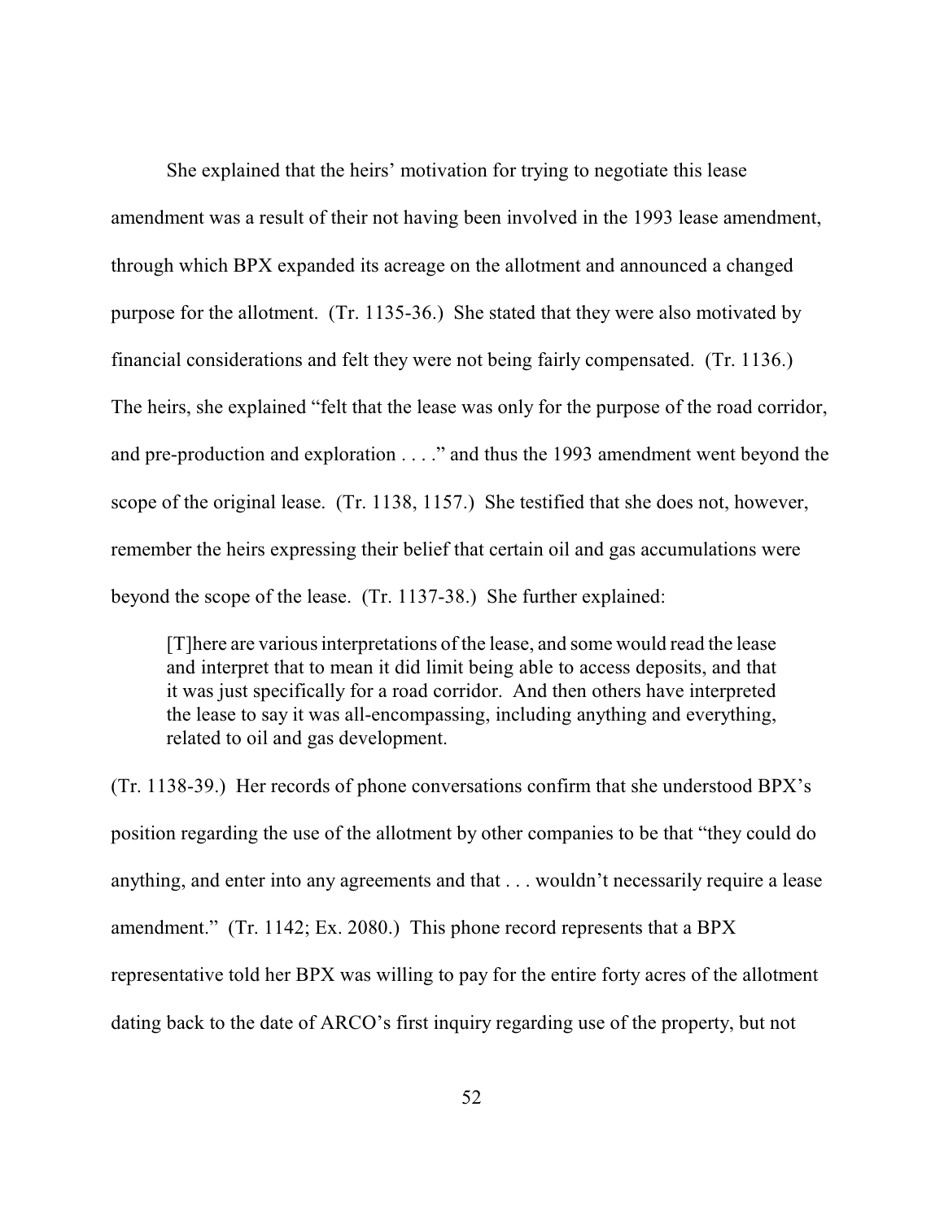She explained that the heirs' motivation for trying to negotiate this lease amendment was a result of their not having been involved in the 1993 lease amendment, through which BPX expanded its acreage on the allotment and announced a changed purpose for the allotment. (Tr. 1135-36.) She stated that they were also motivated by financial considerations and felt they were not being fairly compensated. (Tr. 1136.) The heirs, she explained "felt that the lease was only for the purpose of the road corridor, and pre-production and exploration . . . ." and thus the 1993 amendment went beyond the scope of the original lease. (Tr. 1138, 1157.) She testified that she does not, however, remember the heirs expressing their belief that certain oil and gas accumulations were beyond the scope of the lease. (Tr. 1137-38.) She further explained:

> [T]here are various interpretations of the lease, and some would read the lease and interpret that to mean it did limit being able to access deposits, and that it was just specifically for a road corridor. And then others have interpreted the lease to say it was all-encompassing, including anything and everything, related to oil and gas development.

(Tr. 1138-39.) Her records of phone conversations confirm that she understood BPX's position regarding the use of the allotment by other companies to be that "they could do anything, and enter into any agreements and that . . . wouldn't necessarily require a lease amendment." (Tr. 1142; Ex. 2080.) This phone record represents that a BPX representative told her BPX was willing to pay for the entire forty acres of the allotment dating back to the date of ARCO's first inquiry regarding use of the property, but not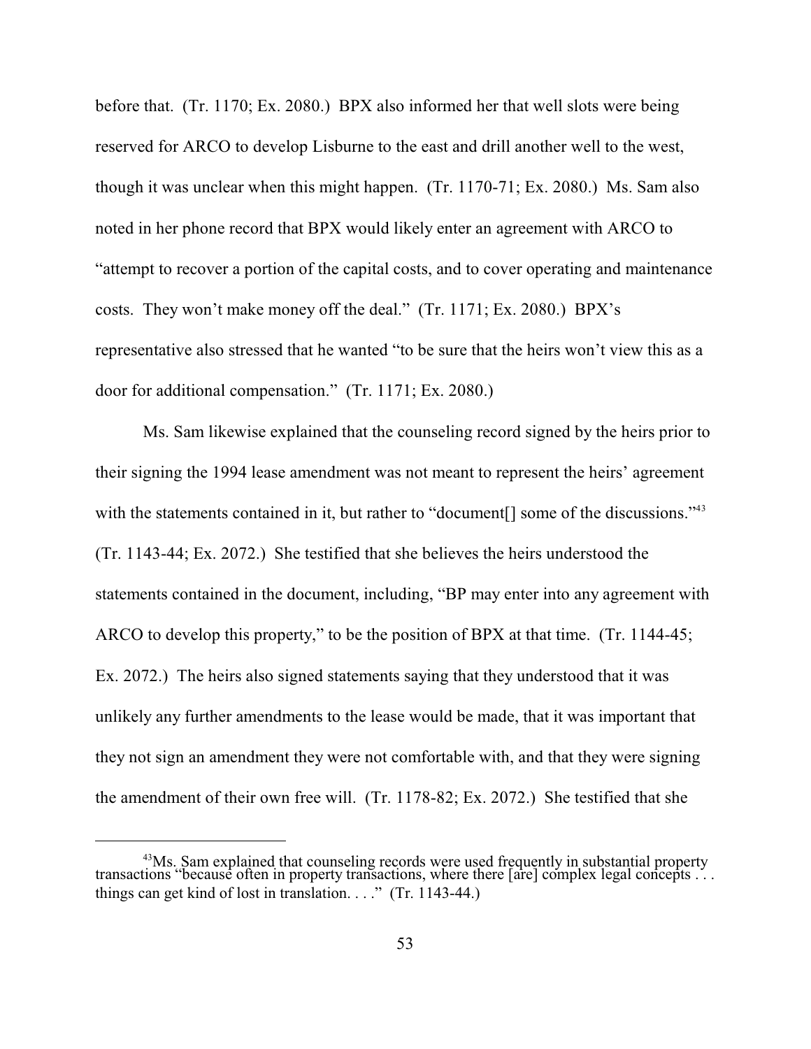before that. (Tr. 1170; Ex. 2080.) BPX also informed her that well slots were being reserved for ARCO to develop Lisburne to the east and drill another well to the west, though it was unclear when this might happen. (Tr. 1170-71; Ex. 2080.) Ms. Sam also noted in her phone record that BPX would likely enter an agreement with ARCO to "attempt to recover a portion of the capital costs, and to cover operating and maintenance costs. They won't make money off the deal." (Tr. 1171; Ex. 2080.) BPX's representative also stressed that he wanted "to be sure that the heirs won't view this as a door for additional compensation." (Tr. 1171; Ex. 2080.)

Ms. Sam likewise explained that the counseling record signed by the heirs prior to their signing the 1994 lease amendment was not meant to represent the heirs' agreement with the statements contained in it, but rather to "document[] some of the discussions."[43] (Tr. 1143-44; Ex. 2072.) She testified that she believes the heirs understood the statements contained in the document, including, "BP may enter into any agreement with ARCO to develop this property," to be the position of BPX at that time. (Tr. 1144-45; Ex. 2072.) The heirs also signed statements saying that they understood that it was unlikely any further amendments to the lease would be made, that it was important that they not sign an amendment they were not comfortable with, and that they were signing the amendment of their own free will. (Tr. 1178-82; Ex. 2072.) She testified that she

---

[43] Ms. Sam explained that counseling records were used frequently in substantial property transactions "because often in property transactions, where there [are] complex legal concepts . . . things can get kind of lost in translation. . . ." (Tr. 1143-44.)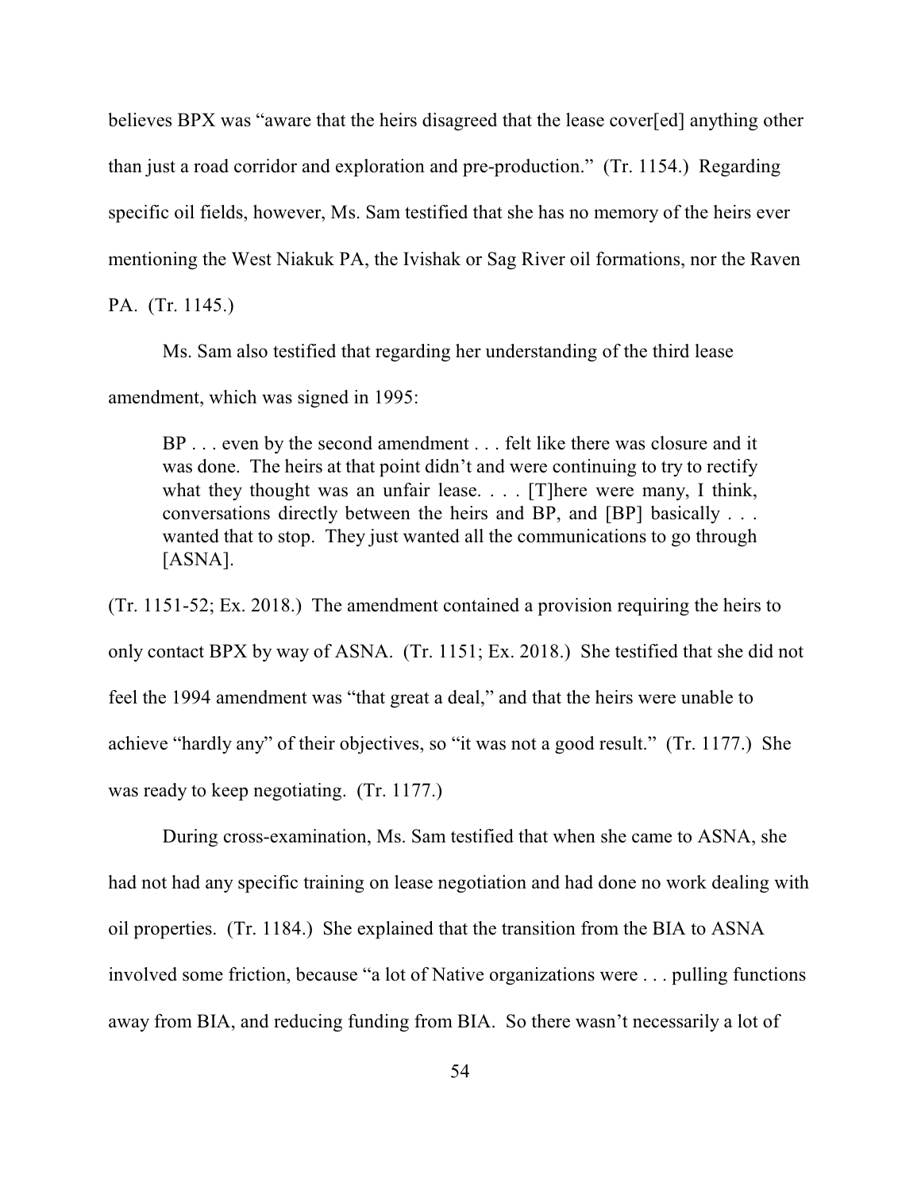believes BPX was "aware that the heirs disagreed that the lease cover[ed] anything other than just a road corridor and exploration and pre-production." (Tr. 1154.) Regarding specific oil fields, however, Ms. Sam testified that she has no memory of the heirs ever mentioning the West Niakuk PA, the Ivishak or Sag River oil formations, nor the Raven PA. (Tr. 1145.)

Ms. Sam also testified that regarding her understanding of the third lease amendment, which was signed in 1995:

> BP . . . even by the second amendment . . . felt like there was closure and it was done. The heirs at that point didn't and were continuing to try to rectify what they thought was an unfair lease. . . . [T]here were many, I think, conversations directly between the heirs and BP, and [BP] basically . . . wanted that to stop. They just wanted all the communications to go through [ASNA].

(Tr. 1151-52; Ex. 2018.) The amendment contained a provision requiring the heirs to only contact BPX by way of ASNA. (Tr. 1151; Ex. 2018.) She testified that she did not feel the 1994 amendment was "that great a deal," and that the heirs were unable to achieve "hardly any" of their objectives, so "it was not a good result." (Tr. 1177.) She was ready to keep negotiating. (Tr. 1177.)

During cross-examination, Ms. Sam testified that when she came to ASNA, she had not had any specific training on lease negotiation and had done no work dealing with oil properties. (Tr. 1184.) She explained that the transition from the BIA to ASNA involved some friction, because "a lot of Native organizations were . . . pulling functions away from BIA, and reducing funding from BIA. So there wasn't necessarily a lot of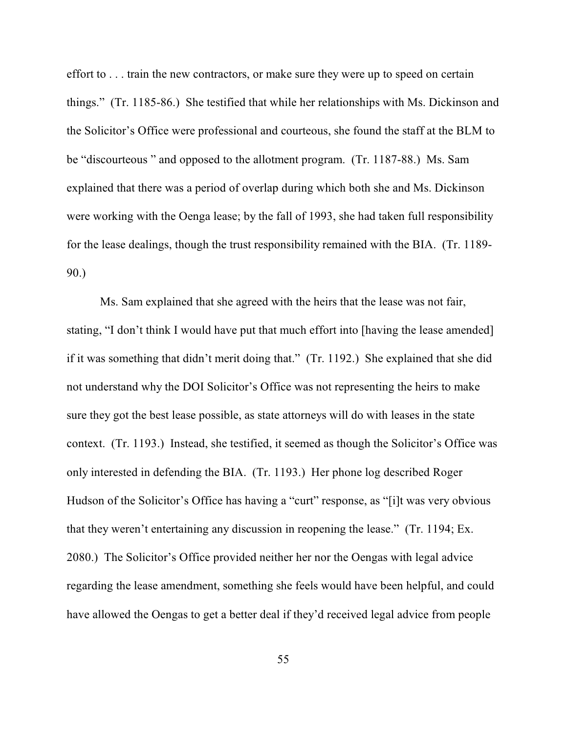effort to . . . train the new contractors, or make sure they were up to speed on certain things." (Tr. 1185-86.) She testified that while her relationships with Ms. Dickinson and the Solicitor's Office were professional and courteous, she found the staff at the BLM to be "discourteous " and opposed to the allotment program. (Tr. 1187-88.) Ms. Sam explained that there was a period of overlap during which both she and Ms. Dickinson were working with the Oenga lease; by the fall of 1993, she had taken full responsibility for the lease dealings, though the trust responsibility remained with the BIA. (Tr. 1189-90.)

Ms. Sam explained that she agreed with the heirs that the lease was not fair, stating, "I don't think I would have put that much effort into [having the lease amended] if it was something that didn't merit doing that." (Tr. 1192.) She explained that she did not understand why the DOI Solicitor's Office was not representing the heirs to make sure they got the best lease possible, as state attorneys will do with leases in the state context. (Tr. 1193.) Instead, she testified, it seemed as though the Solicitor's Office was only interested in defending the BIA. (Tr. 1193.) Her phone log described Roger Hudson of the Solicitor's Office has having a "curt" response, as "[i]t was very obvious that they weren't entertaining any discussion in reopening the lease." (Tr. 1194; Ex. 2080.) The Solicitor's Office provided neither her nor the Oengas with legal advice regarding the lease amendment, something she feels would have been helpful, and could have allowed the Oengas to get a better deal if they'd received legal advice from people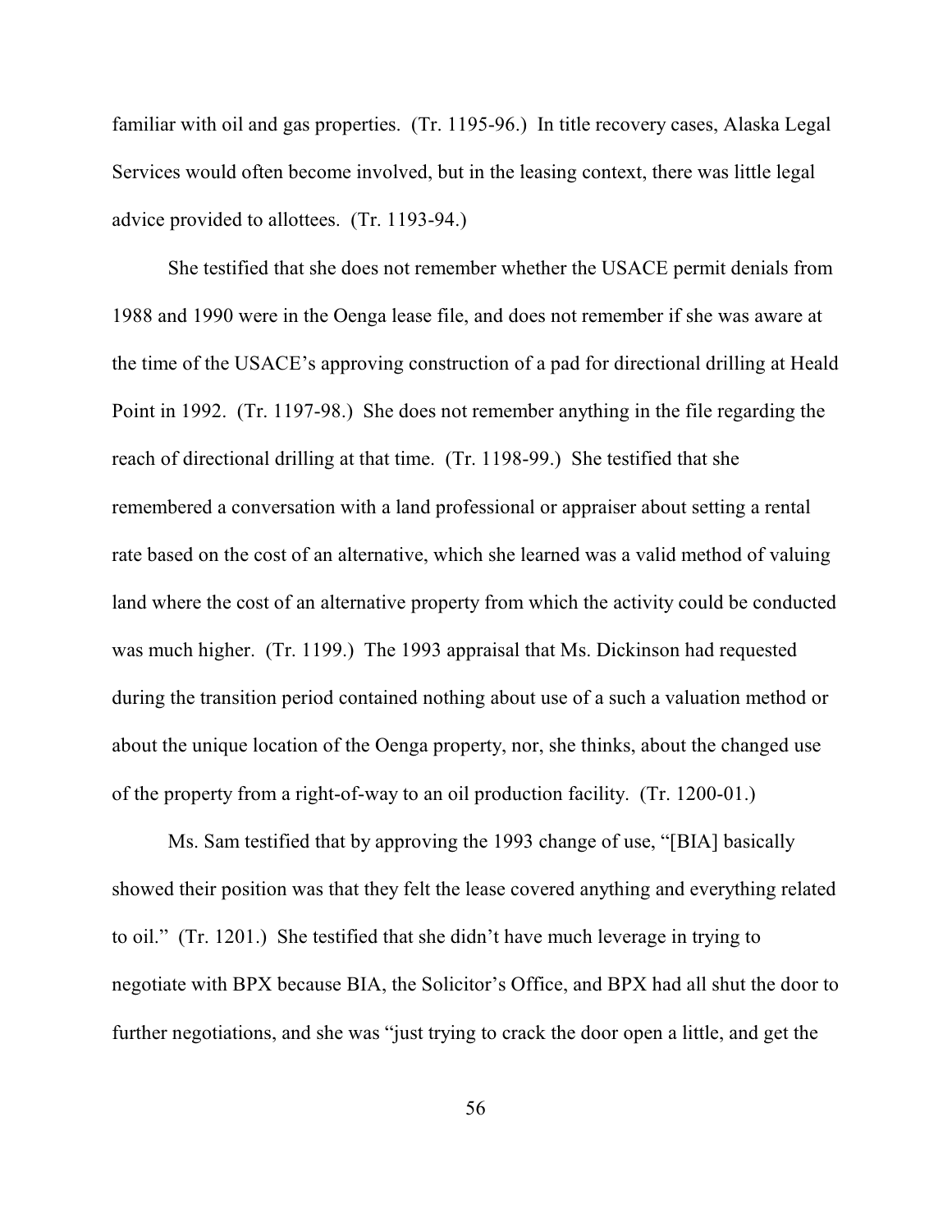familiar with oil and gas properties. (Tr. 1195-96.) In title recovery cases, Alaska Legal Services would often become involved, but in the leasing context, there was little legal advice provided to allottees. (Tr. 1193-94.)

She testified that she does not remember whether the USACE permit denials from 1988 and 1990 were in the Oenga lease file, and does not remember if she was aware at the time of the USACE's approving construction of a pad for directional drilling at Heald Point in 1992. (Tr. 1197-98.) She does not remember anything in the file regarding the reach of directional drilling at that time. (Tr. 1198-99.) She testified that she remembered a conversation with a land professional or appraiser about setting a rental rate based on the cost of an alternative, which she learned was a valid method of valuing land where the cost of an alternative property from which the activity could be conducted was much higher. (Tr. 1199.) The 1993 appraisal that Ms. Dickinson had requested during the transition period contained nothing about use of a such a valuation method or about the unique location of the Oenga property, nor, she thinks, about the changed use of the property from a right-of-way to an oil production facility. (Tr. 1200-01.)

Ms. Sam testified that by approving the 1993 change of use, "[BIA] basically showed their position was that they felt the lease covered anything and everything related to oil." (Tr. 1201.) She testified that she didn't have much leverage in trying to negotiate with BPX because BIA, the Solicitor's Office, and BPX had all shut the door to further negotiations, and she was "just trying to crack the door open a little, and get the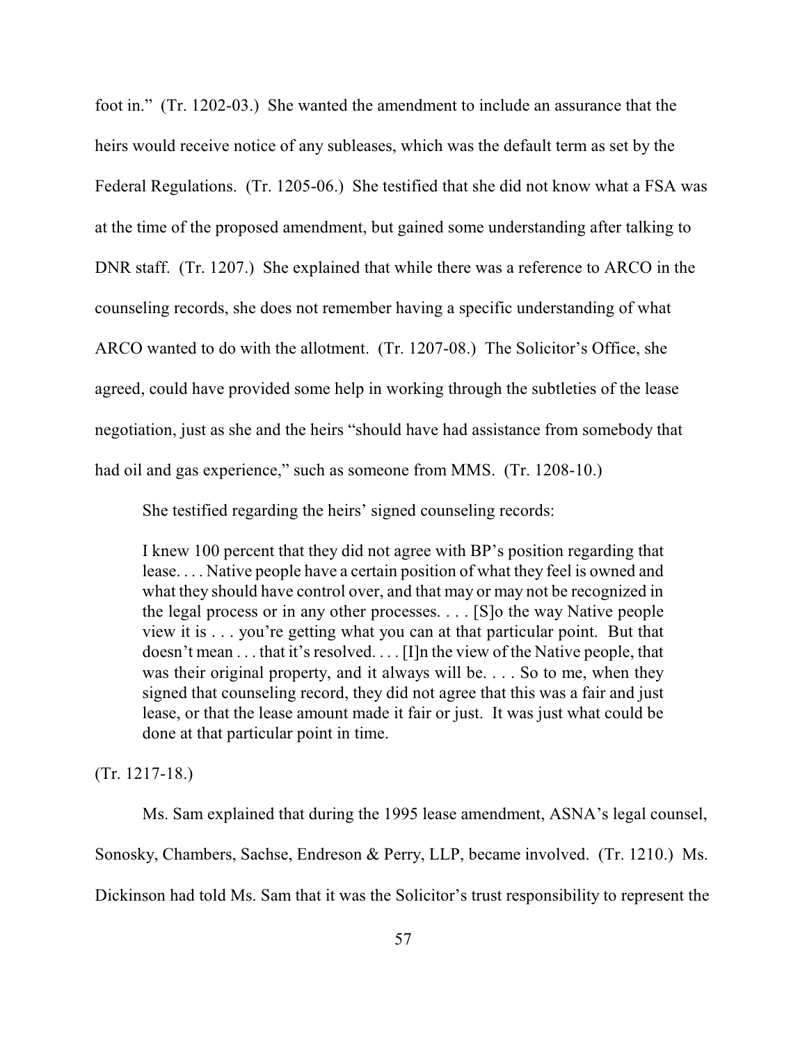foot in." (Tr. 1202-03.) She wanted the amendment to include an assurance that the heirs would receive notice of any subleases, which was the default term as set by the Federal Regulations. (Tr. 1205-06.) She testified that she did not know what a FSA was at the time of the proposed amendment, but gained some understanding after talking to DNR staff. (Tr. 1207.) She explained that while there was a reference to ARCO in the counseling records, she does not remember having a specific understanding of what ARCO wanted to do with the allotment. (Tr. 1207-08.) The Solicitor's Office, she agreed, could have provided some help in working through the subtleties of the lease negotiation, just as she and the heirs "should have had assistance from somebody that had oil and gas experience," such as someone from MMS. (Tr. 1208-10.)

She testified regarding the heirs' signed counseling records:

> I knew 100 percent that they did not agree with BP's position regarding that lease. . . . Native people have a certain position of what they feel is owned and what they should have control over, and that may or may not be recognized in the legal process or in any other processes. . . . [S]o the way Native people view it is . . . you're getting what you can at that particular point. But that doesn't mean . . . that it's resolved. . . . [I]n the view of the Native people, that was their original property, and it always will be. . . . So to me, when they signed that counseling record, they did not agree that this was a fair and just lease, or that the lease amount made it fair or just. It was just what could be done at that particular point in time.

(Tr. 1217-18.)

Ms. Sam explained that during the 1995 lease amendment, ASNA's legal counsel, Sonosky, Chambers, Sachse, Endreson & Perry, LLP, became involved. (Tr. 1210.) Ms. Dickinson had told Ms. Sam that it was the Solicitor's trust responsibility to represent the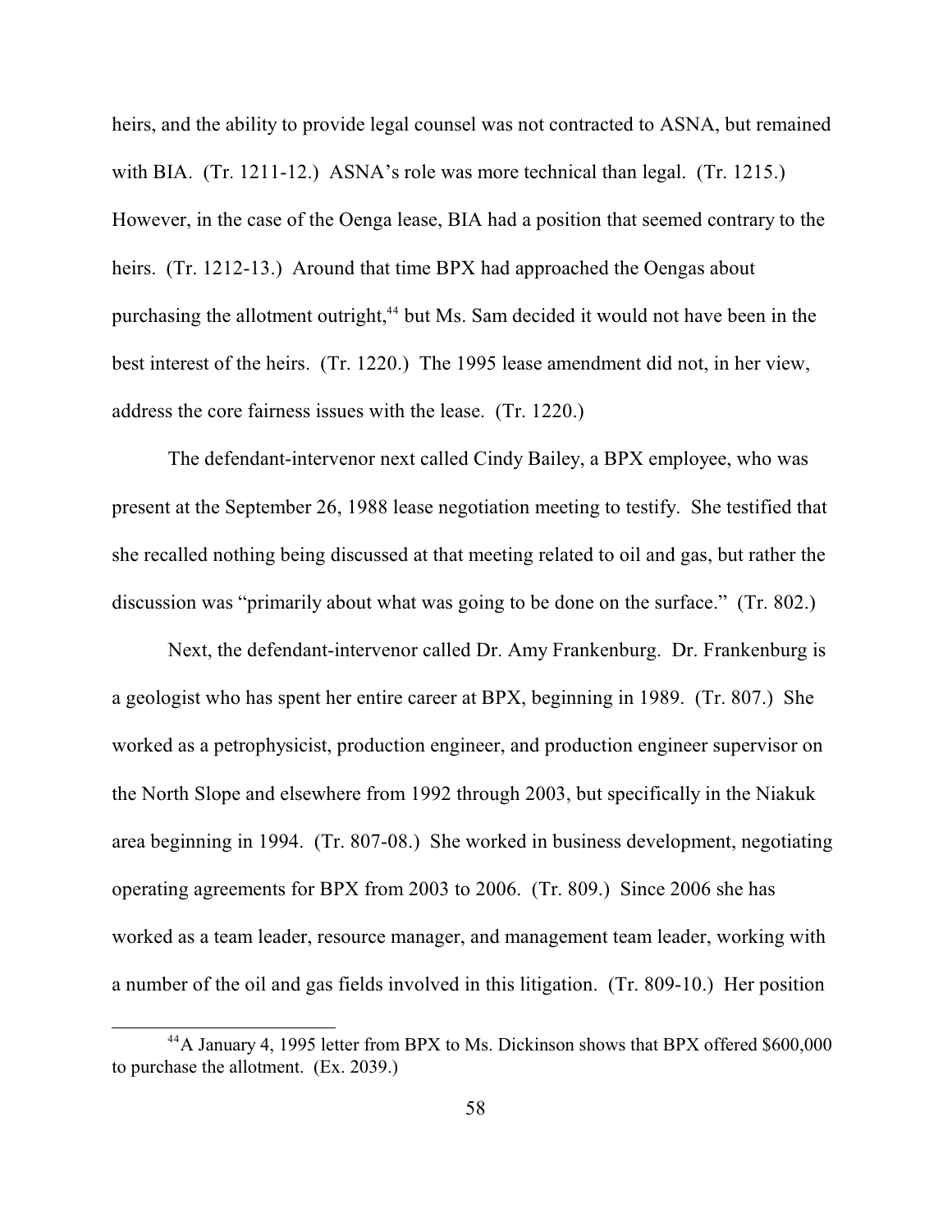heirs, and the ability to provide legal counsel was not contracted to ASNA, but remained with BIA. (Tr. 1211-12.) ASNA's role was more technical than legal. (Tr. 1215.) However, in the case of the Oenga lease, BIA had a position that seemed contrary to the heirs. (Tr. 1212-13.) Around that time BPX had approached the Oengas about purchasing the allotment outright,[44] but Ms. Sam decided it would not have been in the best interest of the heirs. (Tr. 1220.) The 1995 lease amendment did not, in her view, address the core fairness issues with the lease. (Tr. 1220.)

The defendant-intervenor next called Cindy Bailey, a BPX employee, who was present at the September 26, 1988 lease negotiation meeting to testify. She testified that she recalled nothing being discussed at that meeting related to oil and gas, but rather the discussion was "primarily about what was going to be done on the surface." (Tr. 802.)

Next, the defendant-intervenor called Dr. Amy Frankenburg. Dr. Frankenburg is a geologist who has spent her entire career at BPX, beginning in 1989. (Tr. 807.) She worked as a petrophysicist, production engineer, and production engineer supervisor on the North Slope and elsewhere from 1992 through 2003, but specifically in the Niakuk area beginning in 1994. (Tr. 807-08.) She worked in business development, negotiating operating agreements for BPX from 2003 to 2006. (Tr. 809.) Since 2006 she has worked as a team leader, resource manager, and management team leader, working with a number of the oil and gas fields involved in this litigation. (Tr. 809-10.) Her position

[44] A January 4, 1995 letter from BPX to Ms. Dickinson shows that BPX offered $600,000 to purchase the allotment. (Ex. 2039.)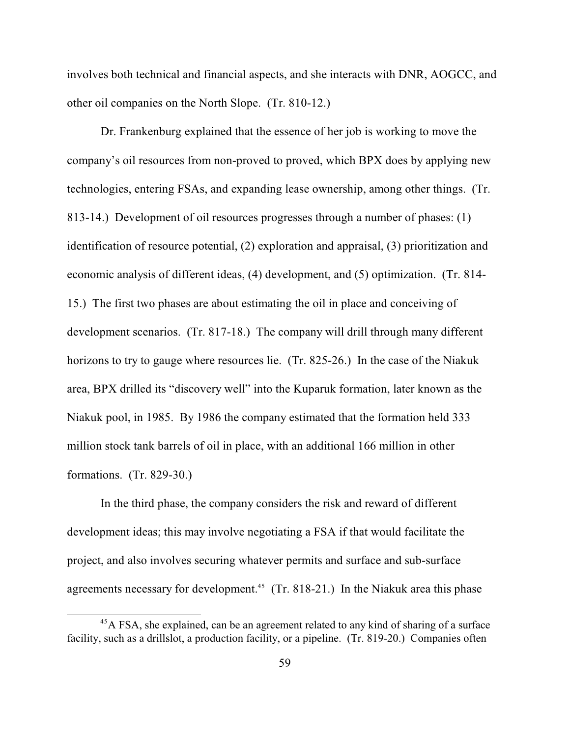involves both technical and financial aspects, and she interacts with DNR, AOGCC, and other oil companies on the North Slope. (Tr. 810-12.)

Dr. Frankenburg explained that the essence of her job is working to move the company's oil resources from non-proved to proved, which BPX does by applying new technologies, entering FSAs, and expanding lease ownership, among other things. (Tr. 813-14.) Development of oil resources progresses through a number of phases: (1) identification of resource potential, (2) exploration and appraisal, (3) prioritization and economic analysis of different ideas, (4) development, and (5) optimization. (Tr. 814-15.) The first two phases are about estimating the oil in place and conceiving of development scenarios. (Tr. 817-18.) The company will drill through many different horizons to try to gauge where resources lie. (Tr. 825-26.) In the case of the Niakuk area, BPX drilled its "discovery well" into the Kuparuk formation, later known as the Niakuk pool, in 1985. By 1986 the company estimated that the formation held 333 million stock tank barrels of oil in place, with an additional 166 million in other formations. (Tr. 829-30.)

In the third phase, the company considers the risk and reward of different development ideas; this may involve negotiating a FSA if that would facilitate the project, and also involves securing whatever permits and surface and sub-surface agreements necessary for development.[45] (Tr. 818-21.) In the Niakuk area this phase

[45] A FSA, she explained, can be an agreement related to any kind of sharing of a surface facility, such as a drillslot, a production facility, or a pipeline. (Tr. 819-20.) Companies often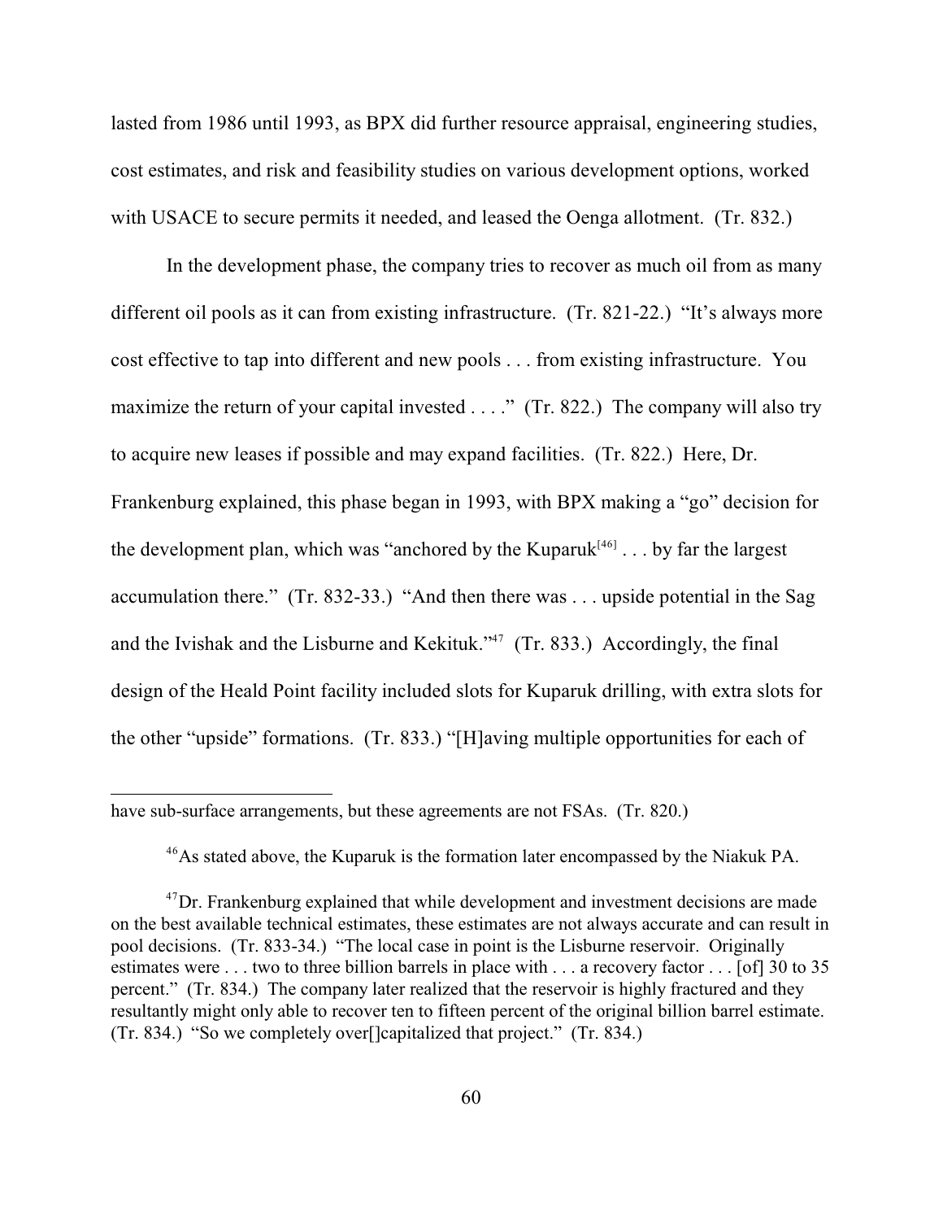lasted from 1986 until 1993, as BPX did further resource appraisal, engineering studies, cost estimates, and risk and feasibility studies on various development options, worked with USACE to secure permits it needed, and leased the Oenga allotment. (Tr. 832.)

In the development phase, the company tries to recover as much oil from as many different oil pools as it can from existing infrastructure. (Tr. 821-22.) "It's always more cost effective to tap into different and new pools . . . from existing infrastructure. You maximize the return of your capital invested . . . ." (Tr. 822.) The company will also try to acquire new leases if possible and may expand facilities. (Tr. 822.) Here, Dr. Frankenburg explained, this phase began in 1993, with BPX making a "go" decision for the development plan, which was "anchored by the Kuparuk[46] . . . by far the largest accumulation there." (Tr. 832-33.) "And then there was . . . upside potential in the Sag and the Ivishak and the Lisburne and Kekituk."[47] (Tr. 833.) Accordingly, the final design of the Heald Point facility included slots for Kuparuk drilling, with extra slots for the other "upside" formations. (Tr. 833.) "[H]aving multiple opportunities for each of

---

have sub-surface arrangements, but these agreements are not FSAs. (Tr. 820.)

[46] As stated above, the Kuparuk is the formation later encompassed by the Niakuk PA.

[47] Dr. Frankenburg explained that while development and investment decisions are made on the best available technical estimates, these estimates are not always accurate and can result in pool decisions. (Tr. 833-34.) "The local case in point is the Lisburne reservoir. Originally estimates were . . . two to three billion barrels in place with . . . a recovery factor . . . [of] 30 to 35 percent." (Tr. 834.) The company later realized that the reservoir is highly fractured and they resultantly might only able to recover ten to fifteen percent of the original billion barrel estimate. (Tr. 834.) "So we completely over[]capitalized that project." (Tr. 834.)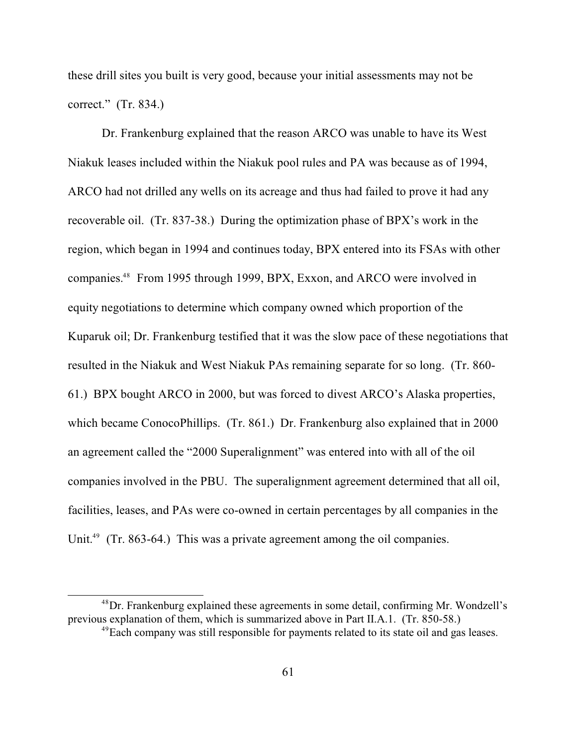these drill sites you built is very good, because your initial assessments may not be correct." (Tr. 834.)

Dr. Frankenburg explained that the reason ARCO was unable to have its West Niakuk leases included within the Niakuk pool rules and PA was because as of 1994, ARCO had not drilled any wells on its acreage and thus had failed to prove it had any recoverable oil. (Tr. 837-38.) During the optimization phase of BPX's work in the region, which began in 1994 and continues today, BPX entered into its FSAs with other companies.[48] From 1995 through 1999, BPX, Exxon, and ARCO were involved in equity negotiations to determine which company owned which proportion of the Kuparuk oil; Dr. Frankenburg testified that it was the slow pace of these negotiations that resulted in the Niakuk and West Niakuk PAs remaining separate for so long. (Tr. 860-61.) BPX bought ARCO in 2000, but was forced to divest ARCO's Alaska properties, which became ConocoPhillips. (Tr. 861.) Dr. Frankenburg also explained that in 2000 an agreement called the "2000 Superalignment" was entered into with all of the oil companies involved in the PBU. The superalignment agreement determined that all oil, facilities, leases, and PAs were co-owned in certain percentages by all companies in the Unit.[49] (Tr. 863-64.) This was a private agreement among the oil companies.

---

[48] Dr. Frankenburg explained these agreements in some detail, confirming Mr. Wondzell's previous explanation of them, which is summarized above in Part II.A.1. (Tr. 850-58.)

[49] Each company was still responsible for payments related to its state oil and gas leases.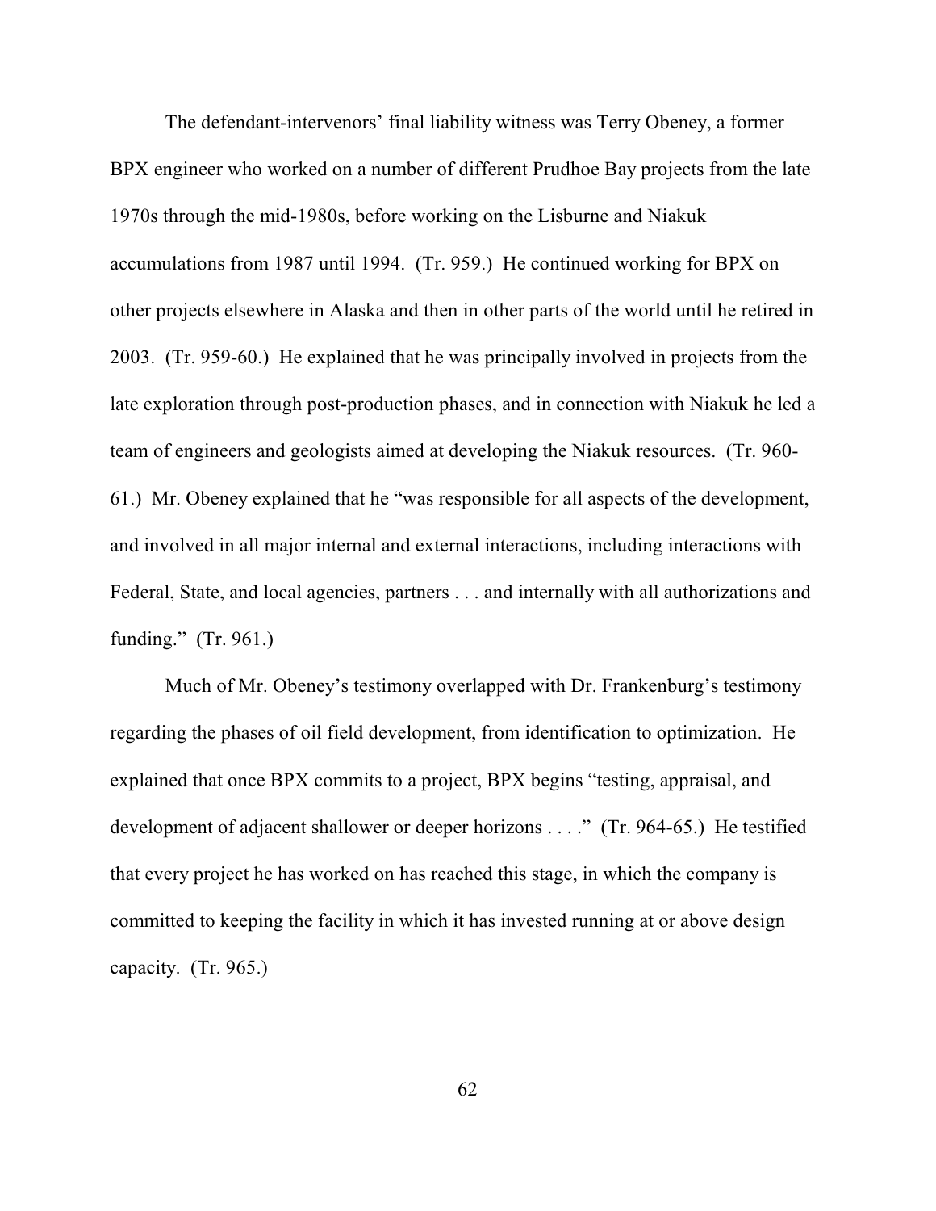The defendant-intervenors' final liability witness was Terry Obeney, a former BPX engineer who worked on a number of different Prudhoe Bay projects from the late 1970s through the mid-1980s, before working on the Lisburne and Niakuk accumulations from 1987 until 1994. (Tr. 959.) He continued working for BPX on other projects elsewhere in Alaska and then in other parts of the world until he retired in 2003. (Tr. 959-60.) He explained that he was principally involved in projects from the late exploration through post-production phases, and in connection with Niakuk he led a team of engineers and geologists aimed at developing the Niakuk resources. (Tr. 960-61.) Mr. Obeney explained that he "was responsible for all aspects of the development, and involved in all major internal and external interactions, including interactions with Federal, State, and local agencies, partners . . . and internally with all authorizations and funding." (Tr. 961.)

Much of Mr. Obeney's testimony overlapped with Dr. Frankenburg's testimony regarding the phases of oil field development, from identification to optimization. He explained that once BPX commits to a project, BPX begins "testing, appraisal, and development of adjacent shallower or deeper horizons . . . ." (Tr. 964-65.) He testified that every project he has worked on has reached this stage, in which the company is committed to keeping the facility in which it has invested running at or above design capacity. (Tr. 965.)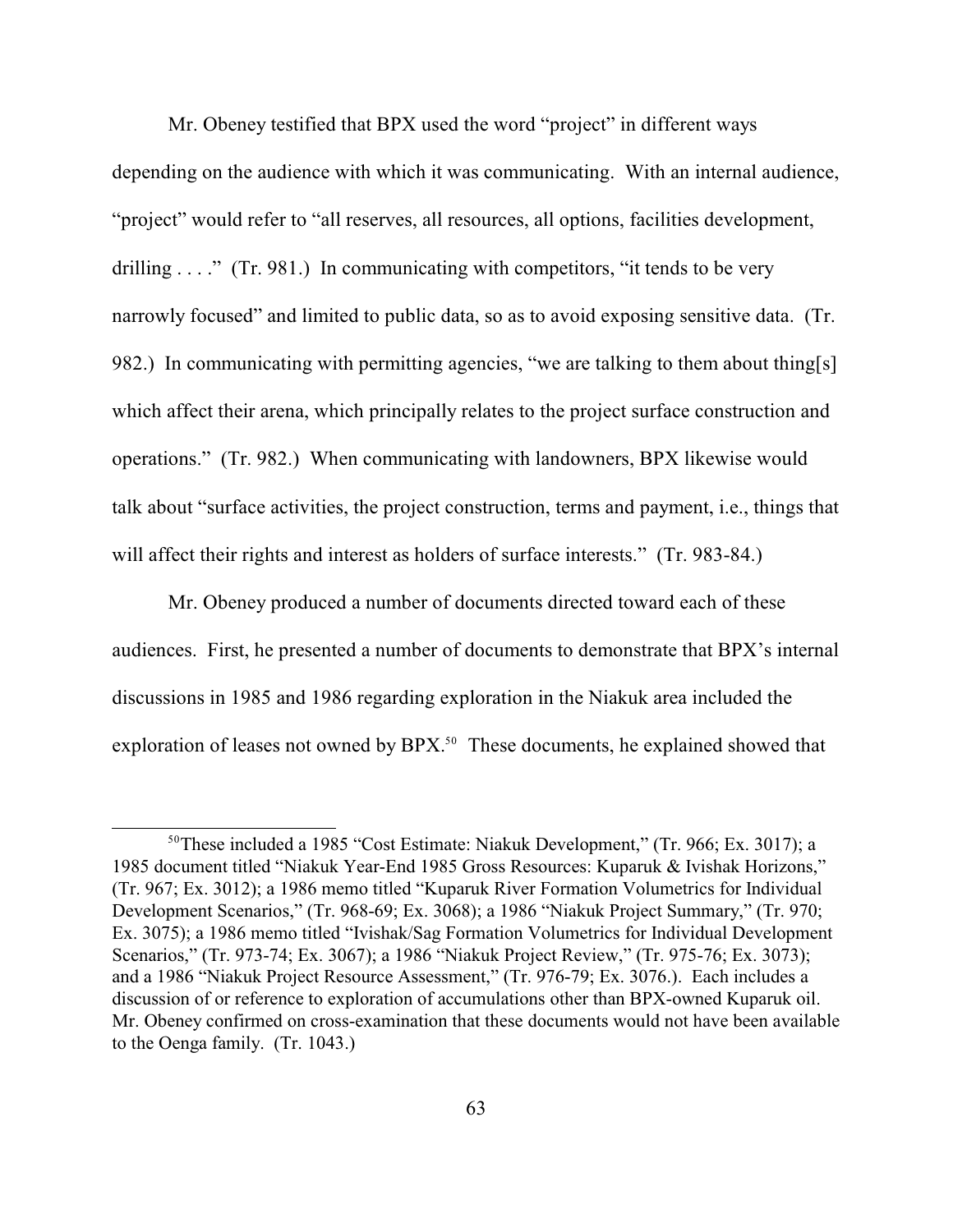Mr. Obeney testified that BPX used the word "project" in different ways depending on the audience with which it was communicating. With an internal audience, "project" would refer to "all reserves, all resources, all options, facilities development, drilling . . . ." (Tr. 981.) In communicating with competitors, "it tends to be very narrowly focused" and limited to public data, so as to avoid exposing sensitive data. (Tr. 982.) In communicating with permitting agencies, "we are talking to them about thing[s] which affect their arena, which principally relates to the project surface construction and operations." (Tr. 982.) When communicating with landowners, BPX likewise would talk about "surface activities, the project construction, terms and payment, i.e., things that will affect their rights and interest as holders of surface interests." (Tr. 983-84.)

Mr. Obeney produced a number of documents directed toward each of these audiences. First, he presented a number of documents to demonstrate that BPX's internal discussions in 1985 and 1986 regarding exploration in the Niakuk area included the exploration of leases not owned by BPX.[50] These documents, he explained showed that

---

[50] These included a 1985 "Cost Estimate: Niakuk Development," (Tr. 966; Ex. 3017); a 1985 document titled "Niakuk Year-End 1985 Gross Resources: Kuparuk & Ivishak Horizons," (Tr. 967; Ex. 3012); a 1986 memo titled "Kuparuk River Formation Volumetrics for Individual Development Scenarios," (Tr. 968-69; Ex. 3068); a 1986 "Niakuk Project Summary," (Tr. 970; Ex. 3075); a 1986 memo titled "Ivishak/Sag Formation Volumetrics for Individual Development Scenarios," (Tr. 973-74; Ex. 3067); a 1986 "Niakuk Project Review," (Tr. 975-76; Ex. 3073); and a 1986 "Niakuk Project Resource Assessment," (Tr. 976-79; Ex. 3076.). Each includes a discussion of or reference to exploration of accumulations other than BPX-owned Kuparuk oil. Mr. Obeney confirmed on cross-examination that these documents would not have been available to the Oenga family. (Tr. 1043.)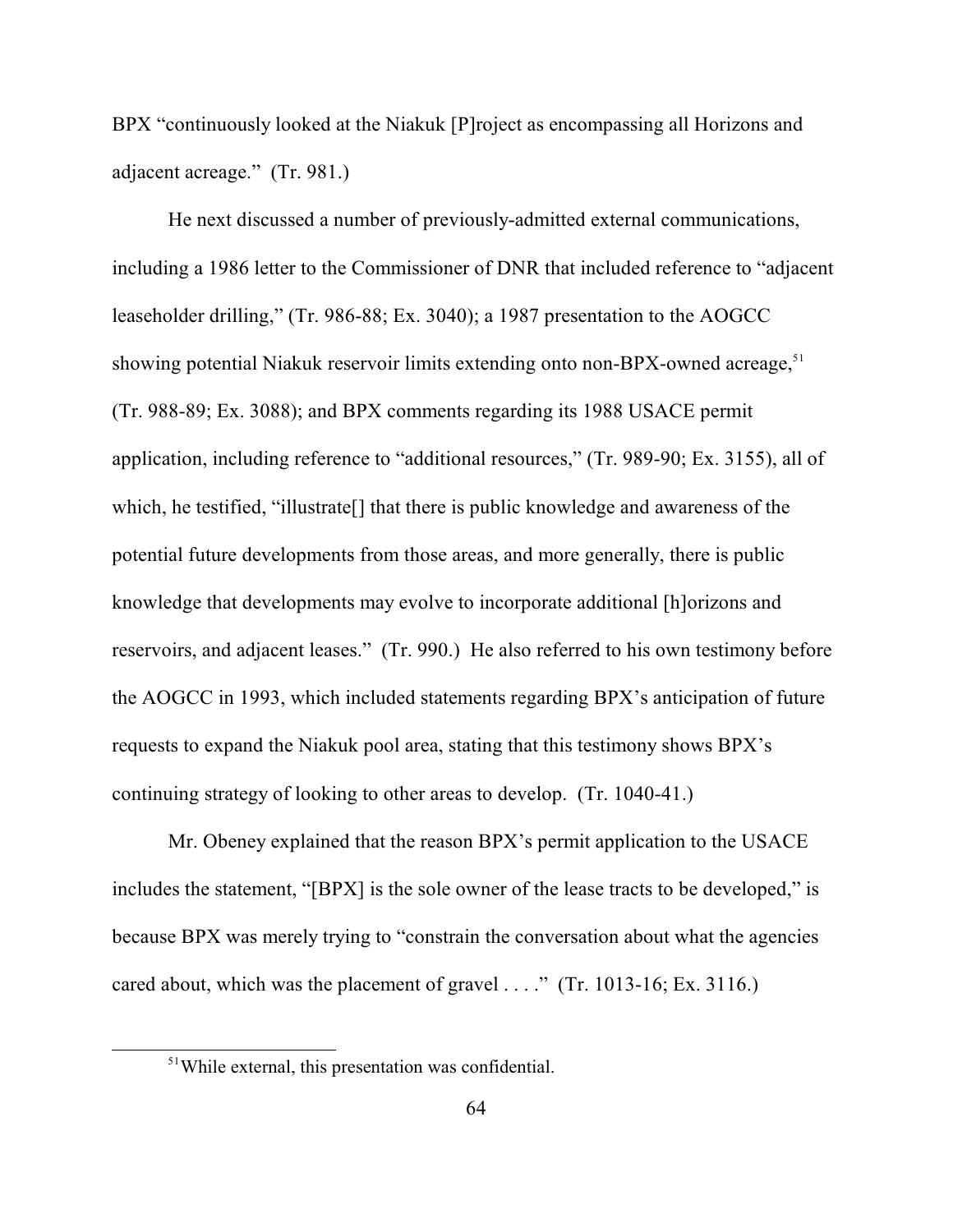BPX "continuously looked at the Niakuk [P]roject as encompassing all Horizons and adjacent acreage." (Tr. 981.)

He next discussed a number of previously-admitted external communications, including a 1986 letter to the Commissioner of DNR that included reference to "adjacent leaseholder drilling," (Tr. 986-88; Ex. 3040); a 1987 presentation to the AOGCC showing potential Niakuk reservoir limits extending onto non-BPX-owned acreage,[51] (Tr. 988-89; Ex. 3088); and BPX comments regarding its 1988 USACE permit application, including reference to "additional resources," (Tr. 989-90; Ex. 3155), all of which, he testified, "illustrate[] that there is public knowledge and awareness of the potential future developments from those areas, and more generally, there is public knowledge that developments may evolve to incorporate additional [h]orizons and reservoirs, and adjacent leases." (Tr. 990.) He also referred to his own testimony before the AOGCC in 1993, which included statements regarding BPX's anticipation of future requests to expand the Niakuk pool area, stating that this testimony shows BPX's continuing strategy of looking to other areas to develop. (Tr. 1040-41.)

Mr. Obeney explained that the reason BPX's permit application to the USACE includes the statement, "[BPX] is the sole owner of the lease tracts to be developed," is because BPX was merely trying to "constrain the conversation about what the agencies cared about, which was the placement of gravel . . . ." (Tr. 1013-16; Ex. 3116.)

---

[51] While external, this presentation was confidential.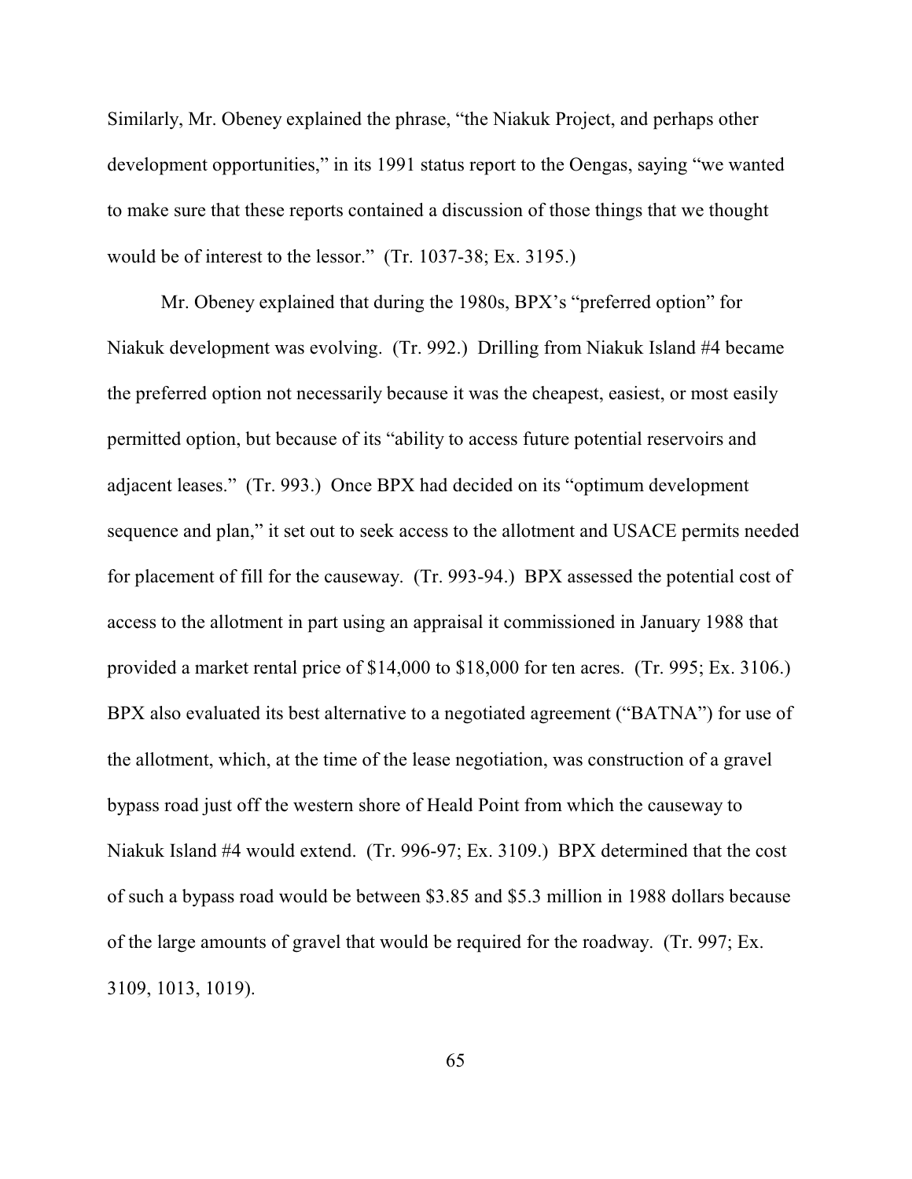Similarly, Mr. Obeney explained the phrase, "the Niakuk Project, and perhaps other development opportunities," in its 1991 status report to the Oengas, saying "we wanted to make sure that these reports contained a discussion of those things that we thought would be of interest to the lessor." (Tr. 1037-38; Ex. 3195.)

Mr. Obeney explained that during the 1980s, BPX's "preferred option" for Niakuk development was evolving. (Tr. 992.) Drilling from Niakuk Island #4 became the preferred option not necessarily because it was the cheapest, easiest, or most easily permitted option, but because of its "ability to access future potential reservoirs and adjacent leases." (Tr. 993.) Once BPX had decided on its "optimum development sequence and plan," it set out to seek access to the allotment and USACE permits needed for placement of fill for the causeway. (Tr. 993-94.) BPX assessed the potential cost of access to the allotment in part using an appraisal it commissioned in January 1988 that provided a market rental price of $14,000 to $18,000 for ten acres. (Tr. 995; Ex. 3106.) BPX also evaluated its best alternative to a negotiated agreement ("BATNA") for use of the allotment, which, at the time of the lease negotiation, was construction of a gravel bypass road just off the western shore of Heald Point from which the causeway to Niakuk Island #4 would extend. (Tr. 996-97; Ex. 3109.) BPX determined that the cost of such a bypass road would be between $3.85 and $5.3 million in 1988 dollars because of the large amounts of gravel that would be required for the roadway. (Tr. 997; Ex. 3109, 1013, 1019).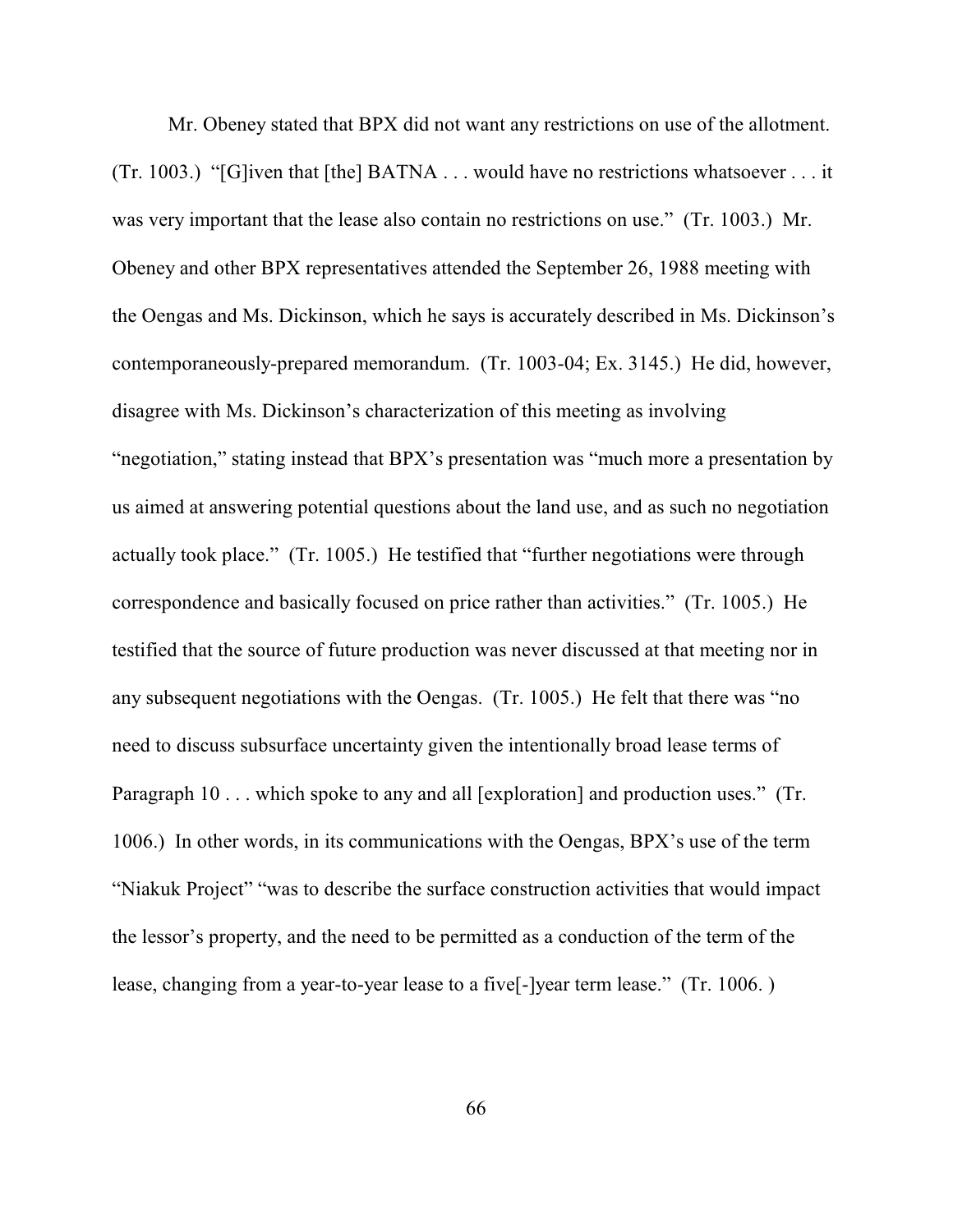Mr. Obeney stated that BPX did not want any restrictions on use of the allotment. (Tr. 1003.) "[G]iven that [the] BATNA . . . would have no restrictions whatsoever . . . it was very important that the lease also contain no restrictions on use." (Tr. 1003.) Mr. Obeney and other BPX representatives attended the September 26, 1988 meeting with the Oengas and Ms. Dickinson, which he says is accurately described in Ms. Dickinson's contemporaneously-prepared memorandum. (Tr. 1003-04; Ex. 3145.) He did, however, disagree with Ms. Dickinson's characterization of this meeting as involving "negotiation," stating instead that BPX's presentation was "much more a presentation by us aimed at answering potential questions about the land use, and as such no negotiation actually took place." (Tr. 1005.) He testified that "further negotiations were through correspondence and basically focused on price rather than activities." (Tr. 1005.) He testified that the source of future production was never discussed at that meeting nor in any subsequent negotiations with the Oengas. (Tr. 1005.) He felt that there was "no need to discuss subsurface uncertainty given the intentionally broad lease terms of Paragraph 10 . . . which spoke to any and all [exploration] and production uses." (Tr. 1006.) In other words, in its communications with the Oengas, BPX's use of the term "Niakuk Project" "was to describe the surface construction activities that would impact the lessor's property, and the need to be permitted as a conduction of the term of the lease, changing from a year-to-year lease to a five[-]year term lease." (Tr. 1006. )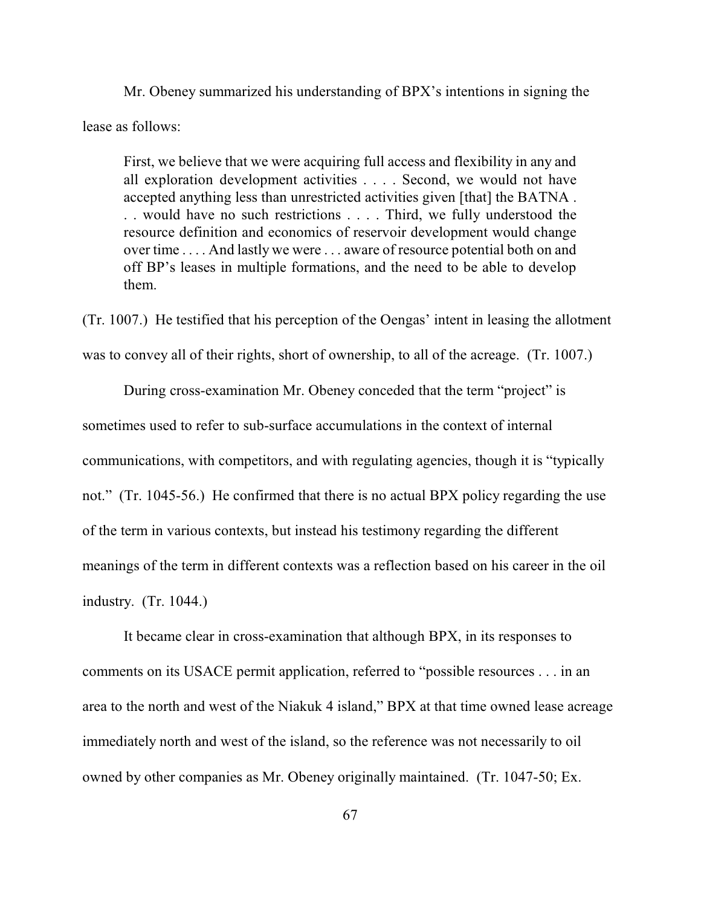Mr. Obeney summarized his understanding of BPX's intentions in signing the lease as follows:

> First, we believe that we were acquiring full access and flexibility in any and all exploration development activities . . . . Second, we would not have accepted anything less than unrestricted activities given [that] the BATNA . . . would have no such restrictions . . . . Third, we fully understood the resource definition and economics of reservoir development would change over time . . . . And lastly we were . . . aware of resource potential both on and off BP's leases in multiple formations, and the need to be able to develop them.

(Tr. 1007.) He testified that his perception of the Oengas' intent in leasing the allotment was to convey all of their rights, short of ownership, to all of the acreage. (Tr. 1007.)

During cross-examination Mr. Obeney conceded that the term "project" is sometimes used to refer to sub-surface accumulations in the context of internal communications, with competitors, and with regulating agencies, though it is "typically not." (Tr. 1045-56.) He confirmed that there is no actual BPX policy regarding the use of the term in various contexts, but instead his testimony regarding the different meanings of the term in different contexts was a reflection based on his career in the oil industry. (Tr. 1044.)

It became clear in cross-examination that although BPX, in its responses to comments on its USACE permit application, referred to "possible resources . . . in an area to the north and west of the Niakuk 4 island," BPX at that time owned lease acreage immediately north and west of the island, so the reference was not necessarily to oil owned by other companies as Mr. Obeney originally maintained. (Tr. 1047-50; Ex.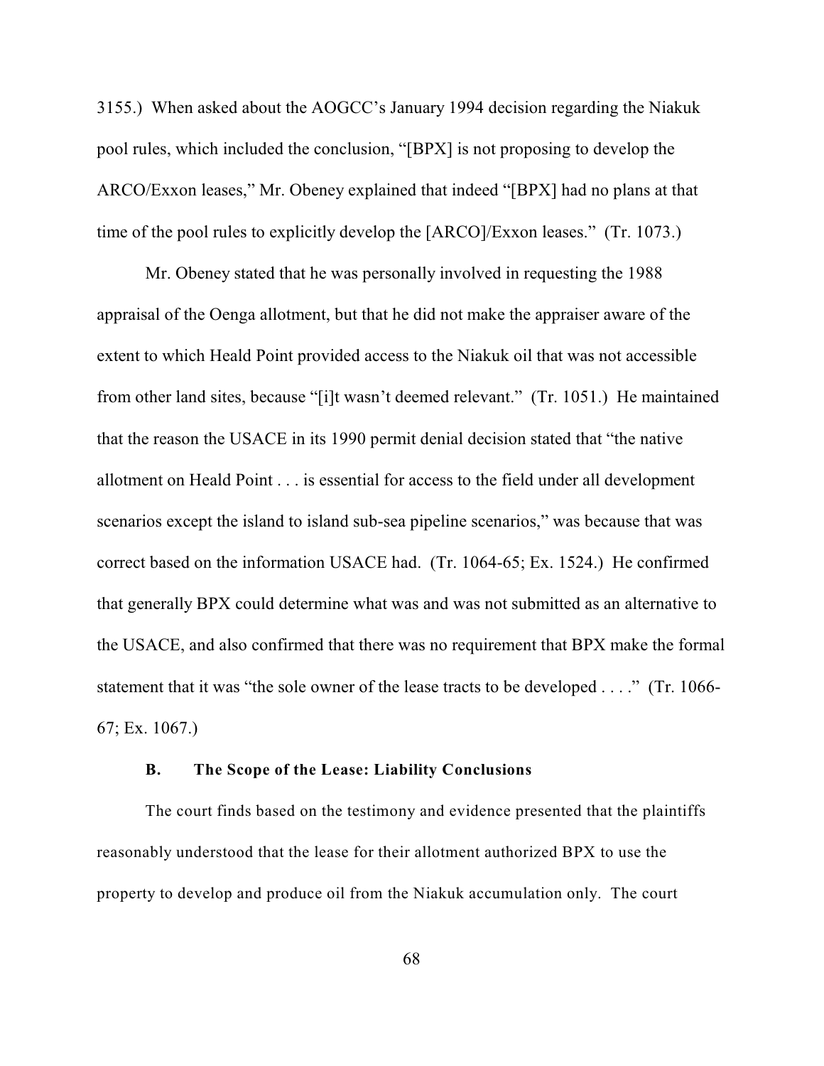3155.) When asked about the AOGCC's January 1994 decision regarding the Niakuk pool rules, which included the conclusion, "[BPX] is not proposing to develop the ARCO/Exxon leases," Mr. Obeney explained that indeed "[BPX] had no plans at that time of the pool rules to explicitly develop the [ARCO]/Exxon leases." (Tr. 1073.)

Mr. Obeney stated that he was personally involved in requesting the 1988 appraisal of the Oenga allotment, but that he did not make the appraiser aware of the extent to which Heald Point provided access to the Niakuk oil that was not accessible from other land sites, because "[i]t wasn't deemed relevant." (Tr. 1051.) He maintained that the reason the USACE in its 1990 permit denial decision stated that "the native allotment on Heald Point . . . is essential for access to the field under all development scenarios except the island to island sub-sea pipeline scenarios," was because that was correct based on the information USACE had. (Tr. 1064-65; Ex. 1524.) He confirmed that generally BPX could determine what was and was not submitted as an alternative to the USACE, and also confirmed that there was no requirement that BPX make the formal statement that it was "the sole owner of the lease tracts to be developed . . . ." (Tr. 1066-67; Ex. 1067.)

### B. The Scope of the Lease: Liability Conclusions

The court finds based on the testimony and evidence presented that the plaintiffs reasonably understood that the lease for their allotment authorized BPX to use the property to develop and produce oil from the Niakuk accumulation only. The court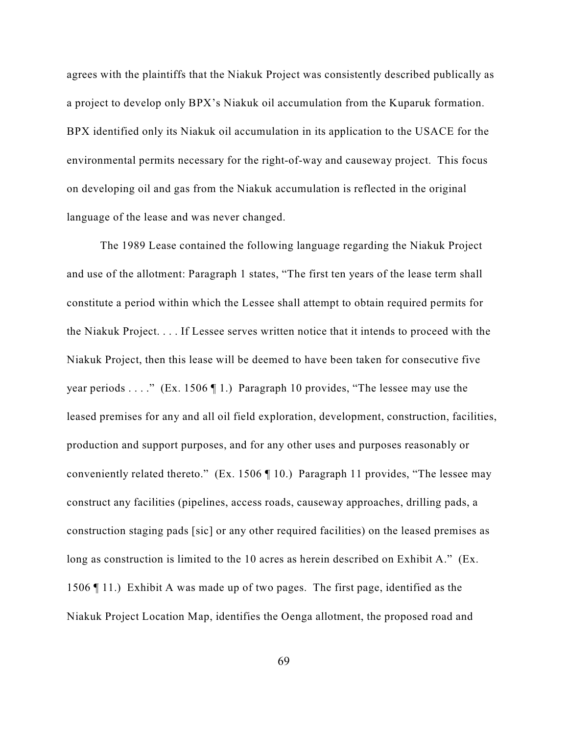agrees with the plaintiffs that the Niakuk Project was consistently described publically as a project to develop only BPX's Niakuk oil accumulation from the Kuparuk formation. BPX identified only its Niakuk oil accumulation in its application to the USACE for the environmental permits necessary for the right-of-way and causeway project. This focus on developing oil and gas from the Niakuk accumulation is reflected in the original language of the lease and was never changed.

The 1989 Lease contained the following language regarding the Niakuk Project and use of the allotment: Paragraph 1 states, "The first ten years of the lease term shall constitute a period within which the Lessee shall attempt to obtain required permits for the Niakuk Project. . . . If Lessee serves written notice that it intends to proceed with the Niakuk Project, then this lease will be deemed to have been taken for consecutive five year periods . . . ." (Ex. 1506 ¶ 1.) Paragraph 10 provides, "The lessee may use the leased premises for any and all oil field exploration, development, construction, facilities, production and support purposes, and for any other uses and purposes reasonably or conveniently related thereto." (Ex. 1506 ¶ 10.) Paragraph 11 provides, "The lessee may construct any facilities (pipelines, access roads, causeway approaches, drilling pads, a construction staging pads [sic] or any other required facilities) on the leased premises as long as construction is limited to the 10 acres as herein described on Exhibit A." (Ex. 1506 ¶ 11.) Exhibit A was made up of two pages. The first page, identified as the Niakuk Project Location Map, identifies the Oenga allotment, the proposed road and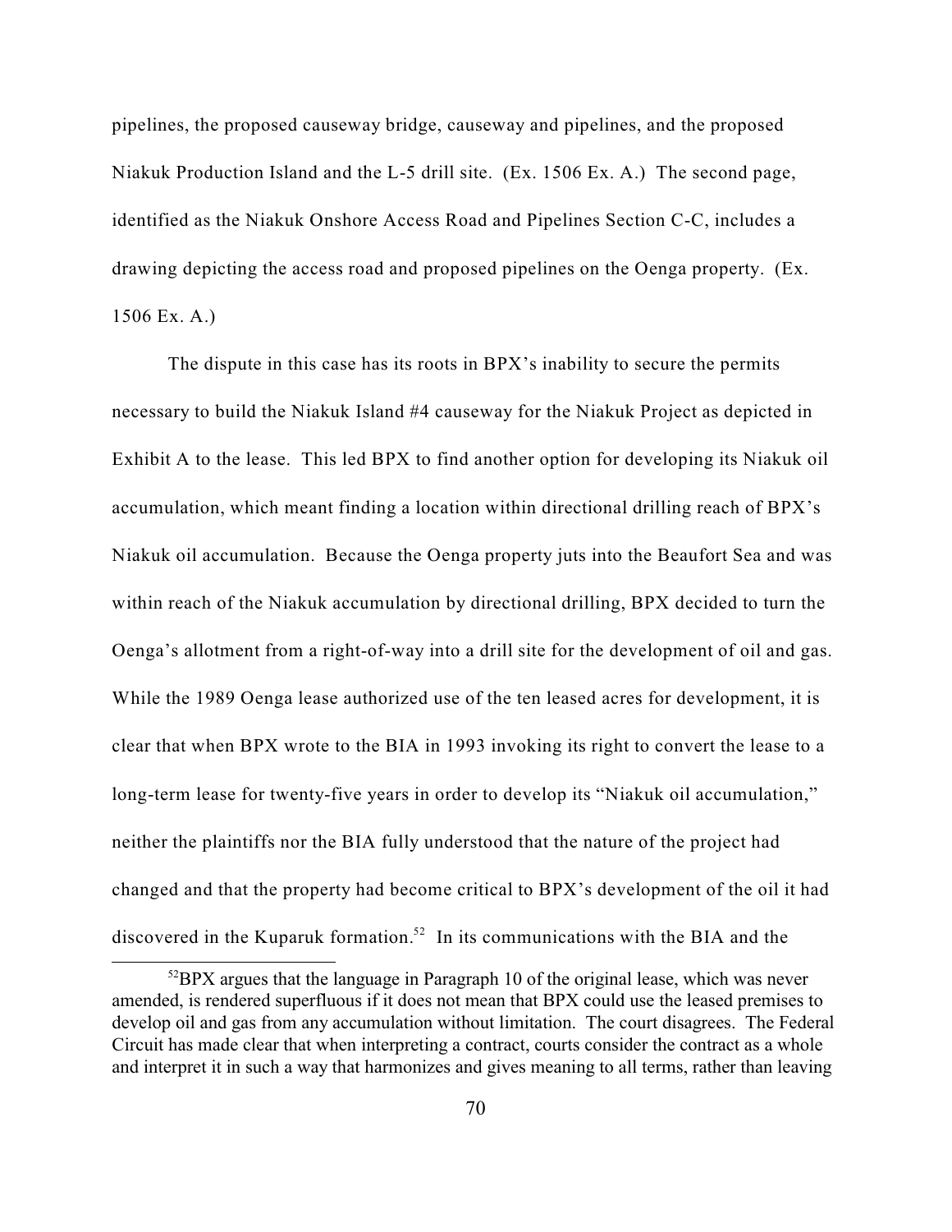pipelines, the proposed causeway bridge, causeway and pipelines, and the proposed Niakuk Production Island and the L-5 drill site. (Ex. 1506 Ex. A.) The second page, identified as the Niakuk Onshore Access Road and Pipelines Section C-C, includes a drawing depicting the access road and proposed pipelines on the Oenga property. (Ex. 1506 Ex. A.)

The dispute in this case has its roots in BPX's inability to secure the permits necessary to build the Niakuk Island #4 causeway for the Niakuk Project as depicted in Exhibit A to the lease. This led BPX to find another option for developing its Niakuk oil accumulation, which meant finding a location within directional drilling reach of BPX's Niakuk oil accumulation. Because the Oenga property juts into the Beaufort Sea and was within reach of the Niakuk accumulation by directional drilling, BPX decided to turn the Oenga's allotment from a right-of-way into a drill site for the development of oil and gas. While the 1989 Oenga lease authorized use of the ten leased acres for development, it is clear that when BPX wrote to the BIA in 1993 invoking its right to convert the lease to a long-term lease for twenty-five years in order to develop its "Niakuk oil accumulation," neither the plaintiffs nor the BIA fully understood that the nature of the project had changed and that the property had become critical to BPX's development of the oil it had discovered in the Kuparuk formation.[52] In its communications with the BIA and the

[52] BPX argues that the language in Paragraph 10 of the original lease, which was never amended, is rendered superfluous if it does not mean that BPX could use the leased premises to develop oil and gas from any accumulation without limitation. The court disagrees. The Federal Circuit has made clear that when interpreting a contract, courts consider the contract as a whole and interpret it in such a way that harmonizes and gives meaning to all terms, rather than leaving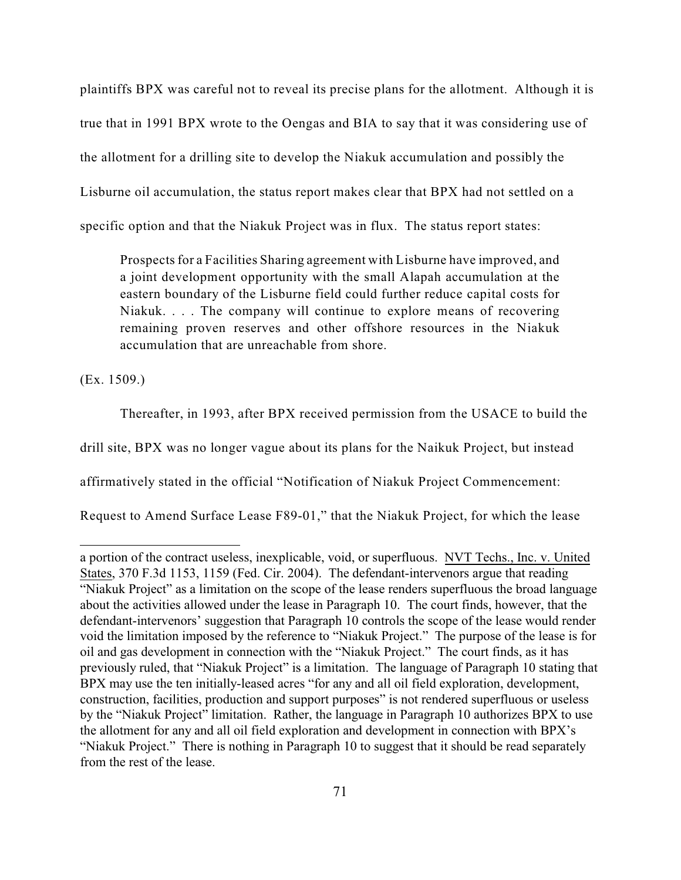plaintiffs BPX was careful not to reveal its precise plans for the allotment. Although it is true that in 1991 BPX wrote to the Oengas and BIA to say that it was considering use of the allotment for a drilling site to develop the Niakuk accumulation and possibly the Lisburne oil accumulation, the status report makes clear that BPX had not settled on a specific option and that the Niakuk Project was in flux. The status report states:

> Prospects for a Facilities Sharing agreement with Lisburne have improved, and a joint development opportunity with the small Alapah accumulation at the eastern boundary of the Lisburne field could further reduce capital costs for Niakuk. . . . The company will continue to explore means of recovering remaining proven reserves and other offshore resources in the Niakuk accumulation that are unreachable from shore.

(Ex. 1509.)

Thereafter, in 1993, after BPX received permission from the USACE to build the drill site, BPX was no longer vague about its plans for the Naikuk Project, but instead affirmatively stated in the official "Notification of Niakuk Project Commencement: Request to Amend Surface Lease F89-01," that the Niakuk Project, for which the lease

---

a portion of the contract useless, inexplicable, void, or superfluous. NVT Techs., Inc. v. United States, 370 F.3d 1153, 1159 (Fed. Cir. 2004). The defendant-intervenors argue that reading "Niakuk Project" as a limitation on the scope of the lease renders superfluous the broad language about the activities allowed under the lease in Paragraph 10. The court finds, however, that the defendant-intervenors' suggestion that Paragraph 10 controls the scope of the lease would render void the limitation imposed by the reference to "Niakuk Project." The purpose of the lease is for oil and gas development in connection with the "Niakuk Project." The court finds, as it has previously ruled, that "Niakuk Project" is a limitation. The language of Paragraph 10 stating that BPX may use the ten initially-leased acres "for any and all oil field exploration, development, construction, facilities, production and support purposes" is not rendered superfluous or useless by the "Niakuk Project" limitation. Rather, the language in Paragraph 10 authorizes BPX to use the allotment for any and all oil field exploration and development in connection with BPX's "Niakuk Project." There is nothing in Paragraph 10 to suggest that it should be read separately from the rest of the lease.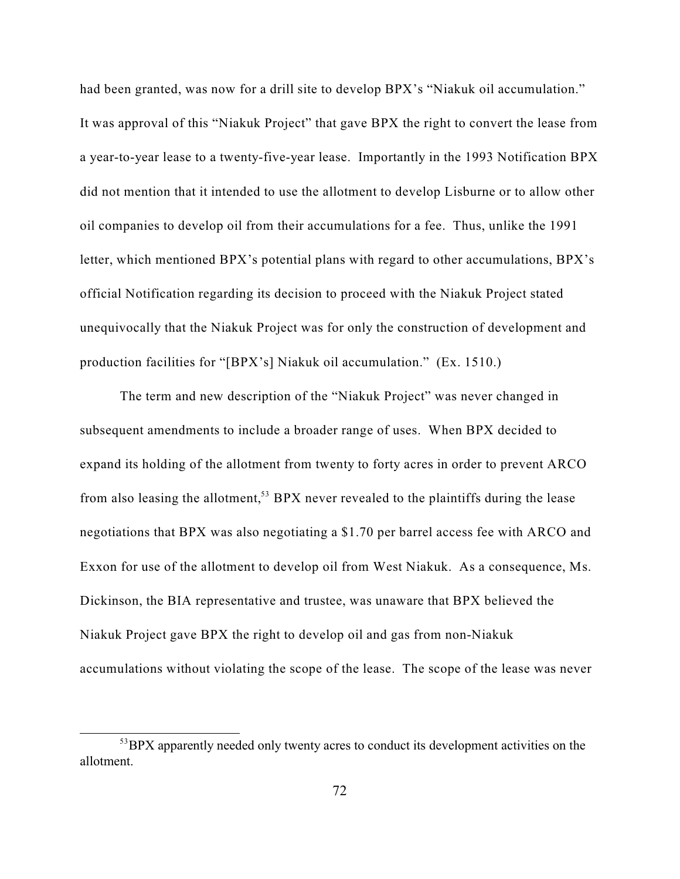had been granted, was now for a drill site to develop BPX's "Niakuk oil accumulation." It was approval of this "Niakuk Project" that gave BPX the right to convert the lease from a year-to-year lease to a twenty-five-year lease. Importantly in the 1993 Notification BPX did not mention that it intended to use the allotment to develop Lisburne or to allow other oil companies to develop oil from their accumulations for a fee. Thus, unlike the 1991 letter, which mentioned BPX's potential plans with regard to other accumulations, BPX's official Notification regarding its decision to proceed with the Niakuk Project stated unequivocally that the Niakuk Project was for only the construction of development and production facilities for "[BPX's] Niakuk oil accumulation." (Ex. 1510.)

The term and new description of the "Niakuk Project" was never changed in subsequent amendments to include a broader range of uses. When BPX decided to expand its holding of the allotment from twenty to forty acres in order to prevent ARCO from also leasing the allotment,[53] BPX never revealed to the plaintiffs during the lease negotiations that BPX was also negotiating a $1.70 per barrel access fee with ARCO and Exxon for use of the allotment to develop oil from West Niakuk. As a consequence, Ms. Dickinson, the BIA representative and trustee, was unaware that BPX believed the Niakuk Project gave BPX the right to develop oil and gas from non-Niakuk accumulations without violating the scope of the lease. The scope of the lease was never

[53] BPX apparently needed only twenty acres to conduct its development activities on the allotment.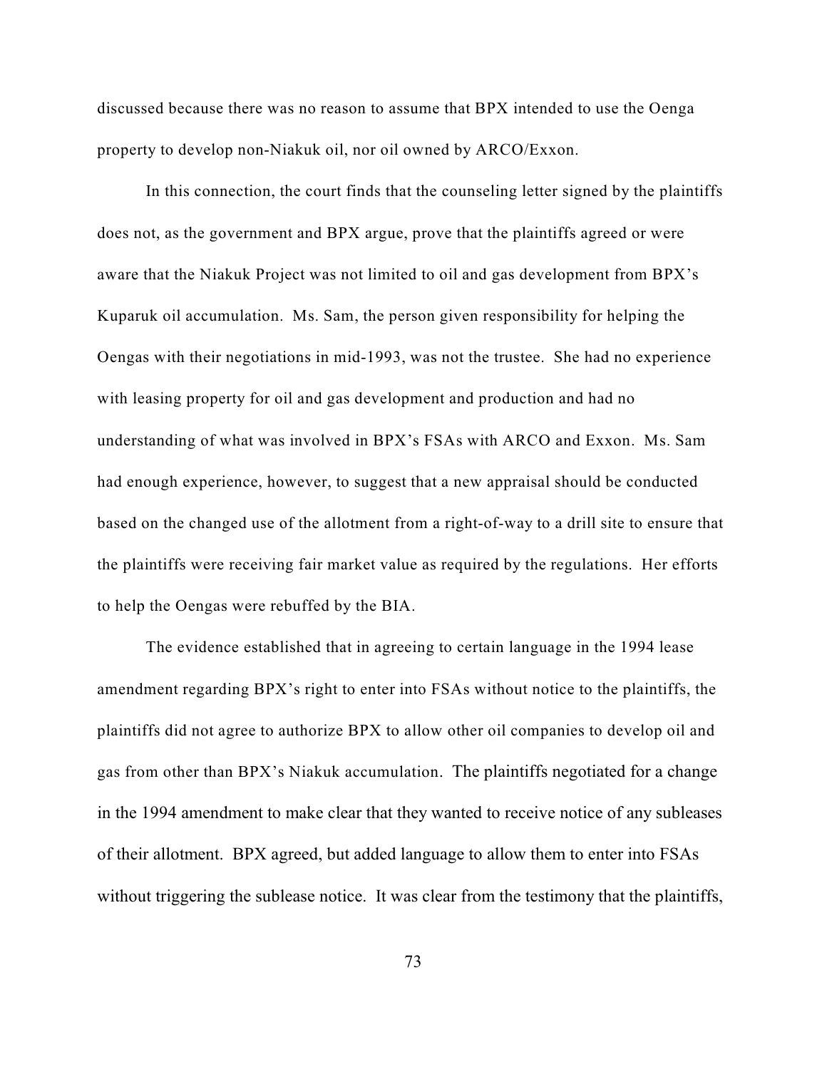discussed because there was no reason to assume that BPX intended to use the Oenga property to develop non-Niakuk oil, nor oil owned by ARCO/Exxon.

In this connection, the court finds that the counseling letter signed by the plaintiffs does not, as the government and BPX argue, prove that the plaintiffs agreed or were aware that the Niakuk Project was not limited to oil and gas development from BPX's Kuparuk oil accumulation. Ms. Sam, the person given responsibility for helping the Oengas with their negotiations in mid-1993, was not the trustee. She had no experience with leasing property for oil and gas development and production and had no understanding of what was involved in BPX's FSAs with ARCO and Exxon. Ms. Sam had enough experience, however, to suggest that a new appraisal should be conducted based on the changed use of the allotment from a right-of-way to a drill site to ensure that the plaintiffs were receiving fair market value as required by the regulations. Her efforts to help the Oengas were rebuffed by the BIA.

The evidence established that in agreeing to certain language in the 1994 lease amendment regarding BPX's right to enter into FSAs without notice to the plaintiffs, the plaintiffs did not agree to authorize BPX to allow other oil companies to develop oil and gas from other than BPX's Niakuk accumulation. The plaintiffs negotiated for a change in the 1994 amendment to make clear that they wanted to receive notice of any subleases of their allotment. BPX agreed, but added language to allow them to enter into FSAs without triggering the sublease notice. It was clear from the testimony that the plaintiffs,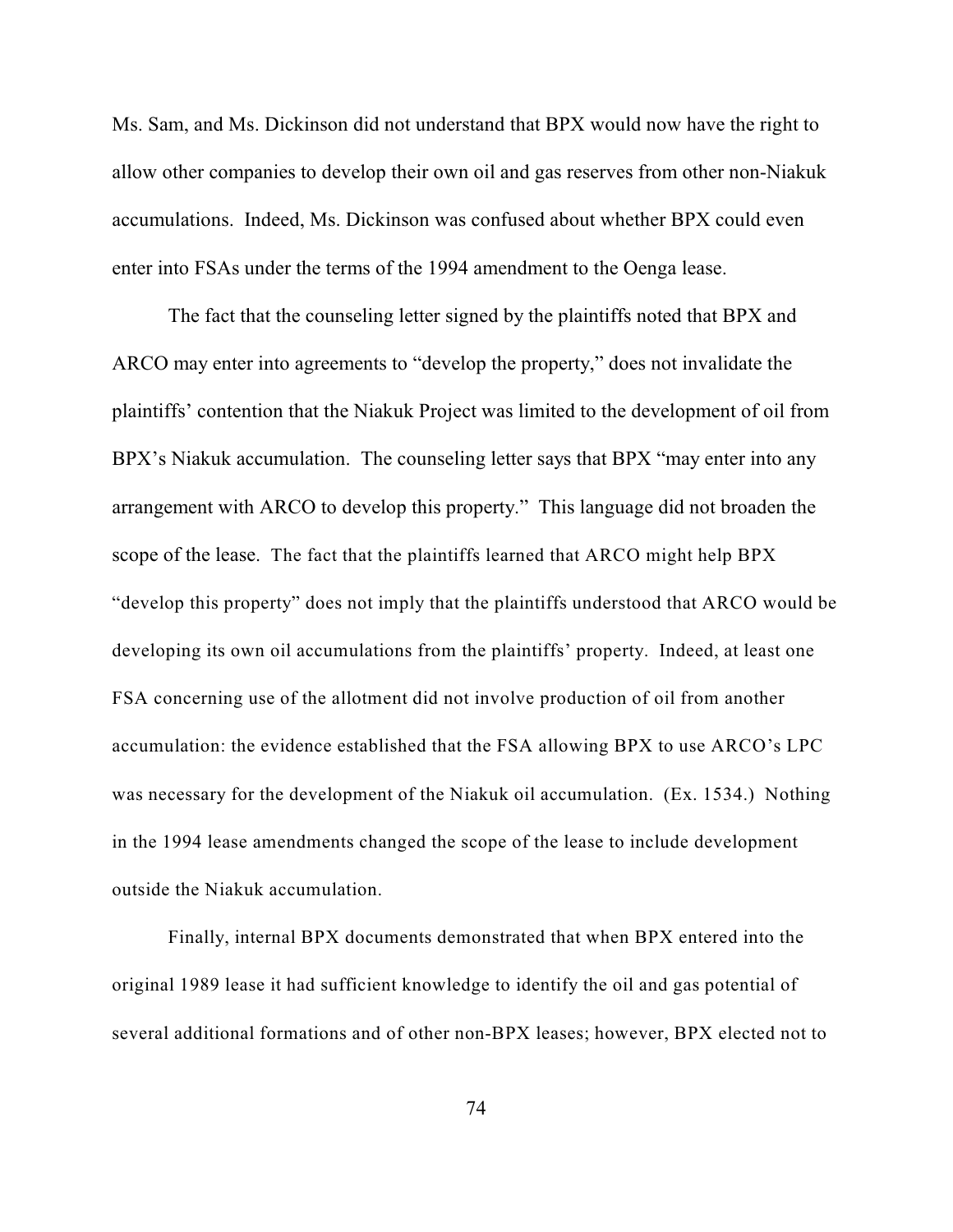Ms. Sam, and Ms. Dickinson did not understand that BPX would now have the right to allow other companies to develop their own oil and gas reserves from other non-Niakuk accumulations. Indeed, Ms. Dickinson was confused about whether BPX could even enter into FSAs under the terms of the 1994 amendment to the Oenga lease.

The fact that the counseling letter signed by the plaintiffs noted that BPX and ARCO may enter into agreements to "develop the property," does not invalidate the plaintiffs' contention that the Niakuk Project was limited to the development of oil from BPX's Niakuk accumulation. The counseling letter says that BPX "may enter into any arrangement with ARCO to develop this property." This language did not broaden the scope of the lease. The fact that the plaintiffs learned that ARCO might help BPX "develop this property" does not imply that the plaintiffs understood that ARCO would be developing its own oil accumulations from the plaintiffs' property. Indeed, at least one FSA concerning use of the allotment did not involve production of oil from another accumulation: the evidence established that the FSA allowing BPX to use ARCO's LPC was necessary for the development of the Niakuk oil accumulation. (Ex. 1534.) Nothing in the 1994 lease amendments changed the scope of the lease to include development outside the Niakuk accumulation.

Finally, internal BPX documents demonstrated that when BPX entered into the original 1989 lease it had sufficient knowledge to identify the oil and gas potential of several additional formations and of other non-BPX leases; however, BPX elected not to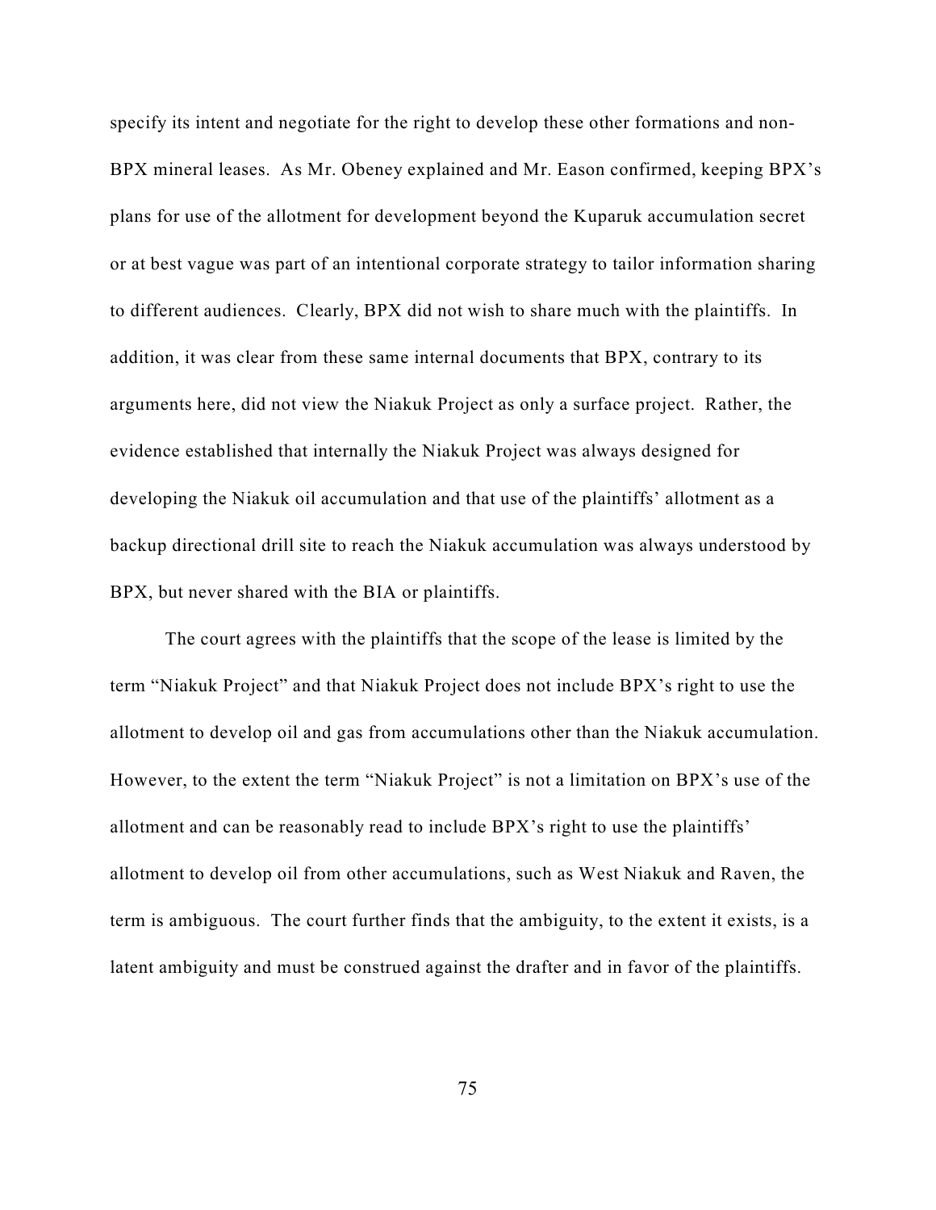specify its intent and negotiate for the right to develop these other formations and non-BPX mineral leases. As Mr. Obeney explained and Mr. Eason confirmed, keeping BPX's plans for use of the allotment for development beyond the Kuparuk accumulation secret or at best vague was part of an intentional corporate strategy to tailor information sharing to different audiences. Clearly, BPX did not wish to share much with the plaintiffs. In addition, it was clear from these same internal documents that BPX, contrary to its arguments here, did not view the Niakuk Project as only a surface project. Rather, the evidence established that internally the Niakuk Project was always designed for developing the Niakuk oil accumulation and that use of the plaintiffs' allotment as a backup directional drill site to reach the Niakuk accumulation was always understood by BPX, but never shared with the BIA or plaintiffs.

The court agrees with the plaintiffs that the scope of the lease is limited by the term "Niakuk Project" and that Niakuk Project does not include BPX's right to use the allotment to develop oil and gas from accumulations other than the Niakuk accumulation. However, to the extent the term "Niakuk Project" is not a limitation on BPX's use of the allotment and can be reasonably read to include BPX's right to use the plaintiffs' allotment to develop oil from other accumulations, such as West Niakuk and Raven, the term is ambiguous. The court further finds that the ambiguity, to the extent it exists, is a latent ambiguity and must be construed against the drafter and in favor of the plaintiffs.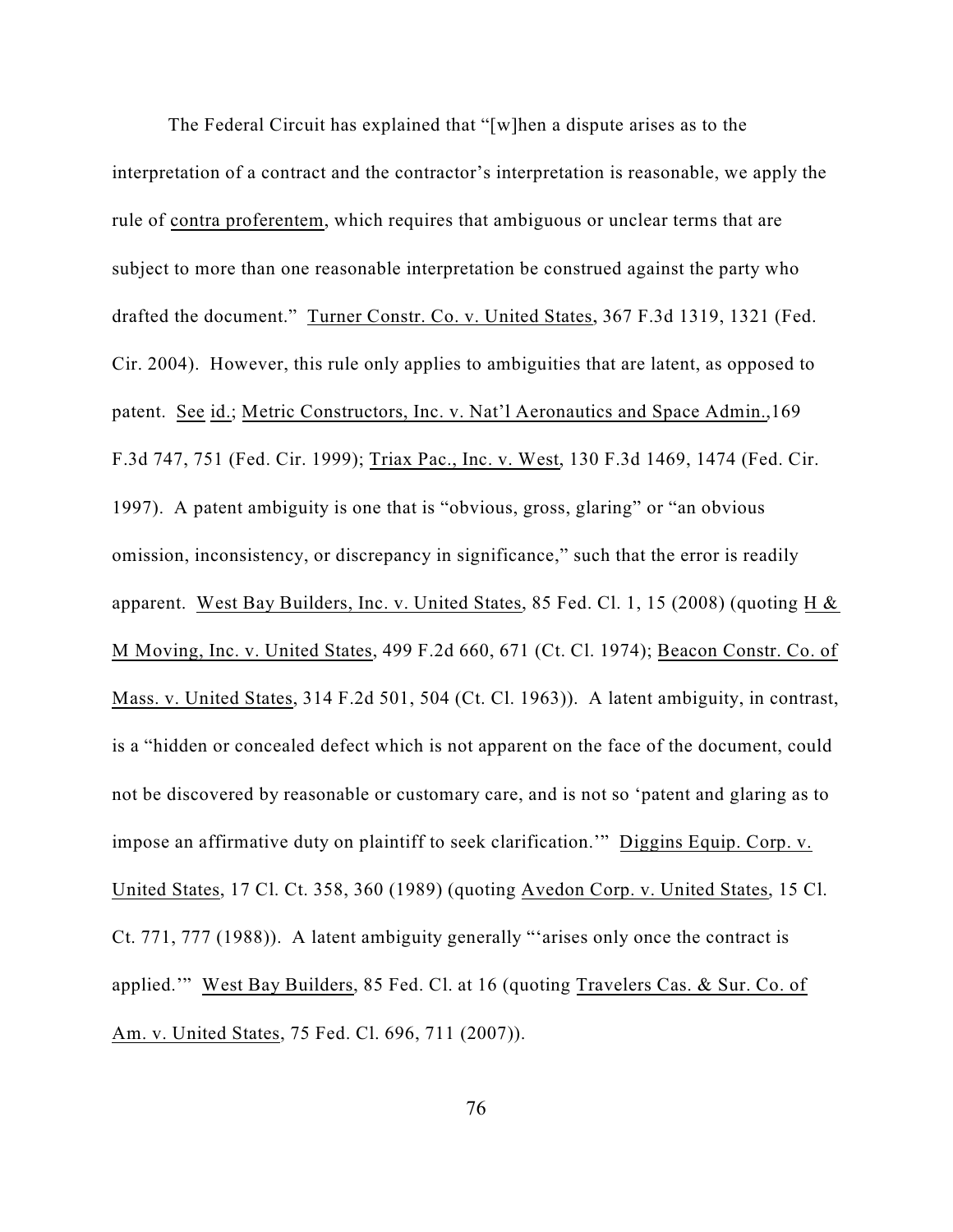The Federal Circuit has explained that "[w]hen a dispute arises as to the interpretation of a contract and the contractor's interpretation is reasonable, we apply the rule of contra proferentem, which requires that ambiguous or unclear terms that are subject to more than one reasonable interpretation be construed against the party who drafted the document." Turner Constr. Co. v. United States, 367 F.3d 1319, 1321 (Fed. Cir. 2004). However, this rule only applies to ambiguities that are latent, as opposed to patent. See id.; Metric Constructors, Inc. v. Nat'l Aeronautics and Space Admin.,169 F.3d 747, 751 (Fed. Cir. 1999); Triax Pac., Inc. v. West, 130 F.3d 1469, 1474 (Fed. Cir. 1997). A patent ambiguity is one that is "obvious, gross, glaring" or "an obvious omission, inconsistency, or discrepancy in significance," such that the error is readily apparent. West Bay Builders, Inc. v. United States, 85 Fed. Cl. 1, 15 (2008) (quoting H & M Moving, Inc. v. United States, 499 F.2d 660, 671 (Ct. Cl. 1974); Beacon Constr. Co. of Mass. v. United States, 314 F.2d 501, 504 (Ct. Cl. 1963)). A latent ambiguity, in contrast, is a "hidden or concealed defect which is not apparent on the face of the document, could not be discovered by reasonable or customary care, and is not so 'patent and glaring as to impose an affirmative duty on plaintiff to seek clarification.'" Diggins Equip. Corp. v. United States, 17 Cl. Ct. 358, 360 (1989) (quoting Avedon Corp. v. United States, 15 Cl. Ct. 771, 777 (1988)). A latent ambiguity generally "'arises only once the contract is applied.'" West Bay Builders, 85 Fed. Cl. at 16 (quoting Travelers Cas. & Sur. Co. of Am. v. United States, 75 Fed. Cl. 696, 711 (2007)).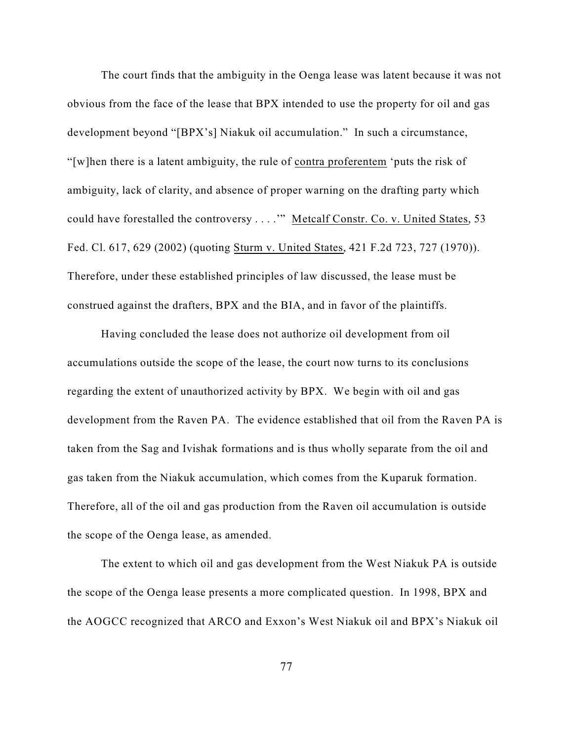The court finds that the ambiguity in the Oenga lease was latent because it was not obvious from the face of the lease that BPX intended to use the property for oil and gas development beyond "[BPX's] Niakuk oil accumulation." In such a circumstance, "[w]hen there is a latent ambiguity, the rule of contra proferentem 'puts the risk of ambiguity, lack of clarity, and absence of proper warning on the drafting party which could have forestalled the controversy . . . .'" Metcalf Constr. Co. v. United States, 53 Fed. Cl. 617, 629 (2002) (quoting Sturm v. United States, 421 F.2d 723, 727 (1970)). Therefore, under these established principles of law discussed, the lease must be construed against the drafters, BPX and the BIA, and in favor of the plaintiffs.

Having concluded the lease does not authorize oil development from oil accumulations outside the scope of the lease, the court now turns to its conclusions regarding the extent of unauthorized activity by BPX. We begin with oil and gas development from the Raven PA. The evidence established that oil from the Raven PA is taken from the Sag and Ivishak formations and is thus wholly separate from the oil and gas taken from the Niakuk accumulation, which comes from the Kuparuk formation. Therefore, all of the oil and gas production from the Raven oil accumulation is outside the scope of the Oenga lease, as amended.

The extent to which oil and gas development from the West Niakuk PA is outside the scope of the Oenga lease presents a more complicated question. In 1998, BPX and the AOGCC recognized that ARCO and Exxon's West Niakuk oil and BPX's Niakuk oil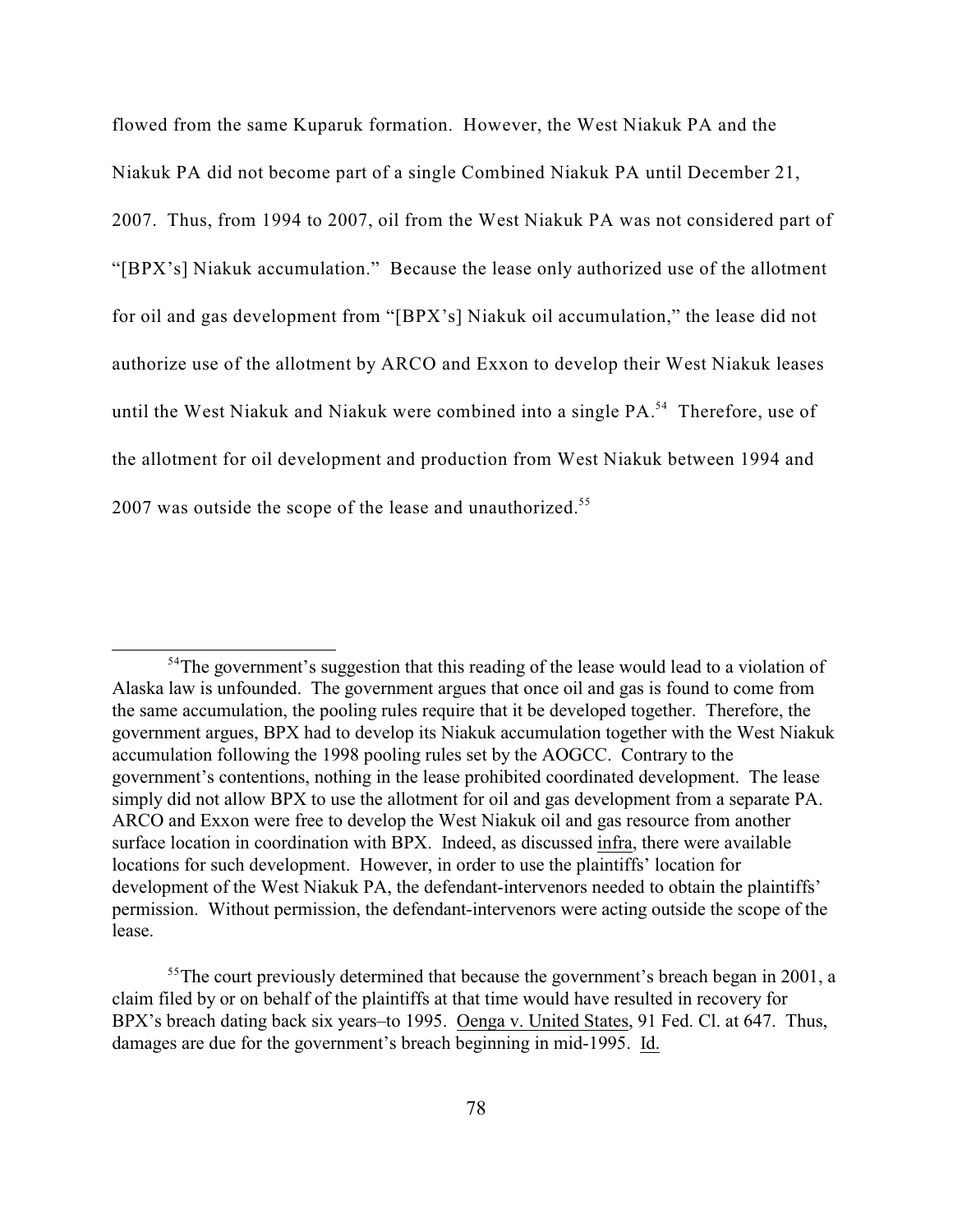flowed from the same Kuparuk formation. However, the West Niakuk PA and the Niakuk PA did not become part of a single Combined Niakuk PA until December 21, 2007. Thus, from 1994 to 2007, oil from the West Niakuk PA was not considered part of "[BPX's] Niakuk accumulation." Because the lease only authorized use of the allotment for oil and gas development from "[BPX's] Niakuk oil accumulation," the lease did not authorize use of the allotment by ARCO and Exxon to develop their West Niakuk leases until the West Niakuk and Niakuk were combined into a single PA.[54] Therefore, use of the allotment for oil development and production from West Niakuk between 1994 and 2007 was outside the scope of the lease and unauthorized.[55]

---

[54]The government's suggestion that this reading of the lease would lead to a violation of Alaska law is unfounded. The government argues that once oil and gas is found to come from the same accumulation, the pooling rules require that it be developed together. Therefore, the government argues, BPX had to develop its Niakuk accumulation together with the West Niakuk accumulation following the 1998 pooling rules set by the AOGCC. Contrary to the government's contentions, nothing in the lease prohibited coordinated development. The lease simply did not allow BPX to use the allotment for oil and gas development from a separate PA. ARCO and Exxon were free to develop the West Niakuk oil and gas resource from another surface location in coordination with BPX. Indeed, as discussed infra, there were available locations for such development. However, in order to use the plaintiffs' location for development of the West Niakuk PA, the defendant-intervenors needed to obtain the plaintiffs' permission. Without permission, the defendant-intervenors were acting outside the scope of the lease.

[55]The court previously determined that because the government's breach began in 2001, a claim filed by or on behalf of the plaintiffs at that time would have resulted in recovery for BPX's breach dating back six years–to 1995. Oenga v. United States, 91 Fed. Cl. at 647. Thus, damages are due for the government's breach beginning in mid-1995. Id.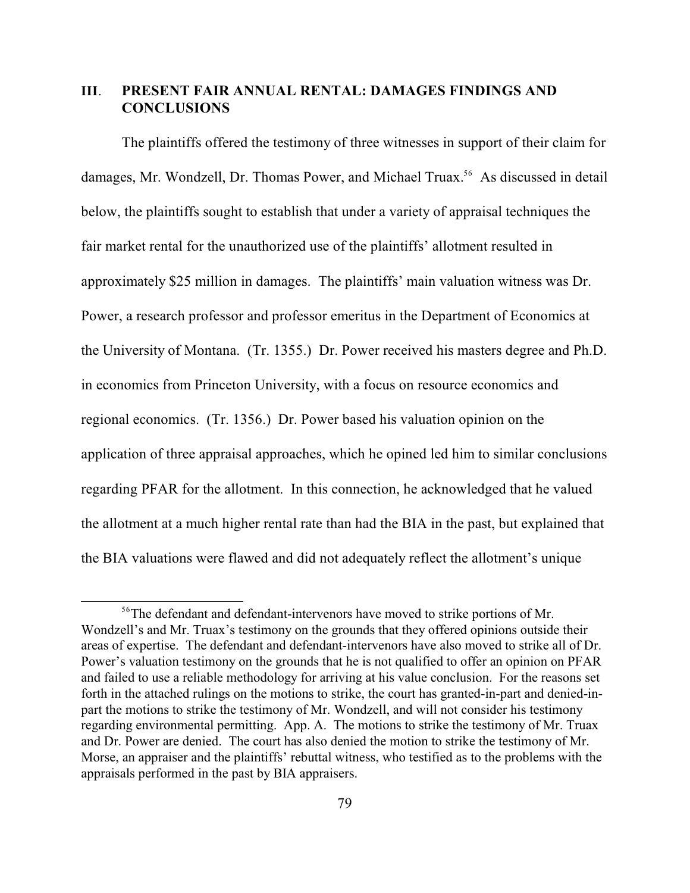## III. PRESENT FAIR ANNUAL RENTAL: DAMAGES FINDINGS AND CONCLUSIONS

The plaintiffs offered the testimony of three witnesses in support of their claim for damages, Mr. Wondzell, Dr. Thomas Power, and Michael Truax.[56] As discussed in detail below, the plaintiffs sought to establish that under a variety of appraisal techniques the fair market rental for the unauthorized use of the plaintiffs' allotment resulted in approximately $25 million in damages. The plaintiffs' main valuation witness was Dr. Power, a research professor and professor emeritus in the Department of Economics at the University of Montana. (Tr. 1355.) Dr. Power received his masters degree and Ph.D. in economics from Princeton University, with a focus on resource economics and regional economics. (Tr. 1356.) Dr. Power based his valuation opinion on the application of three appraisal approaches, which he opined led him to similar conclusions regarding PFAR for the allotment. In this connection, he acknowledged that he valued the allotment at a much higher rental rate than had the BIA in the past, but explained that the BIA valuations were flawed and did not adequately reflect the allotment's unique

[56] The defendant and defendant-intervenors have moved to strike portions of Mr. Wondzell's and Mr. Truax's testimony on the grounds that they offered opinions outside their areas of expertise. The defendant and defendant-intervenors have also moved to strike all of Dr. Power's valuation testimony on the grounds that he is not qualified to offer an opinion on PFAR and failed to use a reliable methodology for arriving at his value conclusion. For the reasons set forth in the attached rulings on the motions to strike, the court has granted-in-part and denied-in-part the motions to strike the testimony of Mr. Wondzell, and will not consider his testimony regarding environmental permitting. App. A. The motions to strike the testimony of Mr. Truax and Dr. Power are denied. The court has also denied the motion to strike the testimony of Mr. Morse, an appraiser and the plaintiffs' rebuttal witness, who testified as to the problems with the appraisals performed in the past by BIA appraisers.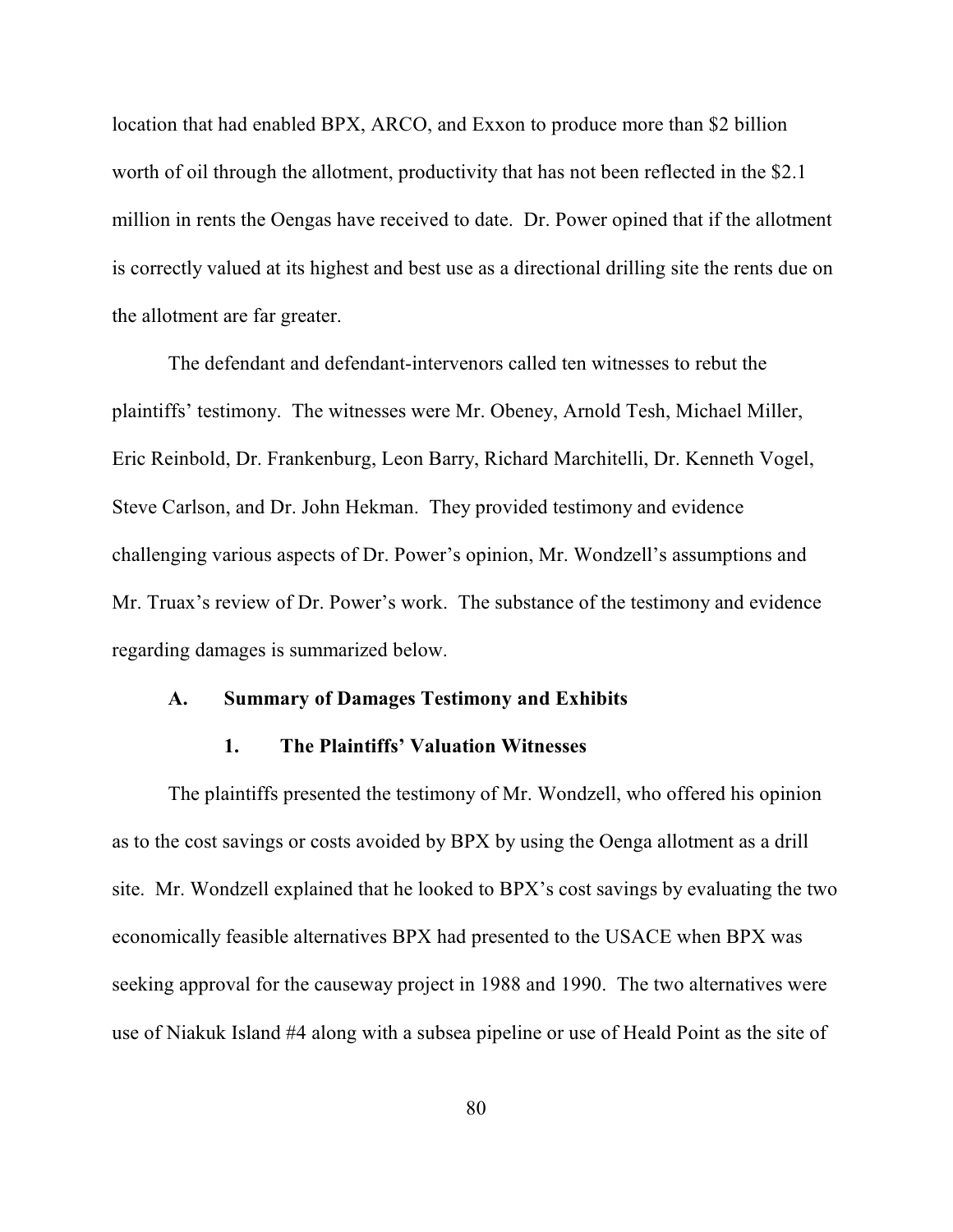location that had enabled BPX, ARCO, and Exxon to produce more than $2 billion worth of oil through the allotment, productivity that has not been reflected in the $2.1 million in rents the Oengas have received to date. Dr. Power opined that if the allotment is correctly valued at its highest and best use as a directional drilling site the rents due on the allotment are far greater.

The defendant and defendant-intervenors called ten witnesses to rebut the plaintiffs' testimony. The witnesses were Mr. Obeney, Arnold Tesh, Michael Miller, Eric Reinbold, Dr. Frankenburg, Leon Barry, Richard Marchitelli, Dr. Kenneth Vogel, Steve Carlson, and Dr. John Hekman. They provided testimony and evidence challenging various aspects of Dr. Power's opinion, Mr. Wondzell's assumptions and Mr. Truax's review of Dr. Power's work. The substance of the testimony and evidence regarding damages is summarized below.

### A. Summary of Damages Testimony and Exhibits

#### 1. The Plaintiffs' Valuation Witnesses

The plaintiffs presented the testimony of Mr. Wondzell, who offered his opinion as to the cost savings or costs avoided by BPX by using the Oenga allotment as a drill site. Mr. Wondzell explained that he looked to BPX's cost savings by evaluating the two economically feasible alternatives BPX had presented to the USACE when BPX was seeking approval for the causeway project in 1988 and 1990. The two alternatives were use of Niakuk Island #4 along with a subsea pipeline or use of Heald Point as the site of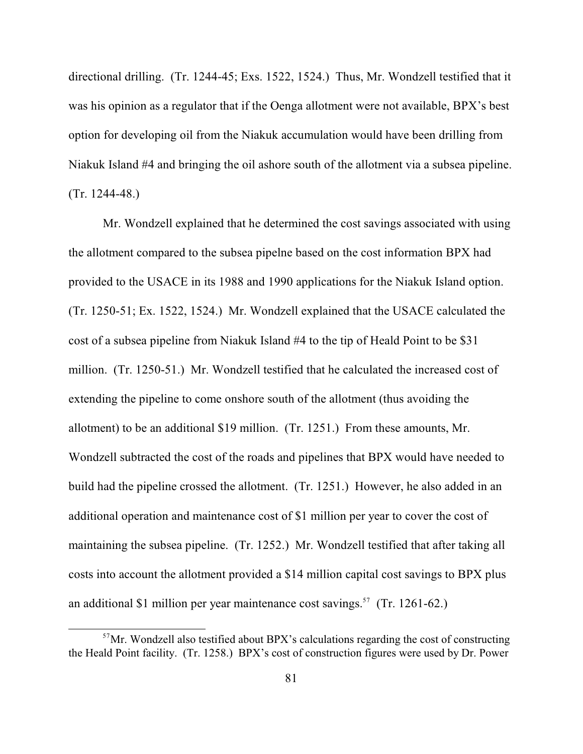directional drilling. (Tr. 1244-45; Exs. 1522, 1524.) Thus, Mr. Wondzell testified that it was his opinion as a regulator that if the Oenga allotment were not available, BPX's best option for developing oil from the Niakuk accumulation would have been drilling from Niakuk Island #4 and bringing the oil ashore south of the allotment via a subsea pipeline. (Tr. 1244-48.)

Mr. Wondzell explained that he determined the cost savings associated with using the allotment compared to the subsea pipelne based on the cost information BPX had provided to the USACE in its 1988 and 1990 applications for the Niakuk Island option. (Tr. 1250-51; Ex. 1522, 1524.) Mr. Wondzell explained that the USACE calculated the cost of a subsea pipeline from Niakuk Island #4 to the tip of Heald Point to be $31 million. (Tr. 1250-51.) Mr. Wondzell testified that he calculated the increased cost of extending the pipeline to come onshore south of the allotment (thus avoiding the allotment) to be an additional $19 million. (Tr. 1251.) From these amounts, Mr. Wondzell subtracted the cost of the roads and pipelines that BPX would have needed to build had the pipeline crossed the allotment. (Tr. 1251.) However, he also added in an additional operation and maintenance cost of $1 million per year to cover the cost of maintaining the subsea pipeline. (Tr. 1252.) Mr. Wondzell testified that after taking all costs into account the allotment provided a $14 million capital cost savings to BPX plus an additional $1 million per year maintenance cost savings.[57] (Tr. 1261-62.)

[57] Mr. Wondzell also testified about BPX's calculations regarding the cost of constructing the Heald Point facility. (Tr. 1258.) BPX's cost of construction figures were used by Dr. Power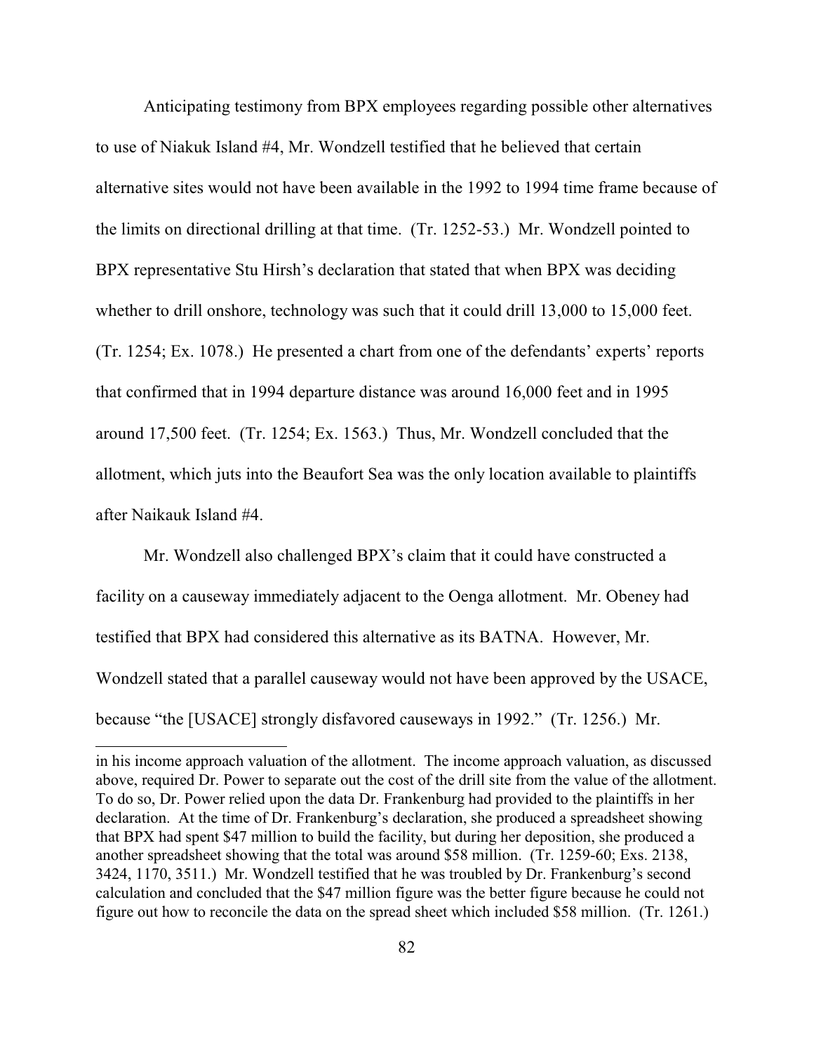Anticipating testimony from BPX employees regarding possible other alternatives to use of Niakuk Island #4, Mr. Wondzell testified that he believed that certain alternative sites would not have been available in the 1992 to 1994 time frame because of the limits on directional drilling at that time. (Tr. 1252-53.) Mr. Wondzell pointed to BPX representative Stu Hirsh's declaration that stated that when BPX was deciding whether to drill onshore, technology was such that it could drill 13,000 to 15,000 feet. (Tr. 1254; Ex. 1078.) He presented a chart from one of the defendants' experts' reports that confirmed that in 1994 departure distance was around 16,000 feet and in 1995 around 17,500 feet. (Tr. 1254; Ex. 1563.) Thus, Mr. Wondzell concluded that the allotment, which juts into the Beaufort Sea was the only location available to plaintiffs after Naikauk Island #4.

Mr. Wondzell also challenged BPX's claim that it could have constructed a facility on a causeway immediately adjacent to the Oenga allotment. Mr. Obeney had testified that BPX had considered this alternative as its BATNA. However, Mr. Wondzell stated that a parallel causeway would not have been approved by the USACE, because "the [USACE] strongly disfavored causeways in 1992." (Tr. 1256.) Mr.

---

in his income approach valuation of the allotment. The income approach valuation, as discussed above, required Dr. Power to separate out the cost of the drill site from the value of the allotment. To do so, Dr. Power relied upon the data Dr. Frankenburg had provided to the plaintiffs in her declaration. At the time of Dr. Frankenburg's declaration, she produced a spreadsheet showing that BPX had spent $47 million to build the facility, but during her deposition, she produced a another spreadsheet showing that the total was around $58 million. (Tr. 1259-60; Exs. 2138, 3424, 1170, 3511.) Mr. Wondzell testified that he was troubled by Dr. Frankenburg's second calculation and concluded that the $47 million figure was the better figure because he could not figure out how to reconcile the data on the spread sheet which included $58 million. (Tr. 1261.)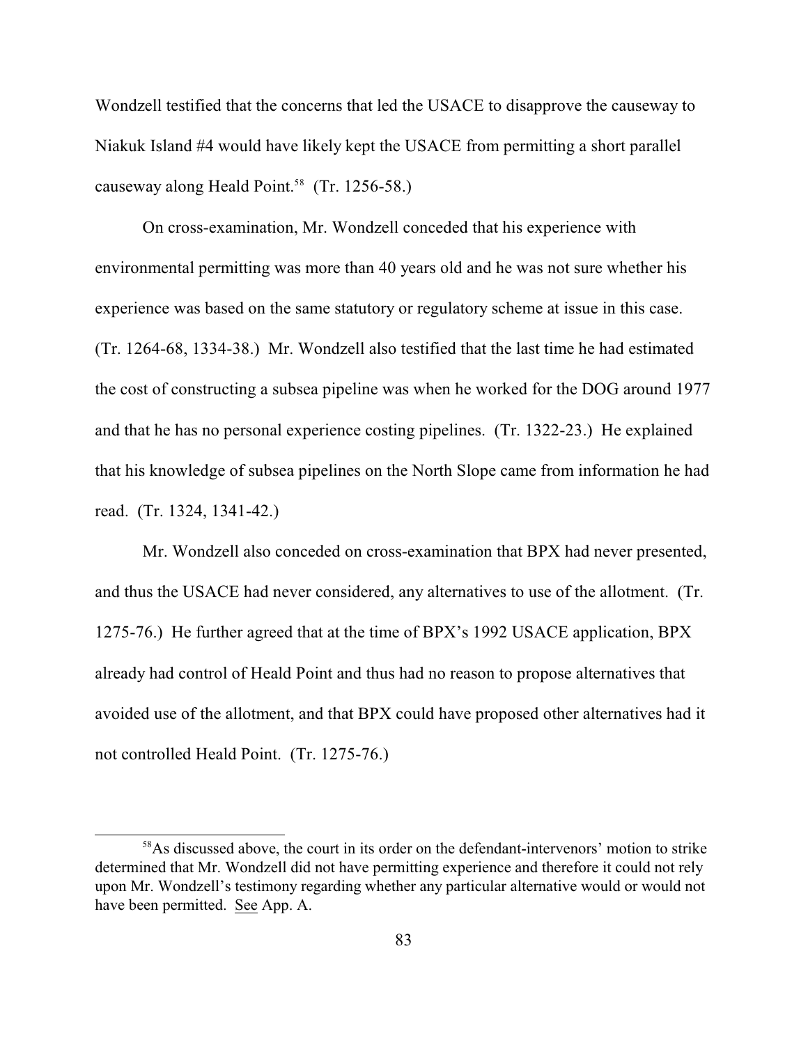Wondzell testified that the concerns that led the USACE to disapprove the causeway to Niakuk Island #4 would have likely kept the USACE from permitting a short parallel causeway along Heald Point.[58] (Tr. 1256-58.)

On cross-examination, Mr. Wondzell conceded that his experience with environmental permitting was more than 40 years old and he was not sure whether his experience was based on the same statutory or regulatory scheme at issue in this case. (Tr. 1264-68, 1334-38.) Mr. Wondzell also testified that the last time he had estimated the cost of constructing a subsea pipeline was when he worked for the DOG around 1977 and that he has no personal experience costing pipelines. (Tr. 1322-23.) He explained that his knowledge of subsea pipelines on the North Slope came from information he had read. (Tr. 1324, 1341-42.)

Mr. Wondzell also conceded on cross-examination that BPX had never presented, and thus the USACE had never considered, any alternatives to use of the allotment. (Tr. 1275-76.) He further agreed that at the time of BPX's 1992 USACE application, BPX already had control of Heald Point and thus had no reason to propose alternatives that avoided use of the allotment, and that BPX could have proposed other alternatives had it not controlled Heald Point. (Tr. 1275-76.)

---

[58] As discussed above, the court in its order on the defendant-intervenors' motion to strike determined that Mr. Wondzell did not have permitting experience and therefore it could not rely upon Mr. Wondzell's testimony regarding whether any particular alternative would or would not have been permitted. See App. A.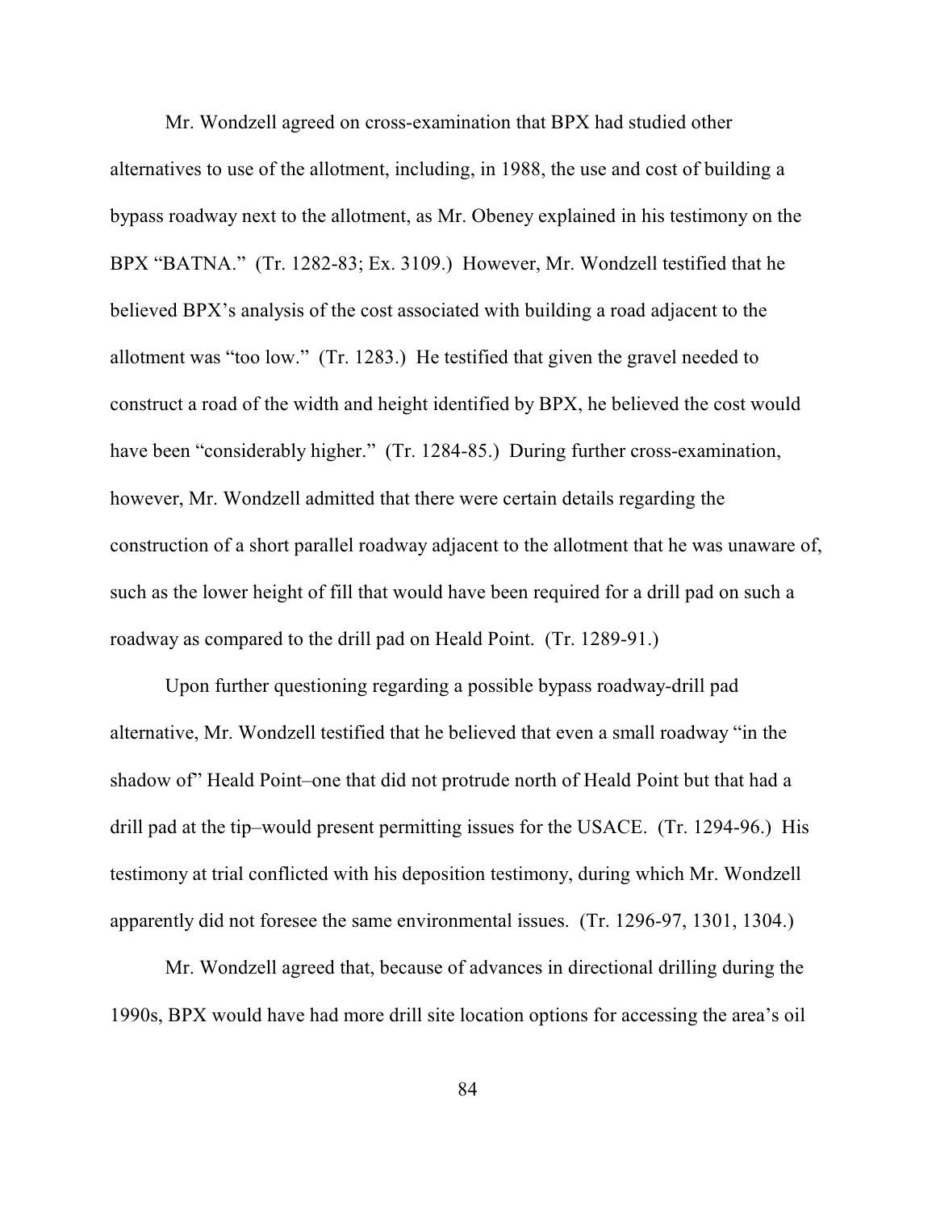Mr. Wondzell agreed on cross-examination that BPX had studied other alternatives to use of the allotment, including, in 1988, the use and cost of building a bypass roadway next to the allotment, as Mr. Obeney explained in his testimony on the BPX "BATNA." (Tr. 1282-83; Ex. 3109.) However, Mr. Wondzell testified that he believed BPX's analysis of the cost associated with building a road adjacent to the allotment was "too low." (Tr. 1283.) He testified that given the gravel needed to construct a road of the width and height identified by BPX, he believed the cost would have been "considerably higher." (Tr. 1284-85.) During further cross-examination, however, Mr. Wondzell admitted that there were certain details regarding the construction of a short parallel roadway adjacent to the allotment that he was unaware of, such as the lower height of fill that would have been required for a drill pad on such a roadway as compared to the drill pad on Heald Point. (Tr. 1289-91.)

Upon further questioning regarding a possible bypass roadway-drill pad alternative, Mr. Wondzell testified that he believed that even a small roadway "in the shadow of" Heald Point–one that did not protrude north of Heald Point but that had a drill pad at the tip–would present permitting issues for the USACE. (Tr. 1294-96.) His testimony at trial conflicted with his deposition testimony, during which Mr. Wondzell apparently did not foresee the same environmental issues. (Tr. 1296-97, 1301, 1304.)

Mr. Wondzell agreed that, because of advances in directional drilling during the 1990s, BPX would have had more drill site location options for accessing the area's oil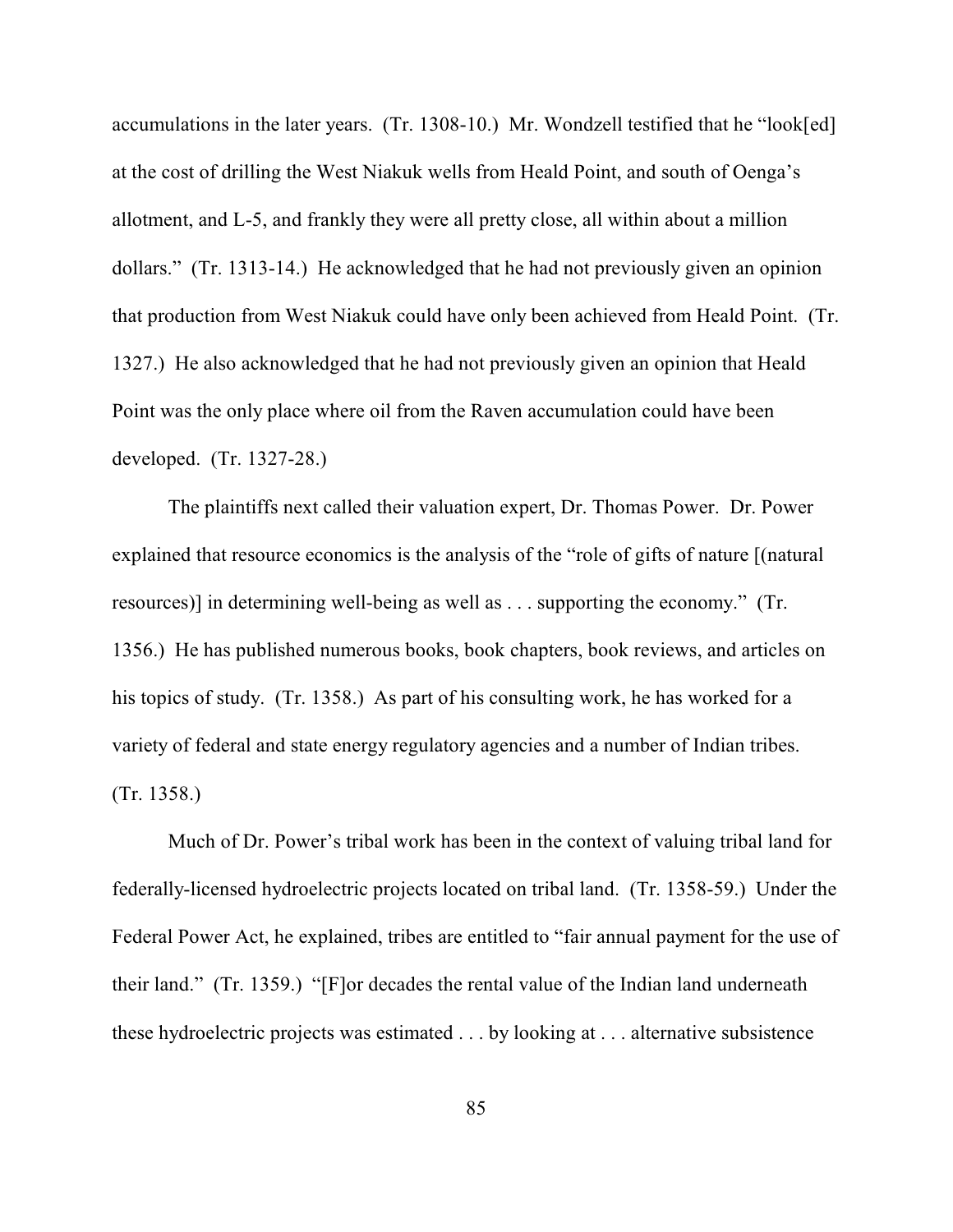accumulations in the later years. (Tr. 1308-10.) Mr. Wondzell testified that he "look[ed] at the cost of drilling the West Niakuk wells from Heald Point, and south of Oenga's allotment, and L-5, and frankly they were all pretty close, all within about a million dollars." (Tr. 1313-14.) He acknowledged that he had not previously given an opinion that production from West Niakuk could have only been achieved from Heald Point. (Tr. 1327.) He also acknowledged that he had not previously given an opinion that Heald Point was the only place where oil from the Raven accumulation could have been developed. (Tr. 1327-28.)

The plaintiffs next called their valuation expert, Dr. Thomas Power. Dr. Power explained that resource economics is the analysis of the "role of gifts of nature [(natural resources)] in determining well-being as well as . . . supporting the economy." (Tr. 1356.) He has published numerous books, book chapters, book reviews, and articles on his topics of study. (Tr. 1358.) As part of his consulting work, he has worked for a variety of federal and state energy regulatory agencies and a number of Indian tribes. (Tr. 1358.)

Much of Dr. Power's tribal work has been in the context of valuing tribal land for federally-licensed hydroelectric projects located on tribal land. (Tr. 1358-59.) Under the Federal Power Act, he explained, tribes are entitled to "fair annual payment for the use of their land." (Tr. 1359.) "[F]or decades the rental value of the Indian land underneath these hydroelectric projects was estimated . . . by looking at . . . alternative subsistence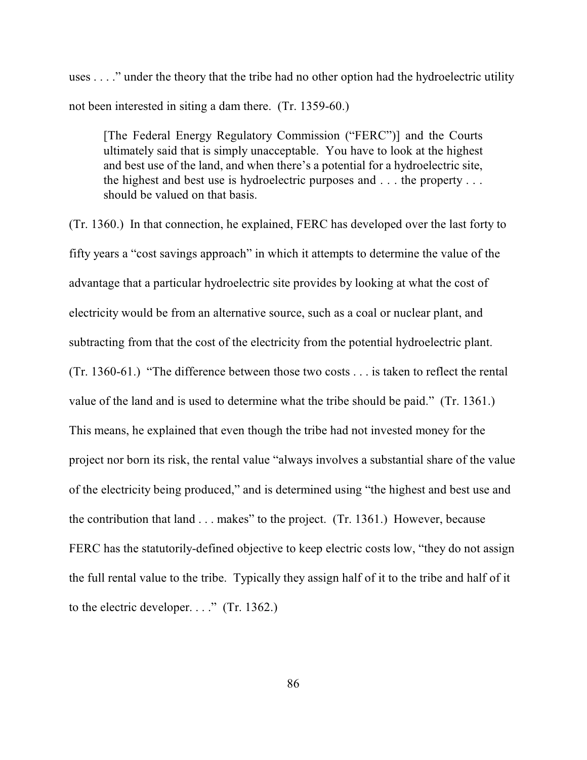uses . . . ." under the theory that the tribe had no other option had the hydroelectric utility not been interested in siting a dam there. (Tr. 1359-60.)

> [The Federal Energy Regulatory Commission ("FERC")] and the Courts ultimately said that is simply unacceptable. You have to look at the highest and best use of the land, and when there's a potential for a hydroelectric site, the highest and best use is hydroelectric purposes and . . . the property . . . should be valued on that basis.

(Tr. 1360.) In that connection, he explained, FERC has developed over the last forty to fifty years a "cost savings approach" in which it attempts to determine the value of the advantage that a particular hydroelectric site provides by looking at what the cost of electricity would be from an alternative source, such as a coal or nuclear plant, and subtracting from that the cost of the electricity from the potential hydroelectric plant. (Tr. 1360-61.) "The difference between those two costs . . . is taken to reflect the rental value of the land and is used to determine what the tribe should be paid." (Tr. 1361.) This means, he explained that even though the tribe had not invested money for the project nor born its risk, the rental value "always involves a substantial share of the value of the electricity being produced," and is determined using "the highest and best use and the contribution that land . . . makes" to the project. (Tr. 1361.) However, because FERC has the statutorily-defined objective to keep electric costs low, "they do not assign the full rental value to the tribe. Typically they assign half of it to the tribe and half of it to the electric developer. . . ." (Tr. 1362.)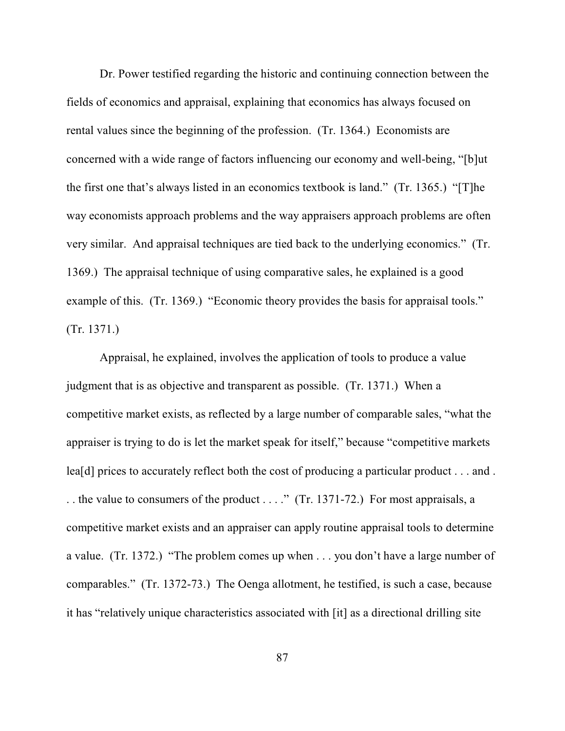Dr. Power testified regarding the historic and continuing connection between the fields of economics and appraisal, explaining that economics has always focused on rental values since the beginning of the profession. (Tr. 1364.) Economists are concerned with a wide range of factors influencing our economy and well-being, "[b]ut the first one that's always listed in an economics textbook is land." (Tr. 1365.) "[T]he way economists approach problems and the way appraisers approach problems are often very similar. And appraisal techniques are tied back to the underlying economics." (Tr. 1369.) The appraisal technique of using comparative sales, he explained is a good example of this. (Tr. 1369.) "Economic theory provides the basis for appraisal tools." (Tr. 1371.)

Appraisal, he explained, involves the application of tools to produce a value judgment that is as objective and transparent as possible. (Tr. 1371.) When a competitive market exists, as reflected by a large number of comparable sales, "what the appraiser is trying to do is let the market speak for itself," because "competitive markets lea[d] prices to accurately reflect both the cost of producing a particular product . . . and . . . the value to consumers of the product . . . ." (Tr. 1371-72.) For most appraisals, a competitive market exists and an appraiser can apply routine appraisal tools to determine a value. (Tr. 1372.) "The problem comes up when . . . you don't have a large number of comparables." (Tr. 1372-73.) The Oenga allotment, he testified, is such a case, because it has "relatively unique characteristics associated with [it] as a directional drilling site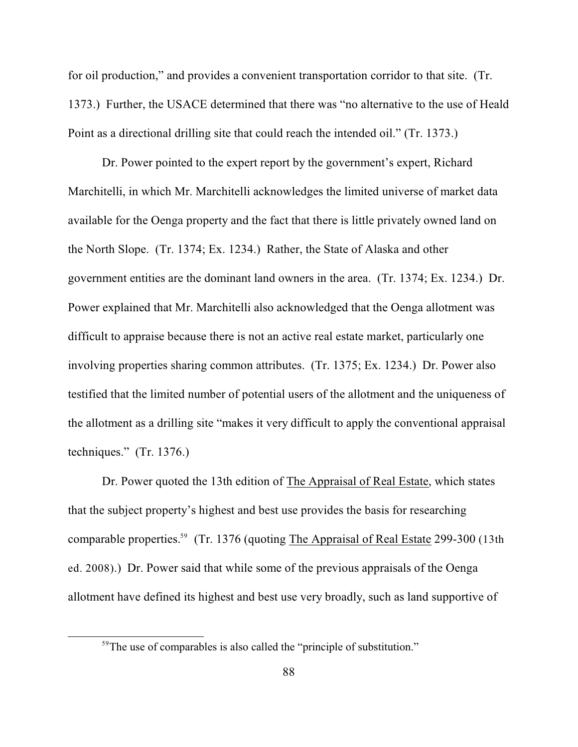for oil production," and provides a convenient transportation corridor to that site. (Tr. 1373.) Further, the USACE determined that there was "no alternative to the use of Heald Point as a directional drilling site that could reach the intended oil." (Tr. 1373.)

Dr. Power pointed to the expert report by the government's expert, Richard Marchitelli, in which Mr. Marchitelli acknowledges the limited universe of market data available for the Oenga property and the fact that there is little privately owned land on the North Slope. (Tr. 1374; Ex. 1234.) Rather, the State of Alaska and other government entities are the dominant land owners in the area. (Tr. 1374; Ex. 1234.) Dr. Power explained that Mr. Marchitelli also acknowledged that the Oenga allotment was difficult to appraise because there is not an active real estate market, particularly one involving properties sharing common attributes. (Tr. 1375; Ex. 1234.) Dr. Power also testified that the limited number of potential users of the allotment and the uniqueness of the allotment as a drilling site "makes it very difficult to apply the conventional appraisal techniques." (Tr. 1376.)

Dr. Power quoted the 13th edition of The Appraisal of Real Estate, which states that the subject property's highest and best use provides the basis for researching comparable properties.[59] (Tr. 1376 (quoting The Appraisal of Real Estate 299-300 (13th ed. 2008).) Dr. Power said that while some of the previous appraisals of the Oenga allotment have defined its highest and best use very broadly, such as land supportive of

[59]The use of comparables is also called the "principle of substitution."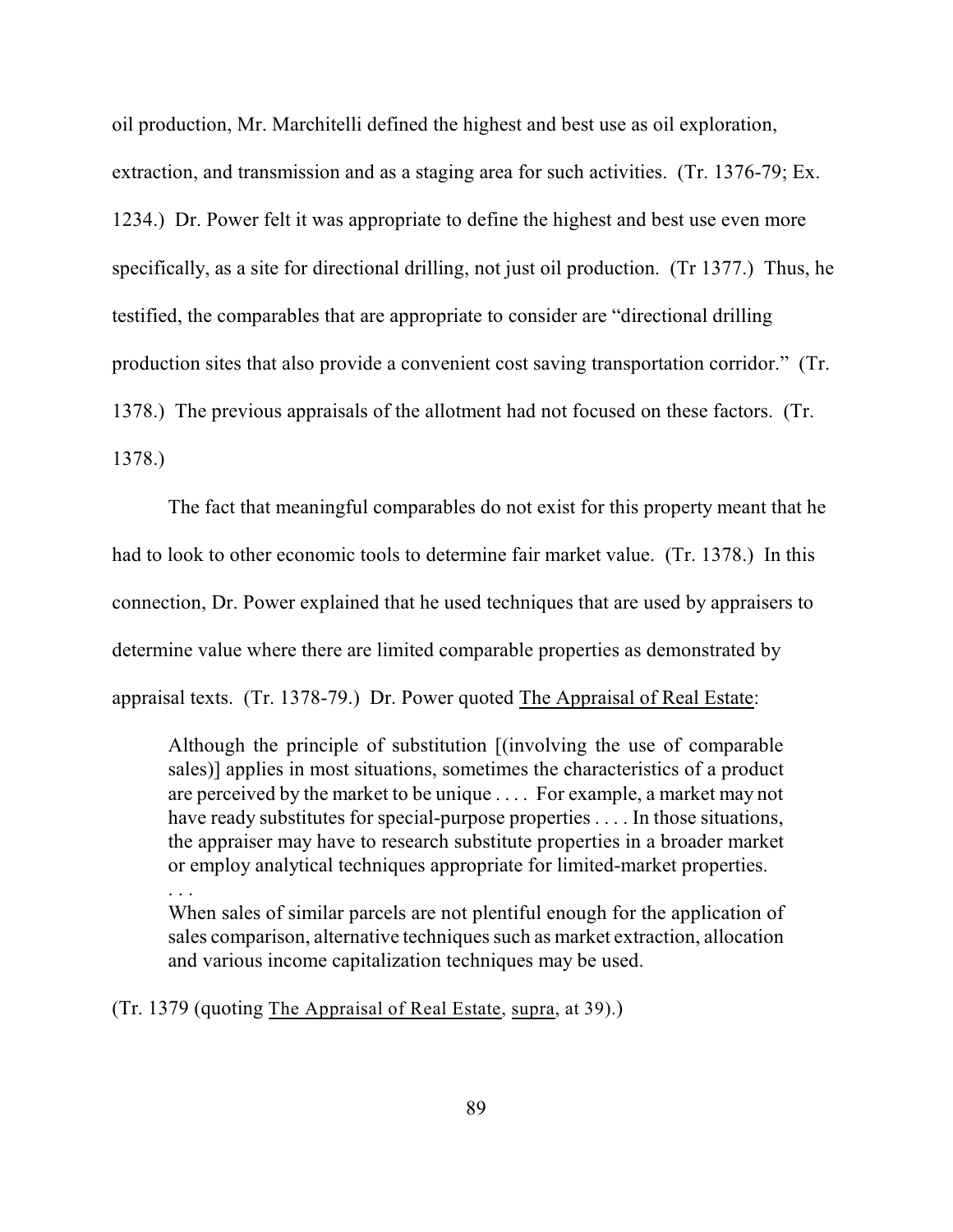oil production, Mr. Marchitelli defined the highest and best use as oil exploration, extraction, and transmission and as a staging area for such activities. (Tr. 1376-79; Ex. 1234.) Dr. Power felt it was appropriate to define the highest and best use even more specifically, as a site for directional drilling, not just oil production. (Tr 1377.) Thus, he testified, the comparables that are appropriate to consider are "directional drilling production sites that also provide a convenient cost saving transportation corridor." (Tr. 1378.) The previous appraisals of the allotment had not focused on these factors. (Tr. 1378.)

The fact that meaningful comparables do not exist for this property meant that he had to look to other economic tools to determine fair market value. (Tr. 1378.) In this connection, Dr. Power explained that he used techniques that are used by appraisers to determine value where there are limited comparable properties as demonstrated by appraisal texts. (Tr. 1378-79.) Dr. Power quoted The Appraisal of Real Estate:

> Although the principle of substitution [(involving the use of comparable sales)] applies in most situations, sometimes the characteristics of a product are perceived by the market to be unique . . . . For example, a market may not have ready substitutes for special-purpose properties . . . . In those situations, the appraiser may have to research substitute properties in a broader market or employ analytical techniques appropriate for limited-market properties.
> . . .
> When sales of similar parcels are not plentiful enough for the application of sales comparison, alternative techniques such as market extraction, allocation and various income capitalization techniques may be used.

(Tr. 1379 (quoting The Appraisal of Real Estate, supra, at 39).)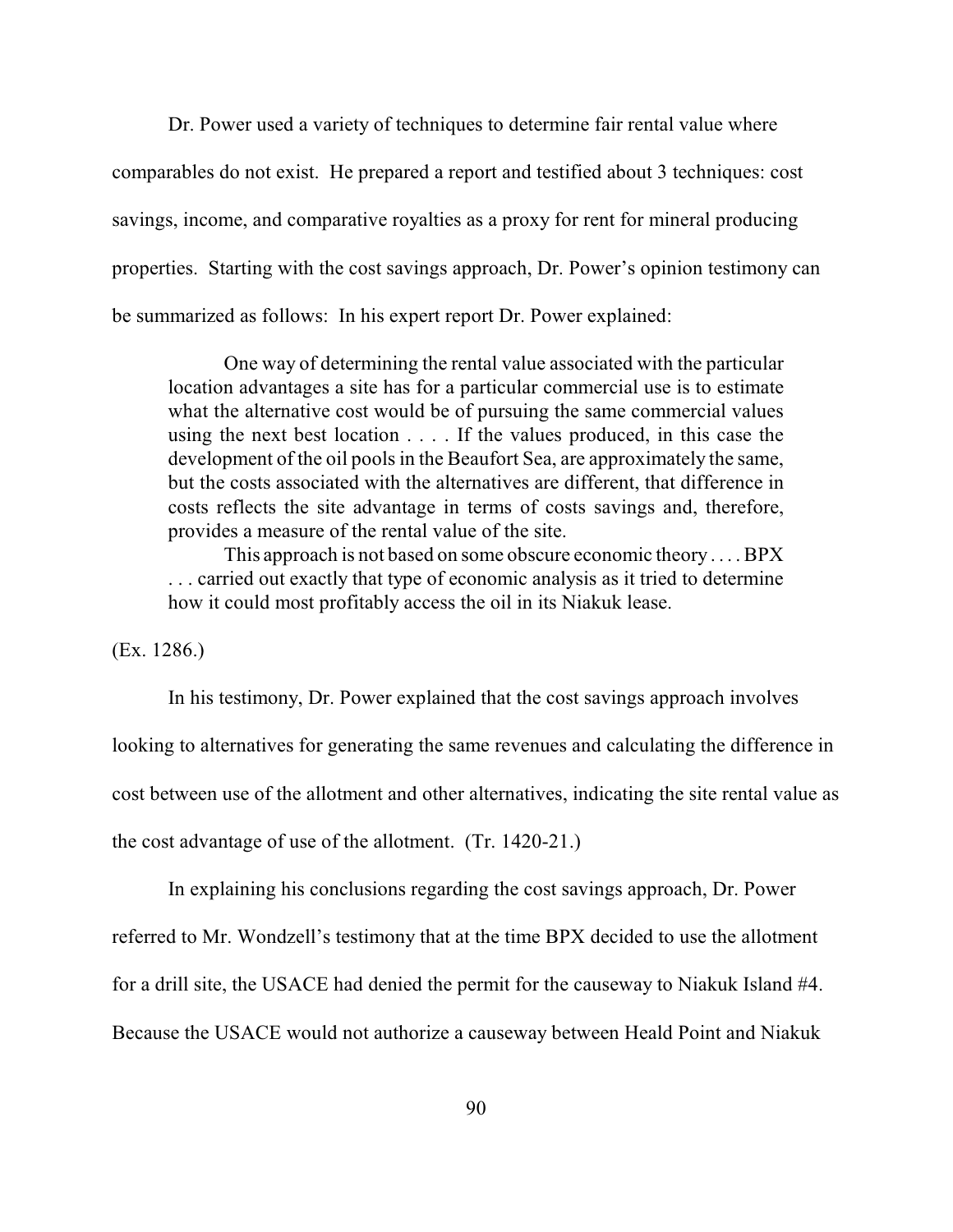Dr. Power used a variety of techniques to determine fair rental value where comparables do not exist. He prepared a report and testified about 3 techniques: cost savings, income, and comparative royalties as a proxy for rent for mineral producing properties. Starting with the cost savings approach, Dr. Power's opinion testimony can be summarized as follows: In his expert report Dr. Power explained:

> One way of determining the rental value associated with the particular location advantages a site has for a particular commercial use is to estimate what the alternative cost would be of pursuing the same commercial values using the next best location . . . . If the values produced, in this case the development of the oil pools in the Beaufort Sea, are approximately the same, but the costs associated with the alternatives are different, that difference in costs reflects the site advantage in terms of costs savings and, therefore, provides a measure of the rental value of the site.
>
> This approach is not based on some obscure economic theory . . . . BPX . . . carried out exactly that type of economic analysis as it tried to determine how it could most profitably access the oil in its Niakuk lease.

(Ex. 1286.)

In his testimony, Dr. Power explained that the cost savings approach involves looking to alternatives for generating the same revenues and calculating the difference in cost between use of the allotment and other alternatives, indicating the site rental value as the cost advantage of use of the allotment. (Tr. 1420-21.)

In explaining his conclusions regarding the cost savings approach, Dr. Power referred to Mr. Wondzell's testimony that at the time BPX decided to use the allotment for a drill site, the USACE had denied the permit for the causeway to Niakuk Island #4. Because the USACE would not authorize a causeway between Heald Point and Niakuk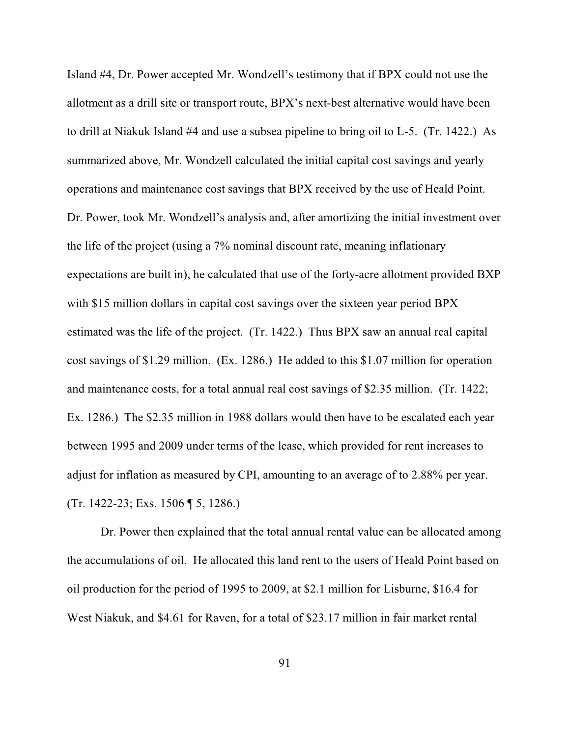Island #4, Dr. Power accepted Mr. Wondzell's testimony that if BPX could not use the allotment as a drill site or transport route, BPX's next-best alternative would have been to drill at Niakuk Island #4 and use a subsea pipeline to bring oil to L-5. (Tr. 1422.) As summarized above, Mr. Wondzell calculated the initial capital cost savings and yearly operations and maintenance cost savings that BPX received by the use of Heald Point. Dr. Power, took Mr. Wondzell's analysis and, after amortizing the initial investment over the life of the project (using a 7% nominal discount rate, meaning inflationary expectations are built in), he calculated that use of the forty-acre allotment provided BXP with $15 million dollars in capital cost savings over the sixteen year period BPX estimated was the life of the project. (Tr. 1422.) Thus BPX saw an annual real capital cost savings of $1.29 million. (Ex. 1286.) He added to this $1.07 million for operation and maintenance costs, for a total annual real cost savings of $2.35 million. (Tr. 1422; Ex. 1286.) The $2.35 million in 1988 dollars would then have to be escalated each year between 1995 and 2009 under terms of the lease, which provided for rent increases to adjust for inflation as measured by CPI, amounting to an average of to 2.88% per year. (Tr. 1422-23; Exs. 1506 ¶ 5, 1286.)

Dr. Power then explained that the total annual rental value can be allocated among the accumulations of oil. He allocated this land rent to the users of Heald Point based on oil production for the period of 1995 to 2009, at $2.1 million for Lisburne, $16.4 for West Niakuk, and $4.61 for Raven, for a total of $23.17 million in fair market rental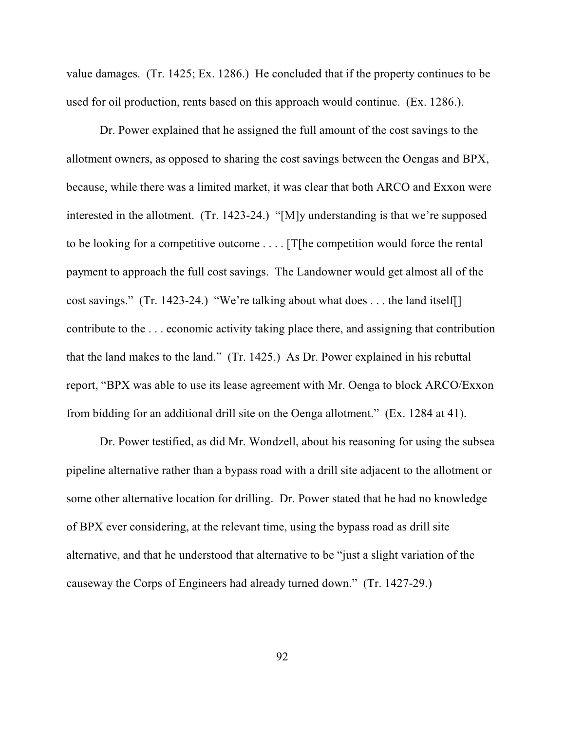value damages. (Tr. 1425; Ex. 1286.) He concluded that if the property continues to be used for oil production, rents based on this approach would continue. (Ex. 1286.).

Dr. Power explained that he assigned the full amount of the cost savings to the allotment owners, as opposed to sharing the cost savings between the Oengas and BPX, because, while there was a limited market, it was clear that both ARCO and Exxon were interested in the allotment. (Tr. 1423-24.) "[M]y understanding is that we're supposed to be looking for a competitive outcome . . . . [T[he competition would force the rental payment to approach the full cost savings. The Landowner would get almost all of the cost savings." (Tr. 1423-24.) "We're talking about what does . . . the land itself[] contribute to the . . . economic activity taking place there, and assigning that contribution that the land makes to the land." (Tr. 1425.) As Dr. Power explained in his rebuttal report, "BPX was able to use its lease agreement with Mr. Oenga to block ARCO/Exxon from bidding for an additional drill site on the Oenga allotment." (Ex. 1284 at 41).

Dr. Power testified, as did Mr. Wondzell, about his reasoning for using the subsea pipeline alternative rather than a bypass road with a drill site adjacent to the allotment or some other alternative location for drilling. Dr. Power stated that he had no knowledge of BPX ever considering, at the relevant time, using the bypass road as drill site alternative, and that he understood that alternative to be "just a slight variation of the causeway the Corps of Engineers had already turned down." (Tr. 1427-29.)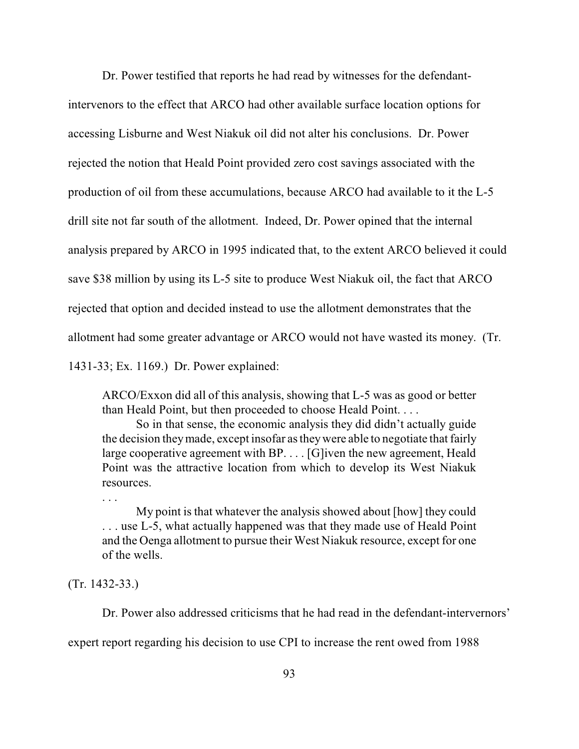Dr. Power testified that reports he had read by witnesses for the defendant-intervenors to the effect that ARCO had other available surface location options for accessing Lisburne and West Niakuk oil did not alter his conclusions. Dr. Power rejected the notion that Heald Point provided zero cost savings associated with the production of oil from these accumulations, because ARCO had available to it the L-5 drill site not far south of the allotment. Indeed, Dr. Power opined that the internal analysis prepared by ARCO in 1995 indicated that, to the extent ARCO believed it could save $38 million by using its L-5 site to produce West Niakuk oil, the fact that ARCO rejected that option and decided instead to use the allotment demonstrates that the allotment had some greater advantage or ARCO would not have wasted its money. (Tr. 1431-33; Ex. 1169.) Dr. Power explained:

> ARCO/Exxon did all of this analysis, showing that L-5 was as good or better than Heald Point, but then proceeded to choose Heald Point. . . .
>
> So in that sense, the economic analysis they did didn't actually guide the decision they made, except insofar as they were able to negotiate that fairly large cooperative agreement with BP. . . . [G]iven the new agreement, Heald Point was the attractive location from which to develop its West Niakuk resources.
>
> . . .
>
> My point is that whatever the analysis showed about [how] they could . . . use L-5, what actually happened was that they made use of Heald Point and the Oenga allotment to pursue their West Niakuk resource, except for one of the wells.

(Tr. 1432-33.)

Dr. Power also addressed criticisms that he had read in the defendant-intervernors' expert report regarding his decision to use CPI to increase the rent owed from 1988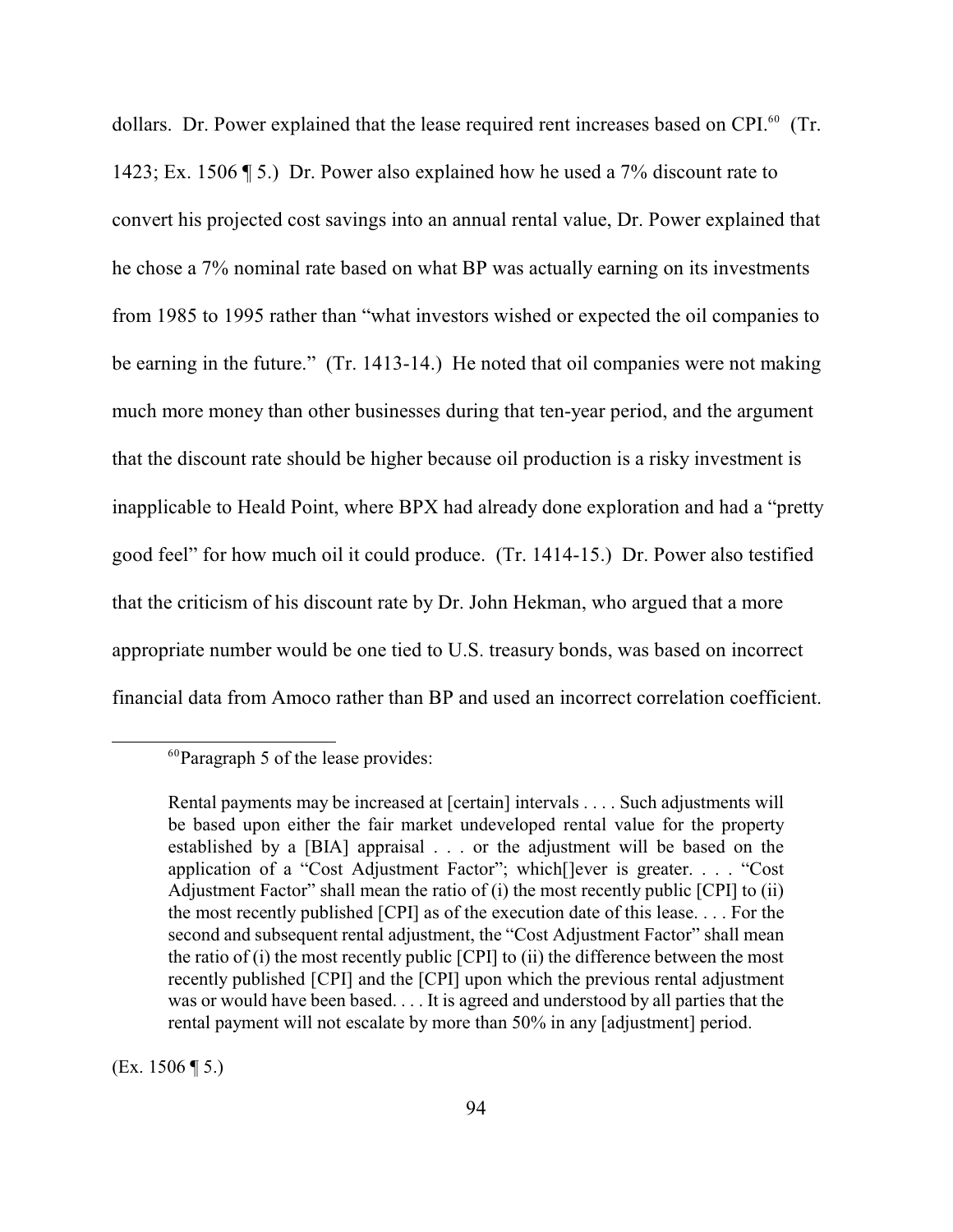dollars. Dr. Power explained that the lease required rent increases based on CPI.[60] (Tr. 1423; Ex. 1506 ¶ 5.) Dr. Power also explained how he used a 7% discount rate to convert his projected cost savings into an annual rental value, Dr. Power explained that he chose a 7% nominal rate based on what BP was actually earning on its investments from 1985 to 1995 rather than "what investors wished or expected the oil companies to be earning in the future." (Tr. 1413-14.) He noted that oil companies were not making much more money than other businesses during that ten-year period, and the argument that the discount rate should be higher because oil production is a risky investment is inapplicable to Heald Point, where BPX had already done exploration and had a "pretty good feel" for how much oil it could produce. (Tr. 1414-15.) Dr. Power also testified that the criticism of his discount rate by Dr. John Hekman, who argued that a more appropriate number would be one tied to U.S. treasury bonds, was based on incorrect financial data from Amoco rather than BP and used an incorrect correlation coefficient.

---

[60]Paragraph 5 of the lease provides:

> Rental payments may be increased at [certain] intervals . . . . Such adjustments will be based upon either the fair market undeveloped rental value for the property established by a [BIA] appraisal . . . or the adjustment will be based on the application of a "Cost Adjustment Factor"; which[]ever is greater. . . . "Cost Adjustment Factor" shall mean the ratio of (i) the most recently public [CPI] to (ii) the most recently published [CPI] as of the execution date of this lease. . . . For the second and subsequent rental adjustment, the "Cost Adjustment Factor" shall mean the ratio of (i) the most recently public [CPI] to (ii) the difference between the most recently published [CPI] and the [CPI] upon which the previous rental adjustment was or would have been based. . . . It is agreed and understood by all parties that the rental payment will not escalate by more than 50% in any [adjustment] period.

(Ex. 1506 ¶ 5.)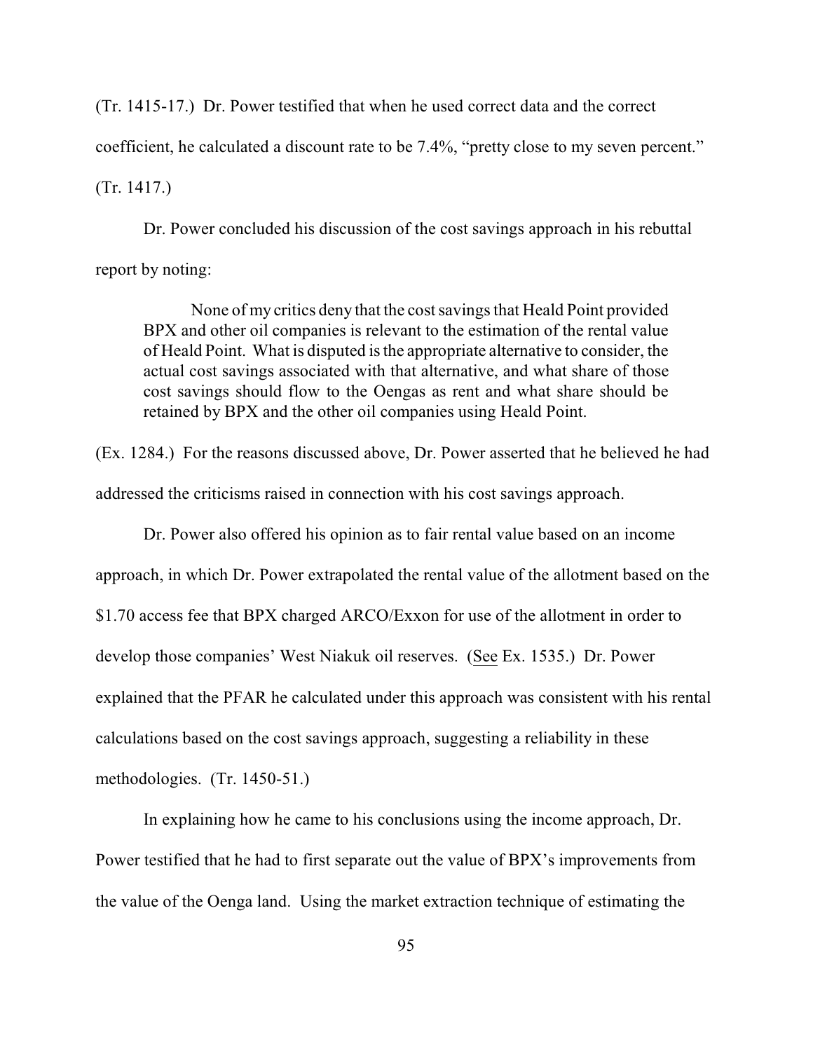(Tr. 1415-17.) Dr. Power testified that when he used correct data and the correct coefficient, he calculated a discount rate to be 7.4%, "pretty close to my seven percent." (Tr. 1417.)

Dr. Power concluded his discussion of the cost savings approach in his rebuttal report by noting:

> None of my critics deny that the cost savings that Heald Point provided BPX and other oil companies is relevant to the estimation of the rental value of Heald Point. What is disputed is the appropriate alternative to consider, the actual cost savings associated with that alternative, and what share of those cost savings should flow to the Oengas as rent and what share should be retained by BPX and the other oil companies using Heald Point.

(Ex. 1284.) For the reasons discussed above, Dr. Power asserted that he believed he had addressed the criticisms raised in connection with his cost savings approach.

Dr. Power also offered his opinion as to fair rental value based on an income approach, in which Dr. Power extrapolated the rental value of the allotment based on the $1.70 access fee that BPX charged ARCO/Exxon for use of the allotment in order to develop those companies' West Niakuk oil reserves. (See Ex. 1535.) Dr. Power explained that the PFAR he calculated under this approach was consistent with his rental calculations based on the cost savings approach, suggesting a reliability in these methodologies. (Tr. 1450-51.)

In explaining how he came to his conclusions using the income approach, Dr. Power testified that he had to first separate out the value of BPX's improvements from the value of the Oenga land. Using the market extraction technique of estimating the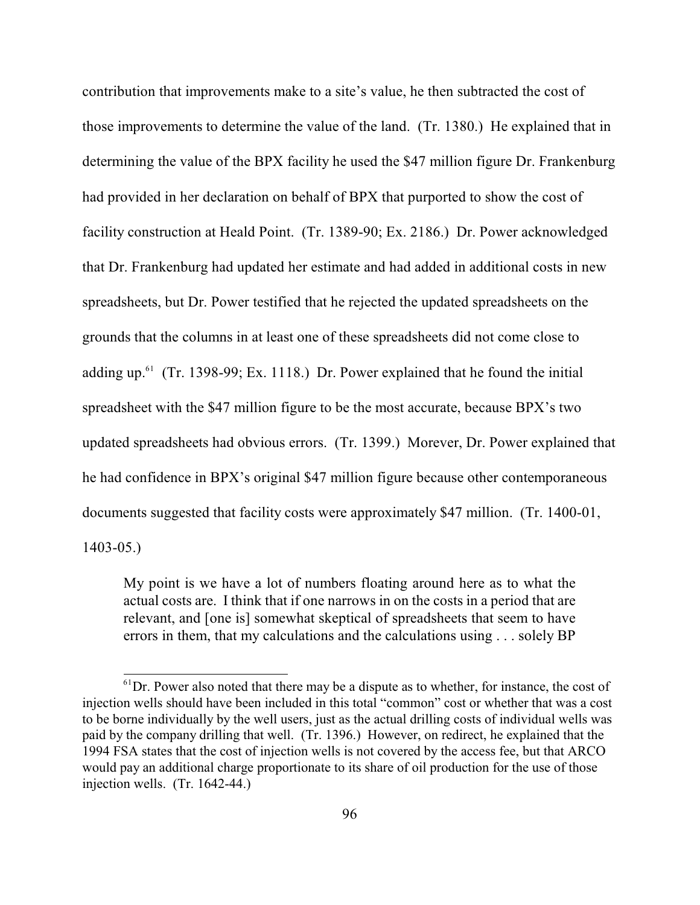contribution that improvements make to a site's value, he then subtracted the cost of those improvements to determine the value of the land. (Tr. 1380.) He explained that in determining the value of the BPX facility he used the $47 million figure Dr. Frankenburg had provided in her declaration on behalf of BPX that purported to show the cost of facility construction at Heald Point. (Tr. 1389-90; Ex. 2186.) Dr. Power acknowledged that Dr. Frankenburg had updated her estimate and had added in additional costs in new spreadsheets, but Dr. Power testified that he rejected the updated spreadsheets on the grounds that the columns in at least one of these spreadsheets did not come close to adding up.[61] (Tr. 1398-99; Ex. 1118.) Dr. Power explained that he found the initial spreadsheet with the $47 million figure to be the most accurate, because BPX's two updated spreadsheets had obvious errors. (Tr. 1399.) Morever, Dr. Power explained that he had confidence in BPX's original $47 million figure because other contemporaneous documents suggested that facility costs were approximately $47 million. (Tr. 1400-01, 1403-05.)

> My point is we have a lot of numbers floating around here as to what the actual costs are. I think that if one narrows in on the costs in a period that are relevant, and [one is] somewhat skeptical of spreadsheets that seem to have errors in them, that my calculations and the calculations using . . . solely BP

---

[61] Dr. Power also noted that there may be a dispute as to whether, for instance, the cost of injection wells should have been included in this total "common" cost or whether that was a cost to be borne individually by the well users, just as the actual drilling costs of individual wells was paid by the company drilling that well. (Tr. 1396.) However, on redirect, he explained that the 1994 FSA states that the cost of injection wells is not covered by the access fee, but that ARCO would pay an additional charge proportionate to its share of oil production for the use of those injection wells. (Tr. 1642-44.)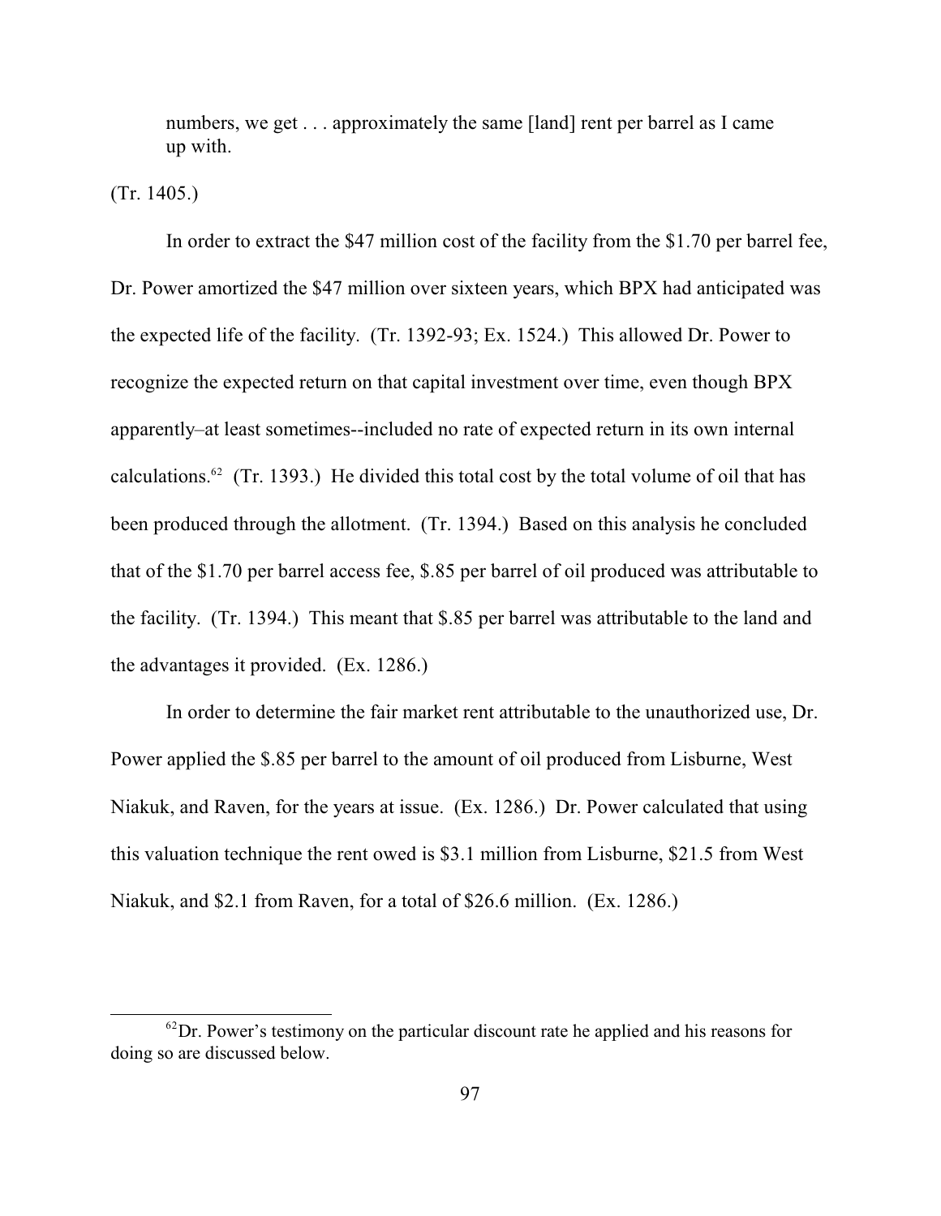> numbers, we get . . . approximately the same [land] rent per barrel as I came up with.

(Tr. 1405.)

In order to extract the $47 million cost of the facility from the $1.70 per barrel fee, Dr. Power amortized the $47 million over sixteen years, which BPX had anticipated was the expected life of the facility. (Tr. 1392-93; Ex. 1524.) This allowed Dr. Power to recognize the expected return on that capital investment over time, even though BPX apparently–at least sometimes--included no rate of expected return in its own internal calculations.[62] (Tr. 1393.) He divided this total cost by the total volume of oil that has been produced through the allotment. (Tr. 1394.) Based on this analysis he concluded that of the $1.70 per barrel access fee, $.85 per barrel of oil produced was attributable to the facility. (Tr. 1394.) This meant that $.85 per barrel was attributable to the land and the advantages it provided. (Ex. 1286.)

In order to determine the fair market rent attributable to the unauthorized use, Dr. Power applied the $.85 per barrel to the amount of oil produced from Lisburne, West Niakuk, and Raven, for the years at issue. (Ex. 1286.) Dr. Power calculated that using this valuation technique the rent owed is $3.1 million from Lisburne, $21.5 from West Niakuk, and $2.1 from Raven, for a total of $26.6 million. (Ex. 1286.)

---

[62] Dr. Power's testimony on the particular discount rate he applied and his reasons for doing so are discussed below.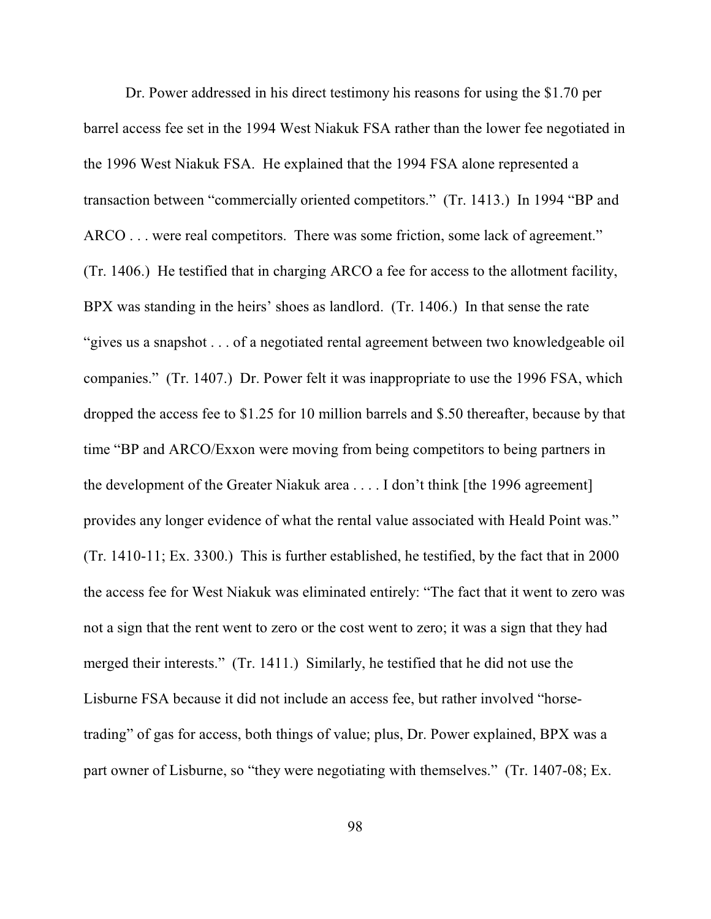Dr. Power addressed in his direct testimony his reasons for using the $1.70 per barrel access fee set in the 1994 West Niakuk FSA rather than the lower fee negotiated in the 1996 West Niakuk FSA. He explained that the 1994 FSA alone represented a transaction between "commercially oriented competitors." (Tr. 1413.) In 1994 "BP and ARCO . . . were real competitors. There was some friction, some lack of agreement." (Tr. 1406.) He testified that in charging ARCO a fee for access to the allotment facility, BPX was standing in the heirs' shoes as landlord. (Tr. 1406.) In that sense the rate "gives us a snapshot . . . of a negotiated rental agreement between two knowledgeable oil companies." (Tr. 1407.) Dr. Power felt it was inappropriate to use the 1996 FSA, which dropped the access fee to $1.25 for 10 million barrels and $.50 thereafter, because by that time "BP and ARCO/Exxon were moving from being competitors to being partners in the development of the Greater Niakuk area . . . . I don't think [the 1996 agreement] provides any longer evidence of what the rental value associated with Heald Point was." (Tr. 1410-11; Ex. 3300.) This is further established, he testified, by the fact that in 2000 the access fee for West Niakuk was eliminated entirely: "The fact that it went to zero was not a sign that the rent went to zero or the cost went to zero; it was a sign that they had merged their interests." (Tr. 1411.) Similarly, he testified that he did not use the Lisburne FSA because it did not include an access fee, but rather involved "horse-trading" of gas for access, both things of value; plus, Dr. Power explained, BPX was a part owner of Lisburne, so "they were negotiating with themselves." (Tr. 1407-08; Ex.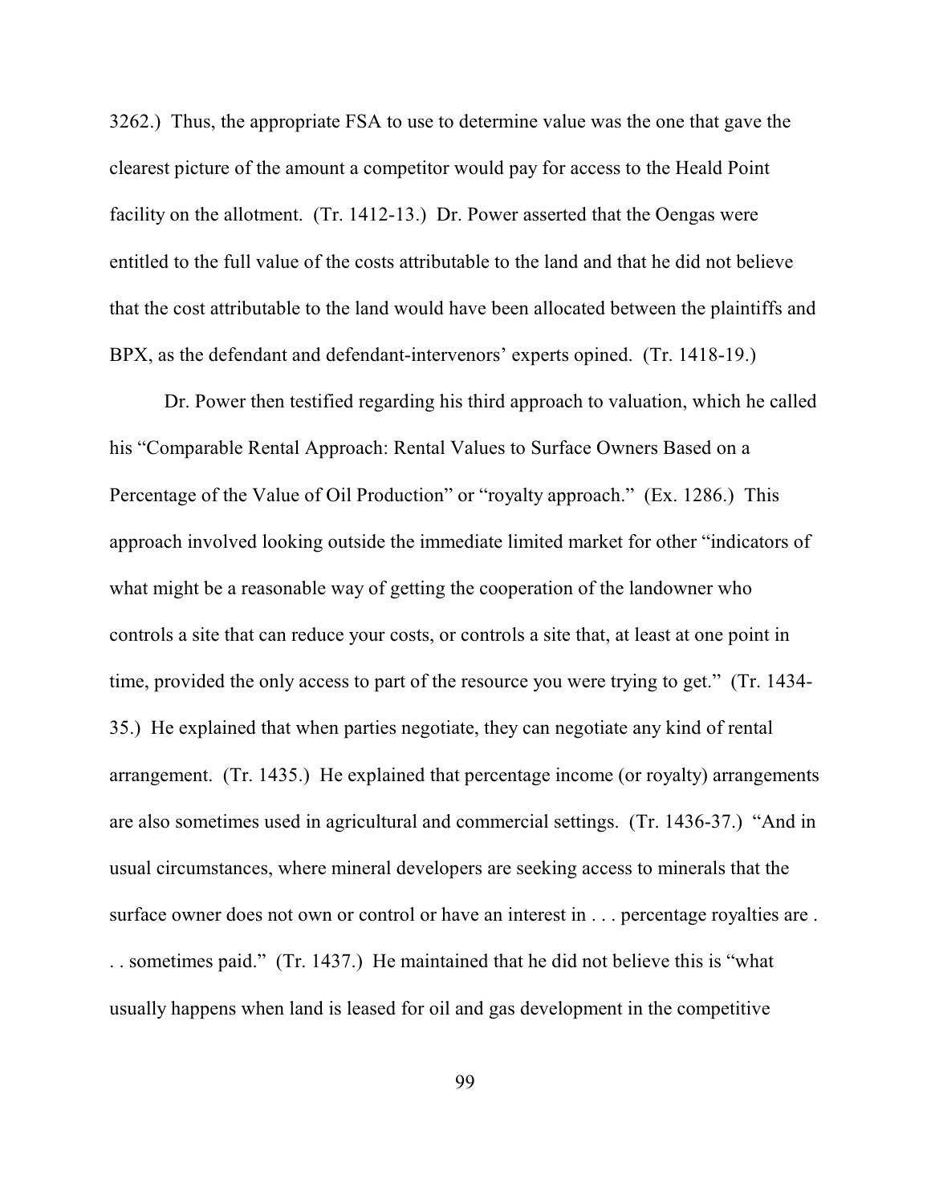3262.) Thus, the appropriate FSA to use to determine value was the one that gave the clearest picture of the amount a competitor would pay for access to the Heald Point facility on the allotment. (Tr. 1412-13.) Dr. Power asserted that the Oengas were entitled to the full value of the costs attributable to the land and that he did not believe that the cost attributable to the land would have been allocated between the plaintiffs and BPX, as the defendant and defendant-intervenors' experts opined. (Tr. 1418-19.)

Dr. Power then testified regarding his third approach to valuation, which he called his "Comparable Rental Approach: Rental Values to Surface Owners Based on a Percentage of the Value of Oil Production" or "royalty approach." (Ex. 1286.) This approach involved looking outside the immediate limited market for other "indicators of what might be a reasonable way of getting the cooperation of the landowner who controls a site that can reduce your costs, or controls a site that, at least at one point in time, provided the only access to part of the resource you were trying to get." (Tr. 1434-35.) He explained that when parties negotiate, they can negotiate any kind of rental arrangement. (Tr. 1435.) He explained that percentage income (or royalty) arrangements are also sometimes used in agricultural and commercial settings. (Tr. 1436-37.) "And in usual circumstances, where mineral developers are seeking access to minerals that the surface owner does not own or control or have an interest in . . . percentage royalties are . . . sometimes paid." (Tr. 1437.) He maintained that he did not believe this is "what usually happens when land is leased for oil and gas development in the competitive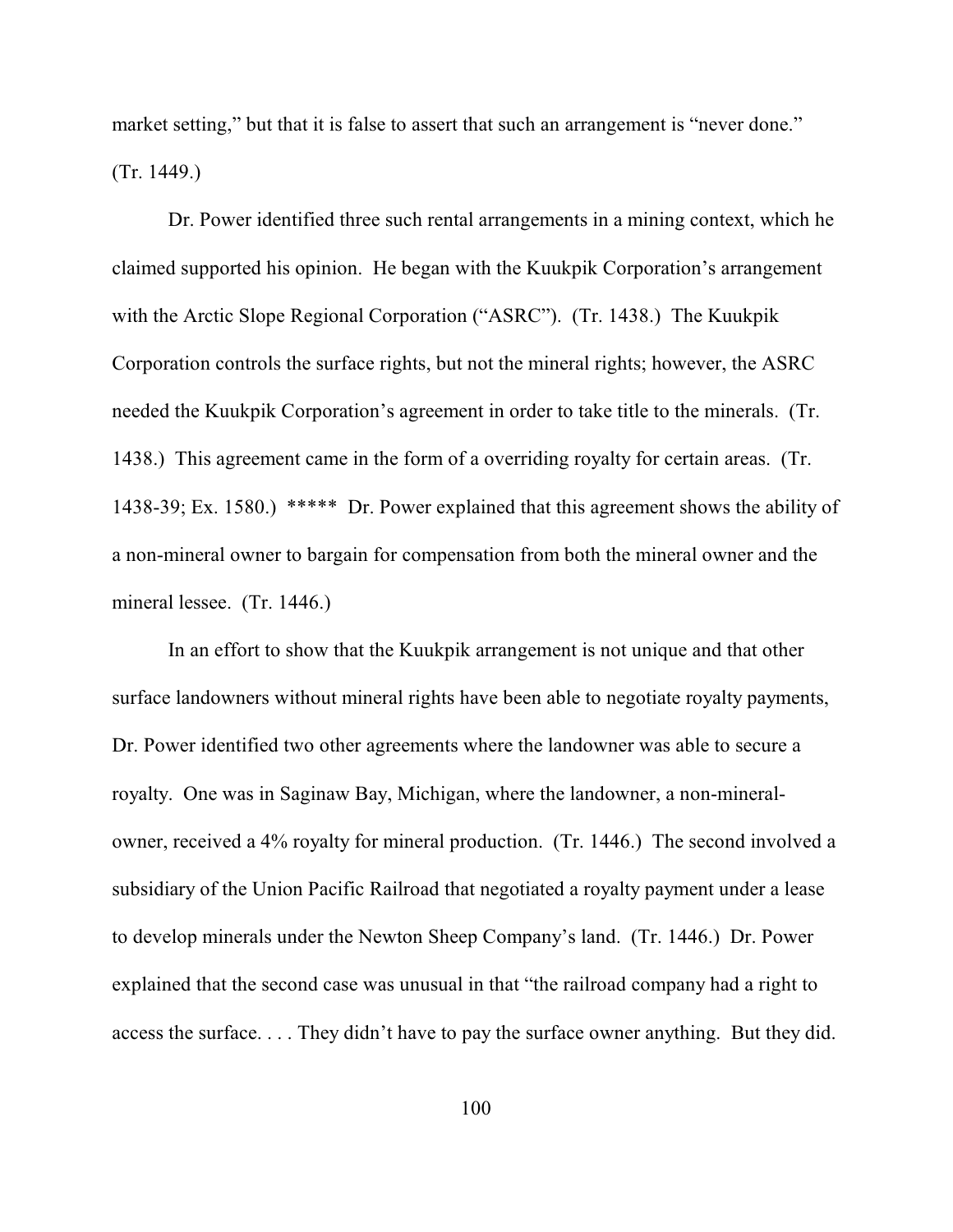market setting," but that it is false to assert that such an arrangement is "never done." (Tr. 1449.)

Dr. Power identified three such rental arrangements in a mining context, which he claimed supported his opinion. He began with the Kuukpik Corporation's arrangement with the Arctic Slope Regional Corporation ("ASRC"). (Tr. 1438.) The Kuukpik Corporation controls the surface rights, but not the mineral rights; however, the ASRC needed the Kuukpik Corporation's agreement in order to take title to the minerals. (Tr. 1438.) This agreement came in the form of a overriding royalty for certain areas. (Tr. 1438-39; Ex. 1580.) ***** Dr. Power explained that this agreement shows the ability of a non-mineral owner to bargain for compensation from both the mineral owner and the mineral lessee. (Tr. 1446.)

In an effort to show that the Kuukpik arrangement is not unique and that other surface landowners without mineral rights have been able to negotiate royalty payments, Dr. Power identified two other agreements where the landowner was able to secure a royalty. One was in Saginaw Bay, Michigan, where the landowner, a non-mineral-owner, received a 4% royalty for mineral production. (Tr. 1446.) The second involved a subsidiary of the Union Pacific Railroad that negotiated a royalty payment under a lease to develop minerals under the Newton Sheep Company's land. (Tr. 1446.) Dr. Power explained that the second case was unusual in that "the railroad company had a right to access the surface. . . . They didn't have to pay the surface owner anything. But they did.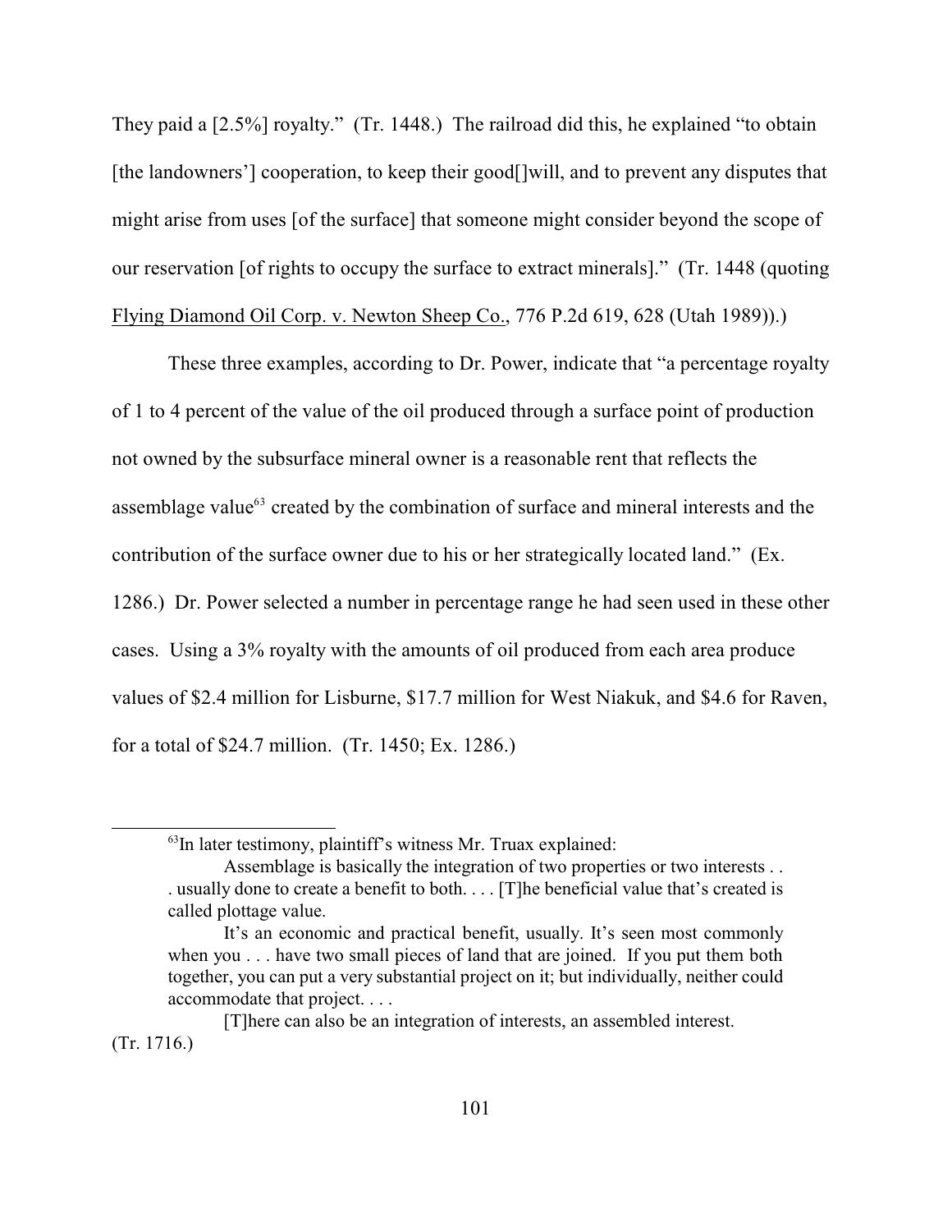They paid a [2.5%] royalty." (Tr. 1448.) The railroad did this, he explained "to obtain [the landowners'] cooperation, to keep their good[]will, and to prevent any disputes that might arise from uses [of the surface] that someone might consider beyond the scope of our reservation [of rights to occupy the surface to extract minerals]." (Tr. 1448 (quoting Flying Diamond Oil Corp. v. Newton Sheep Co., 776 P.2d 619, 628 (Utah 1989)).)

These three examples, according to Dr. Power, indicate that "a percentage royalty of 1 to 4 percent of the value of the oil produced through a surface point of production not owned by the subsurface mineral owner is a reasonable rent that reflects the assemblage value[63] created by the combination of surface and mineral interests and the contribution of the surface owner due to his or her strategically located land." (Ex. 1286.) Dr. Power selected a number in percentage range he had seen used in these other cases. Using a 3% royalty with the amounts of oil produced from each area produce values of $2.4 million for Lisburne, $17.7 million for West Niakuk, and $4.6 for Raven, for a total of $24.7 million. (Tr. 1450; Ex. 1286.)

---

[63] In later testimony, plaintiff's witness Mr. Truax explained:

> Assemblage is basically the integration of two properties or two interests . . . usually done to create a benefit to both. . . . [T]he beneficial value that's created is called plottage value.
>
> It's an economic and practical benefit, usually. It's seen most commonly when you . . . have two small pieces of land that are joined. If you put them both together, you can put a very substantial project on it; but individually, neither could accommodate that project. . . .
>
> [T]here can also be an integration of interests, an assembled interest.

(Tr. 1716.)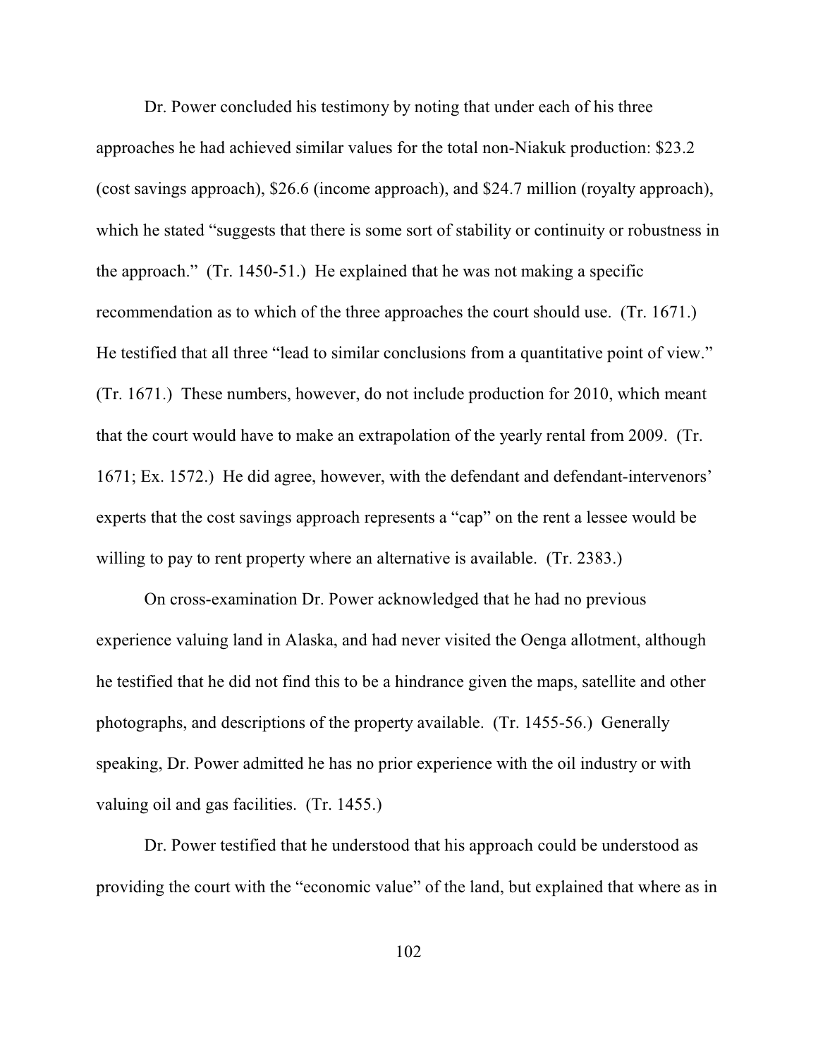Dr. Power concluded his testimony by noting that under each of his three approaches he had achieved similar values for the total non-Niakuk production: $23.2 (cost savings approach), $26.6 (income approach), and $24.7 million (royalty approach), which he stated "suggests that there is some sort of stability or continuity or robustness in the approach." (Tr. 1450-51.) He explained that he was not making a specific recommendation as to which of the three approaches the court should use. (Tr. 1671.) He testified that all three "lead to similar conclusions from a quantitative point of view." (Tr. 1671.) These numbers, however, do not include production for 2010, which meant that the court would have to make an extrapolation of the yearly rental from 2009. (Tr. 1671; Ex. 1572.) He did agree, however, with the defendant and defendant-intervenors' experts that the cost savings approach represents a "cap" on the rent a lessee would be willing to pay to rent property where an alternative is available. (Tr. 2383.)

On cross-examination Dr. Power acknowledged that he had no previous experience valuing land in Alaska, and had never visited the Oenga allotment, although he testified that he did not find this to be a hindrance given the maps, satellite and other photographs, and descriptions of the property available. (Tr. 1455-56.) Generally speaking, Dr. Power admitted he has no prior experience with the oil industry or with valuing oil and gas facilities. (Tr. 1455.)

Dr. Power testified that he understood that his approach could be understood as providing the court with the "economic value" of the land, but explained that where as in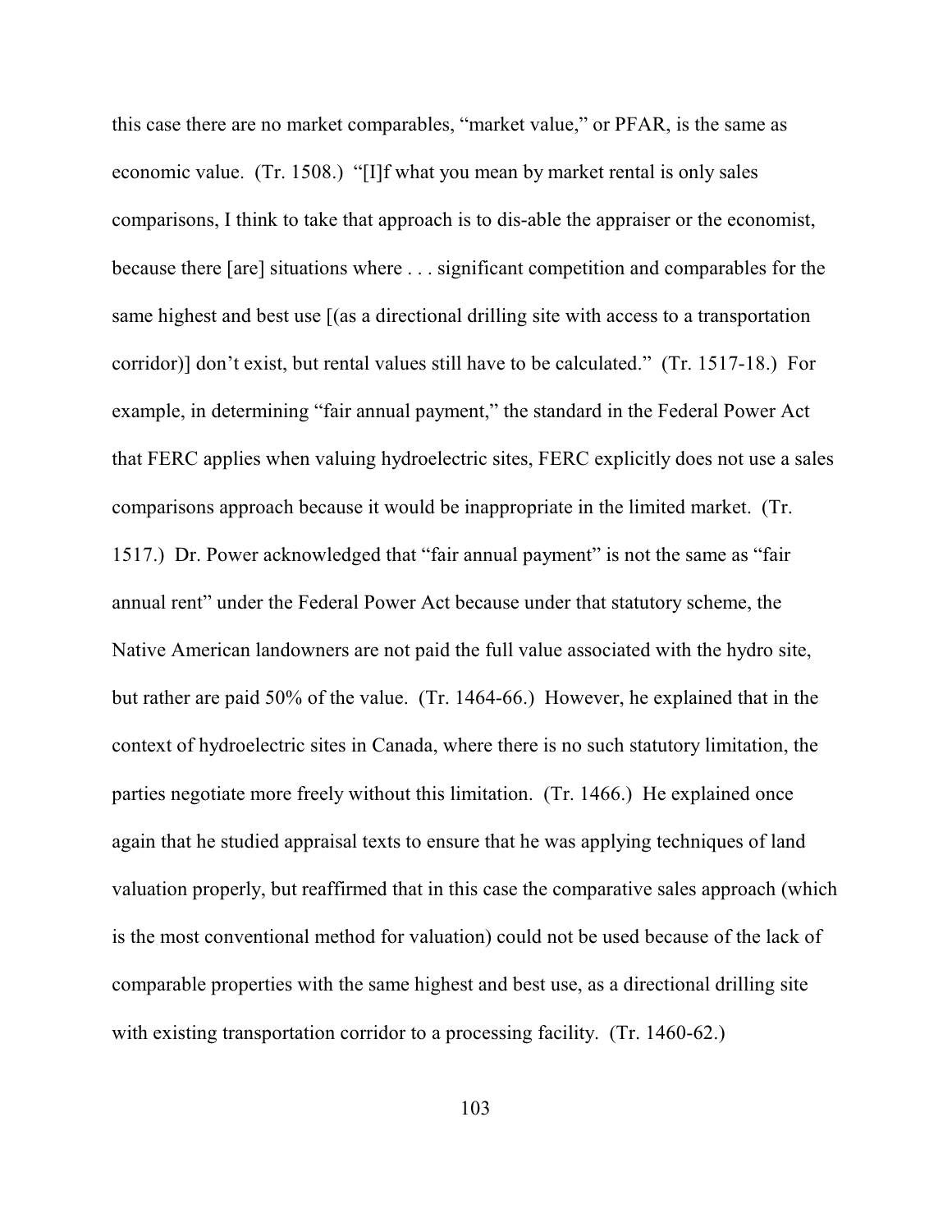this case there are no market comparables, "market value," or PFAR, is the same as economic value. (Tr. 1508.) "[I]f what you mean by market rental is only sales comparisons, I think to take that approach is to dis-able the appraiser or the economist, because there [are] situations where . . . significant competition and comparables for the same highest and best use [(as a directional drilling site with access to a transportation corridor)] don't exist, but rental values still have to be calculated." (Tr. 1517-18.) For example, in determining "fair annual payment," the standard in the Federal Power Act that FERC applies when valuing hydroelectric sites, FERC explicitly does not use a sales comparisons approach because it would be inappropriate in the limited market. (Tr. 1517.) Dr. Power acknowledged that "fair annual payment" is not the same as "fair annual rent" under the Federal Power Act because under that statutory scheme, the Native American landowners are not paid the full value associated with the hydro site, but rather are paid 50% of the value. (Tr. 1464-66.) However, he explained that in the context of hydroelectric sites in Canada, where there is no such statutory limitation, the parties negotiate more freely without this limitation. (Tr. 1466.) He explained once again that he studied appraisal texts to ensure that he was applying techniques of land valuation properly, but reaffirmed that in this case the comparative sales approach (which is the most conventional method for valuation) could not be used because of the lack of comparable properties with the same highest and best use, as a directional drilling site with existing transportation corridor to a processing facility. (Tr. 1460-62.)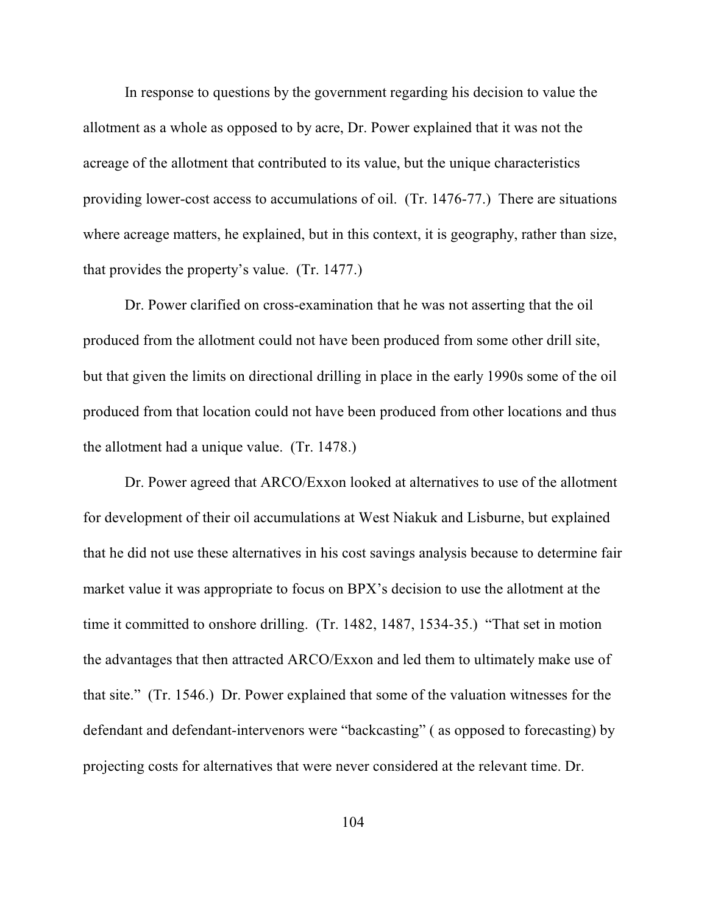In response to questions by the government regarding his decision to value the allotment as a whole as opposed to by acre, Dr. Power explained that it was not the acreage of the allotment that contributed to its value, but the unique characteristics providing lower-cost access to accumulations of oil. (Tr. 1476-77.) There are situations where acreage matters, he explained, but in this context, it is geography, rather than size, that provides the property's value. (Tr. 1477.)

Dr. Power clarified on cross-examination that he was not asserting that the oil produced from the allotment could not have been produced from some other drill site, but that given the limits on directional drilling in place in the early 1990s some of the oil produced from that location could not have been produced from other locations and thus the allotment had a unique value. (Tr. 1478.)

Dr. Power agreed that ARCO/Exxon looked at alternatives to use of the allotment for development of their oil accumulations at West Niakuk and Lisburne, but explained that he did not use these alternatives in his cost savings analysis because to determine fair market value it was appropriate to focus on BPX's decision to use the allotment at the time it committed to onshore drilling. (Tr. 1482, 1487, 1534-35.) "That set in motion the advantages that then attracted ARCO/Exxon and led them to ultimately make use of that site." (Tr. 1546.) Dr. Power explained that some of the valuation witnesses for the defendant and defendant-intervenors were "backcasting" ( as opposed to forecasting) by projecting costs for alternatives that were never considered at the relevant time. Dr.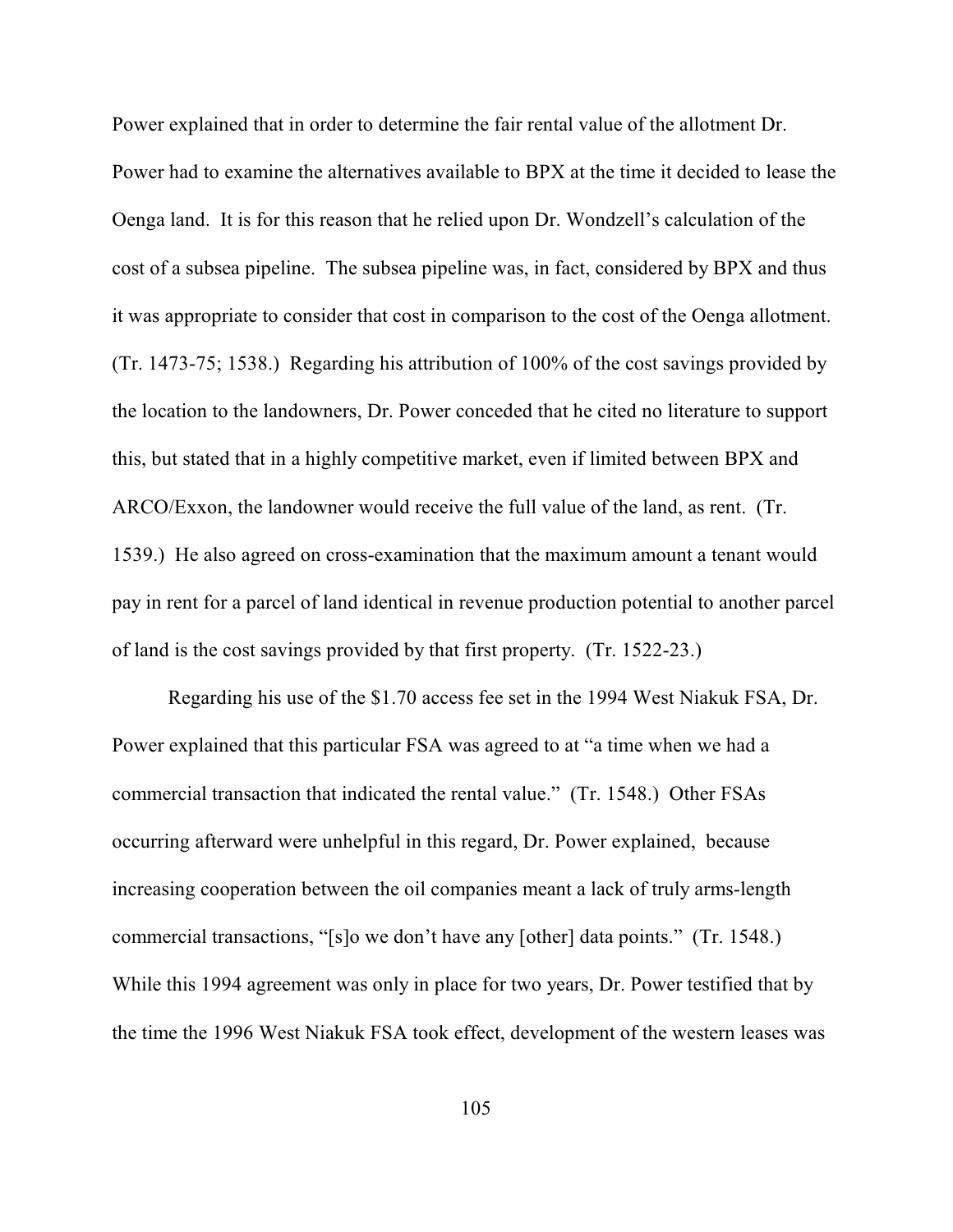Power explained that in order to determine the fair rental value of the allotment Dr. Power had to examine the alternatives available to BPX at the time it decided to lease the Oenga land. It is for this reason that he relied upon Dr. Wondzell's calculation of the cost of a subsea pipeline. The subsea pipeline was, in fact, considered by BPX and thus it was appropriate to consider that cost in comparison to the cost of the Oenga allotment. (Tr. 1473-75; 1538.) Regarding his attribution of 100% of the cost savings provided by the location to the landowners, Dr. Power conceded that he cited no literature to support this, but stated that in a highly competitive market, even if limited between BPX and ARCO/Exxon, the landowner would receive the full value of the land, as rent. (Tr. 1539.) He also agreed on cross-examination that the maximum amount a tenant would pay in rent for a parcel of land identical in revenue production potential to another parcel of land is the cost savings provided by that first property. (Tr. 1522-23.)

Regarding his use of the $1.70 access fee set in the 1994 West Niakuk FSA, Dr. Power explained that this particular FSA was agreed to at "a time when we had a commercial transaction that indicated the rental value." (Tr. 1548.) Other FSAs occurring afterward were unhelpful in this regard, Dr. Power explained, because increasing cooperation between the oil companies meant a lack of truly arms-length commercial transactions, "[s]o we don't have any [other] data points." (Tr. 1548.) While this 1994 agreement was only in place for two years, Dr. Power testified that by the time the 1996 West Niakuk FSA took effect, development of the western leases was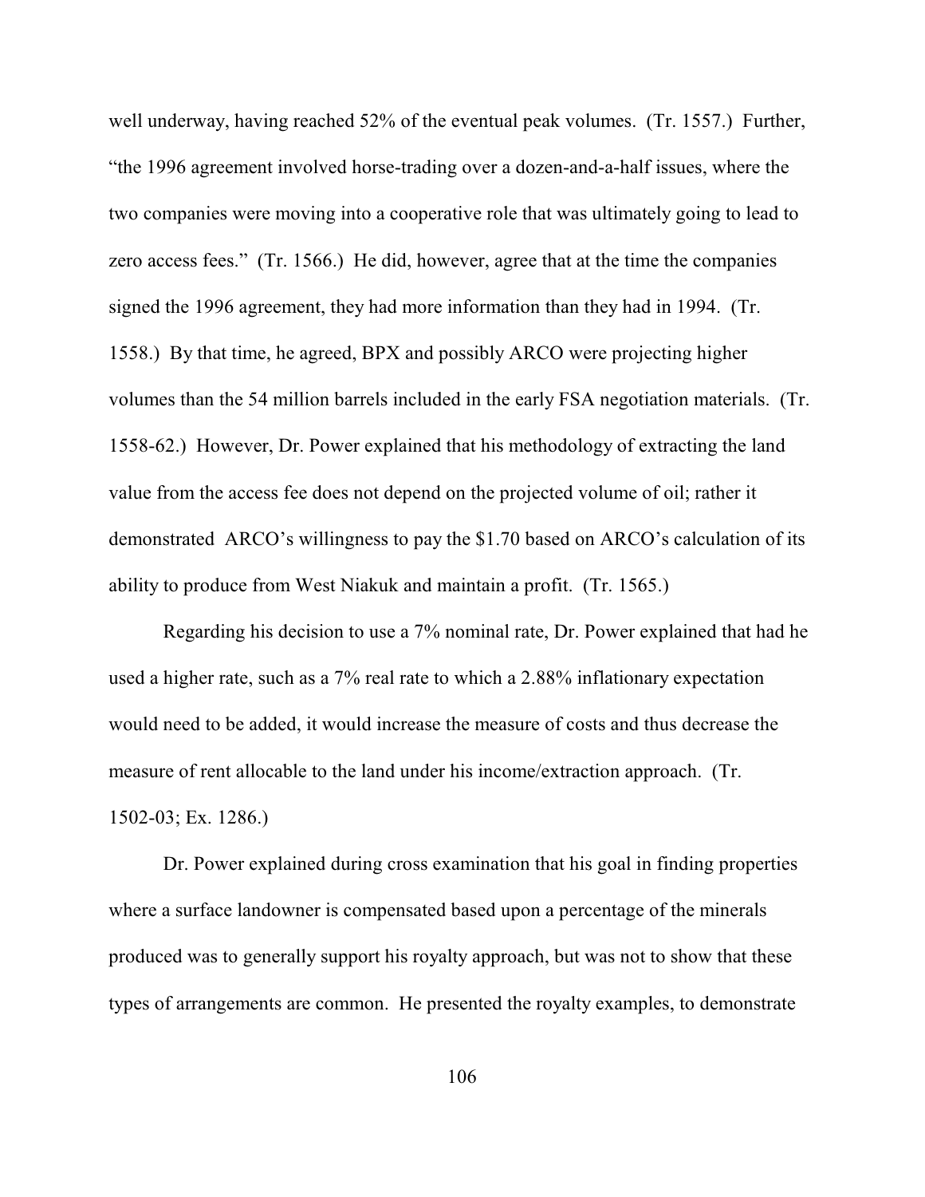well underway, having reached 52% of the eventual peak volumes. (Tr. 1557.) Further, "the 1996 agreement involved horse-trading over a dozen-and-a-half issues, where the two companies were moving into a cooperative role that was ultimately going to lead to zero access fees." (Tr. 1566.) He did, however, agree that at the time the companies signed the 1996 agreement, they had more information than they had in 1994. (Tr. 1558.) By that time, he agreed, BPX and possibly ARCO were projecting higher volumes than the 54 million barrels included in the early FSA negotiation materials. (Tr. 1558-62.) However, Dr. Power explained that his methodology of extracting the land value from the access fee does not depend on the projected volume of oil; rather it demonstrated ARCO's willingness to pay the $1.70 based on ARCO's calculation of its ability to produce from West Niakuk and maintain a profit. (Tr. 1565.)

Regarding his decision to use a 7% nominal rate, Dr. Power explained that had he used a higher rate, such as a 7% real rate to which a 2.88% inflationary expectation would need to be added, it would increase the measure of costs and thus decrease the measure of rent allocable to the land under his income/extraction approach. (Tr. 1502-03; Ex. 1286.)

Dr. Power explained during cross examination that his goal in finding properties where a surface landowner is compensated based upon a percentage of the minerals produced was to generally support his royalty approach, but was not to show that these types of arrangements are common. He presented the royalty examples, to demonstrate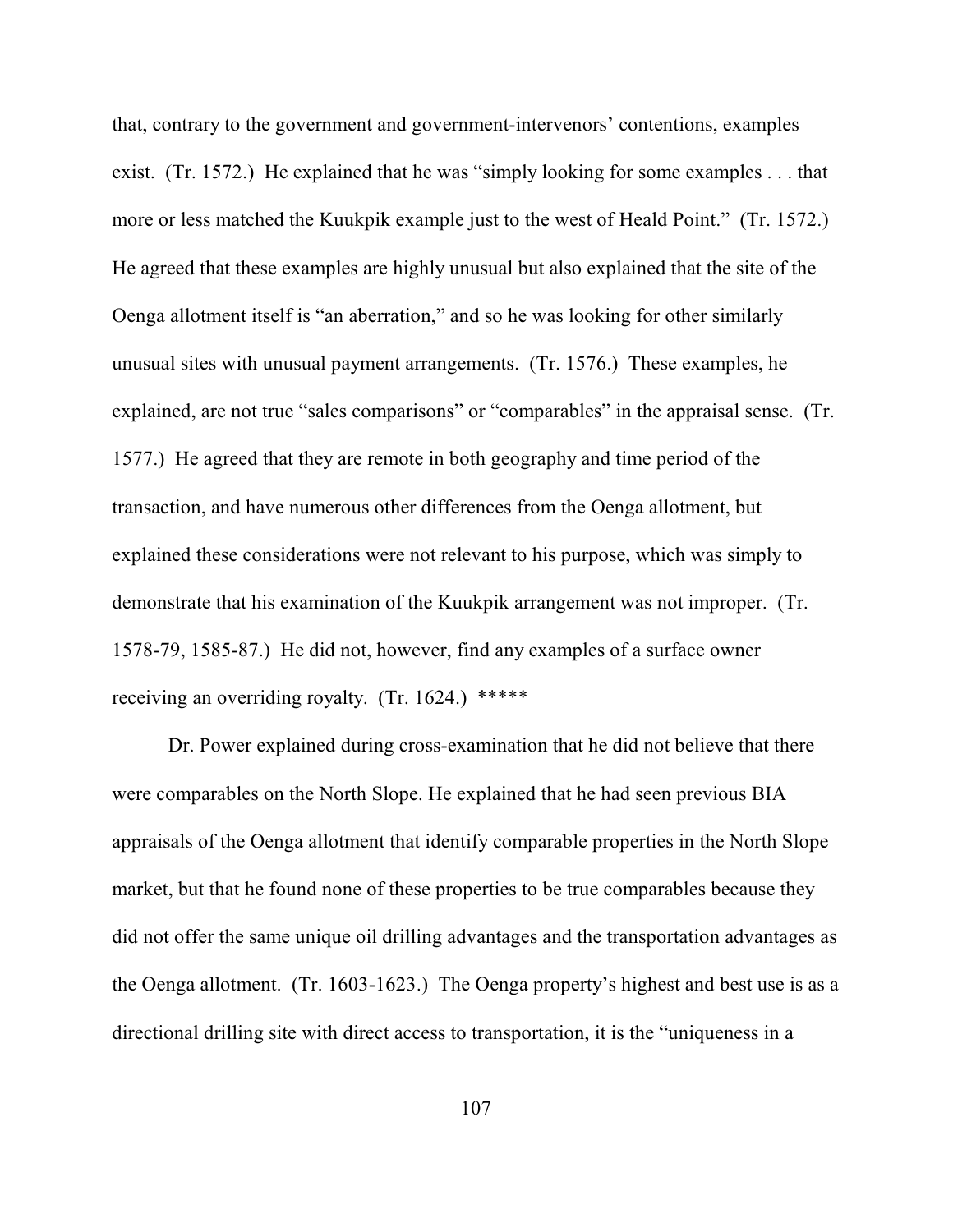that, contrary to the government and government-intervenors' contentions, examples exist. (Tr. 1572.) He explained that he was "simply looking for some examples . . . that more or less matched the Kuukpik example just to the west of Heald Point." (Tr. 1572.) He agreed that these examples are highly unusual but also explained that the site of the Oenga allotment itself is "an aberration," and so he was looking for other similarly unusual sites with unusual payment arrangements. (Tr. 1576.) These examples, he explained, are not true "sales comparisons" or "comparables" in the appraisal sense. (Tr. 1577.) He agreed that they are remote in both geography and time period of the transaction, and have numerous other differences from the Oenga allotment, but explained these considerations were not relevant to his purpose, which was simply to demonstrate that his examination of the Kuukpik arrangement was not improper. (Tr. 1578-79, 1585-87.) He did not, however, find any examples of a surface owner receiving an overriding royalty. (Tr. 1624.) *****

Dr. Power explained during cross-examination that he did not believe that there were comparables on the North Slope. He explained that he had seen previous BIA appraisals of the Oenga allotment that identify comparable properties in the North Slope market, but that he found none of these properties to be true comparables because they did not offer the same unique oil drilling advantages and the transportation advantages as the Oenga allotment. (Tr. 1603-1623.) The Oenga property's highest and best use is as a directional drilling site with direct access to transportation, it is the "uniqueness in a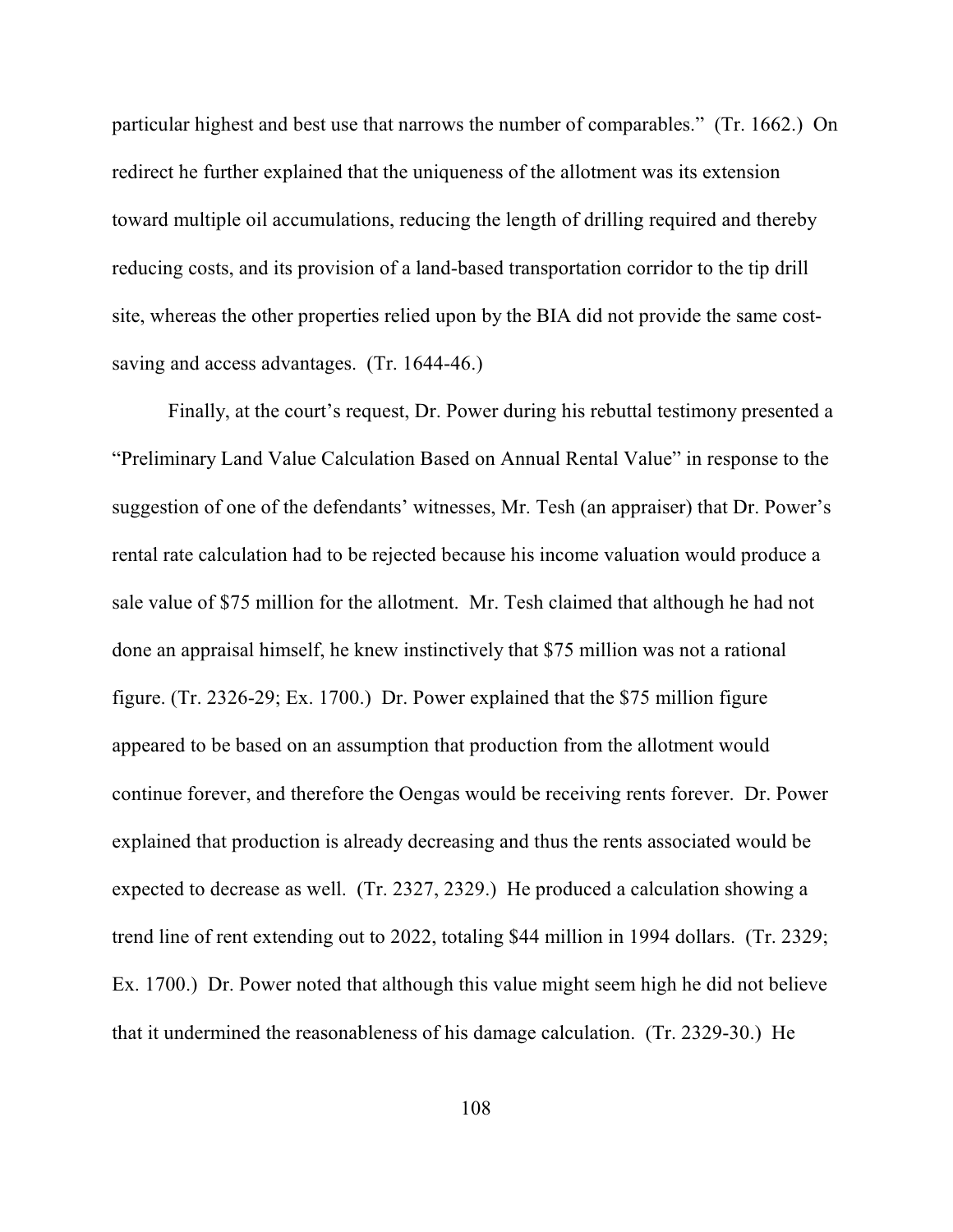particular highest and best use that narrows the number of comparables." (Tr. 1662.) On redirect he further explained that the uniqueness of the allotment was its extension toward multiple oil accumulations, reducing the length of drilling required and thereby reducing costs, and its provision of a land-based transportation corridor to the tip drill site, whereas the other properties relied upon by the BIA did not provide the same cost-saving and access advantages. (Tr. 1644-46.)

Finally, at the court's request, Dr. Power during his rebuttal testimony presented a "Preliminary Land Value Calculation Based on Annual Rental Value" in response to the suggestion of one of the defendants' witnesses, Mr. Tesh (an appraiser) that Dr. Power's rental rate calculation had to be rejected because his income valuation would produce a sale value of $75 million for the allotment. Mr. Tesh claimed that although he had not done an appraisal himself, he knew instinctively that $75 million was not a rational figure. (Tr. 2326-29; Ex. 1700.) Dr. Power explained that the $75 million figure appeared to be based on an assumption that production from the allotment would continue forever, and therefore the Oengas would be receiving rents forever. Dr. Power explained that production is already decreasing and thus the rents associated would be expected to decrease as well. (Tr. 2327, 2329.) He produced a calculation showing a trend line of rent extending out to 2022, totaling $44 million in 1994 dollars. (Tr. 2329; Ex. 1700.) Dr. Power noted that although this value might seem high he did not believe that it undermined the reasonableness of his damage calculation. (Tr. 2329-30.) He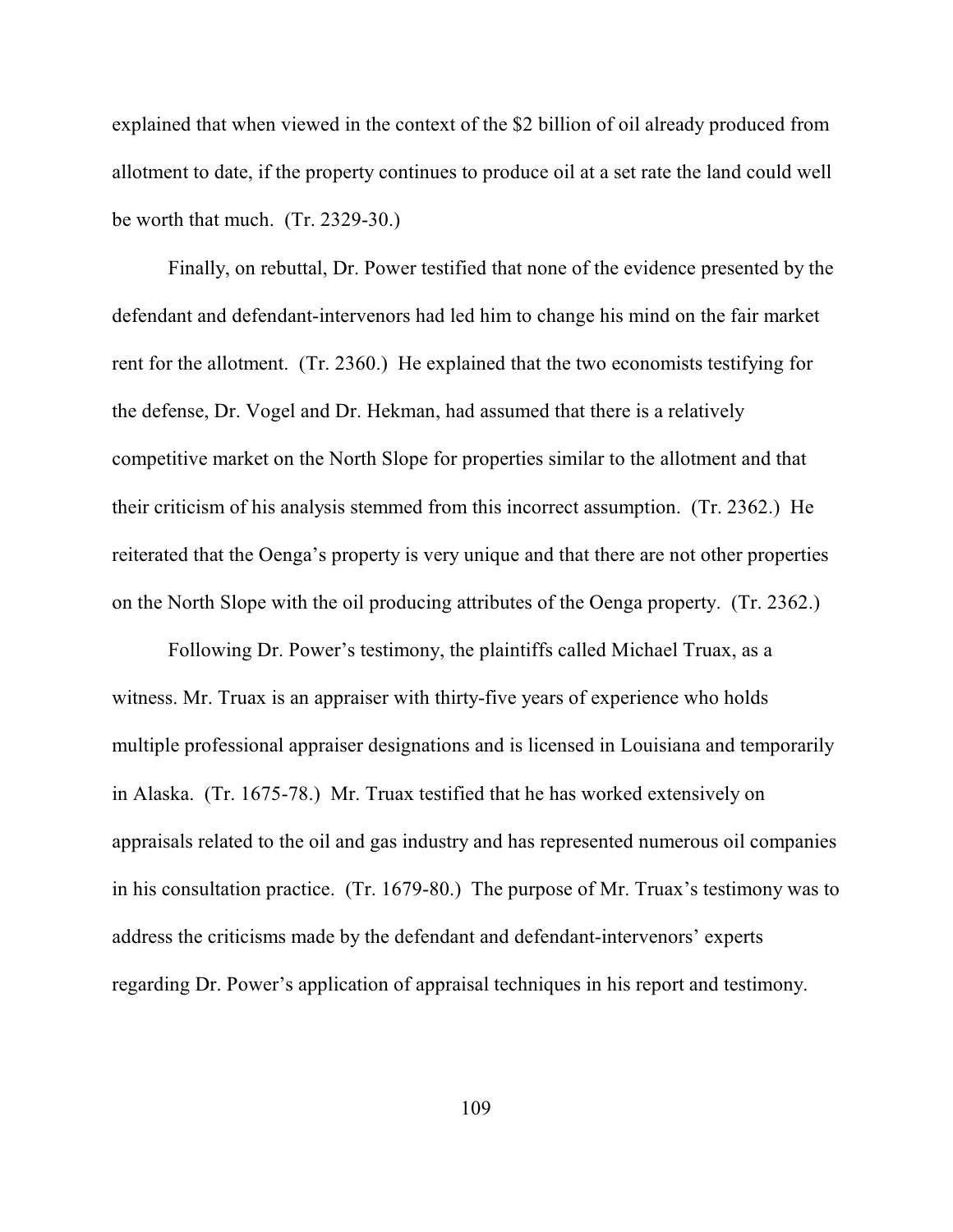explained that when viewed in the context of the $2 billion of oil already produced from allotment to date, if the property continues to produce oil at a set rate the land could well be worth that much. (Tr. 2329-30.)

Finally, on rebuttal, Dr. Power testified that none of the evidence presented by the defendant and defendant-intervenors had led him to change his mind on the fair market rent for the allotment. (Tr. 2360.) He explained that the two economists testifying for the defense, Dr. Vogel and Dr. Hekman, had assumed that there is a relatively competitive market on the North Slope for properties similar to the allotment and that their criticism of his analysis stemmed from this incorrect assumption. (Tr. 2362.) He reiterated that the Oenga's property is very unique and that there are not other properties on the North Slope with the oil producing attributes of the Oenga property. (Tr. 2362.)

Following Dr. Power's testimony, the plaintiffs called Michael Truax, as a witness. Mr. Truax is an appraiser with thirty-five years of experience who holds multiple professional appraiser designations and is licensed in Louisiana and temporarily in Alaska. (Tr. 1675-78.) Mr. Truax testified that he has worked extensively on appraisals related to the oil and gas industry and has represented numerous oil companies in his consultation practice. (Tr. 1679-80.) The purpose of Mr. Truax's testimony was to address the criticisms made by the defendant and defendant-intervenors' experts regarding Dr. Power's application of appraisal techniques in his report and testimony.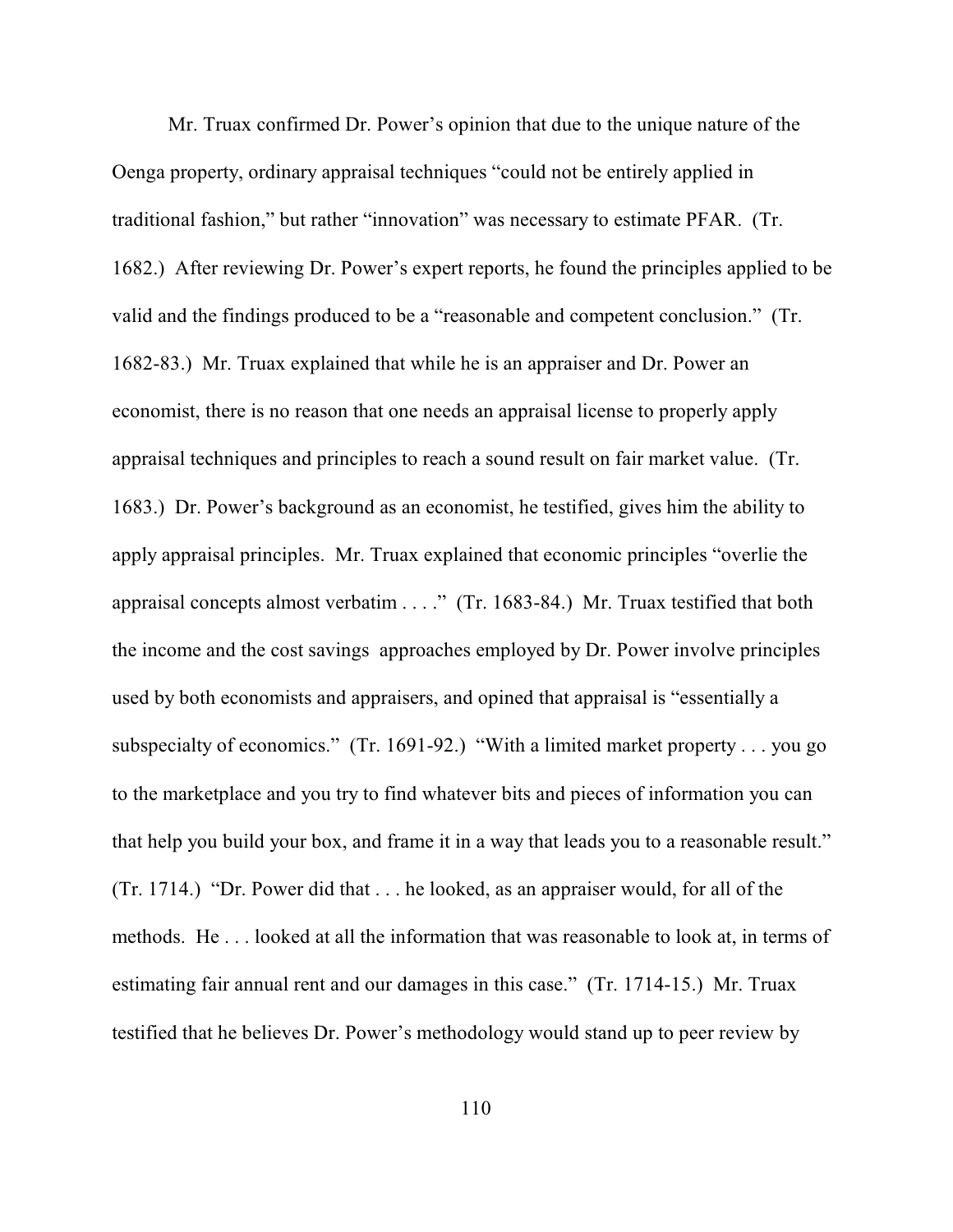Mr. Truax confirmed Dr. Power's opinion that due to the unique nature of the Oenga property, ordinary appraisal techniques "could not be entirely applied in traditional fashion," but rather "innovation" was necessary to estimate PFAR. (Tr. 1682.) After reviewing Dr. Power's expert reports, he found the principles applied to be valid and the findings produced to be a "reasonable and competent conclusion." (Tr. 1682-83.) Mr. Truax explained that while he is an appraiser and Dr. Power an economist, there is no reason that one needs an appraisal license to properly apply appraisal techniques and principles to reach a sound result on fair market value. (Tr. 1683.) Dr. Power's background as an economist, he testified, gives him the ability to apply appraisal principles. Mr. Truax explained that economic principles "overlie the appraisal concepts almost verbatim . . . ." (Tr. 1683-84.) Mr. Truax testified that both the income and the cost savings approaches employed by Dr. Power involve principles used by both economists and appraisers, and opined that appraisal is "essentially a subspecialty of economics." (Tr. 1691-92.) "With a limited market property . . . you go to the marketplace and you try to find whatever bits and pieces of information you can that help you build your box, and frame it in a way that leads you to a reasonable result." (Tr. 1714.) "Dr. Power did that . . . he looked, as an appraiser would, for all of the methods. He . . . looked at all the information that was reasonable to look at, in terms of estimating fair annual rent and our damages in this case." (Tr. 1714-15.) Mr. Truax testified that he believes Dr. Power's methodology would stand up to peer review by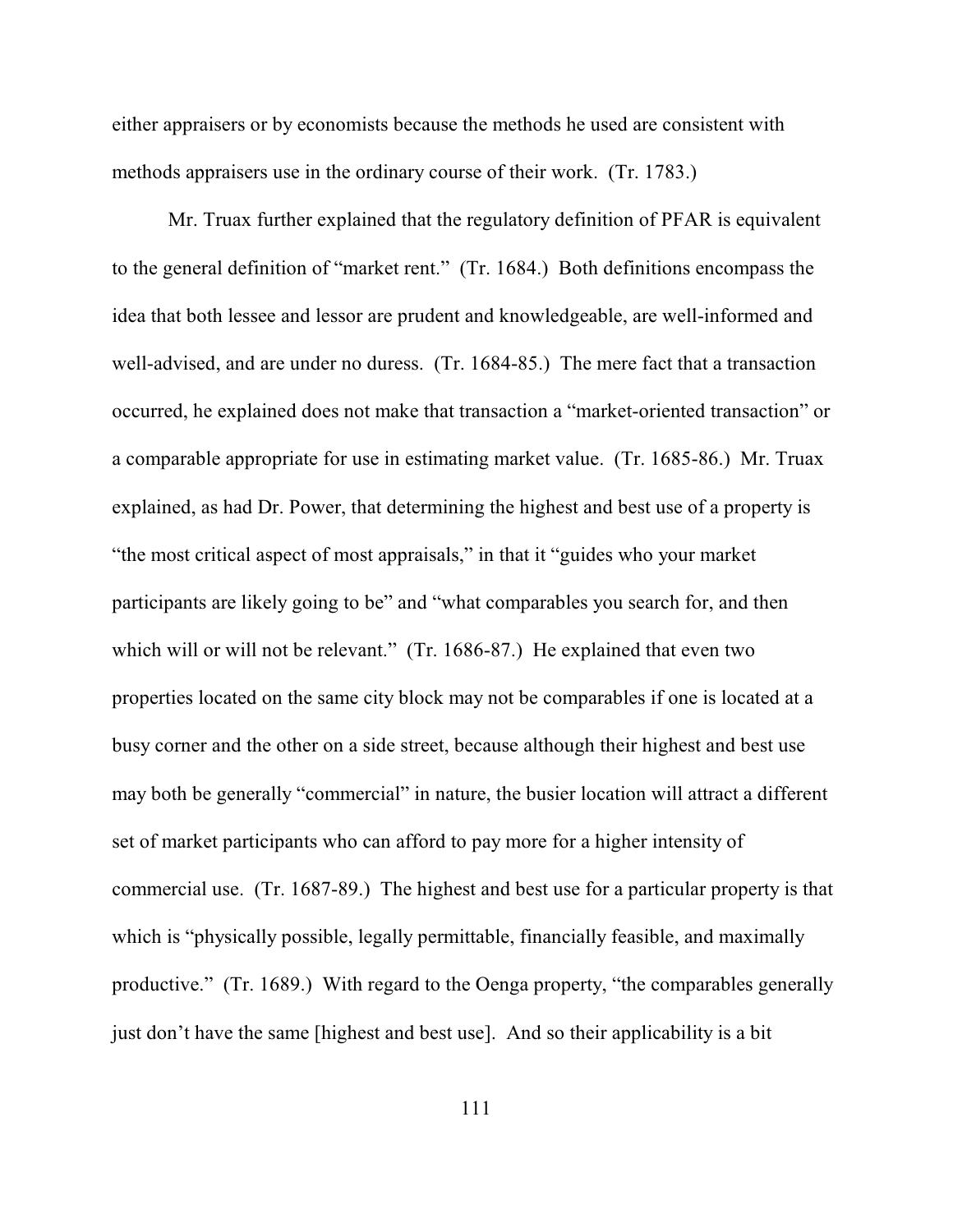either appraisers or by economists because the methods he used are consistent with methods appraisers use in the ordinary course of their work. (Tr. 1783.)

Mr. Truax further explained that the regulatory definition of PFAR is equivalent to the general definition of "market rent." (Tr. 1684.) Both definitions encompass the idea that both lessee and lessor are prudent and knowledgeable, are well-informed and well-advised, and are under no duress. (Tr. 1684-85.) The mere fact that a transaction occurred, he explained does not make that transaction a "market-oriented transaction" or a comparable appropriate for use in estimating market value. (Tr. 1685-86.) Mr. Truax explained, as had Dr. Power, that determining the highest and best use of a property is "the most critical aspect of most appraisals," in that it "guides who your market participants are likely going to be" and "what comparables you search for, and then which will or will not be relevant." (Tr. 1686-87.) He explained that even two properties located on the same city block may not be comparables if one is located at a busy corner and the other on a side street, because although their highest and best use may both be generally "commercial" in nature, the busier location will attract a different set of market participants who can afford to pay more for a higher intensity of commercial use. (Tr. 1687-89.) The highest and best use for a particular property is that which is "physically possible, legally permittable, financially feasible, and maximally productive." (Tr. 1689.) With regard to the Oenga property, "the comparables generally just don't have the same [highest and best use]. And so their applicability is a bit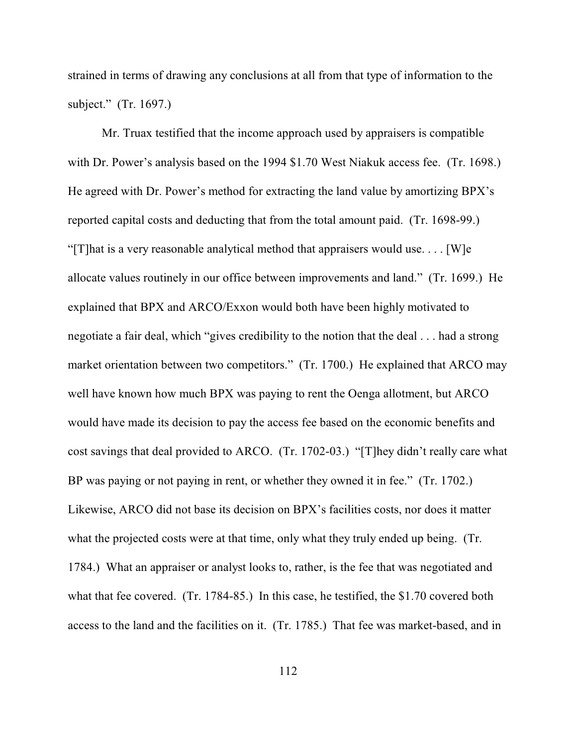strained in terms of drawing any conclusions at all from that type of information to the subject." (Tr. 1697.)

Mr. Truax testified that the income approach used by appraisers is compatible with Dr. Power's analysis based on the 1994 $1.70 West Niakuk access fee. (Tr. 1698.) He agreed with Dr. Power's method for extracting the land value by amortizing BPX's reported capital costs and deducting that from the total amount paid. (Tr. 1698-99.) "[T]hat is a very reasonable analytical method that appraisers would use. . . . [W]e allocate values routinely in our office between improvements and land." (Tr. 1699.) He explained that BPX and ARCO/Exxon would both have been highly motivated to negotiate a fair deal, which "gives credibility to the notion that the deal . . . had a strong market orientation between two competitors." (Tr. 1700.) He explained that ARCO may well have known how much BPX was paying to rent the Oenga allotment, but ARCO would have made its decision to pay the access fee based on the economic benefits and cost savings that deal provided to ARCO. (Tr. 1702-03.) "[T]hey didn't really care what BP was paying or not paying in rent, or whether they owned it in fee." (Tr. 1702.) Likewise, ARCO did not base its decision on BPX's facilities costs, nor does it matter what the projected costs were at that time, only what they truly ended up being. (Tr. 1784.) What an appraiser or analyst looks to, rather, is the fee that was negotiated and what that fee covered. (Tr. 1784-85.) In this case, he testified, the $1.70 covered both access to the land and the facilities on it. (Tr. 1785.) That fee was market-based, and in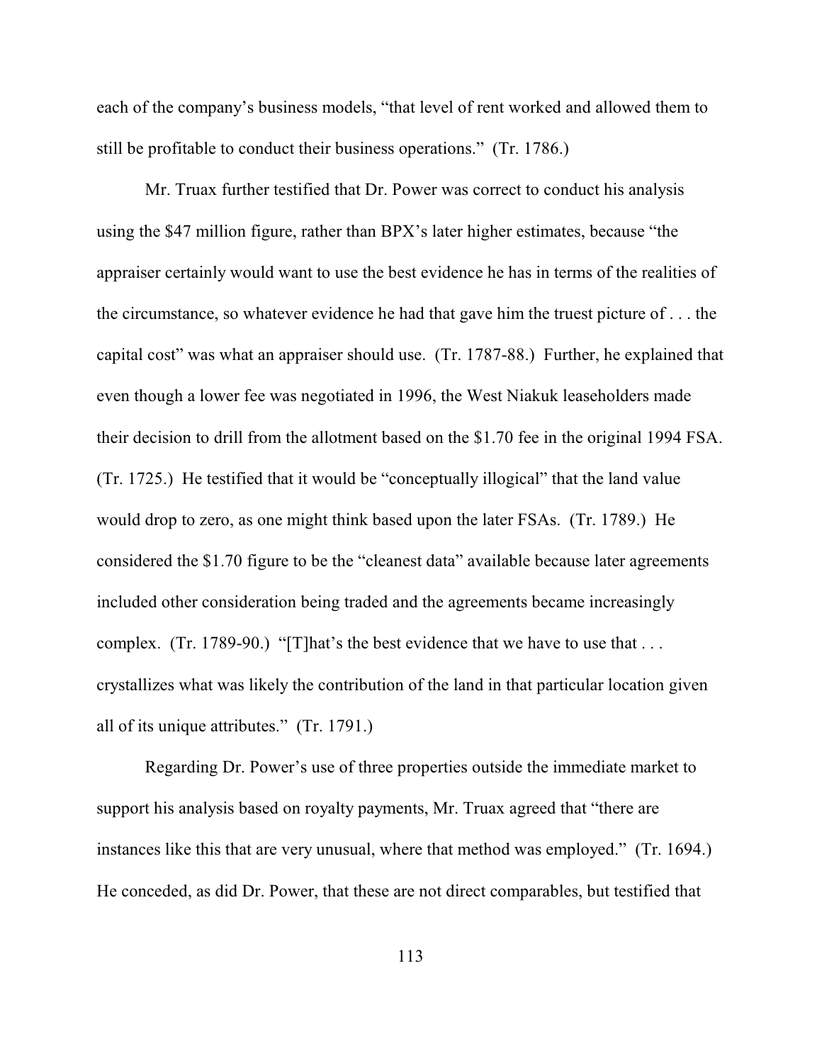each of the company's business models, "that level of rent worked and allowed them to still be profitable to conduct their business operations." (Tr. 1786.)

Mr. Truax further testified that Dr. Power was correct to conduct his analysis using the $47 million figure, rather than BPX's later higher estimates, because "the appraiser certainly would want to use the best evidence he has in terms of the realities of the circumstance, so whatever evidence he had that gave him the truest picture of . . . the capital cost" was what an appraiser should use. (Tr. 1787-88.) Further, he explained that even though a lower fee was negotiated in 1996, the West Niakuk leaseholders made their decision to drill from the allotment based on the $1.70 fee in the original 1994 FSA. (Tr. 1725.) He testified that it would be "conceptually illogical" that the land value would drop to zero, as one might think based upon the later FSAs. (Tr. 1789.) He considered the $1.70 figure to be the "cleanest data" available because later agreements included other consideration being traded and the agreements became increasingly complex. (Tr. 1789-90.) "[T]hat's the best evidence that we have to use that . . . crystallizes what was likely the contribution of the land in that particular location given all of its unique attributes." (Tr. 1791.)

Regarding Dr. Power's use of three properties outside the immediate market to support his analysis based on royalty payments, Mr. Truax agreed that "there are instances like this that are very unusual, where that method was employed." (Tr. 1694.) He conceded, as did Dr. Power, that these are not direct comparables, but testified that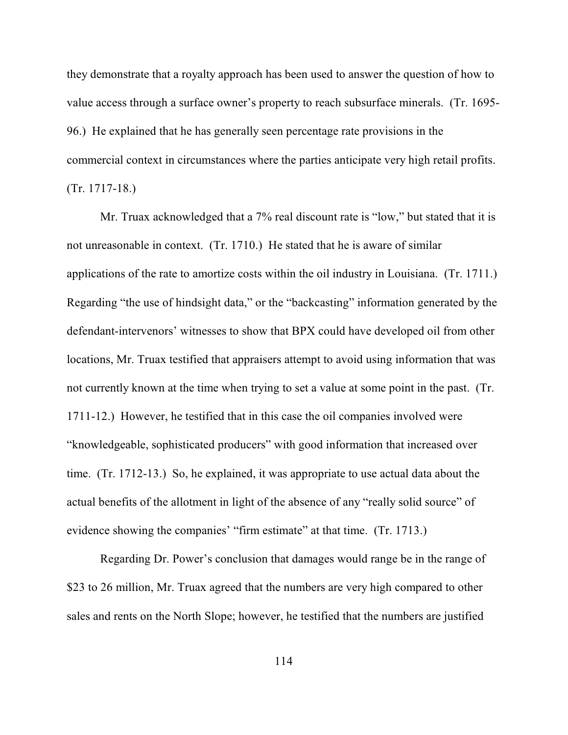they demonstrate that a royalty approach has been used to answer the question of how to value access through a surface owner's property to reach subsurface minerals. (Tr. 1695-96.) He explained that he has generally seen percentage rate provisions in the commercial context in circumstances where the parties anticipate very high retail profits. (Tr. 1717-18.)

Mr. Truax acknowledged that a 7% real discount rate is "low," but stated that it is not unreasonable in context. (Tr. 1710.) He stated that he is aware of similar applications of the rate to amortize costs within the oil industry in Louisiana. (Tr. 1711.) Regarding "the use of hindsight data," or the "backcasting" information generated by the defendant-intervenors' witnesses to show that BPX could have developed oil from other locations, Mr. Truax testified that appraisers attempt to avoid using information that was not currently known at the time when trying to set a value at some point in the past. (Tr. 1711-12.) However, he testified that in this case the oil companies involved were "knowledgeable, sophisticated producers" with good information that increased over time. (Tr. 1712-13.) So, he explained, it was appropriate to use actual data about the actual benefits of the allotment in light of the absence of any "really solid source" of evidence showing the companies' "firm estimate" at that time. (Tr. 1713.)

Regarding Dr. Power's conclusion that damages would range be in the range of $23 to 26 million, Mr. Truax agreed that the numbers are very high compared to other sales and rents on the North Slope; however, he testified that the numbers are justified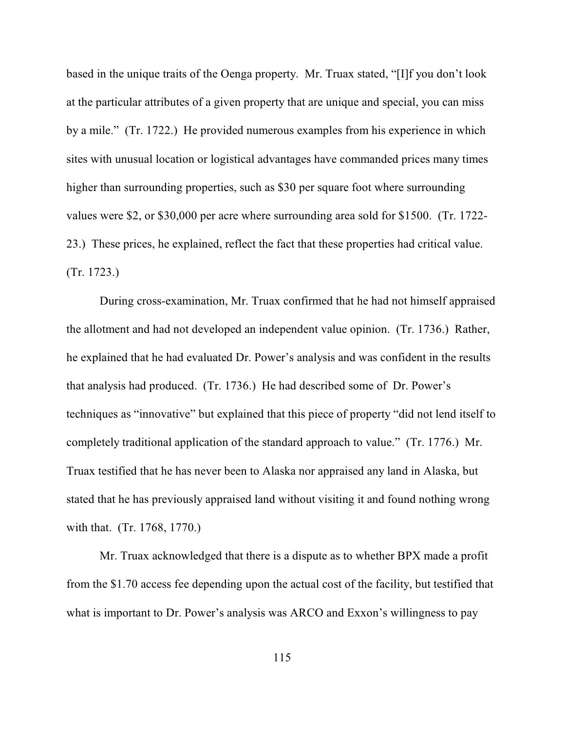based in the unique traits of the Oenga property. Mr. Truax stated, "[I]f you don't look at the particular attributes of a given property that are unique and special, you can miss by a mile." (Tr. 1722.) He provided numerous examples from his experience in which sites with unusual location or logistical advantages have commanded prices many times higher than surrounding properties, such as $30 per square foot where surrounding values were $2, or $30,000 per acre where surrounding area sold for $1500. (Tr. 1722-23.) These prices, he explained, reflect the fact that these properties had critical value. (Tr. 1723.)

During cross-examination, Mr. Truax confirmed that he had not himself appraised the allotment and had not developed an independent value opinion. (Tr. 1736.) Rather, he explained that he had evaluated Dr. Power's analysis and was confident in the results that analysis had produced. (Tr. 1736.) He had described some of Dr. Power's techniques as "innovative" but explained that this piece of property "did not lend itself to completely traditional application of the standard approach to value." (Tr. 1776.) Mr. Truax testified that he has never been to Alaska nor appraised any land in Alaska, but stated that he has previously appraised land without visiting it and found nothing wrong with that. (Tr. 1768, 1770.)

Mr. Truax acknowledged that there is a dispute as to whether BPX made a profit from the $1.70 access fee depending upon the actual cost of the facility, but testified that what is important to Dr. Power's analysis was ARCO and Exxon's willingness to pay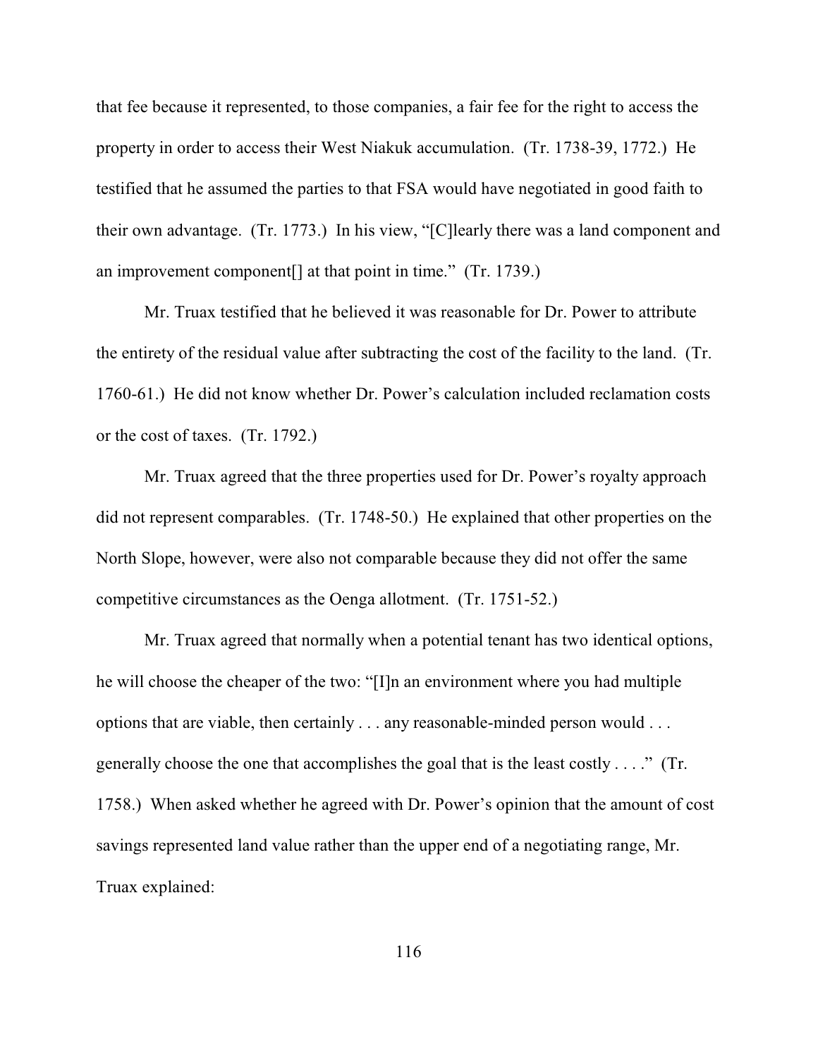that fee because it represented, to those companies, a fair fee for the right to access the property in order to access their West Niakuk accumulation. (Tr. 1738-39, 1772.) He testified that he assumed the parties to that FSA would have negotiated in good faith to their own advantage. (Tr. 1773.) In his view, "[C]learly there was a land component and an improvement component[] at that point in time." (Tr. 1739.)

Mr. Truax testified that he believed it was reasonable for Dr. Power to attribute the entirety of the residual value after subtracting the cost of the facility to the land. (Tr. 1760-61.) He did not know whether Dr. Power's calculation included reclamation costs or the cost of taxes. (Tr. 1792.)

Mr. Truax agreed that the three properties used for Dr. Power's royalty approach did not represent comparables. (Tr. 1748-50.) He explained that other properties on the North Slope, however, were also not comparable because they did not offer the same competitive circumstances as the Oenga allotment. (Tr. 1751-52.)

Mr. Truax agreed that normally when a potential tenant has two identical options, he will choose the cheaper of the two: "[I]n an environment where you had multiple options that are viable, then certainly . . . any reasonable-minded person would . . . generally choose the one that accomplishes the goal that is the least costly . . . ." (Tr. 1758.) When asked whether he agreed with Dr. Power's opinion that the amount of cost savings represented land value rather than the upper end of a negotiating range, Mr. Truax explained: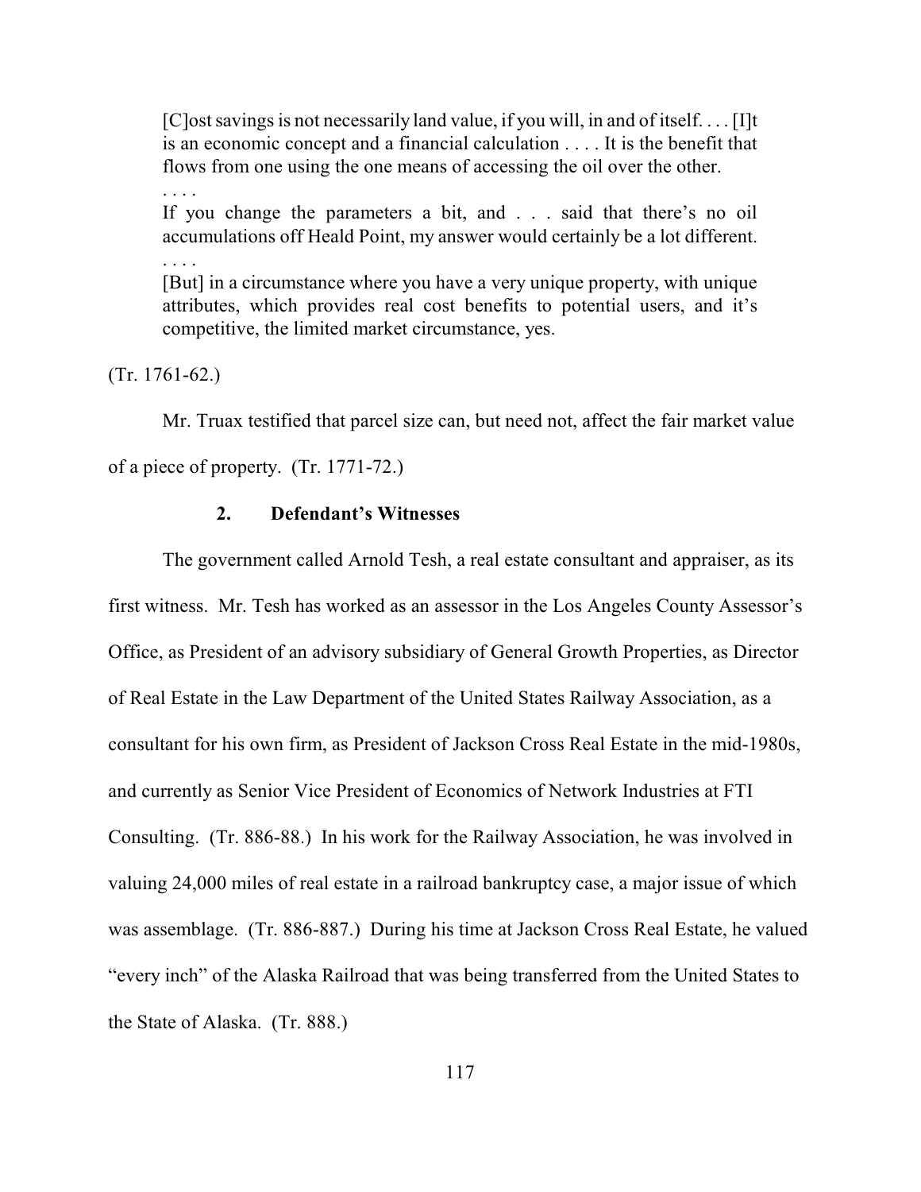> [C]ost savings is not necessarily land value, if you will, in and of itself. . . . [I]t is an economic concept and a financial calculation . . . . It is the benefit that flows from one using the one means of accessing the oil over the other.
>
> . . . .
>
> If you change the parameters a bit, and . . . said that there's no oil accumulations off Heald Point, my answer would certainly be a lot different.
>
> . . . .
>
> [But] in a circumstance where you have a very unique property, with unique attributes, which provides real cost benefits to potential users, and it's competitive, the limited market circumstance, yes.

(Tr. 1761-62.)

Mr. Truax testified that parcel size can, but need not, affect the fair market value of a piece of property. (Tr. 1771-72.)

### 2. Defendant's Witnesses

The government called Arnold Tesh, a real estate consultant and appraiser, as its first witness. Mr. Tesh has worked as an assessor in the Los Angeles County Assessor's Office, as President of an advisory subsidiary of General Growth Properties, as Director of Real Estate in the Law Department of the United States Railway Association, as a consultant for his own firm, as President of Jackson Cross Real Estate in the mid-1980s, and currently as Senior Vice President of Economics of Network Industries at FTI Consulting. (Tr. 886-88.) In his work for the Railway Association, he was involved in valuing 24,000 miles of real estate in a railroad bankruptcy case, a major issue of which was assemblage. (Tr. 886-887.) During his time at Jackson Cross Real Estate, he valued "every inch" of the Alaska Railroad that was being transferred from the United States to the State of Alaska. (Tr. 888.)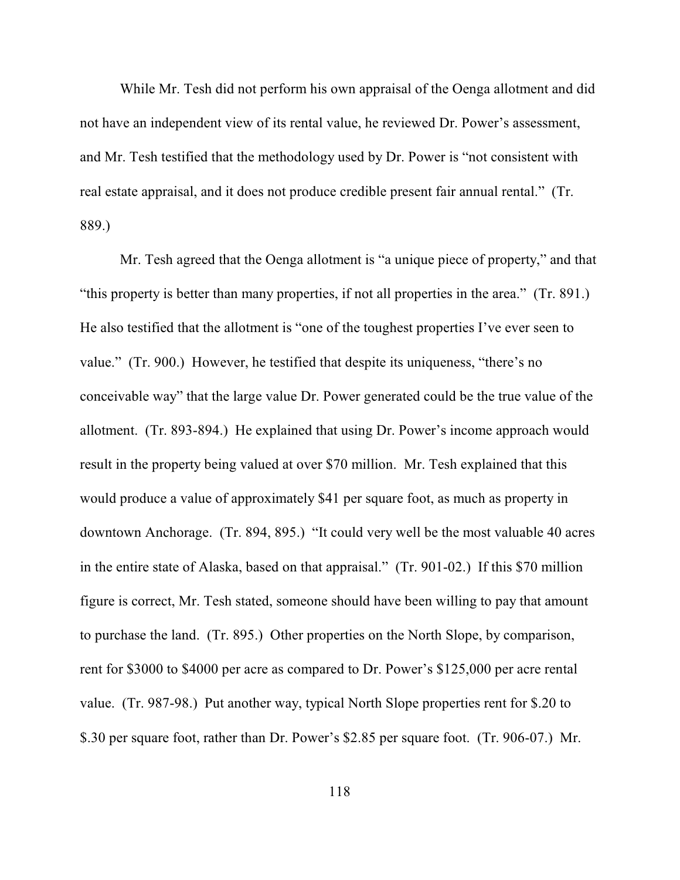While Mr. Tesh did not perform his own appraisal of the Oenga allotment and did not have an independent view of its rental value, he reviewed Dr. Power's assessment, and Mr. Tesh testified that the methodology used by Dr. Power is "not consistent with real estate appraisal, and it does not produce credible present fair annual rental." (Tr. 889.)

Mr. Tesh agreed that the Oenga allotment is "a unique piece of property," and that "this property is better than many properties, if not all properties in the area." (Tr. 891.) He also testified that the allotment is "one of the toughest properties I've ever seen to value." (Tr. 900.) However, he testified that despite its uniqueness, "there's no conceivable way" that the large value Dr. Power generated could be the true value of the allotment. (Tr. 893-894.) He explained that using Dr. Power's income approach would result in the property being valued at over $70 million. Mr. Tesh explained that this would produce a value of approximately $41 per square foot, as much as property in downtown Anchorage. (Tr. 894, 895.) "It could very well be the most valuable 40 acres in the entire state of Alaska, based on that appraisal." (Tr. 901-02.) If this $70 million figure is correct, Mr. Tesh stated, someone should have been willing to pay that amount to purchase the land. (Tr. 895.) Other properties on the North Slope, by comparison, rent for $3000 to $4000 per acre as compared to Dr. Power's $125,000 per acre rental value. (Tr. 987-98.) Put another way, typical North Slope properties rent for $.20 to $.30 per square foot, rather than Dr. Power's $2.85 per square foot. (Tr. 906-07.) Mr.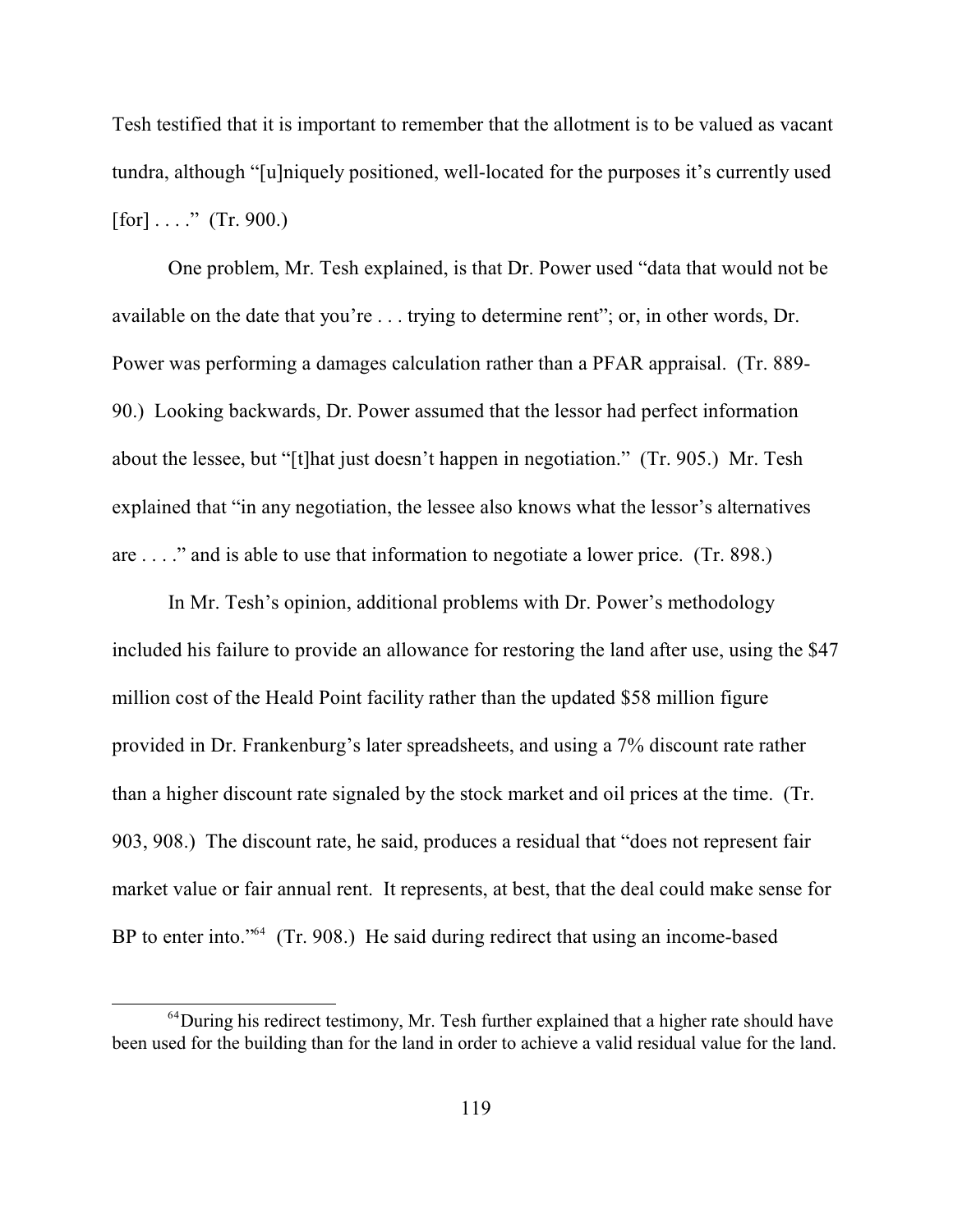Tesh testified that it is important to remember that the allotment is to be valued as vacant tundra, although "[u]niquely positioned, well-located for the purposes it's currently used [for] . . . ." (Tr. 900.)

One problem, Mr. Tesh explained, is that Dr. Power used "data that would not be available on the date that you're . . . trying to determine rent"; or, in other words, Dr. Power was performing a damages calculation rather than a PFAR appraisal. (Tr. 889-90.) Looking backwards, Dr. Power assumed that the lessor had perfect information about the lessee, but "[t]hat just doesn't happen in negotiation." (Tr. 905.) Mr. Tesh explained that "in any negotiation, the lessee also knows what the lessor's alternatives are . . . ." and is able to use that information to negotiate a lower price. (Tr. 898.)

In Mr. Tesh's opinion, additional problems with Dr. Power's methodology included his failure to provide an allowance for restoring the land after use, using the $47 million cost of the Heald Point facility rather than the updated $58 million figure provided in Dr. Frankenburg's later spreadsheets, and using a 7% discount rate rather than a higher discount rate signaled by the stock market and oil prices at the time. (Tr. 903, 908.) The discount rate, he said, produces a residual that "does not represent fair market value or fair annual rent. It represents, at best, that the deal could make sense for BP to enter into."[64] (Tr. 908.) He said during redirect that using an income-based

---

[64] During his redirect testimony, Mr. Tesh further explained that a higher rate should have been used for the building than for the land in order to achieve a valid residual value for the land.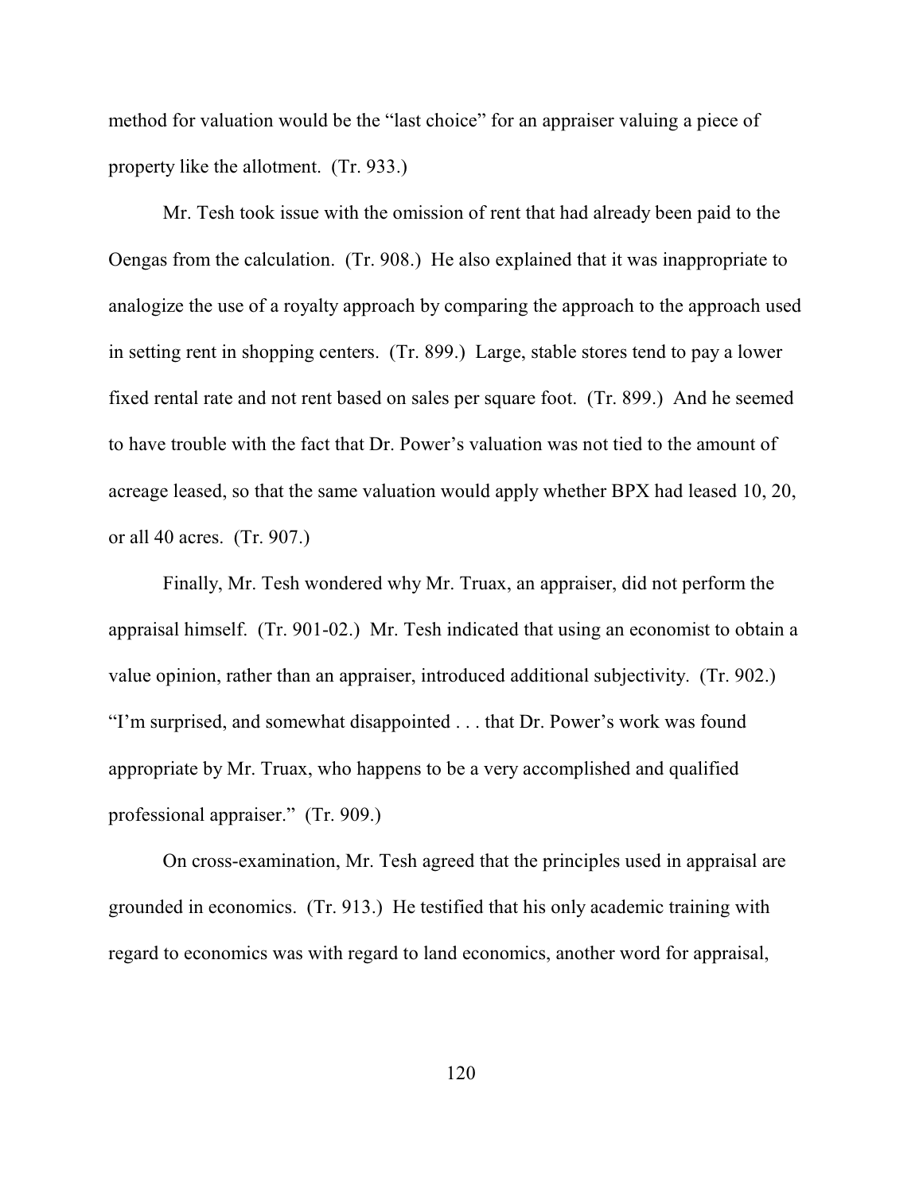method for valuation would be the "last choice" for an appraiser valuing a piece of property like the allotment. (Tr. 933.)

Mr. Tesh took issue with the omission of rent that had already been paid to the Oengas from the calculation. (Tr. 908.) He also explained that it was inappropriate to analogize the use of a royalty approach by comparing the approach to the approach used in setting rent in shopping centers. (Tr. 899.) Large, stable stores tend to pay a lower fixed rental rate and not rent based on sales per square foot. (Tr. 899.) And he seemed to have trouble with the fact that Dr. Power's valuation was not tied to the amount of acreage leased, so that the same valuation would apply whether BPX had leased 10, 20, or all 40 acres. (Tr. 907.)

Finally, Mr. Tesh wondered why Mr. Truax, an appraiser, did not perform the appraisal himself. (Tr. 901-02.) Mr. Tesh indicated that using an economist to obtain a value opinion, rather than an appraiser, introduced additional subjectivity. (Tr. 902.) "I'm surprised, and somewhat disappointed . . . that Dr. Power's work was found appropriate by Mr. Truax, who happens to be a very accomplished and qualified professional appraiser." (Tr. 909.)

On cross-examination, Mr. Tesh agreed that the principles used in appraisal are grounded in economics. (Tr. 913.) He testified that his only academic training with regard to economics was with regard to land economics, another word for appraisal,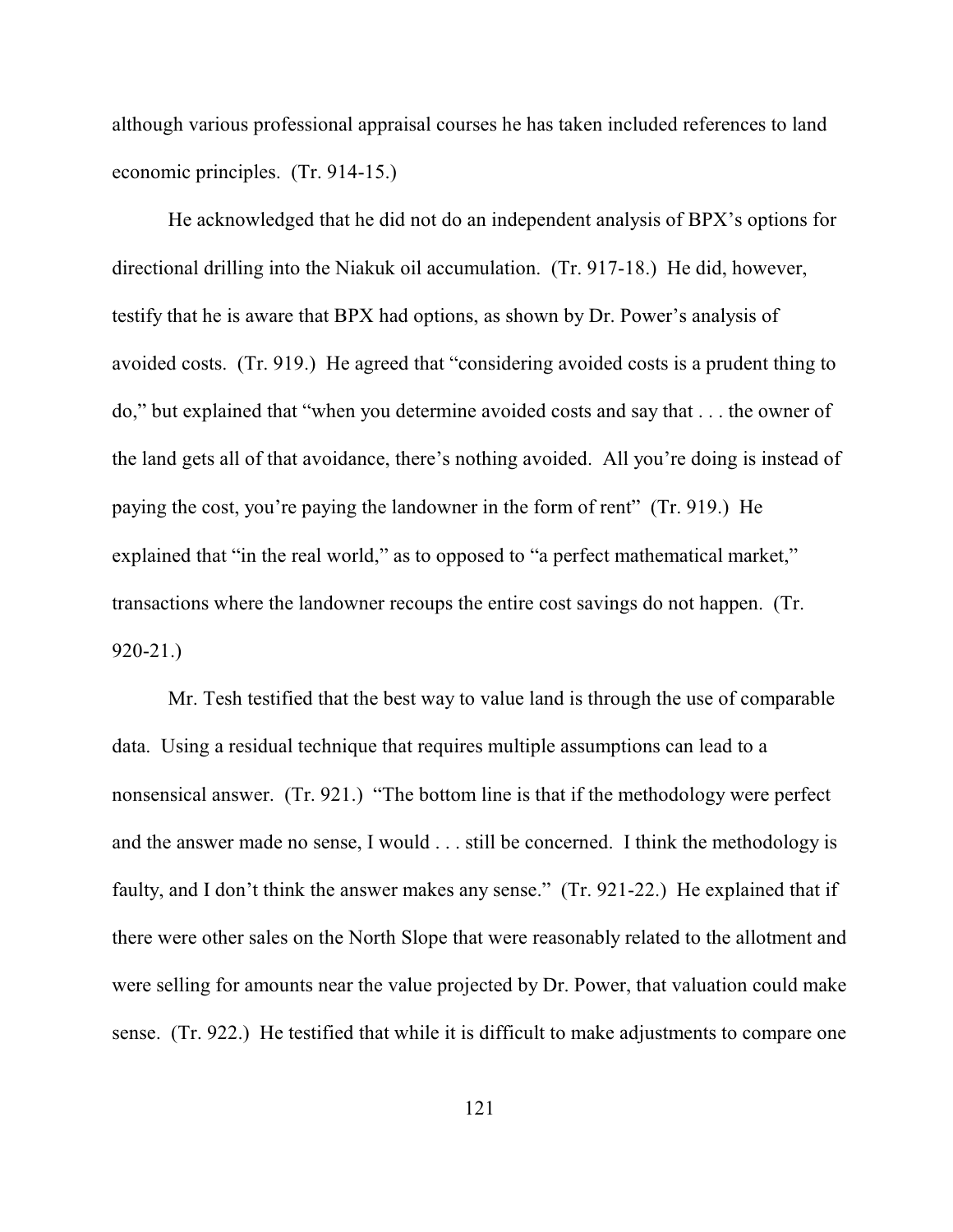although various professional appraisal courses he has taken included references to land economic principles. (Tr. 914-15.)

He acknowledged that he did not do an independent analysis of BPX's options for directional drilling into the Niakuk oil accumulation. (Tr. 917-18.) He did, however, testify that he is aware that BPX had options, as shown by Dr. Power's analysis of avoided costs. (Tr. 919.) He agreed that "considering avoided costs is a prudent thing to do," but explained that "when you determine avoided costs and say that . . . the owner of the land gets all of that avoidance, there's nothing avoided. All you're doing is instead of paying the cost, you're paying the landowner in the form of rent" (Tr. 919.) He explained that "in the real world," as to opposed to "a perfect mathematical market," transactions where the landowner recoups the entire cost savings do not happen. (Tr. 920-21.)

Mr. Tesh testified that the best way to value land is through the use of comparable data. Using a residual technique that requires multiple assumptions can lead to a nonsensical answer. (Tr. 921.) "The bottom line is that if the methodology were perfect and the answer made no sense, I would . . . still be concerned. I think the methodology is faulty, and I don't think the answer makes any sense." (Tr. 921-22.) He explained that if there were other sales on the North Slope that were reasonably related to the allotment and were selling for amounts near the value projected by Dr. Power, that valuation could make sense. (Tr. 922.) He testified that while it is difficult to make adjustments to compare one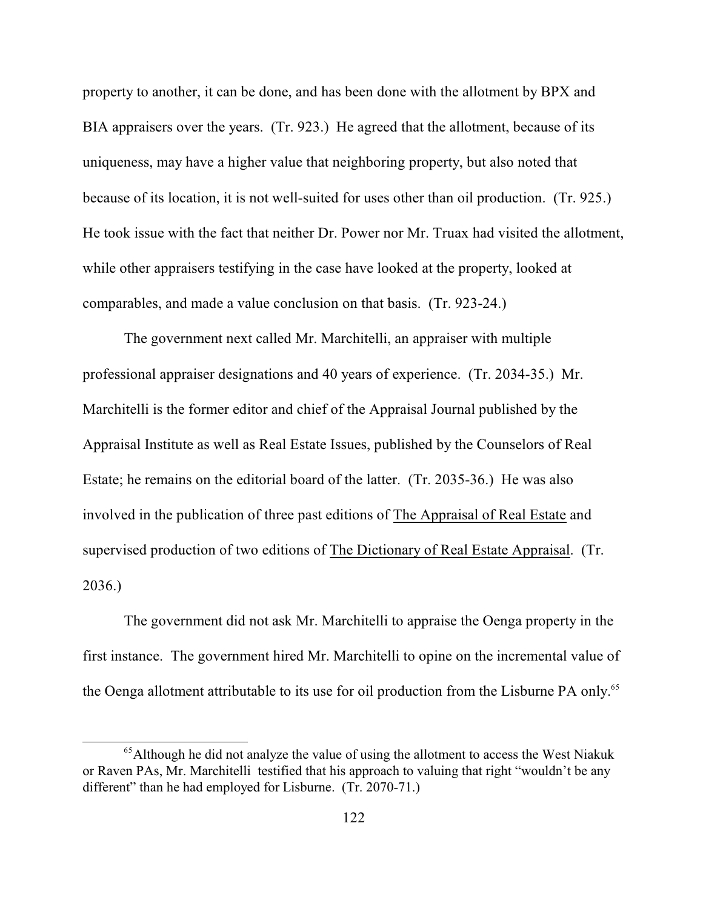property to another, it can be done, and has been done with the allotment by BPX and BIA appraisers over the years. (Tr. 923.) He agreed that the allotment, because of its uniqueness, may have a higher value that neighboring property, but also noted that because of its location, it is not well-suited for uses other than oil production. (Tr. 925.) He took issue with the fact that neither Dr. Power nor Mr. Truax had visited the allotment, while other appraisers testifying in the case have looked at the property, looked at comparables, and made a value conclusion on that basis. (Tr. 923-24.)

The government next called Mr. Marchitelli, an appraiser with multiple professional appraiser designations and 40 years of experience. (Tr. 2034-35.) Mr. Marchitelli is the former editor and chief of the Appraisal Journal published by the Appraisal Institute as well as Real Estate Issues, published by the Counselors of Real Estate; he remains on the editorial board of the latter. (Tr. 2035-36.) He was also involved in the publication of three past editions of The Appraisal of Real Estate and supervised production of two editions of The Dictionary of Real Estate Appraisal. (Tr. 2036.)

The government did not ask Mr. Marchitelli to appraise the Oenga property in the first instance. The government hired Mr. Marchitelli to opine on the incremental value of the Oenga allotment attributable to its use for oil production from the Lisburne PA only.[65]

[65] Although he did not analyze the value of using the allotment to access the West Niakuk or Raven PAs, Mr. Marchitelli testified that his approach to valuing that right "wouldn't be any different" than he had employed for Lisburne. (Tr. 2070-71.)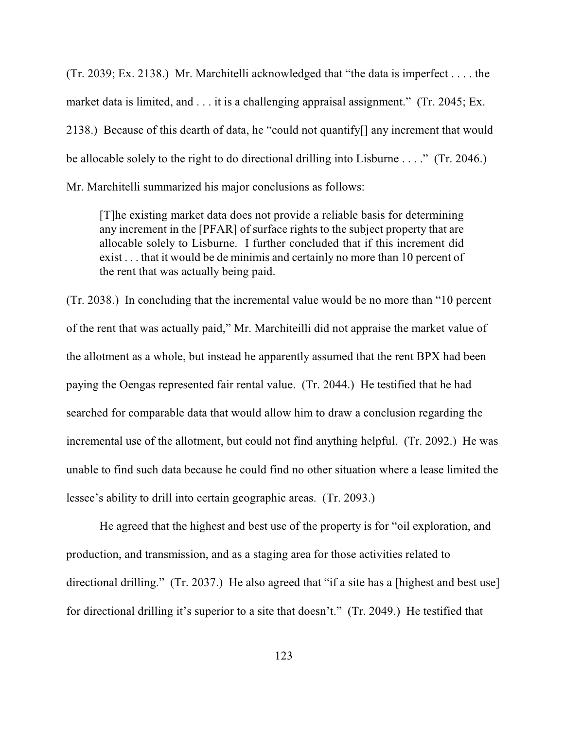(Tr. 2039; Ex. 2138.) Mr. Marchitelli acknowledged that "the data is imperfect . . . . the market data is limited, and . . . it is a challenging appraisal assignment." (Tr. 2045; Ex. 2138.) Because of this dearth of data, he "could not quantify[] any increment that would be allocable solely to the right to do directional drilling into Lisburne . . . ." (Tr. 2046.) Mr. Marchitelli summarized his major conclusions as follows:

> [T]he existing market data does not provide a reliable basis for determining any increment in the [PFAR] of surface rights to the subject property that are allocable solely to Lisburne. I further concluded that if this increment did exist . . . that it would be de minimis and certainly no more than 10 percent of the rent that was actually being paid.

(Tr. 2038.) In concluding that the incremental value would be no more than "10 percent of the rent that was actually paid," Mr. Marchiteilli did not appraise the market value of the allotment as a whole, but instead he apparently assumed that the rent BPX had been paying the Oengas represented fair rental value. (Tr. 2044.) He testified that he had searched for comparable data that would allow him to draw a conclusion regarding the incremental use of the allotment, but could not find anything helpful. (Tr. 2092.) He was unable to find such data because he could find no other situation where a lease limited the lessee's ability to drill into certain geographic areas. (Tr. 2093.)

He agreed that the highest and best use of the property is for "oil exploration, and production, and transmission, and as a staging area for those activities related to directional drilling." (Tr. 2037.) He also agreed that "if a site has a [highest and best use] for directional drilling it's superior to a site that doesn't." (Tr. 2049.) He testified that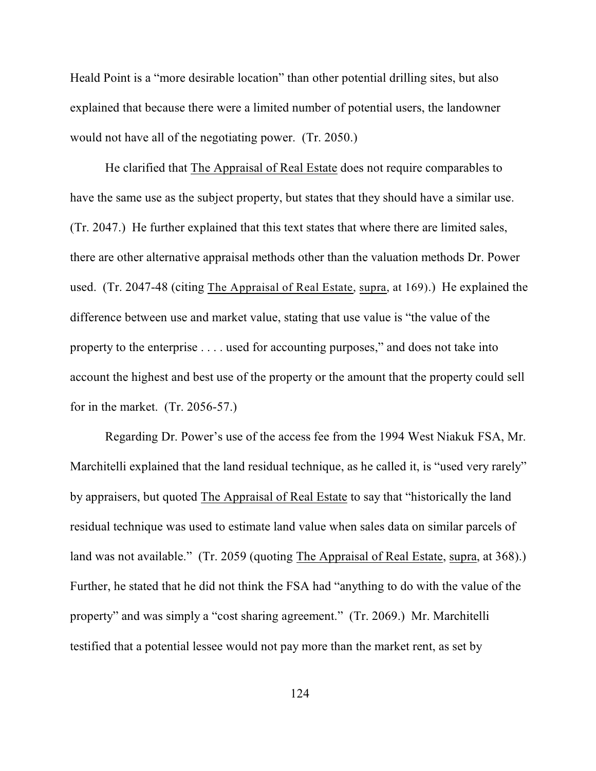Heald Point is a "more desirable location" than other potential drilling sites, but also explained that because there were a limited number of potential users, the landowner would not have all of the negotiating power. (Tr. 2050.)

He clarified that The Appraisal of Real Estate does not require comparables to have the same use as the subject property, but states that they should have a similar use. (Tr. 2047.) He further explained that this text states that where there are limited sales, there are other alternative appraisal methods other than the valuation methods Dr. Power used. (Tr. 2047-48 (citing The Appraisal of Real Estate, supra, at 169).) He explained the difference between use and market value, stating that use value is "the value of the property to the enterprise . . . . used for accounting purposes," and does not take into account the highest and best use of the property or the amount that the property could sell for in the market. (Tr. 2056-57.)

Regarding Dr. Power's use of the access fee from the 1994 West Niakuk FSA, Mr. Marchitelli explained that the land residual technique, as he called it, is "used very rarely" by appraisers, but quoted The Appraisal of Real Estate to say that "historically the land residual technique was used to estimate land value when sales data on similar parcels of land was not available." (Tr. 2059 (quoting The Appraisal of Real Estate, supra, at 368).) Further, he stated that he did not think the FSA had "anything to do with the value of the property" and was simply a "cost sharing agreement." (Tr. 2069.) Mr. Marchitelli testified that a potential lessee would not pay more than the market rent, as set by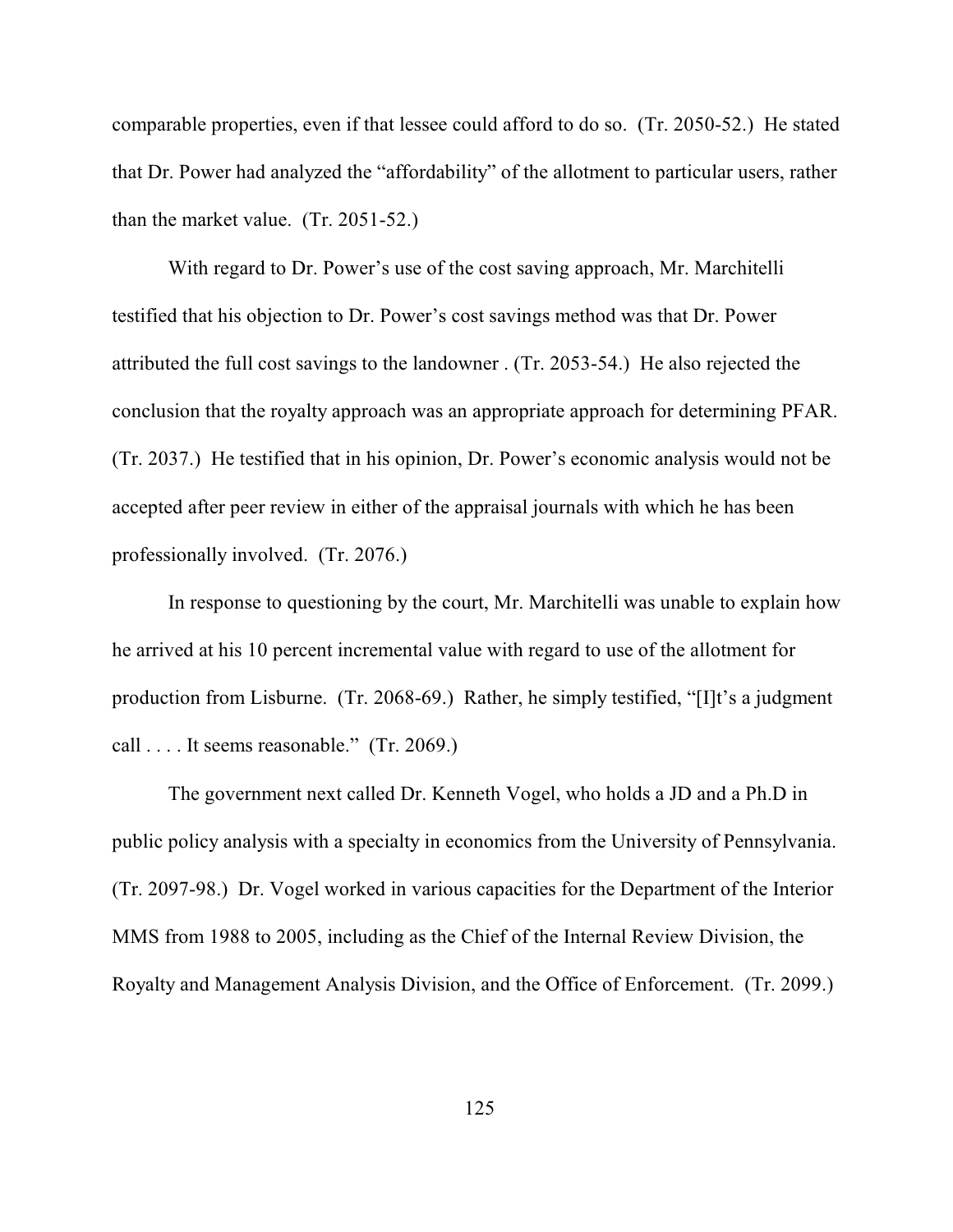comparable properties, even if that lessee could afford to do so. (Tr. 2050-52.) He stated that Dr. Power had analyzed the "affordability" of the allotment to particular users, rather than the market value. (Tr. 2051-52.)

With regard to Dr. Power's use of the cost saving approach, Mr. Marchitelli testified that his objection to Dr. Power's cost savings method was that Dr. Power attributed the full cost savings to the landowner . (Tr. 2053-54.) He also rejected the conclusion that the royalty approach was an appropriate approach for determining PFAR. (Tr. 2037.) He testified that in his opinion, Dr. Power's economic analysis would not be accepted after peer review in either of the appraisal journals with which he has been professionally involved. (Tr. 2076.)

In response to questioning by the court, Mr. Marchitelli was unable to explain how he arrived at his 10 percent incremental value with regard to use of the allotment for production from Lisburne. (Tr. 2068-69.) Rather, he simply testified, "[I]t's a judgment call . . . . It seems reasonable." (Tr. 2069.)

The government next called Dr. Kenneth Vogel, who holds a JD and a Ph.D in public policy analysis with a specialty in economics from the University of Pennsylvania. (Tr. 2097-98.) Dr. Vogel worked in various capacities for the Department of the Interior MMS from 1988 to 2005, including as the Chief of the Internal Review Division, the Royalty and Management Analysis Division, and the Office of Enforcement. (Tr. 2099.)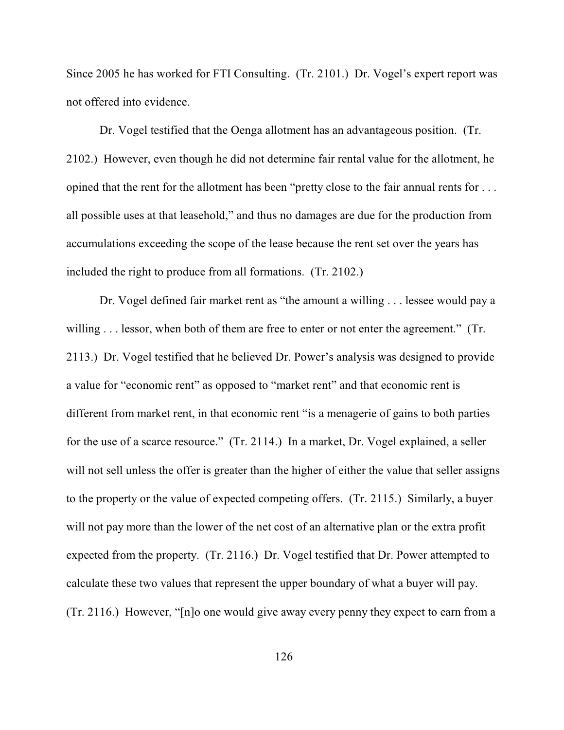Since 2005 he has worked for FTI Consulting. (Tr. 2101.) Dr. Vogel's expert report was not offered into evidence.

Dr. Vogel testified that the Oenga allotment has an advantageous position. (Tr. 2102.) However, even though he did not determine fair rental value for the allotment, he opined that the rent for the allotment has been "pretty close to the fair annual rents for . . . all possible uses at that leasehold," and thus no damages are due for the production from accumulations exceeding the scope of the lease because the rent set over the years has included the right to produce from all formations. (Tr. 2102.)

Dr. Vogel defined fair market rent as "the amount a willing . . . lessee would pay a willing . . . lessor, when both of them are free to enter or not enter the agreement." (Tr. 2113.) Dr. Vogel testified that he believed Dr. Power's analysis was designed to provide a value for "economic rent" as opposed to "market rent" and that economic rent is different from market rent, in that economic rent "is a menagerie of gains to both parties for the use of a scarce resource." (Tr. 2114.) In a market, Dr. Vogel explained, a seller will not sell unless the offer is greater than the higher of either the value that seller assigns to the property or the value of expected competing offers. (Tr. 2115.) Similarly, a buyer will not pay more than the lower of the net cost of an alternative plan or the extra profit expected from the property. (Tr. 2116.) Dr. Vogel testified that Dr. Power attempted to calculate these two values that represent the upper boundary of what a buyer will pay. (Tr. 2116.) However, "[n]o one would give away every penny they expect to earn from a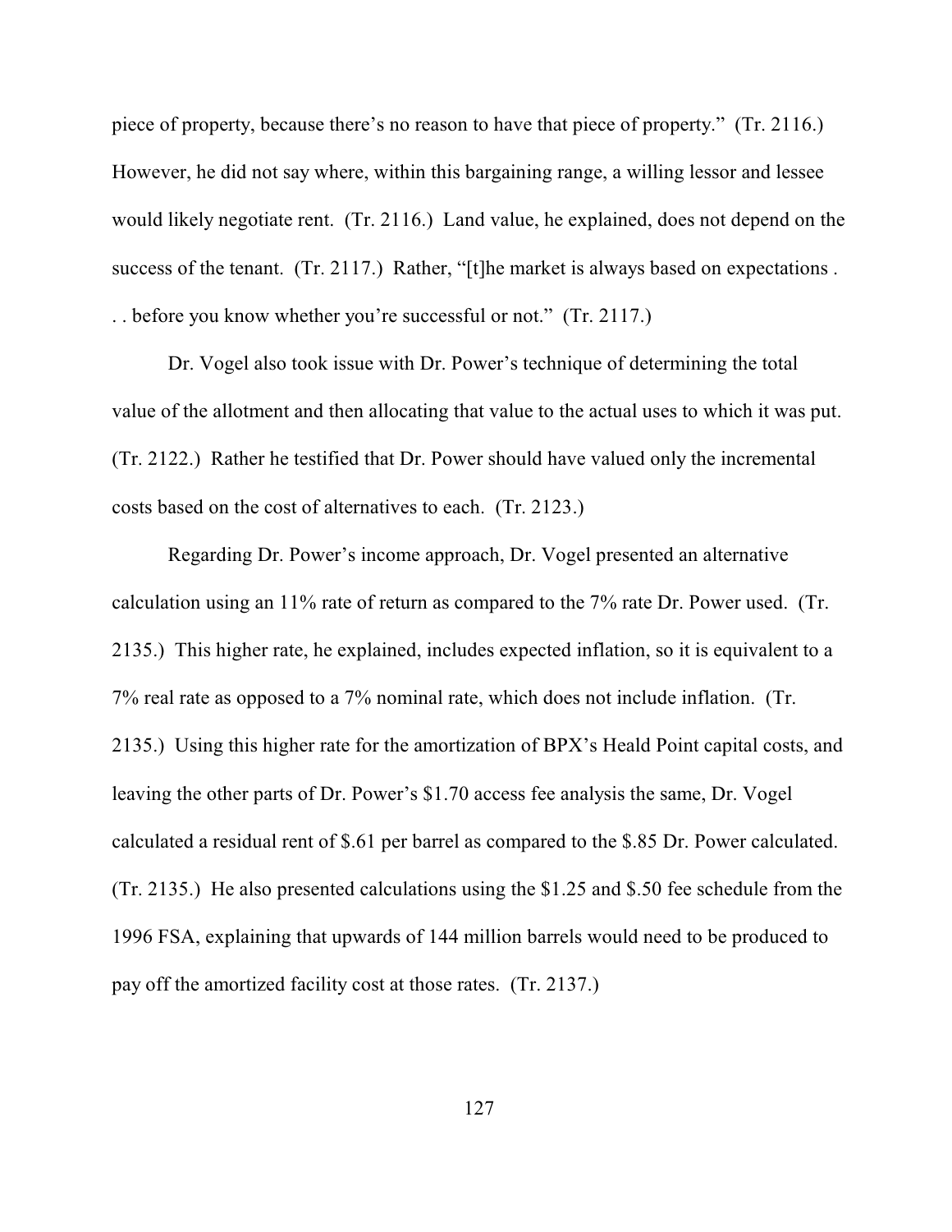piece of property, because there's no reason to have that piece of property." (Tr. 2116.) However, he did not say where, within this bargaining range, a willing lessor and lessee would likely negotiate rent. (Tr. 2116.) Land value, he explained, does not depend on the success of the tenant. (Tr. 2117.) Rather, "[t]he market is always based on expectations . . . before you know whether you're successful or not." (Tr. 2117.)

Dr. Vogel also took issue with Dr. Power's technique of determining the total value of the allotment and then allocating that value to the actual uses to which it was put. (Tr. 2122.) Rather he testified that Dr. Power should have valued only the incremental costs based on the cost of alternatives to each. (Tr. 2123.)

Regarding Dr. Power's income approach, Dr. Vogel presented an alternative calculation using an 11% rate of return as compared to the 7% rate Dr. Power used. (Tr. 2135.) This higher rate, he explained, includes expected inflation, so it is equivalent to a 7% real rate as opposed to a 7% nominal rate, which does not include inflation. (Tr. 2135.) Using this higher rate for the amortization of BPX's Heald Point capital costs, and leaving the other parts of Dr. Power's $1.70 access fee analysis the same, Dr. Vogel calculated a residual rent of $.61 per barrel as compared to the $.85 Dr. Power calculated. (Tr. 2135.) He also presented calculations using the $1.25 and $.50 fee schedule from the 1996 FSA, explaining that upwards of 144 million barrels would need to be produced to pay off the amortized facility cost at those rates. (Tr. 2137.)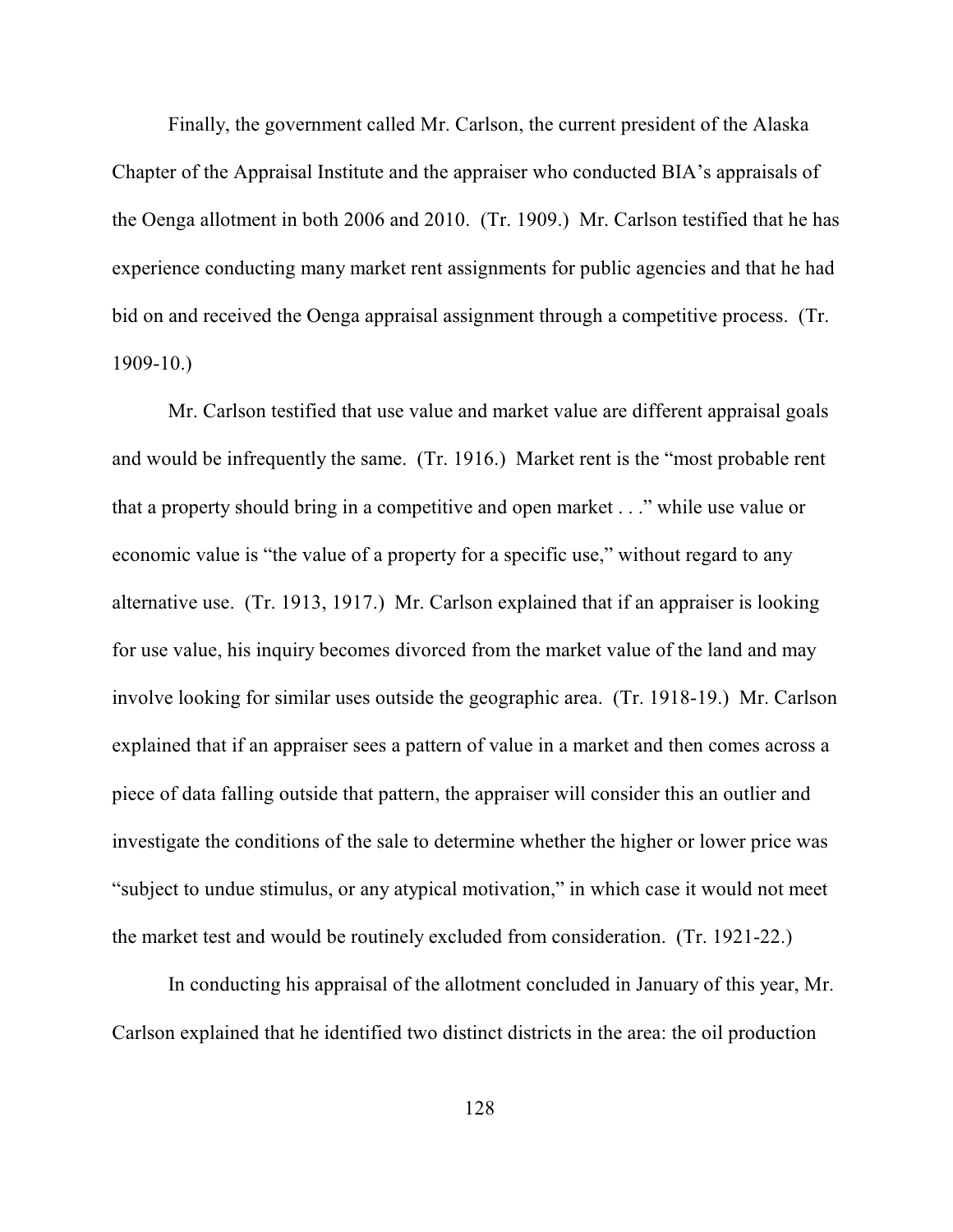Finally, the government called Mr. Carlson, the current president of the Alaska Chapter of the Appraisal Institute and the appraiser who conducted BIA's appraisals of the Oenga allotment in both 2006 and 2010. (Tr. 1909.) Mr. Carlson testified that he has experience conducting many market rent assignments for public agencies and that he had bid on and received the Oenga appraisal assignment through a competitive process. (Tr. 1909-10.)

Mr. Carlson testified that use value and market value are different appraisal goals and would be infrequently the same. (Tr. 1916.) Market rent is the "most probable rent that a property should bring in a competitive and open market . . ." while use value or economic value is "the value of a property for a specific use," without regard to any alternative use. (Tr. 1913, 1917.) Mr. Carlson explained that if an appraiser is looking for use value, his inquiry becomes divorced from the market value of the land and may involve looking for similar uses outside the geographic area. (Tr. 1918-19.) Mr. Carlson explained that if an appraiser sees a pattern of value in a market and then comes across a piece of data falling outside that pattern, the appraiser will consider this an outlier and investigate the conditions of the sale to determine whether the higher or lower price was "subject to undue stimulus, or any atypical motivation," in which case it would not meet the market test and would be routinely excluded from consideration. (Tr. 1921-22.)

In conducting his appraisal of the allotment concluded in January of this year, Mr. Carlson explained that he identified two distinct districts in the area: the oil production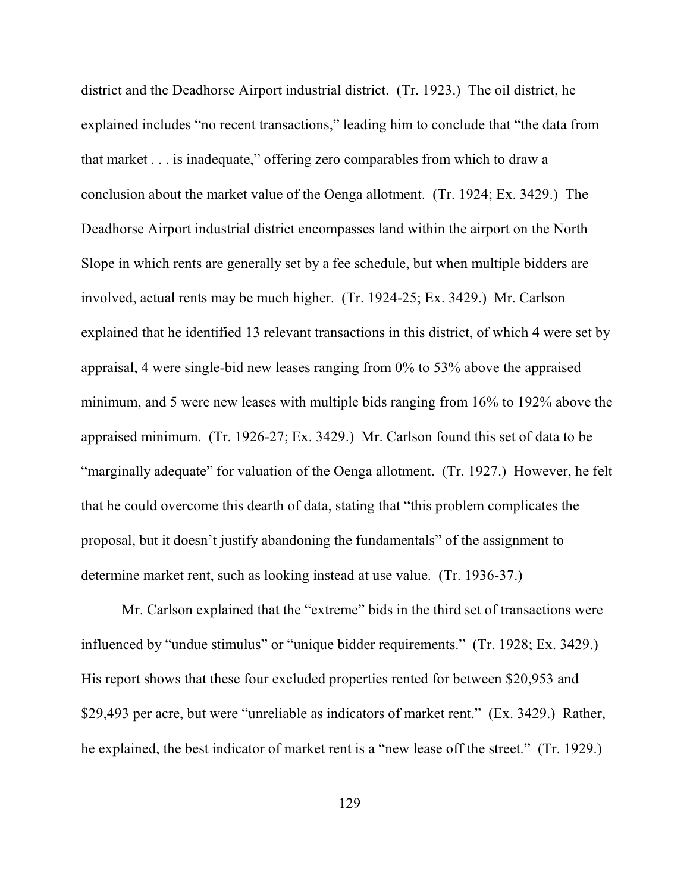district and the Deadhorse Airport industrial district. (Tr. 1923.) The oil district, he explained includes "no recent transactions," leading him to conclude that "the data from that market . . . is inadequate," offering zero comparables from which to draw a conclusion about the market value of the Oenga allotment. (Tr. 1924; Ex. 3429.) The Deadhorse Airport industrial district encompasses land within the airport on the North Slope in which rents are generally set by a fee schedule, but when multiple bidders are involved, actual rents may be much higher. (Tr. 1924-25; Ex. 3429.) Mr. Carlson explained that he identified 13 relevant transactions in this district, of which 4 were set by appraisal, 4 were single-bid new leases ranging from 0% to 53% above the appraised minimum, and 5 were new leases with multiple bids ranging from 16% to 192% above the appraised minimum. (Tr. 1926-27; Ex. 3429.) Mr. Carlson found this set of data to be "marginally adequate" for valuation of the Oenga allotment. (Tr. 1927.) However, he felt that he could overcome this dearth of data, stating that "this problem complicates the proposal, but it doesn't justify abandoning the fundamentals" of the assignment to determine market rent, such as looking instead at use value. (Tr. 1936-37.)

Mr. Carlson explained that the "extreme" bids in the third set of transactions were influenced by "undue stimulus" or "unique bidder requirements." (Tr. 1928; Ex. 3429.) His report shows that these four excluded properties rented for between $20,953 and $29,493 per acre, but were "unreliable as indicators of market rent." (Ex. 3429.) Rather, he explained, the best indicator of market rent is a "new lease off the street." (Tr. 1929.)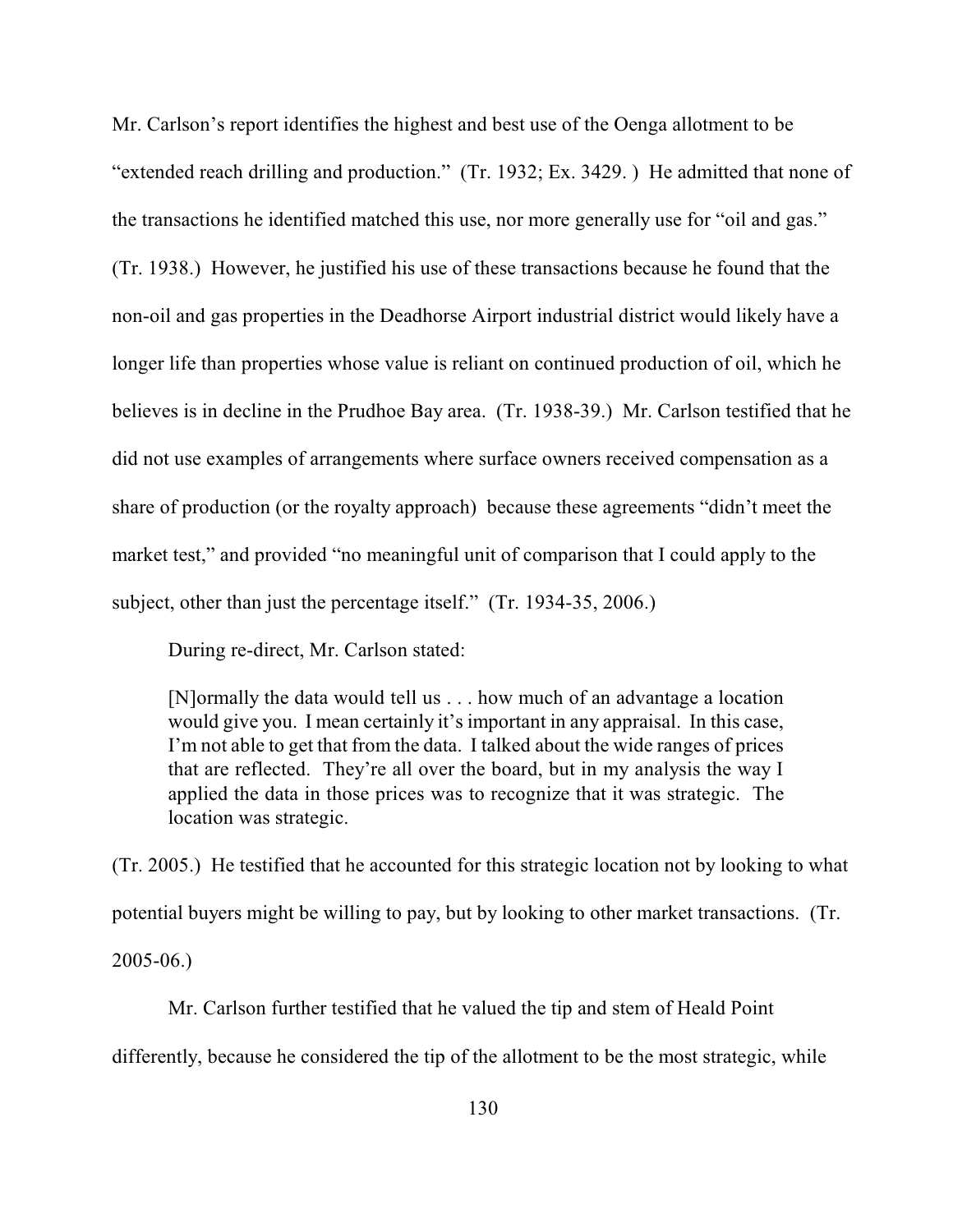Mr. Carlson's report identifies the highest and best use of the Oenga allotment to be "extended reach drilling and production." (Tr. 1932; Ex. 3429. ) He admitted that none of the transactions he identified matched this use, nor more generally use for "oil and gas." (Tr. 1938.) However, he justified his use of these transactions because he found that the non-oil and gas properties in the Deadhorse Airport industrial district would likely have a longer life than properties whose value is reliant on continued production of oil, which he believes is in decline in the Prudhoe Bay area. (Tr. 1938-39.) Mr. Carlson testified that he did not use examples of arrangements where surface owners received compensation as a share of production (or the royalty approach) because these agreements "didn't meet the market test," and provided "no meaningful unit of comparison that I could apply to the subject, other than just the percentage itself." (Tr. 1934-35, 2006.)

During re-direct, Mr. Carlson stated:

> [N]ormally the data would tell us . . . how much of an advantage a location would give you. I mean certainly it's important in any appraisal. In this case, I'm not able to get that from the data. I talked about the wide ranges of prices that are reflected. They're all over the board, but in my analysis the way I applied the data in those prices was to recognize that it was strategic. The location was strategic.

(Tr. 2005.) He testified that he accounted for this strategic location not by looking to what potential buyers might be willing to pay, but by looking to other market transactions. (Tr. 2005-06.)

Mr. Carlson further testified that he valued the tip and stem of Heald Point differently, because he considered the tip of the allotment to be the most strategic, while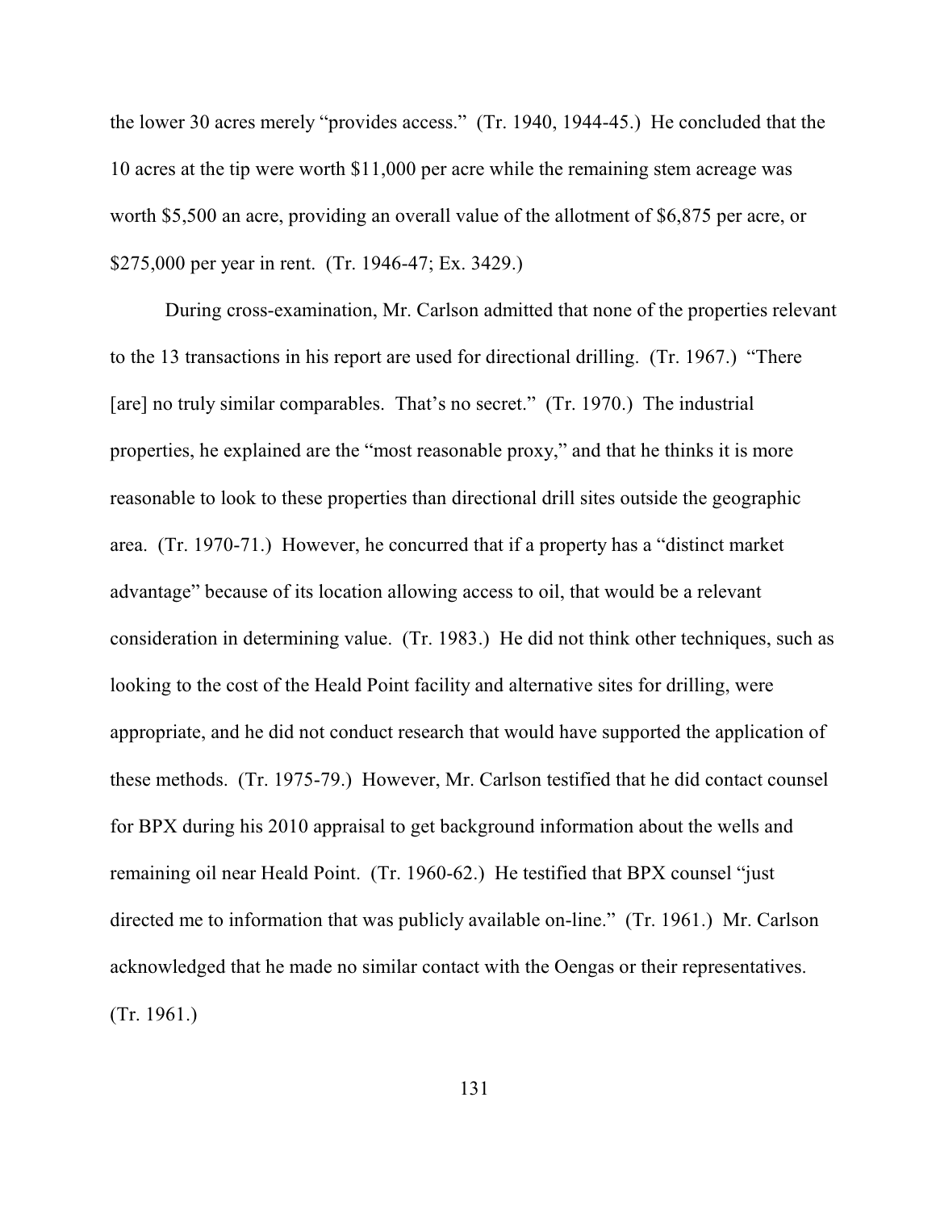the lower 30 acres merely "provides access." (Tr. 1940, 1944-45.) He concluded that the 10 acres at the tip were worth $11,000 per acre while the remaining stem acreage was worth $5,500 an acre, providing an overall value of the allotment of $6,875 per acre, or $275,000 per year in rent. (Tr. 1946-47; Ex. 3429.)

During cross-examination, Mr. Carlson admitted that none of the properties relevant to the 13 transactions in his report are used for directional drilling. (Tr. 1967.) "There [are] no truly similar comparables. That's no secret." (Tr. 1970.) The industrial properties, he explained are the "most reasonable proxy," and that he thinks it is more reasonable to look to these properties than directional drill sites outside the geographic area. (Tr. 1970-71.) However, he concurred that if a property has a "distinct market advantage" because of its location allowing access to oil, that would be a relevant consideration in determining value. (Tr. 1983.) He did not think other techniques, such as looking to the cost of the Heald Point facility and alternative sites for drilling, were appropriate, and he did not conduct research that would have supported the application of these methods. (Tr. 1975-79.) However, Mr. Carlson testified that he did contact counsel for BPX during his 2010 appraisal to get background information about the wells and remaining oil near Heald Point. (Tr. 1960-62.) He testified that BPX counsel "just directed me to information that was publicly available on-line." (Tr. 1961.) Mr. Carlson acknowledged that he made no similar contact with the Oengas or their representatives. (Tr. 1961.)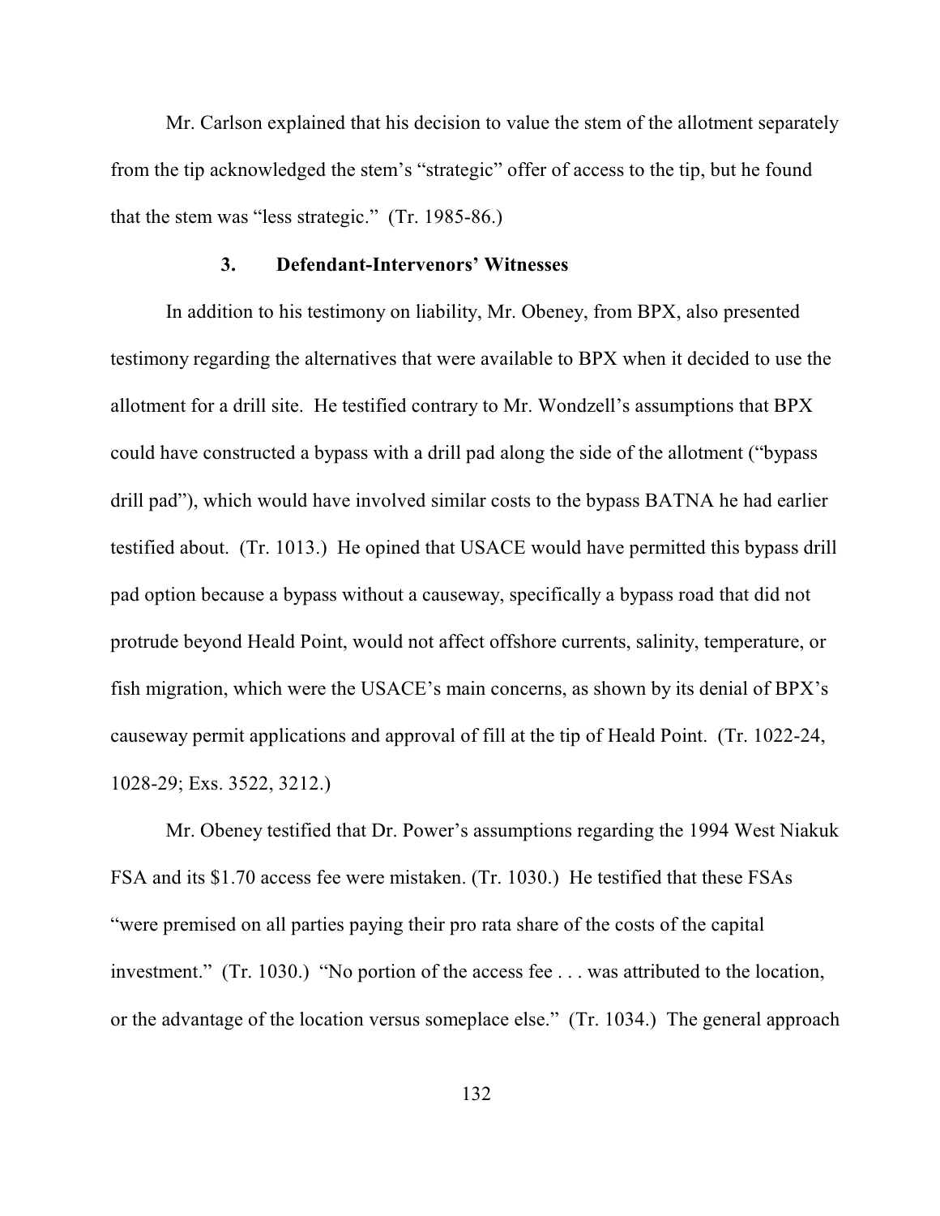Mr. Carlson explained that his decision to value the stem of the allotment separately from the tip acknowledged the stem's "strategic" offer of access to the tip, but he found that the stem was "less strategic." (Tr. 1985-86.)

### 3. Defendant-Intervenors' Witnesses

In addition to his testimony on liability, Mr. Obeney, from BPX, also presented testimony regarding the alternatives that were available to BPX when it decided to use the allotment for a drill site. He testified contrary to Mr. Wondzell's assumptions that BPX could have constructed a bypass with a drill pad along the side of the allotment ("bypass drill pad"), which would have involved similar costs to the bypass BATNA he had earlier testified about. (Tr. 1013.) He opined that USACE would have permitted this bypass drill pad option because a bypass without a causeway, specifically a bypass road that did not protrude beyond Heald Point, would not affect offshore currents, salinity, temperature, or fish migration, which were the USACE's main concerns, as shown by its denial of BPX's causeway permit applications and approval of fill at the tip of Heald Point. (Tr. 1022-24, 1028-29; Exs. 3522, 3212.)

Mr. Obeney testified that Dr. Power's assumptions regarding the 1994 West Niakuk FSA and its $1.70 access fee were mistaken. (Tr. 1030.) He testified that these FSAs "were premised on all parties paying their pro rata share of the costs of the capital investment." (Tr. 1030.) "No portion of the access fee . . . was attributed to the location, or the advantage of the location versus someplace else." (Tr. 1034.) The general approach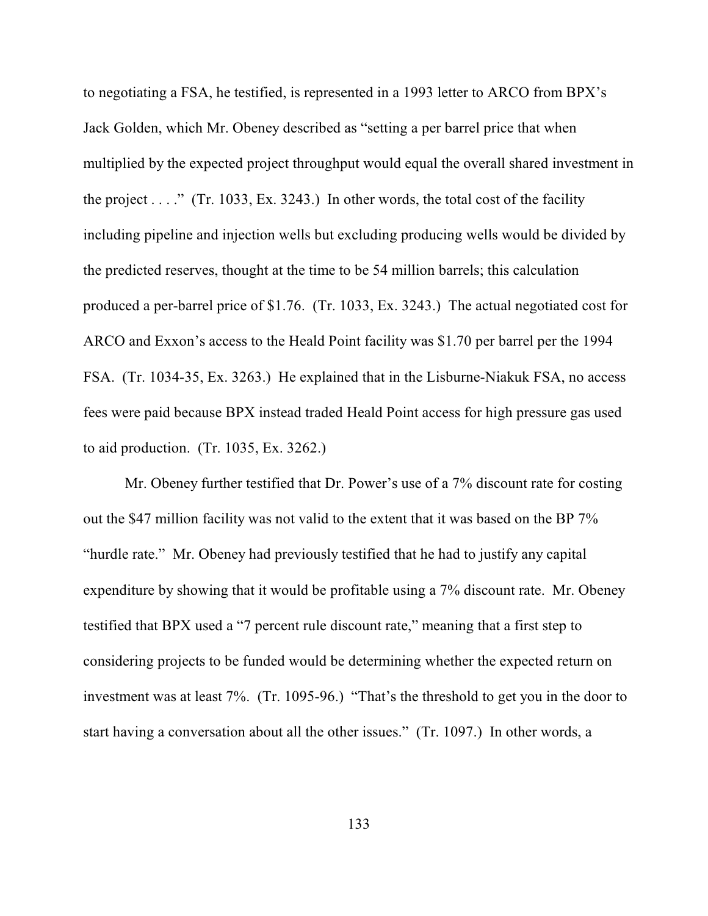to negotiating a FSA, he testified, is represented in a 1993 letter to ARCO from BPX's Jack Golden, which Mr. Obeney described as "setting a per barrel price that when multiplied by the expected project throughput would equal the overall shared investment in the project . . . ." (Tr. 1033, Ex. 3243.) In other words, the total cost of the facility including pipeline and injection wells but excluding producing wells would be divided by the predicted reserves, thought at the time to be 54 million barrels; this calculation produced a per-barrel price of $1.76. (Tr. 1033, Ex. 3243.) The actual negotiated cost for ARCO and Exxon's access to the Heald Point facility was $1.70 per barrel per the 1994 FSA. (Tr. 1034-35, Ex. 3263.) He explained that in the Lisburne-Niakuk FSA, no access fees were paid because BPX instead traded Heald Point access for high pressure gas used to aid production. (Tr. 1035, Ex. 3262.)

Mr. Obeney further testified that Dr. Power's use of a 7% discount rate for costing out the $47 million facility was not valid to the extent that it was based on the BP 7% "hurdle rate." Mr. Obeney had previously testified that he had to justify any capital expenditure by showing that it would be profitable using a 7% discount rate. Mr. Obeney testified that BPX used a "7 percent rule discount rate," meaning that a first step to considering projects to be funded would be determining whether the expected return on investment was at least 7%. (Tr. 1095-96.) "That's the threshold to get you in the door to start having a conversation about all the other issues." (Tr. 1097.) In other words, a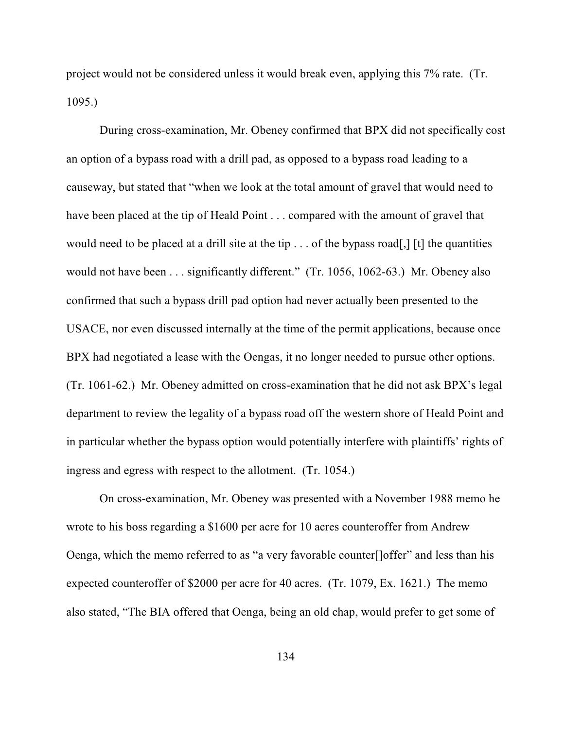project would not be considered unless it would break even, applying this 7% rate. (Tr. 1095.)

During cross-examination, Mr. Obeney confirmed that BPX did not specifically cost an option of a bypass road with a drill pad, as opposed to a bypass road leading to a causeway, but stated that "when we look at the total amount of gravel that would need to have been placed at the tip of Heald Point . . . compared with the amount of gravel that would need to be placed at a drill site at the tip . . . of the bypass road[,] [t] the quantities would not have been . . . significantly different." (Tr. 1056, 1062-63.) Mr. Obeney also confirmed that such a bypass drill pad option had never actually been presented to the USACE, nor even discussed internally at the time of the permit applications, because once BPX had negotiated a lease with the Oengas, it no longer needed to pursue other options. (Tr. 1061-62.) Mr. Obeney admitted on cross-examination that he did not ask BPX's legal department to review the legality of a bypass road off the western shore of Heald Point and in particular whether the bypass option would potentially interfere with plaintiffs' rights of ingress and egress with respect to the allotment. (Tr. 1054.)

On cross-examination, Mr. Obeney was presented with a November 1988 memo he wrote to his boss regarding a $1600 per acre for 10 acres counteroffer from Andrew Oenga, which the memo referred to as "a very favorable counter[]offer" and less than his expected counteroffer of $2000 per acre for 40 acres. (Tr. 1079, Ex. 1621.) The memo also stated, "The BIA offered that Oenga, being an old chap, would prefer to get some of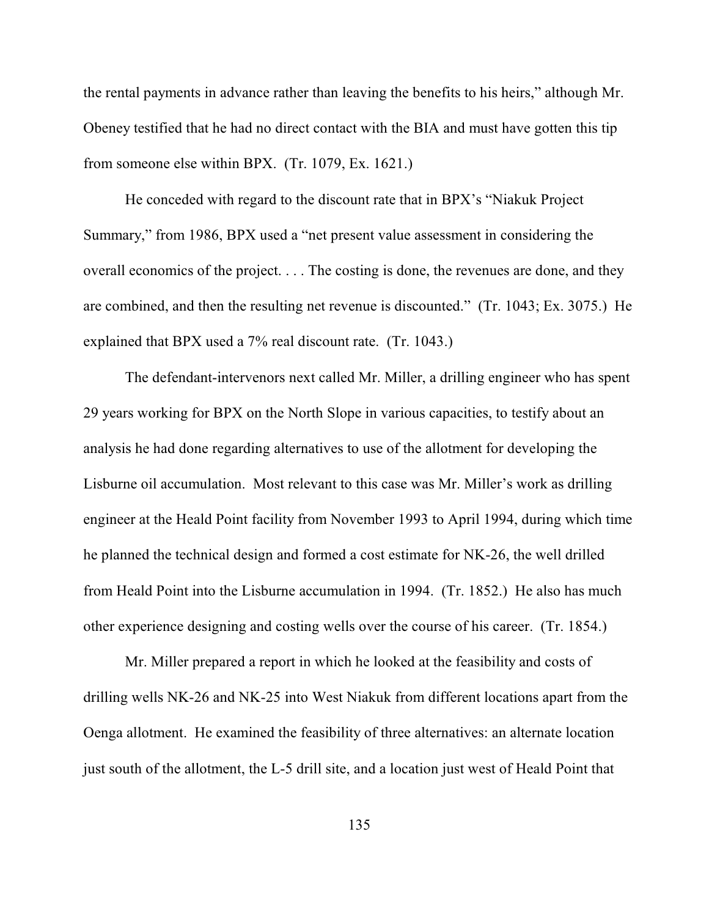the rental payments in advance rather than leaving the benefits to his heirs," although Mr. Obeney testified that he had no direct contact with the BIA and must have gotten this tip from someone else within BPX. (Tr. 1079, Ex. 1621.)

He conceded with regard to the discount rate that in BPX's "Niakuk Project Summary," from 1986, BPX used a "net present value assessment in considering the overall economics of the project. . . . The costing is done, the revenues are done, and they are combined, and then the resulting net revenue is discounted." (Tr. 1043; Ex. 3075.) He explained that BPX used a 7% real discount rate. (Tr. 1043.)

The defendant-intervenors next called Mr. Miller, a drilling engineer who has spent 29 years working for BPX on the North Slope in various capacities, to testify about an analysis he had done regarding alternatives to use of the allotment for developing the Lisburne oil accumulation. Most relevant to this case was Mr. Miller's work as drilling engineer at the Heald Point facility from November 1993 to April 1994, during which time he planned the technical design and formed a cost estimate for NK-26, the well drilled from Heald Point into the Lisburne accumulation in 1994. (Tr. 1852.) He also has much other experience designing and costing wells over the course of his career. (Tr. 1854.)

Mr. Miller prepared a report in which he looked at the feasibility and costs of drilling wells NK-26 and NK-25 into West Niakuk from different locations apart from the Oenga allotment. He examined the feasibility of three alternatives: an alternate location just south of the allotment, the L-5 drill site, and a location just west of Heald Point that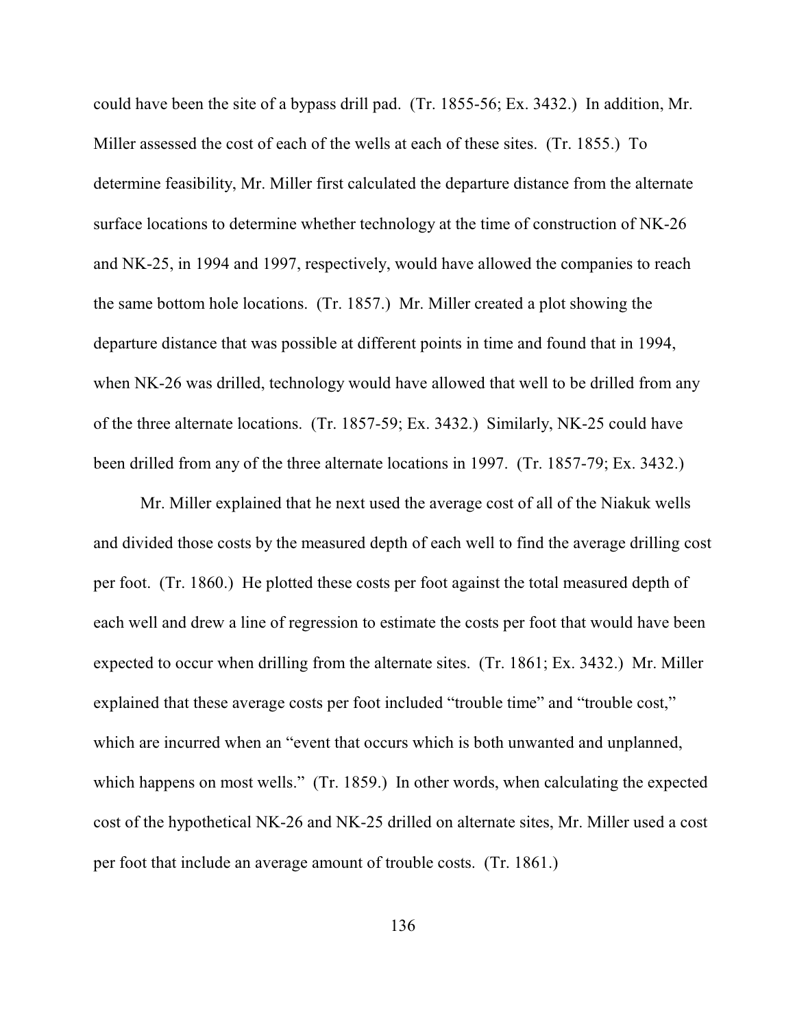could have been the site of a bypass drill pad. (Tr. 1855-56; Ex. 3432.) In addition, Mr. Miller assessed the cost of each of the wells at each of these sites. (Tr. 1855.) To determine feasibility, Mr. Miller first calculated the departure distance from the alternate surface locations to determine whether technology at the time of construction of NK-26 and NK-25, in 1994 and 1997, respectively, would have allowed the companies to reach the same bottom hole locations. (Tr. 1857.) Mr. Miller created a plot showing the departure distance that was possible at different points in time and found that in 1994, when NK-26 was drilled, technology would have allowed that well to be drilled from any of the three alternate locations. (Tr. 1857-59; Ex. 3432.) Similarly, NK-25 could have been drilled from any of the three alternate locations in 1997. (Tr. 1857-79; Ex. 3432.)

Mr. Miller explained that he next used the average cost of all of the Niakuk wells and divided those costs by the measured depth of each well to find the average drilling cost per foot. (Tr. 1860.) He plotted these costs per foot against the total measured depth of each well and drew a line of regression to estimate the costs per foot that would have been expected to occur when drilling from the alternate sites. (Tr. 1861; Ex. 3432.) Mr. Miller explained that these average costs per foot included "trouble time" and "trouble cost," which are incurred when an "event that occurs which is both unwanted and unplanned, which happens on most wells." (Tr. 1859.) In other words, when calculating the expected cost of the hypothetical NK-26 and NK-25 drilled on alternate sites, Mr. Miller used a cost per foot that include an average amount of trouble costs. (Tr. 1861.)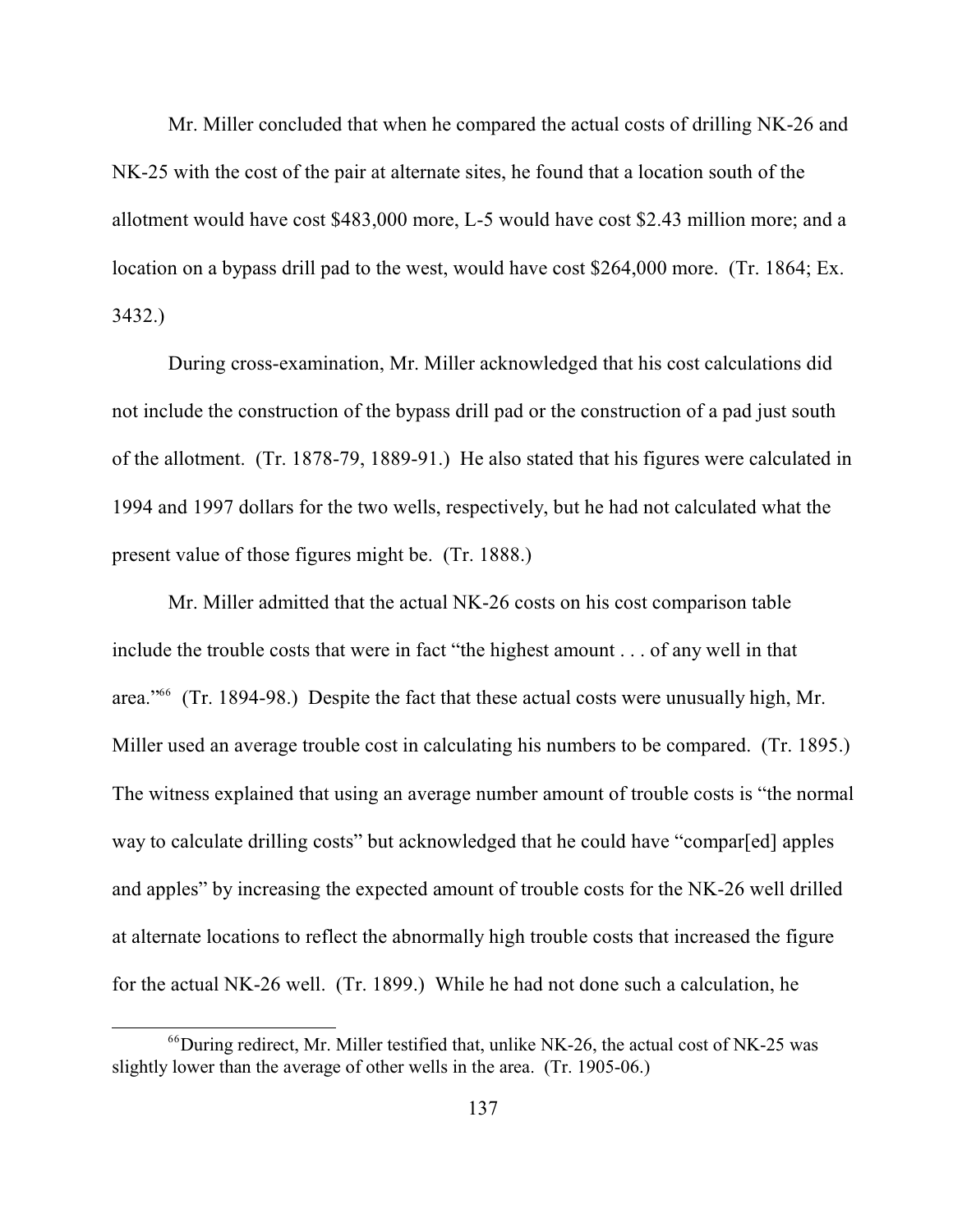Mr. Miller concluded that when he compared the actual costs of drilling NK-26 and NK-25 with the cost of the pair at alternate sites, he found that a location south of the allotment would have cost $483,000 more, L-5 would have cost $2.43 million more; and a location on a bypass drill pad to the west, would have cost $264,000 more. (Tr. 1864; Ex. 3432.)

During cross-examination, Mr. Miller acknowledged that his cost calculations did not include the construction of the bypass drill pad or the construction of a pad just south of the allotment. (Tr. 1878-79, 1889-91.) He also stated that his figures were calculated in 1994 and 1997 dollars for the two wells, respectively, but he had not calculated what the present value of those figures might be. (Tr. 1888.)

Mr. Miller admitted that the actual NK-26 costs on his cost comparison table include the trouble costs that were in fact "the highest amount . . . of any well in that area."[66] (Tr. 1894-98.) Despite the fact that these actual costs were unusually high, Mr. Miller used an average trouble cost in calculating his numbers to be compared. (Tr. 1895.) The witness explained that using an average number amount of trouble costs is "the normal way to calculate drilling costs" but acknowledged that he could have "compar[ed] apples and apples" by increasing the expected amount of trouble costs for the NK-26 well drilled at alternate locations to reflect the abnormally high trouble costs that increased the figure for the actual NK-26 well. (Tr. 1899.) While he had not done such a calculation, he

[66] During redirect, Mr. Miller testified that, unlike NK-26, the actual cost of NK-25 was slightly lower than the average of other wells in the area. (Tr. 1905-06.)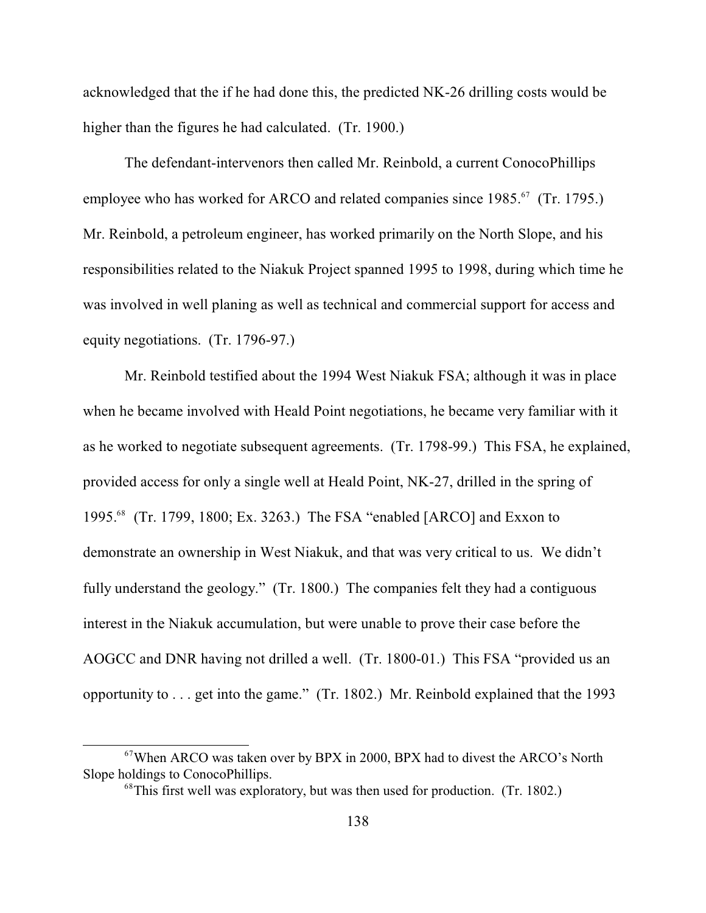acknowledged that the if he had done this, the predicted NK-26 drilling costs would be higher than the figures he had calculated. (Tr. 1900.)

The defendant-intervenors then called Mr. Reinbold, a current ConocoPhillips employee who has worked for ARCO and related companies since 1985.[67] (Tr. 1795.) Mr. Reinbold, a petroleum engineer, has worked primarily on the North Slope, and his responsibilities related to the Niakuk Project spanned 1995 to 1998, during which time he was involved in well planing as well as technical and commercial support for access and equity negotiations. (Tr. 1796-97.)

Mr. Reinbold testified about the 1994 West Niakuk FSA; although it was in place when he became involved with Heald Point negotiations, he became very familiar with it as he worked to negotiate subsequent agreements. (Tr. 1798-99.) This FSA, he explained, provided access for only a single well at Heald Point, NK-27, drilled in the spring of 1995.[68] (Tr. 1799, 1800; Ex. 3263.) The FSA "enabled [ARCO] and Exxon to demonstrate an ownership in West Niakuk, and that was very critical to us. We didn't fully understand the geology." (Tr. 1800.) The companies felt they had a contiguous interest in the Niakuk accumulation, but were unable to prove their case before the AOGCC and DNR having not drilled a well. (Tr. 1800-01.) This FSA "provided us an opportunity to . . . get into the game." (Tr. 1802.) Mr. Reinbold explained that the 1993

---

[67] When ARCO was taken over by BPX in 2000, BPX had to divest the ARCO's North Slope holdings to ConocoPhillips.

[68] This first well was exploratory, but was then used for production. (Tr. 1802.)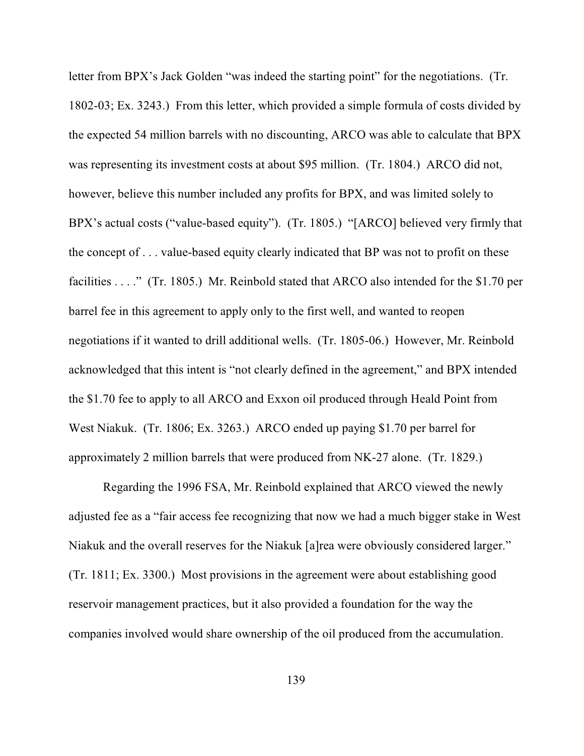letter from BPX's Jack Golden "was indeed the starting point" for the negotiations. (Tr. 1802-03; Ex. 3243.) From this letter, which provided a simple formula of costs divided by the expected 54 million barrels with no discounting, ARCO was able to calculate that BPX was representing its investment costs at about $95 million. (Tr. 1804.) ARCO did not, however, believe this number included any profits for BPX, and was limited solely to BPX's actual costs ("value-based equity"). (Tr. 1805.) "[ARCO] believed very firmly that the concept of . . . value-based equity clearly indicated that BP was not to profit on these facilities . . . ." (Tr. 1805.) Mr. Reinbold stated that ARCO also intended for the $1.70 per barrel fee in this agreement to apply only to the first well, and wanted to reopen negotiations if it wanted to drill additional wells. (Tr. 1805-06.) However, Mr. Reinbold acknowledged that this intent is "not clearly defined in the agreement," and BPX intended the $1.70 fee to apply to all ARCO and Exxon oil produced through Heald Point from West Niakuk. (Tr. 1806; Ex. 3263.) ARCO ended up paying $1.70 per barrel for approximately 2 million barrels that were produced from NK-27 alone. (Tr. 1829.)

Regarding the 1996 FSA, Mr. Reinbold explained that ARCO viewed the newly adjusted fee as a "fair access fee recognizing that now we had a much bigger stake in West Niakuk and the overall reserves for the Niakuk [a]rea were obviously considered larger." (Tr. 1811; Ex. 3300.) Most provisions in the agreement were about establishing good reservoir management practices, but it also provided a foundation for the way the companies involved would share ownership of the oil produced from the accumulation.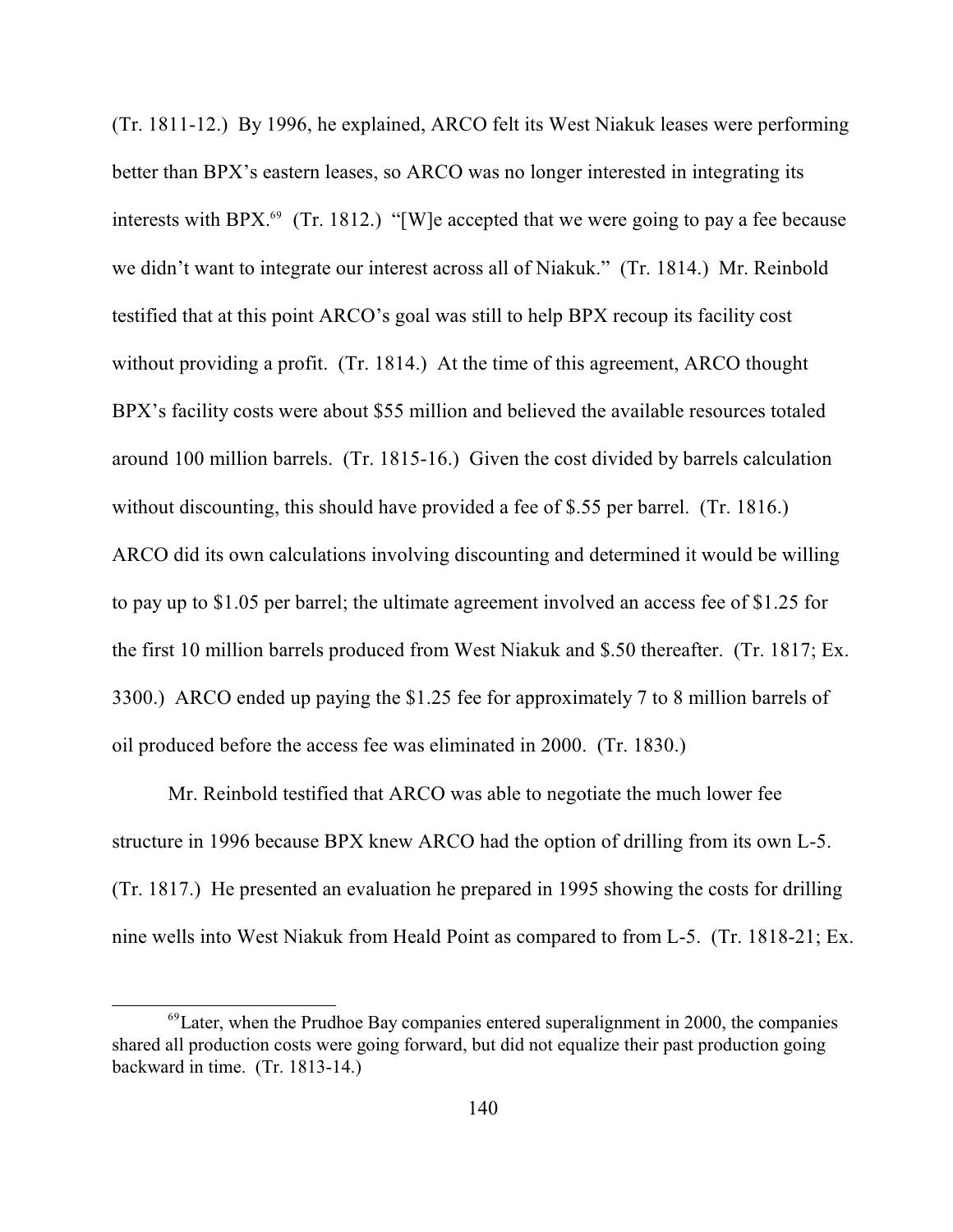(Tr. 1811-12.) By 1996, he explained, ARCO felt its West Niakuk leases were performing better than BPX's eastern leases, so ARCO was no longer interested in integrating its interests with BPX.[69] (Tr. 1812.) "[W]e accepted that we were going to pay a fee because we didn't want to integrate our interest across all of Niakuk." (Tr. 1814.) Mr. Reinbold testified that at this point ARCO's goal was still to help BPX recoup its facility cost without providing a profit. (Tr. 1814.) At the time of this agreement, ARCO thought BPX's facility costs were about $55 million and believed the available resources totaled around 100 million barrels. (Tr. 1815-16.) Given the cost divided by barrels calculation without discounting, this should have provided a fee of $.55 per barrel. (Tr. 1816.) ARCO did its own calculations involving discounting and determined it would be willing to pay up to $1.05 per barrel; the ultimate agreement involved an access fee of $1.25 for the first 10 million barrels produced from West Niakuk and $.50 thereafter. (Tr. 1817; Ex. 3300.) ARCO ended up paying the $1.25 fee for approximately 7 to 8 million barrels of oil produced before the access fee was eliminated in 2000. (Tr. 1830.)

Mr. Reinbold testified that ARCO was able to negotiate the much lower fee structure in 1996 because BPX knew ARCO had the option of drilling from its own L-5. (Tr. 1817.) He presented an evaluation he prepared in 1995 showing the costs for drilling nine wells into West Niakuk from Heald Point as compared to from L-5. (Tr. 1818-21; Ex.

---

[69] Later, when the Prudhoe Bay companies entered superalignment in 2000, the companies shared all production costs were going forward, but did not equalize their past production going backward in time. (Tr. 1813-14.)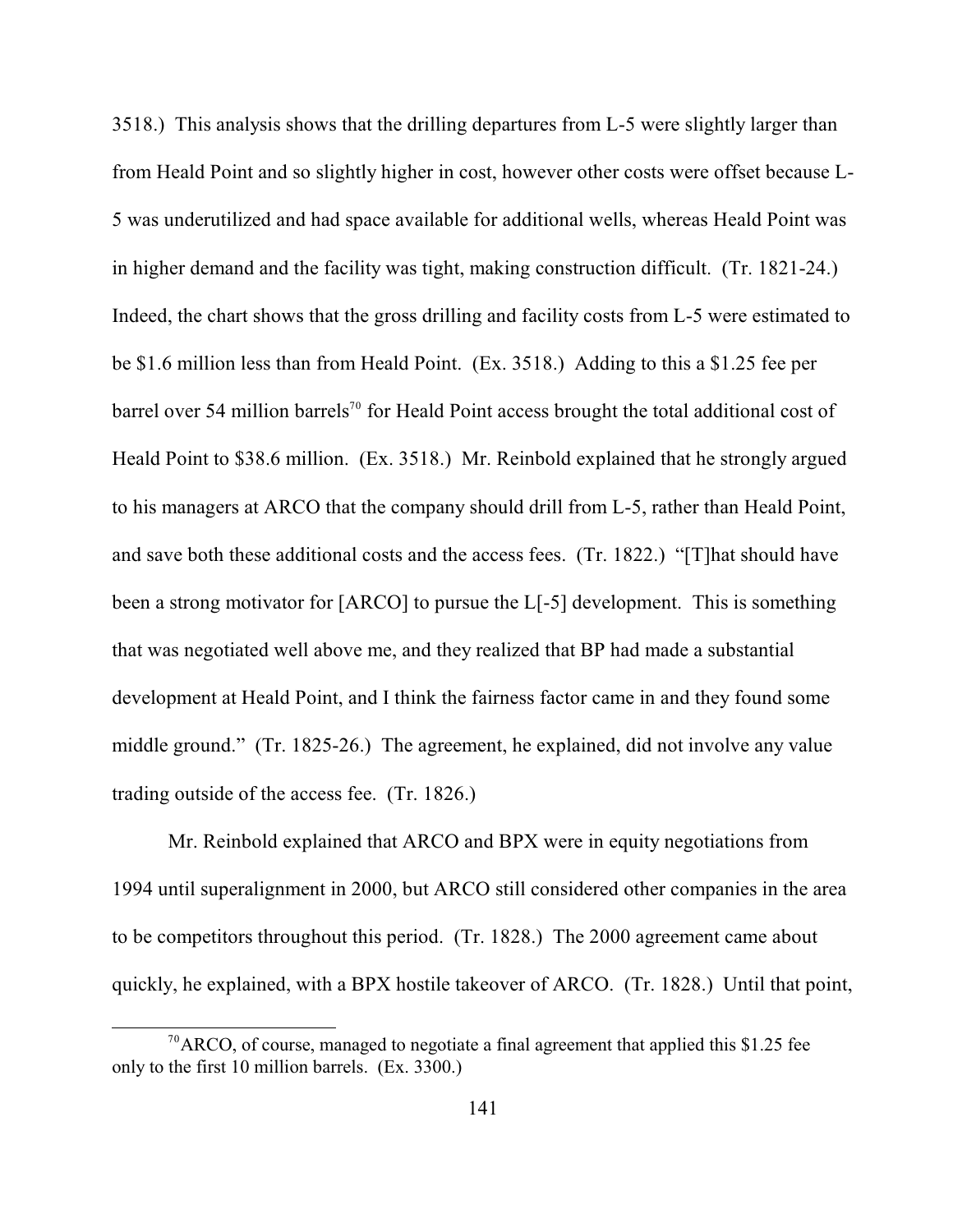3518.) This analysis shows that the drilling departures from L-5 were slightly larger than from Heald Point and so slightly higher in cost, however other costs were offset because L-5 was underutilized and had space available for additional wells, whereas Heald Point was in higher demand and the facility was tight, making construction difficult. (Tr. 1821-24.) Indeed, the chart shows that the gross drilling and facility costs from L-5 were estimated to be $1.6 million less than from Heald Point. (Ex. 3518.) Adding to this a $1.25 fee per barrel over 54 million barrels[70] for Heald Point access brought the total additional cost of Heald Point to $38.6 million. (Ex. 3518.) Mr. Reinbold explained that he strongly argued to his managers at ARCO that the company should drill from L-5, rather than Heald Point, and save both these additional costs and the access fees. (Tr. 1822.) "[T]hat should have been a strong motivator for [ARCO] to pursue the L[-5] development. This is something that was negotiated well above me, and they realized that BP had made a substantial development at Heald Point, and I think the fairness factor came in and they found some middle ground." (Tr. 1825-26.) The agreement, he explained, did not involve any value trading outside of the access fee. (Tr. 1826.)

Mr. Reinbold explained that ARCO and BPX were in equity negotiations from 1994 until superalignment in 2000, but ARCO still considered other companies in the area to be competitors throughout this period. (Tr. 1828.) The 2000 agreement came about quickly, he explained, with a BPX hostile takeover of ARCO. (Tr. 1828.) Until that point,

---

[70] ARCO, of course, managed to negotiate a final agreement that applied this $1.25 fee only to the first 10 million barrels. (Ex. 3300.)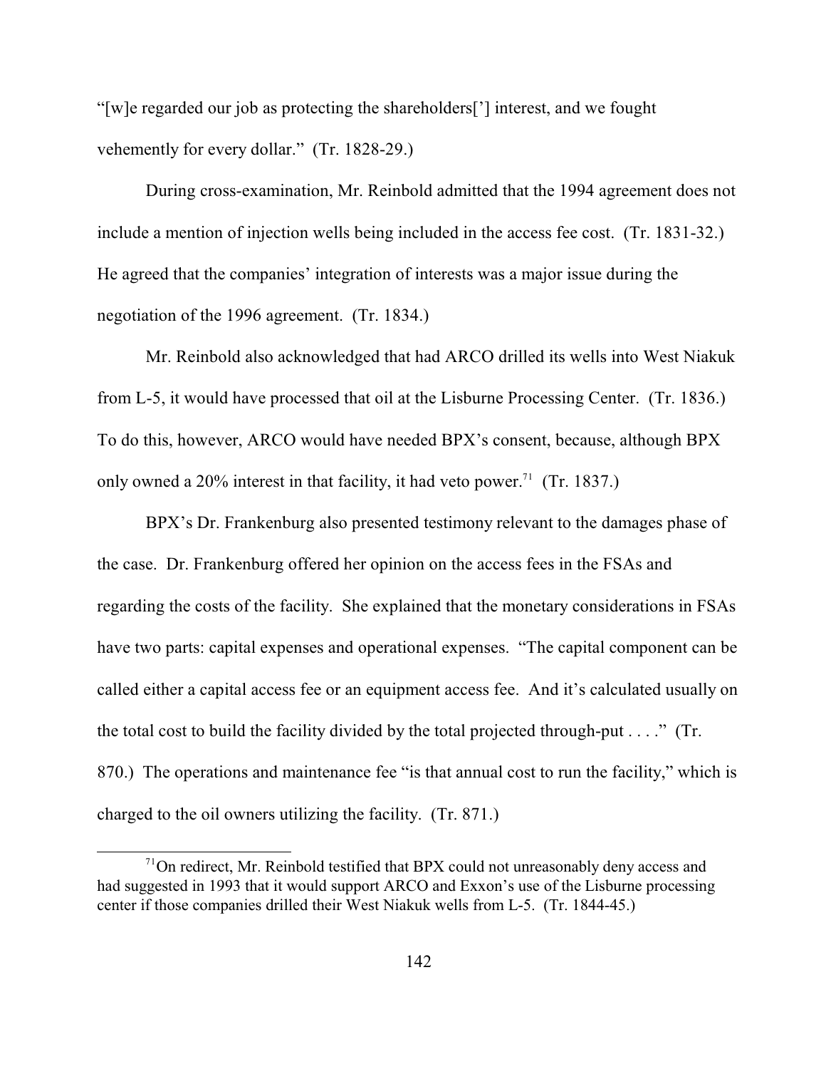"[w]e regarded our job as protecting the shareholders['] interest, and we fought vehemently for every dollar." (Tr. 1828-29.)

During cross-examination, Mr. Reinbold admitted that the 1994 agreement does not include a mention of injection wells being included in the access fee cost. (Tr. 1831-32.) He agreed that the companies' integration of interests was a major issue during the negotiation of the 1996 agreement. (Tr. 1834.)

Mr. Reinbold also acknowledged that had ARCO drilled its wells into West Niakuk from L-5, it would have processed that oil at the Lisburne Processing Center. (Tr. 1836.) To do this, however, ARCO would have needed BPX's consent, because, although BPX only owned a 20% interest in that facility, it had veto power.[71] (Tr. 1837.)

BPX's Dr. Frankenburg also presented testimony relevant to the damages phase of the case. Dr. Frankenburg offered her opinion on the access fees in the FSAs and regarding the costs of the facility. She explained that the monetary considerations in FSAs have two parts: capital expenses and operational expenses. "The capital component can be called either a capital access fee or an equipment access fee. And it's calculated usually on the total cost to build the facility divided by the total projected through-put . . . ." (Tr. 870.) The operations and maintenance fee "is that annual cost to run the facility," which is charged to the oil owners utilizing the facility. (Tr. 871.)

[71] On redirect, Mr. Reinbold testified that BPX could not unreasonably deny access and had suggested in 1993 that it would support ARCO and Exxon's use of the Lisburne processing center if those companies drilled their West Niakuk wells from L-5. (Tr. 1844-45.)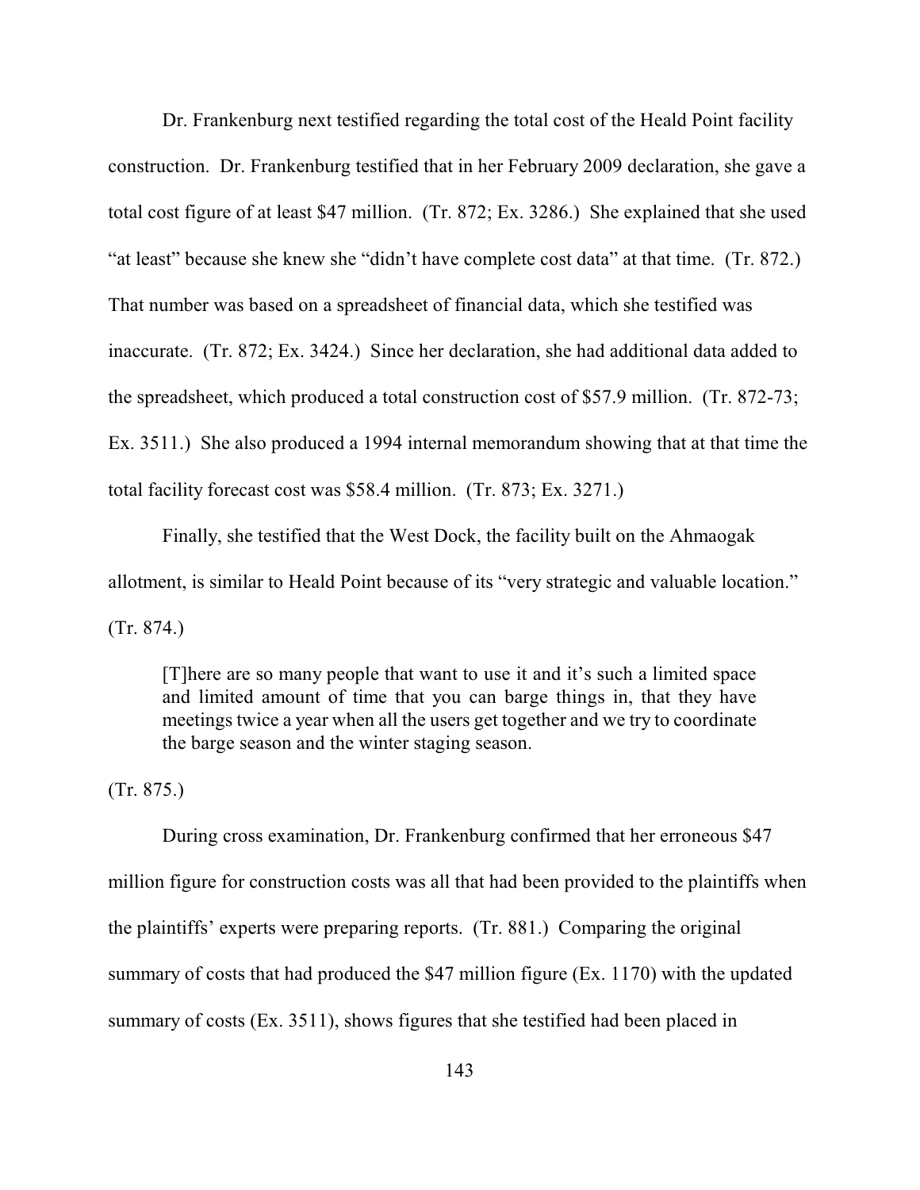Dr. Frankenburg next testified regarding the total cost of the Heald Point facility construction. Dr. Frankenburg testified that in her February 2009 declaration, she gave a total cost figure of at least $47 million. (Tr. 872; Ex. 3286.) She explained that she used "at least" because she knew she "didn't have complete cost data" at that time. (Tr. 872.) That number was based on a spreadsheet of financial data, which she testified was inaccurate. (Tr. 872; Ex. 3424.) Since her declaration, she had additional data added to the spreadsheet, which produced a total construction cost of $57.9 million. (Tr. 872-73; Ex. 3511.) She also produced a 1994 internal memorandum showing that at that time the total facility forecast cost was $58.4 million. (Tr. 873; Ex. 3271.)

Finally, she testified that the West Dock, the facility built on the Ahmaogak allotment, is similar to Heald Point because of its "very strategic and valuable location." (Tr. 874.)

> [T]here are so many people that want to use it and it's such a limited space and limited amount of time that you can barge things in, that they have meetings twice a year when all the users get together and we try to coordinate the barge season and the winter staging season.

(Tr. 875.)

During cross examination, Dr. Frankenburg confirmed that her erroneous $47 million figure for construction costs was all that had been provided to the plaintiffs when the plaintiffs' experts were preparing reports. (Tr. 881.) Comparing the original summary of costs that had produced the $47 million figure (Ex. 1170) with the updated summary of costs (Ex. 3511), shows figures that she testified had been placed in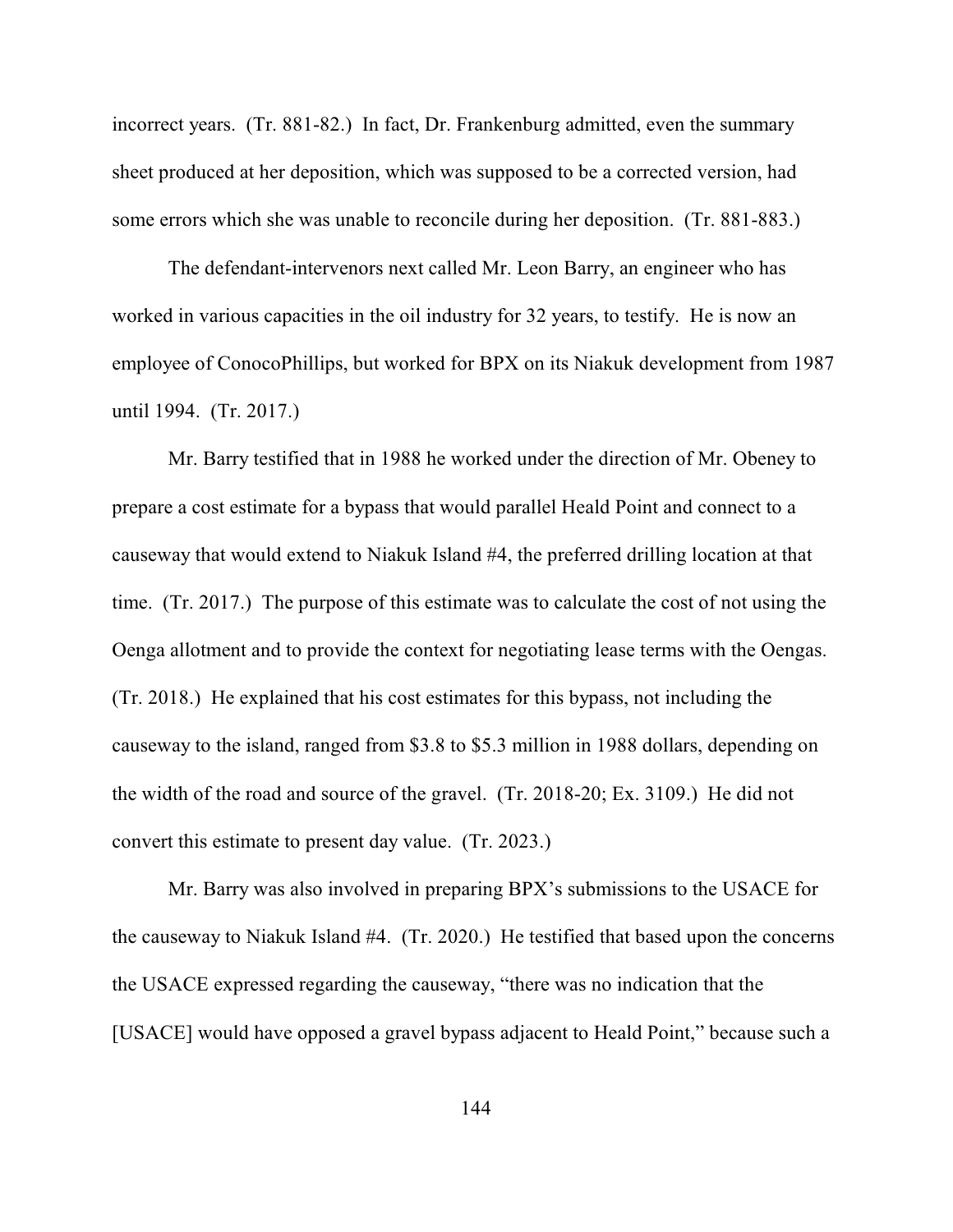incorrect years. (Tr. 881-82.) In fact, Dr. Frankenburg admitted, even the summary sheet produced at her deposition, which was supposed to be a corrected version, had some errors which she was unable to reconcile during her deposition. (Tr. 881-883.)

The defendant-intervenors next called Mr. Leon Barry, an engineer who has worked in various capacities in the oil industry for 32 years, to testify. He is now an employee of ConocoPhillips, but worked for BPX on its Niakuk development from 1987 until 1994. (Tr. 2017.)

Mr. Barry testified that in 1988 he worked under the direction of Mr. Obeney to prepare a cost estimate for a bypass that would parallel Heald Point and connect to a causeway that would extend to Niakuk Island #4, the preferred drilling location at that time. (Tr. 2017.) The purpose of this estimate was to calculate the cost of not using the Oenga allotment and to provide the context for negotiating lease terms with the Oengas. (Tr. 2018.) He explained that his cost estimates for this bypass, not including the causeway to the island, ranged from $3.8 to $5.3 million in 1988 dollars, depending on the width of the road and source of the gravel. (Tr. 2018-20; Ex. 3109.) He did not convert this estimate to present day value. (Tr. 2023.)

Mr. Barry was also involved in preparing BPX's submissions to the USACE for the causeway to Niakuk Island #4. (Tr. 2020.) He testified that based upon the concerns the USACE expressed regarding the causeway, "there was no indication that the [USACE] would have opposed a gravel bypass adjacent to Heald Point," because such a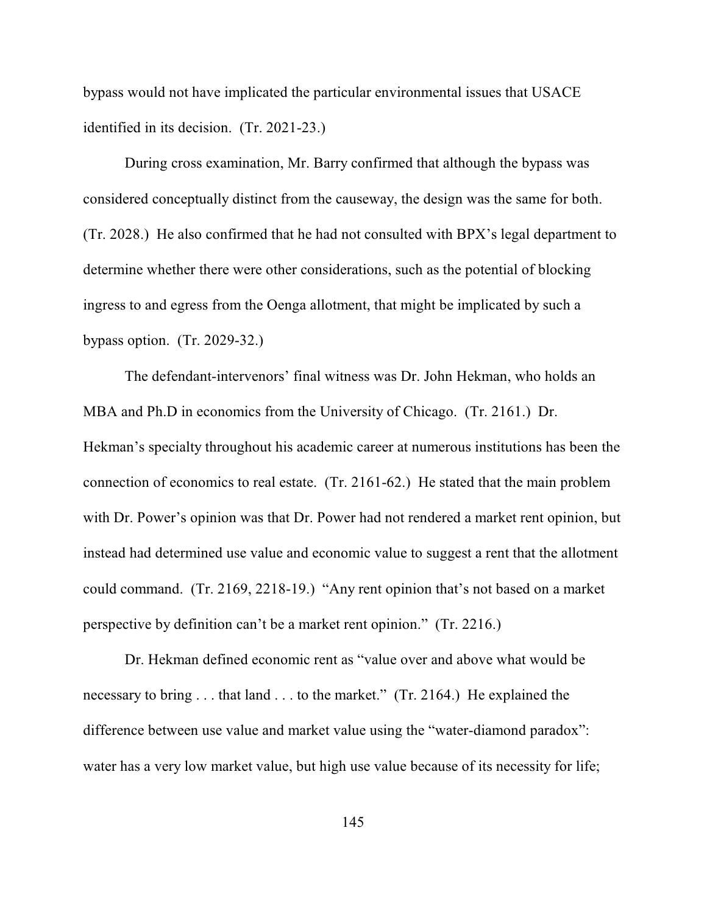bypass would not have implicated the particular environmental issues that USACE identified in its decision. (Tr. 2021-23.)

During cross examination, Mr. Barry confirmed that although the bypass was considered conceptually distinct from the causeway, the design was the same for both. (Tr. 2028.) He also confirmed that he had not consulted with BPX's legal department to determine whether there were other considerations, such as the potential of blocking ingress to and egress from the Oenga allotment, that might be implicated by such a bypass option. (Tr. 2029-32.)

The defendant-intervenors' final witness was Dr. John Hekman, who holds an MBA and Ph.D in economics from the University of Chicago. (Tr. 2161.) Dr. Hekman's specialty throughout his academic career at numerous institutions has been the connection of economics to real estate. (Tr. 2161-62.) He stated that the main problem with Dr. Power's opinion was that Dr. Power had not rendered a market rent opinion, but instead had determined use value and economic value to suggest a rent that the allotment could command. (Tr. 2169, 2218-19.) "Any rent opinion that's not based on a market perspective by definition can't be a market rent opinion." (Tr. 2216.)

Dr. Hekman defined economic rent as "value over and above what would be necessary to bring . . . that land . . . to the market." (Tr. 2164.) He explained the difference between use value and market value using the "water-diamond paradox": water has a very low market value, but high use value because of its necessity for life;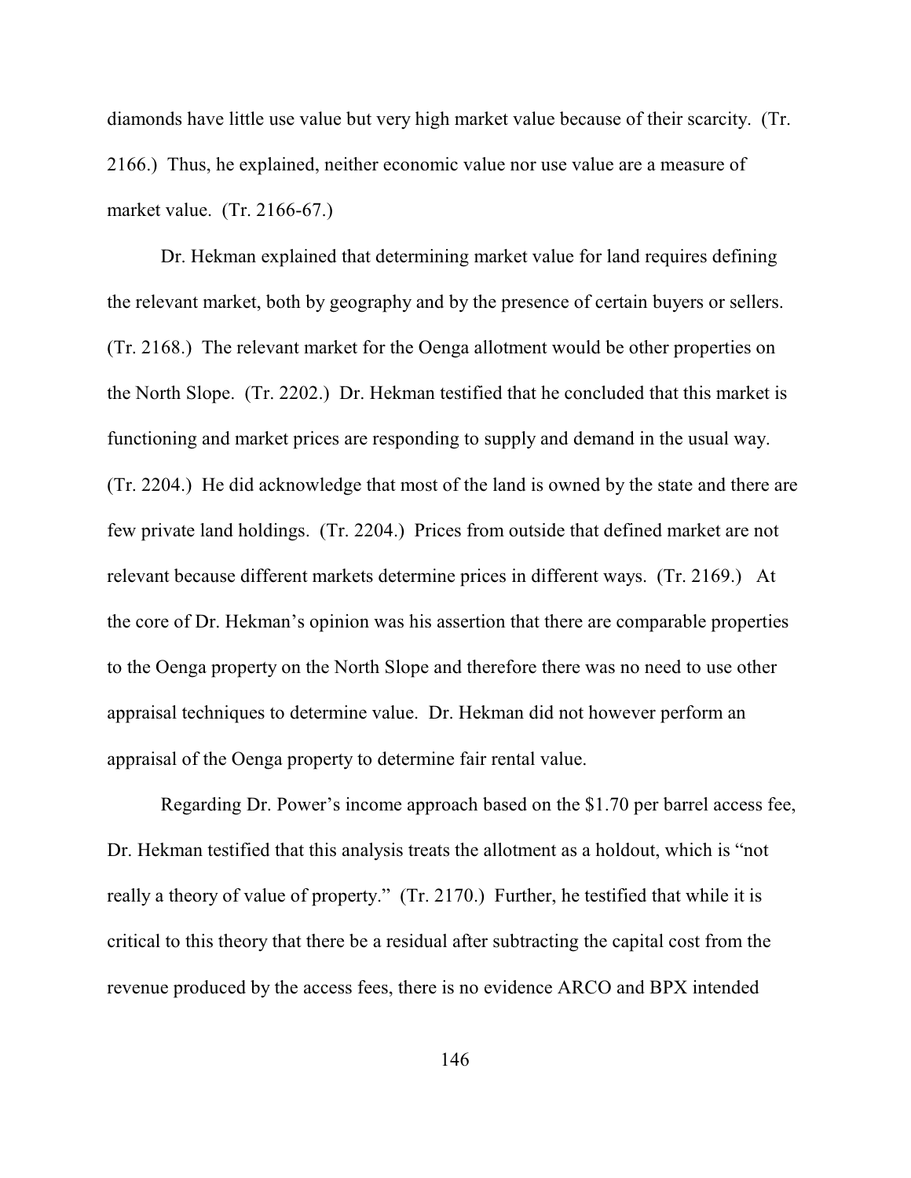diamonds have little use value but very high market value because of their scarcity. (Tr. 2166.) Thus, he explained, neither economic value nor use value are a measure of market value. (Tr. 2166-67.)

Dr. Hekman explained that determining market value for land requires defining the relevant market, both by geography and by the presence of certain buyers or sellers. (Tr. 2168.) The relevant market for the Oenga allotment would be other properties on the North Slope. (Tr. 2202.) Dr. Hekman testified that he concluded that this market is functioning and market prices are responding to supply and demand in the usual way. (Tr. 2204.) He did acknowledge that most of the land is owned by the state and there are few private land holdings. (Tr. 2204.) Prices from outside that defined market are not relevant because different markets determine prices in different ways. (Tr. 2169.) At the core of Dr. Hekman's opinion was his assertion that there are comparable properties to the Oenga property on the North Slope and therefore there was no need to use other appraisal techniques to determine value. Dr. Hekman did not however perform an appraisal of the Oenga property to determine fair rental value.

Regarding Dr. Power's income approach based on the $1.70 per barrel access fee, Dr. Hekman testified that this analysis treats the allotment as a holdout, which is "not really a theory of value of property." (Tr. 2170.) Further, he testified that while it is critical to this theory that there be a residual after subtracting the capital cost from the revenue produced by the access fees, there is no evidence ARCO and BPX intended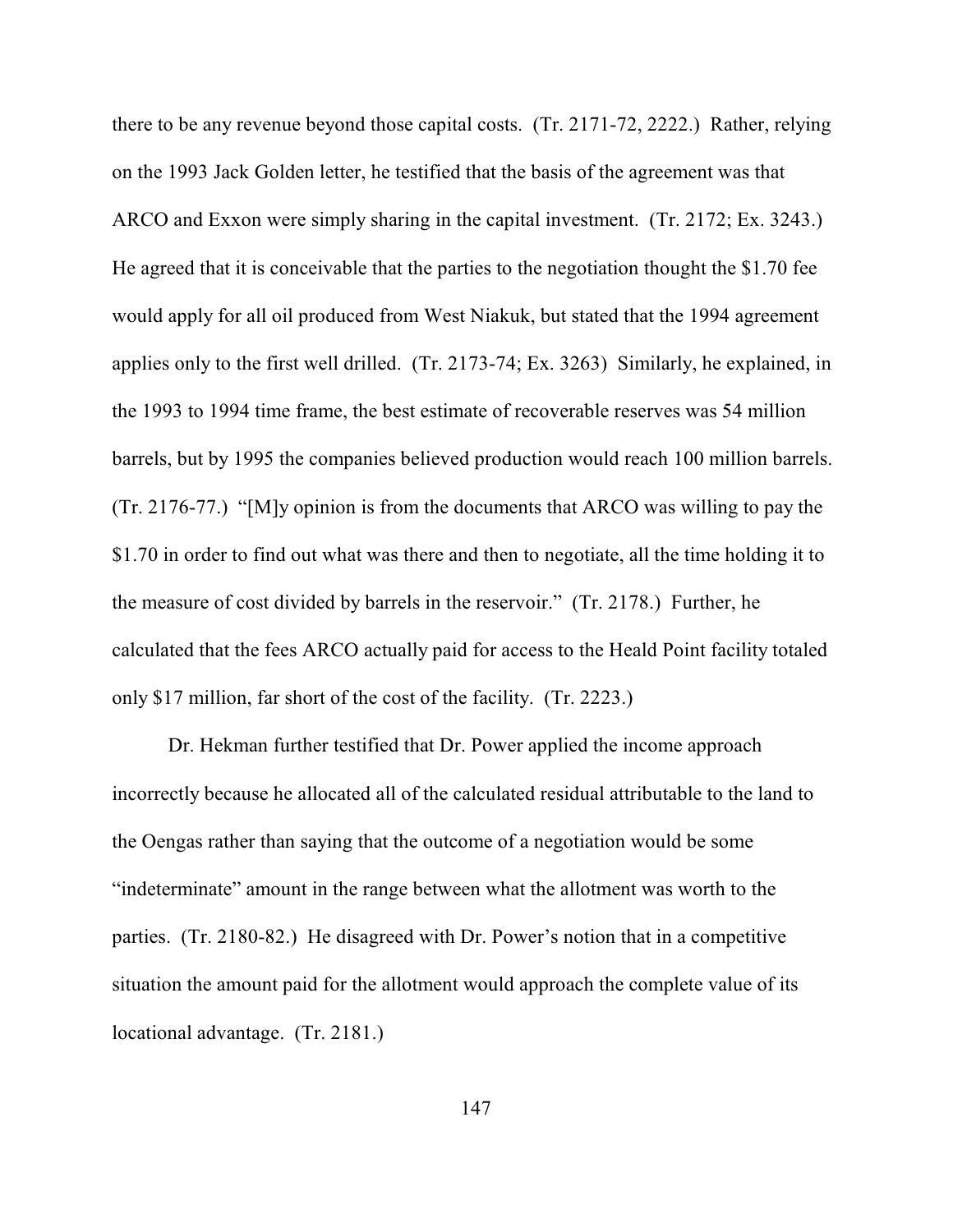there to be any revenue beyond those capital costs. (Tr. 2171-72, 2222.) Rather, relying on the 1993 Jack Golden letter, he testified that the basis of the agreement was that ARCO and Exxon were simply sharing in the capital investment. (Tr. 2172; Ex. 3243.) He agreed that it is conceivable that the parties to the negotiation thought the $1.70 fee would apply for all oil produced from West Niakuk, but stated that the 1994 agreement applies only to the first well drilled. (Tr. 2173-74; Ex. 3263) Similarly, he explained, in the 1993 to 1994 time frame, the best estimate of recoverable reserves was 54 million barrels, but by 1995 the companies believed production would reach 100 million barrels. (Tr. 2176-77.) "[M]y opinion is from the documents that ARCO was willing to pay the $1.70 in order to find out what was there and then to negotiate, all the time holding it to the measure of cost divided by barrels in the reservoir." (Tr. 2178.) Further, he calculated that the fees ARCO actually paid for access to the Heald Point facility totaled only $17 million, far short of the cost of the facility. (Tr. 2223.)

Dr. Hekman further testified that Dr. Power applied the income approach incorrectly because he allocated all of the calculated residual attributable to the land to the Oengas rather than saying that the outcome of a negotiation would be some "indeterminate" amount in the range between what the allotment was worth to the parties. (Tr. 2180-82.) He disagreed with Dr. Power's notion that in a competitive situation the amount paid for the allotment would approach the complete value of its locational advantage. (Tr. 2181.)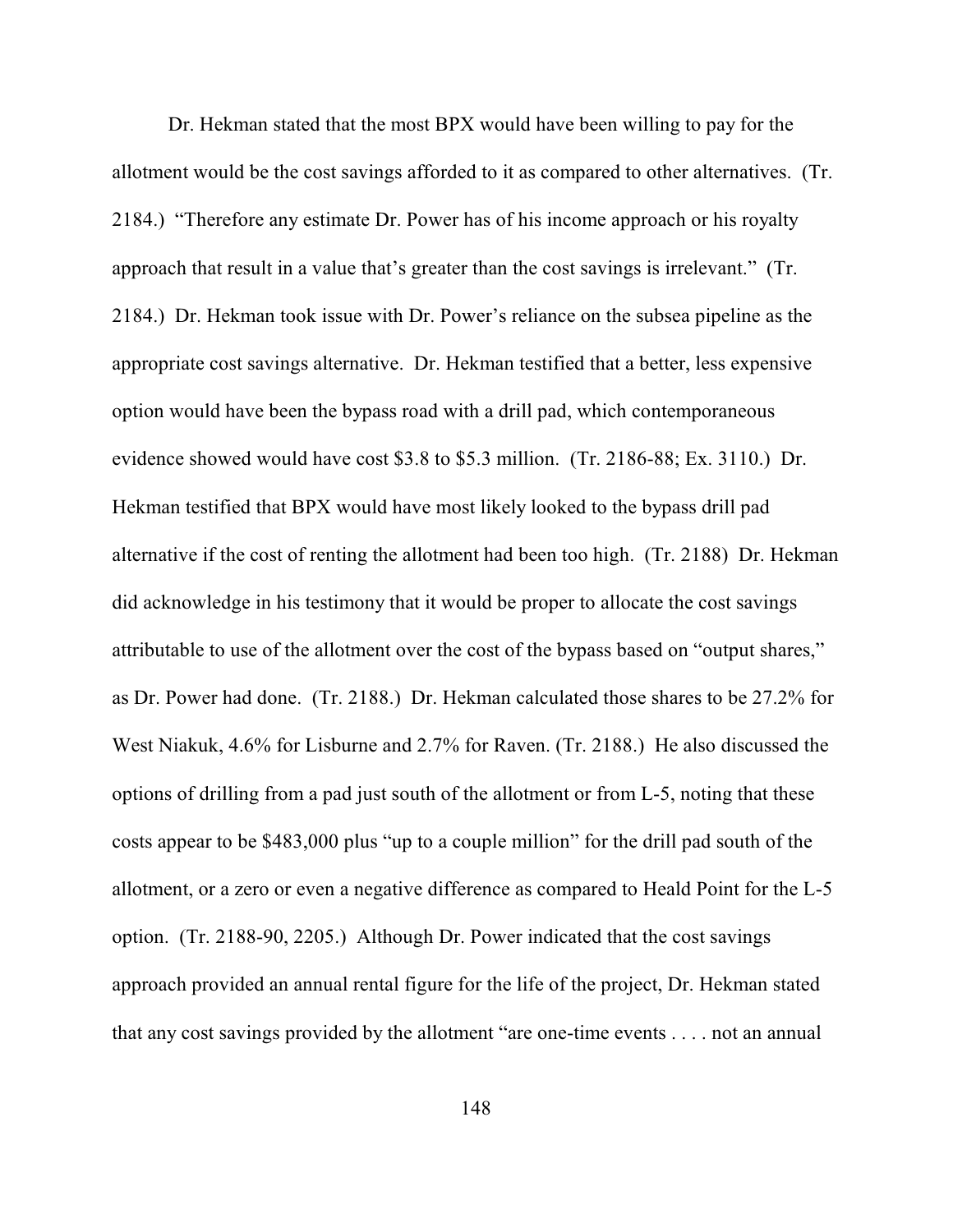Dr. Hekman stated that the most BPX would have been willing to pay for the allotment would be the cost savings afforded to it as compared to other alternatives. (Tr. 2184.) "Therefore any estimate Dr. Power has of his income approach or his royalty approach that result in a value that's greater than the cost savings is irrelevant." (Tr. 2184.) Dr. Hekman took issue with Dr. Power's reliance on the subsea pipeline as the appropriate cost savings alternative. Dr. Hekman testified that a better, less expensive option would have been the bypass road with a drill pad, which contemporaneous evidence showed would have cost $3.8 to $5.3 million. (Tr. 2186-88; Ex. 3110.) Dr. Hekman testified that BPX would have most likely looked to the bypass drill pad alternative if the cost of renting the allotment had been too high. (Tr. 2188) Dr. Hekman did acknowledge in his testimony that it would be proper to allocate the cost savings attributable to use of the allotment over the cost of the bypass based on "output shares," as Dr. Power had done. (Tr. 2188.) Dr. Hekman calculated those shares to be 27.2% for West Niakuk, 4.6% for Lisburne and 2.7% for Raven. (Tr. 2188.) He also discussed the options of drilling from a pad just south of the allotment or from L-5, noting that these costs appear to be $483,000 plus "up to a couple million" for the drill pad south of the allotment, or a zero or even a negative difference as compared to Heald Point for the L-5 option. (Tr. 2188-90, 2205.) Although Dr. Power indicated that the cost savings approach provided an annual rental figure for the life of the project, Dr. Hekman stated that any cost savings provided by the allotment "are one-time events . . . . not an annual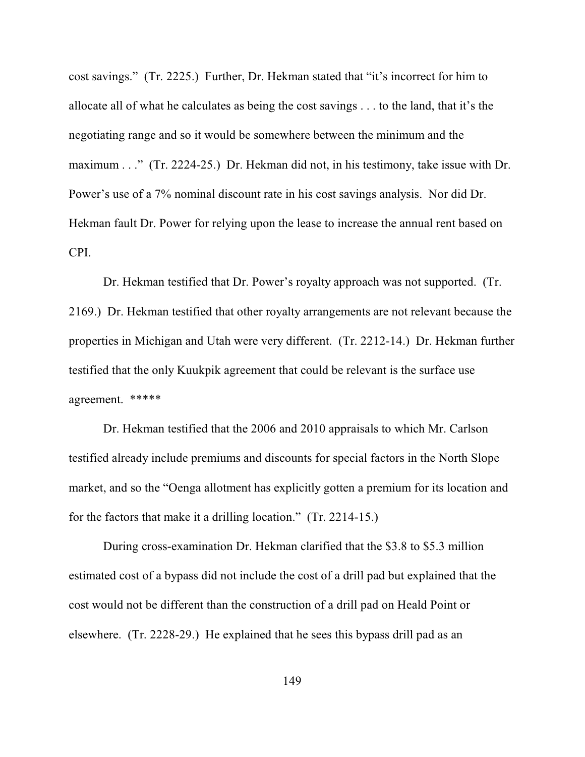cost savings." (Tr. 2225.) Further, Dr. Hekman stated that "it's incorrect for him to allocate all of what he calculates as being the cost savings . . . to the land, that it's the negotiating range and so it would be somewhere between the minimum and the maximum . . ." (Tr. 2224-25.) Dr. Hekman did not, in his testimony, take issue with Dr. Power's use of a 7% nominal discount rate in his cost savings analysis. Nor did Dr. Hekman fault Dr. Power for relying upon the lease to increase the annual rent based on CPI.

Dr. Hekman testified that Dr. Power's royalty approach was not supported. (Tr. 2169.) Dr. Hekman testified that other royalty arrangements are not relevant because the properties in Michigan and Utah were very different. (Tr. 2212-14.) Dr. Hekman further testified that the only Kuukpik agreement that could be relevant is the surface use agreement. *****

Dr. Hekman testified that the 2006 and 2010 appraisals to which Mr. Carlson testified already include premiums and discounts for special factors in the North Slope market, and so the "Oenga allotment has explicitly gotten a premium for its location and for the factors that make it a drilling location." (Tr. 2214-15.)

During cross-examination Dr. Hekman clarified that the $3.8 to $5.3 million estimated cost of a bypass did not include the cost of a drill pad but explained that the cost would not be different than the construction of a drill pad on Heald Point or elsewhere. (Tr. 2228-29.) He explained that he sees this bypass drill pad as an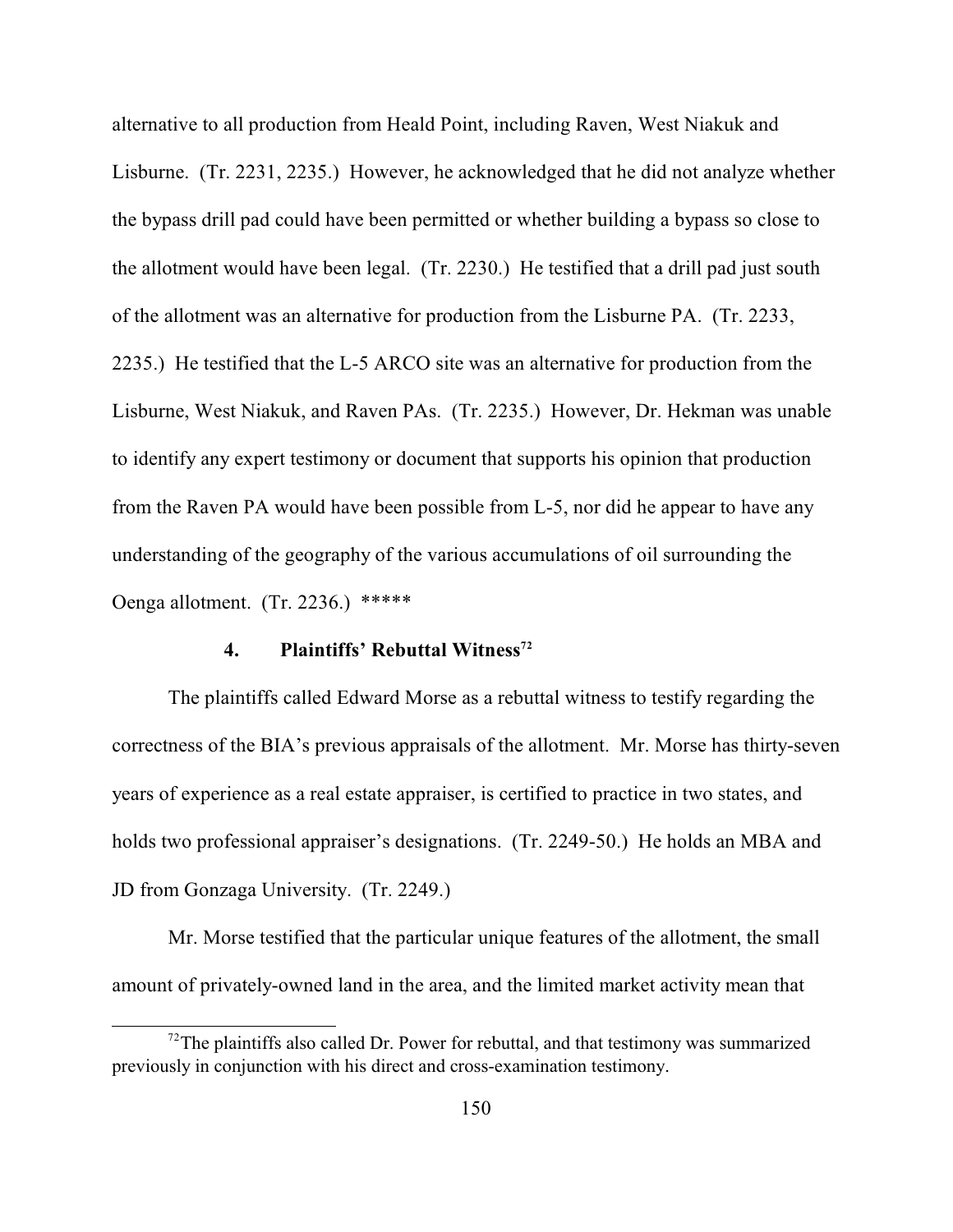alternative to all production from Heald Point, including Raven, West Niakuk and Lisburne. (Tr. 2231, 2235.) However, he acknowledged that he did not analyze whether the bypass drill pad could have been permitted or whether building a bypass so close to the allotment would have been legal. (Tr. 2230.) He testified that a drill pad just south of the allotment was an alternative for production from the Lisburne PA. (Tr. 2233, 2235.) He testified that the L-5 ARCO site was an alternative for production from the Lisburne, West Niakuk, and Raven PAs. (Tr. 2235.) However, Dr. Hekman was unable to identify any expert testimony or document that supports his opinion that production from the Raven PA would have been possible from L-5, nor did he appear to have any understanding of the geography of the various accumulations of oil surrounding the Oenga allotment. (Tr. 2236.) *****

### 4. Plaintiffs' Rebuttal Witness[72]

The plaintiffs called Edward Morse as a rebuttal witness to testify regarding the correctness of the BIA's previous appraisals of the allotment. Mr. Morse has thirty-seven years of experience as a real estate appraiser, is certified to practice in two states, and holds two professional appraiser's designations. (Tr. 2249-50.) He holds an MBA and JD from Gonzaga University. (Tr. 2249.)

Mr. Morse testified that the particular unique features of the allotment, the small amount of privately-owned land in the area, and the limited market activity mean that

---

[72] The plaintiffs also called Dr. Power for rebuttal, and that testimony was summarized previously in conjunction with his direct and cross-examination testimony.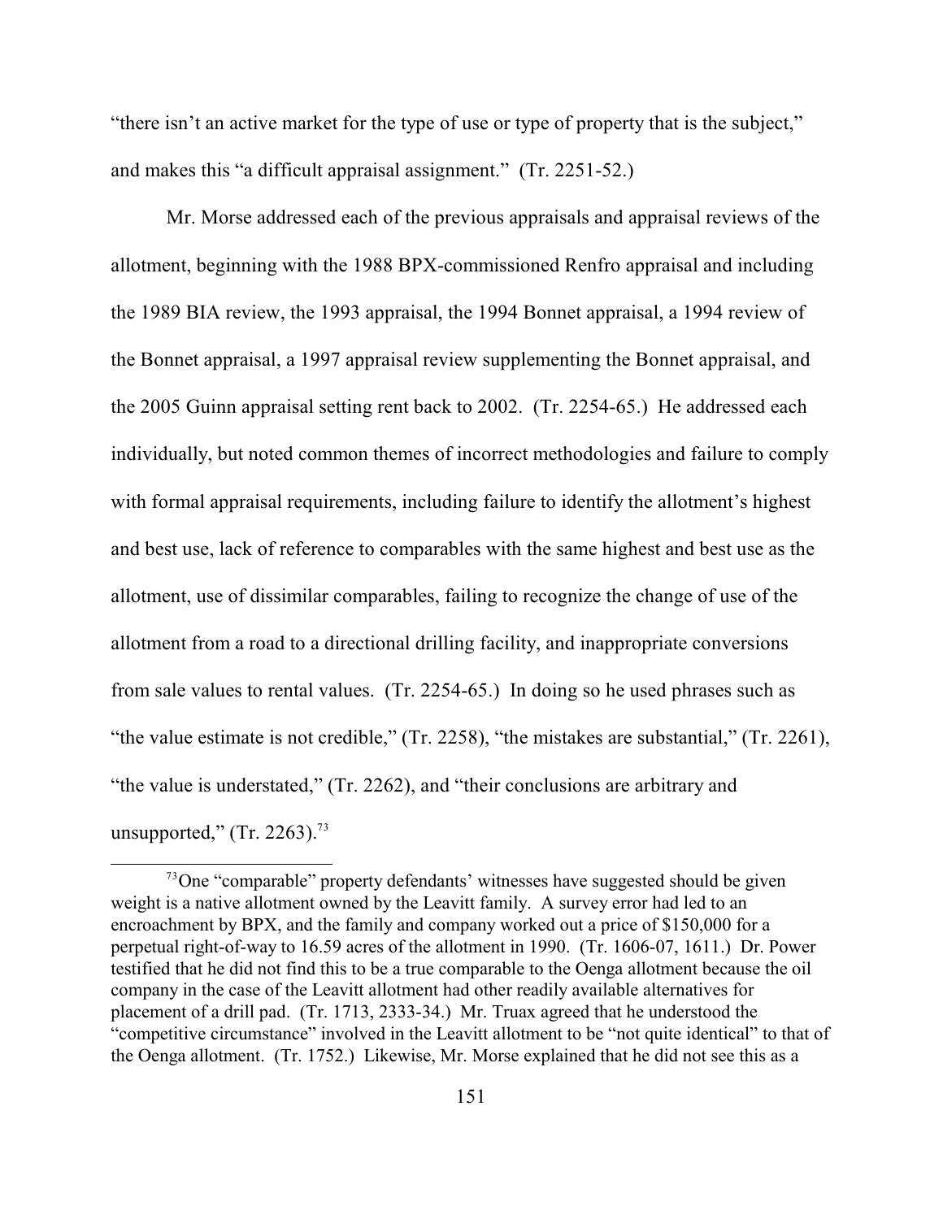"there isn't an active market for the type of use or type of property that is the subject," and makes this "a difficult appraisal assignment." (Tr. 2251-52.)

Mr. Morse addressed each of the previous appraisals and appraisal reviews of the allotment, beginning with the 1988 BPX-commissioned Renfro appraisal and including the 1989 BIA review, the 1993 appraisal, the 1994 Bonnet appraisal, a 1994 review of the Bonnet appraisal, a 1997 appraisal review supplementing the Bonnet appraisal, and the 2005 Guinn appraisal setting rent back to 2002. (Tr. 2254-65.) He addressed each individually, but noted common themes of incorrect methodologies and failure to comply with formal appraisal requirements, including failure to identify the allotment's highest and best use, lack of reference to comparables with the same highest and best use as the allotment, use of dissimilar comparables, failing to recognize the change of use of the allotment from a road to a directional drilling facility, and inappropriate conversions from sale values to rental values. (Tr. 2254-65.) In doing so he used phrases such as "the value estimate is not credible," (Tr. 2258), "the mistakes are substantial," (Tr. 2261), "the value is understated," (Tr. 2262), and "their conclusions are arbitrary and unsupported," (Tr. 2263).[73]

[73] One "comparable" property defendants' witnesses have suggested should be given weight is a native allotment owned by the Leavitt family. A survey error had led to an encroachment by BPX, and the family and company worked out a price of $150,000 for a perpetual right-of-way to 16.59 acres of the allotment in 1990. (Tr. 1606-07, 1611.) Dr. Power testified that he did not find this to be a true comparable to the Oenga allotment because the oil company in the case of the Leavitt allotment had other readily available alternatives for placement of a drill pad. (Tr. 1713, 2333-34.) Mr. Truax agreed that he understood the "competitive circumstance" involved in the Leavitt allotment to be "not quite identical" to that of the Oenga allotment. (Tr. 1752.) Likewise, Mr. Morse explained that he did not see this as a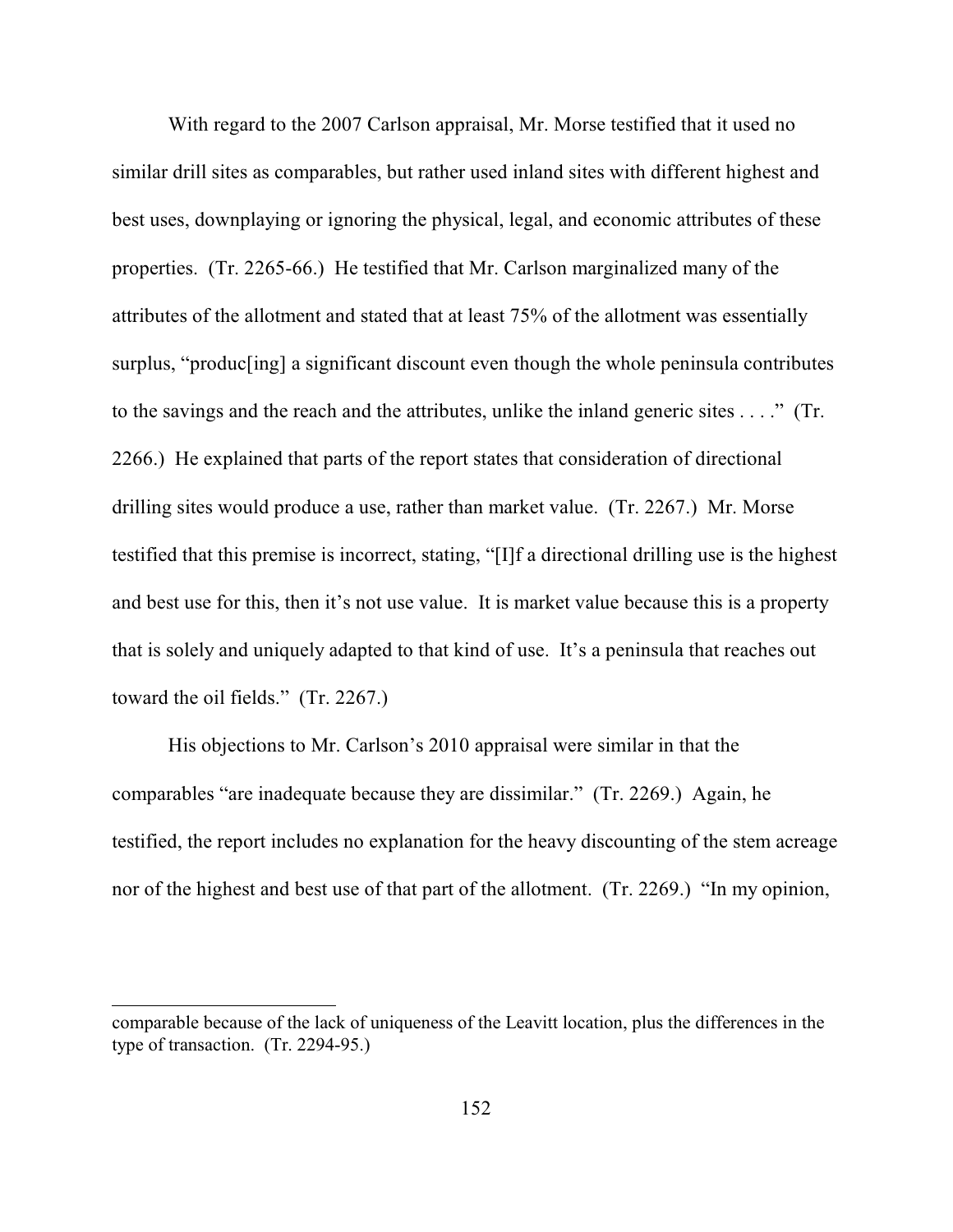With regard to the 2007 Carlson appraisal, Mr. Morse testified that it used no similar drill sites as comparables, but rather used inland sites with different highest and best uses, downplaying or ignoring the physical, legal, and economic attributes of these properties. (Tr. 2265-66.) He testified that Mr. Carlson marginalized many of the attributes of the allotment and stated that at least 75% of the allotment was essentially surplus, "produc[ing] a significant discount even though the whole peninsula contributes to the savings and the reach and the attributes, unlike the inland generic sites . . . ." (Tr. 2266.) He explained that parts of the report states that consideration of directional drilling sites would produce a use, rather than market value. (Tr. 2267.) Mr. Morse testified that this premise is incorrect, stating, "[I]f a directional drilling use is the highest and best use for this, then it's not use value. It is market value because this is a property that is solely and uniquely adapted to that kind of use. It's a peninsula that reaches out toward the oil fields." (Tr. 2267.)

His objections to Mr. Carlson's 2010 appraisal were similar in that the comparables "are inadequate because they are dissimilar." (Tr. 2269.) Again, he testified, the report includes no explanation for the heavy discounting of the stem acreage nor of the highest and best use of that part of the allotment. (Tr. 2269.) "In my opinion,

---

comparable because of the lack of uniqueness of the Leavitt location, plus the differences in the type of transaction. (Tr. 2294-95.)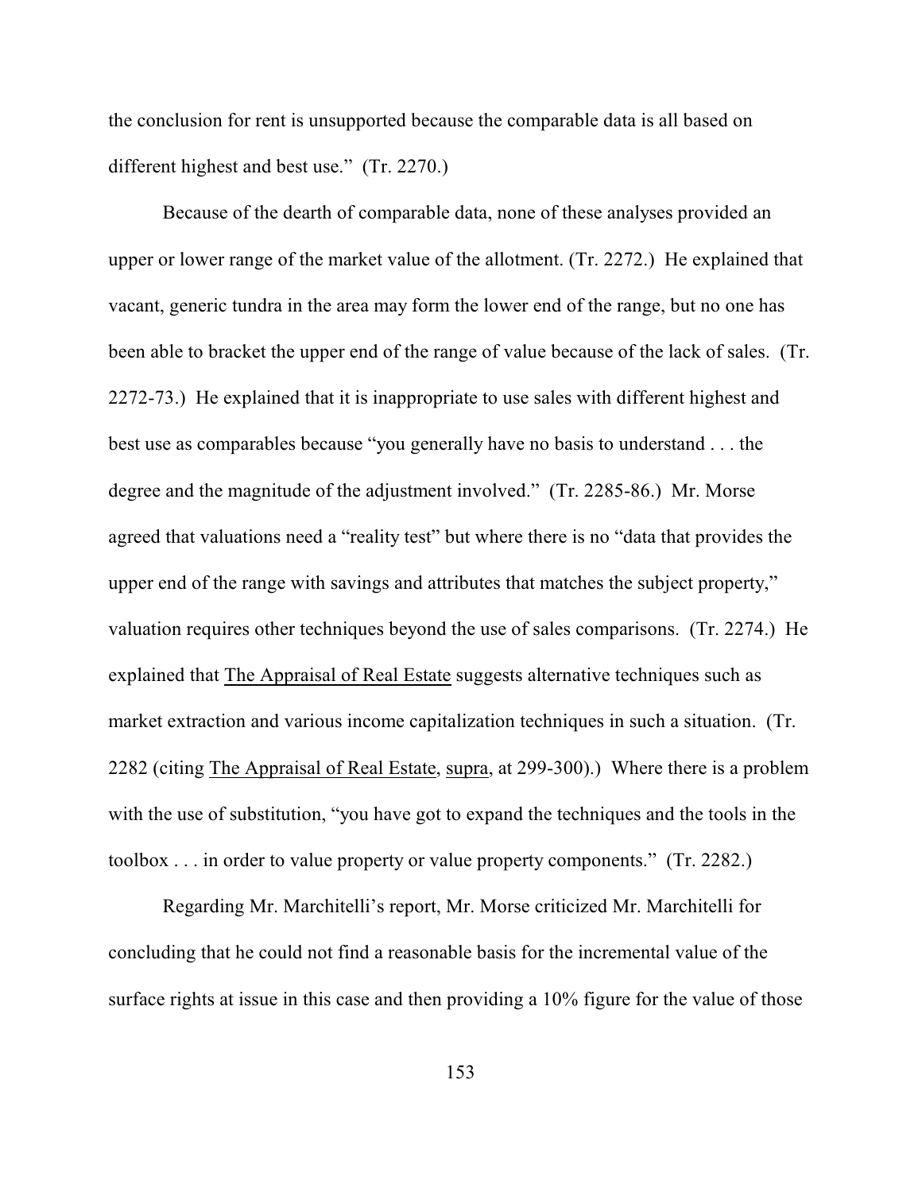the conclusion for rent is unsupported because the comparable data is all based on different highest and best use." (Tr. 2270.)

Because of the dearth of comparable data, none of these analyses provided an upper or lower range of the market value of the allotment. (Tr. 2272.) He explained that vacant, generic tundra in the area may form the lower end of the range, but no one has been able to bracket the upper end of the range of value because of the lack of sales. (Tr. 2272-73.) He explained that it is inappropriate to use sales with different highest and best use as comparables because "you generally have no basis to understand . . . the degree and the magnitude of the adjustment involved." (Tr. 2285-86.) Mr. Morse agreed that valuations need a "reality test" but where there is no "data that provides the upper end of the range with savings and attributes that matches the subject property," valuation requires other techniques beyond the use of sales comparisons. (Tr. 2274.) He explained that <u>The Appraisal of Real Estate</u> suggests alternative techniques such as market extraction and various income capitalization techniques in such a situation. (Tr. 2282 (citing <u>The Appraisal of Real Estate</u>, <u>supra</u>, at 299-300).) Where there is a problem with the use of substitution, "you have got to expand the techniques and the tools in the toolbox . . . in order to value property or value property components." (Tr. 2282.)

Regarding Mr. Marchitelli's report, Mr. Morse criticized Mr. Marchitelli for concluding that he could not find a reasonable basis for the incremental value of the surface rights at issue in this case and then providing a 10% figure for the value of those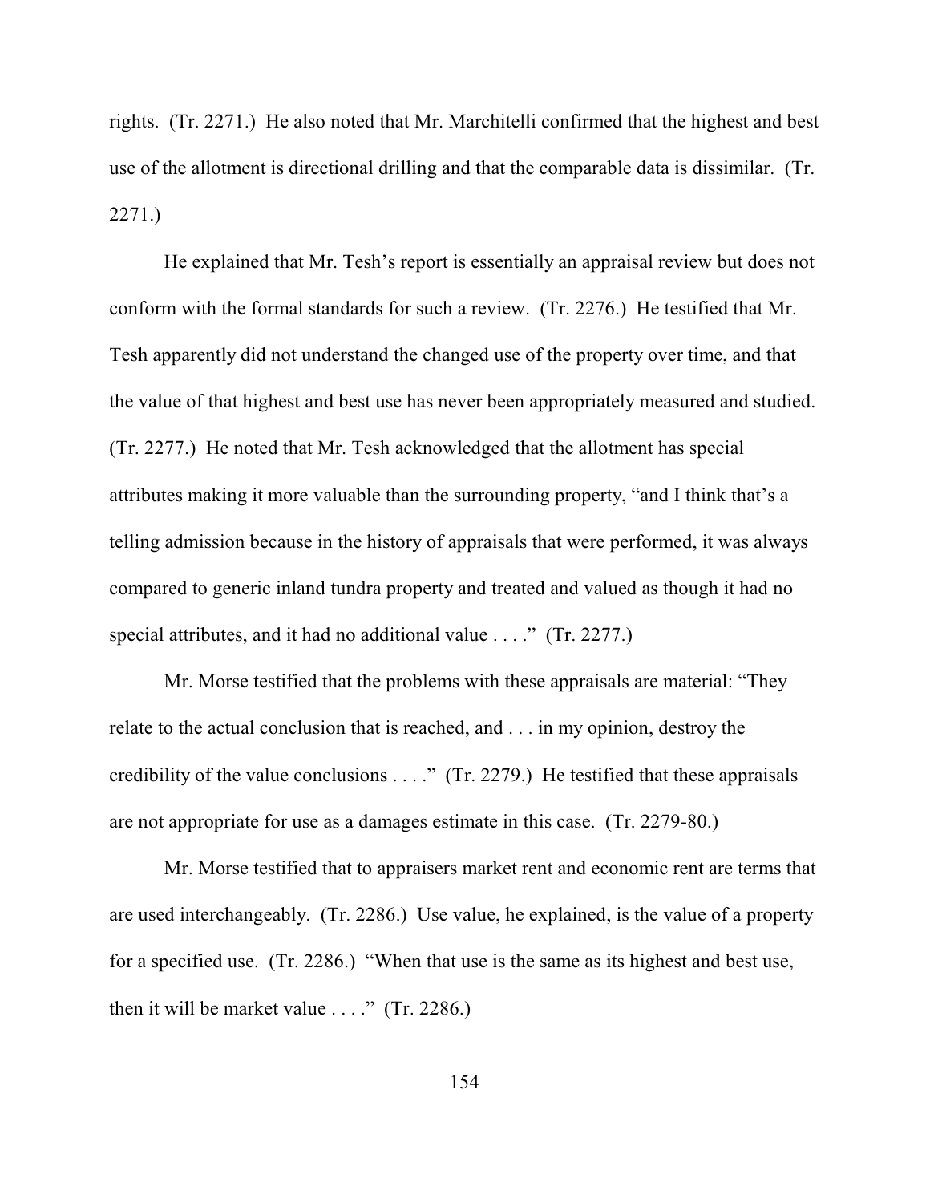rights. (Tr. 2271.) He also noted that Mr. Marchitelli confirmed that the highest and best use of the allotment is directional drilling and that the comparable data is dissimilar. (Tr. 2271.)

He explained that Mr. Tesh's report is essentially an appraisal review but does not conform with the formal standards for such a review. (Tr. 2276.) He testified that Mr. Tesh apparently did not understand the changed use of the property over time, and that the value of that highest and best use has never been appropriately measured and studied. (Tr. 2277.) He noted that Mr. Tesh acknowledged that the allotment has special attributes making it more valuable than the surrounding property, "and I think that's a telling admission because in the history of appraisals that were performed, it was always compared to generic inland tundra property and treated and valued as though it had no special attributes, and it had no additional value . . . ." (Tr. 2277.)

Mr. Morse testified that the problems with these appraisals are material: "They relate to the actual conclusion that is reached, and . . . in my opinion, destroy the credibility of the value conclusions . . . ." (Tr. 2279.) He testified that these appraisals are not appropriate for use as a damages estimate in this case. (Tr. 2279-80.)

Mr. Morse testified that to appraisers market rent and economic rent are terms that are used interchangeably. (Tr. 2286.) Use value, he explained, is the value of a property for a specified use. (Tr. 2286.) "When that use is the same as its highest and best use, then it will be market value . . . ." (Tr. 2286.)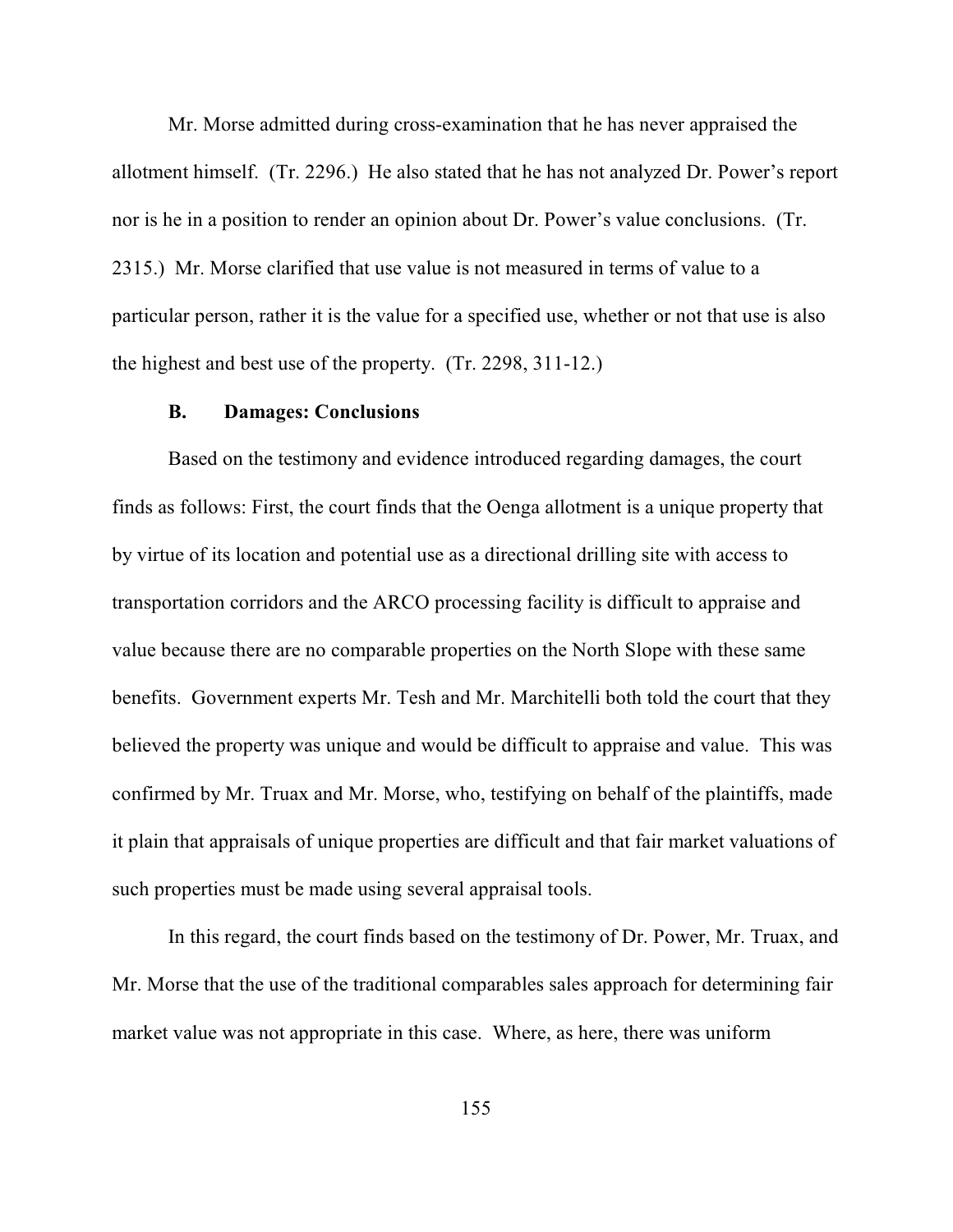Mr. Morse admitted during cross-examination that he has never appraised the allotment himself. (Tr. 2296.) He also stated that he has not analyzed Dr. Power's report nor is he in a position to render an opinion about Dr. Power's value conclusions. (Tr. 2315.) Mr. Morse clarified that use value is not measured in terms of value to a particular person, rather it is the value for a specified use, whether or not that use is also the highest and best use of the property. (Tr. 2298, 311-12.)

### B. Damages: Conclusions

Based on the testimony and evidence introduced regarding damages, the court finds as follows: First, the court finds that the Oenga allotment is a unique property that by virtue of its location and potential use as a directional drilling site with access to transportation corridors and the ARCO processing facility is difficult to appraise and value because there are no comparable properties on the North Slope with these same benefits. Government experts Mr. Tesh and Mr. Marchitelli both told the court that they believed the property was unique and would be difficult to appraise and value. This was confirmed by Mr. Truax and Mr. Morse, who, testifying on behalf of the plaintiffs, made it plain that appraisals of unique properties are difficult and that fair market valuations of such properties must be made using several appraisal tools.

In this regard, the court finds based on the testimony of Dr. Power, Mr. Truax, and Mr. Morse that the use of the traditional comparables sales approach for determining fair market value was not appropriate in this case. Where, as here, there was uniform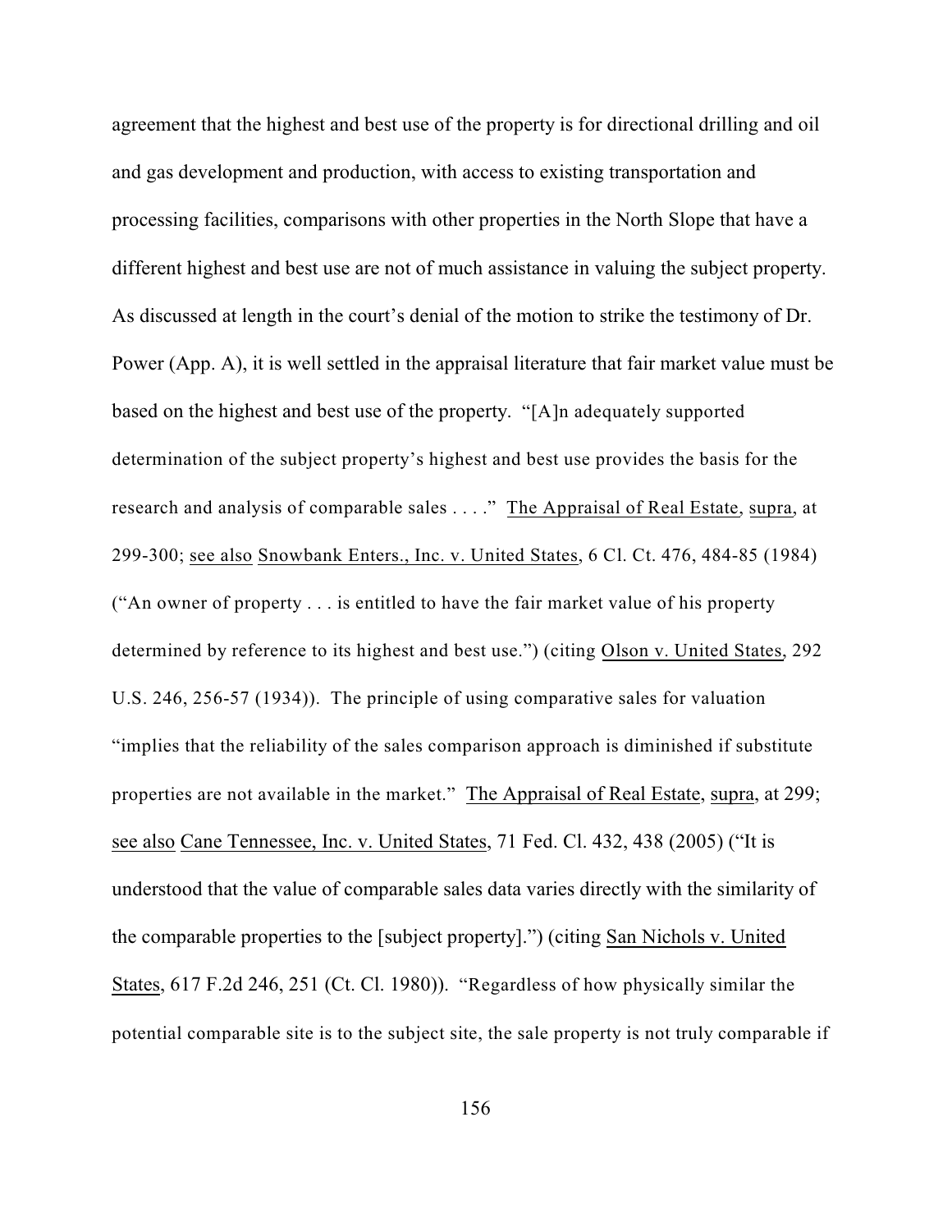agreement that the highest and best use of the property is for directional drilling and oil and gas development and production, with access to existing transportation and processing facilities, comparisons with other properties in the North Slope that have a different highest and best use are not of much assistance in valuing the subject property. As discussed at length in the court's denial of the motion to strike the testimony of Dr. Power (App. A), it is well settled in the appraisal literature that fair market value must be based on the highest and best use of the property. "[A]n adequately supported determination of the subject property's highest and best use provides the basis for the research and analysis of comparable sales . . . ." The Appraisal of Real Estate, supra, at 299-300; see also Snowbank Enters., Inc. v. United States, 6 Cl. Ct. 476, 484-85 (1984) ("An owner of property . . . is entitled to have the fair market value of his property determined by reference to its highest and best use.") (citing Olson v. United States, 292 U.S. 246, 256-57 (1934)). The principle of using comparative sales for valuation "implies that the reliability of the sales comparison approach is diminished if substitute properties are not available in the market." The Appraisal of Real Estate, supra, at 299; see also Cane Tennessee, Inc. v. United States, 71 Fed. Cl. 432, 438 (2005) ("It is understood that the value of comparable sales data varies directly with the similarity of the comparable properties to the [subject property].") (citing San Nichols v. United States, 617 F.2d 246, 251 (Ct. Cl. 1980)). "Regardless of how physically similar the potential comparable site is to the subject site, the sale property is not truly comparable if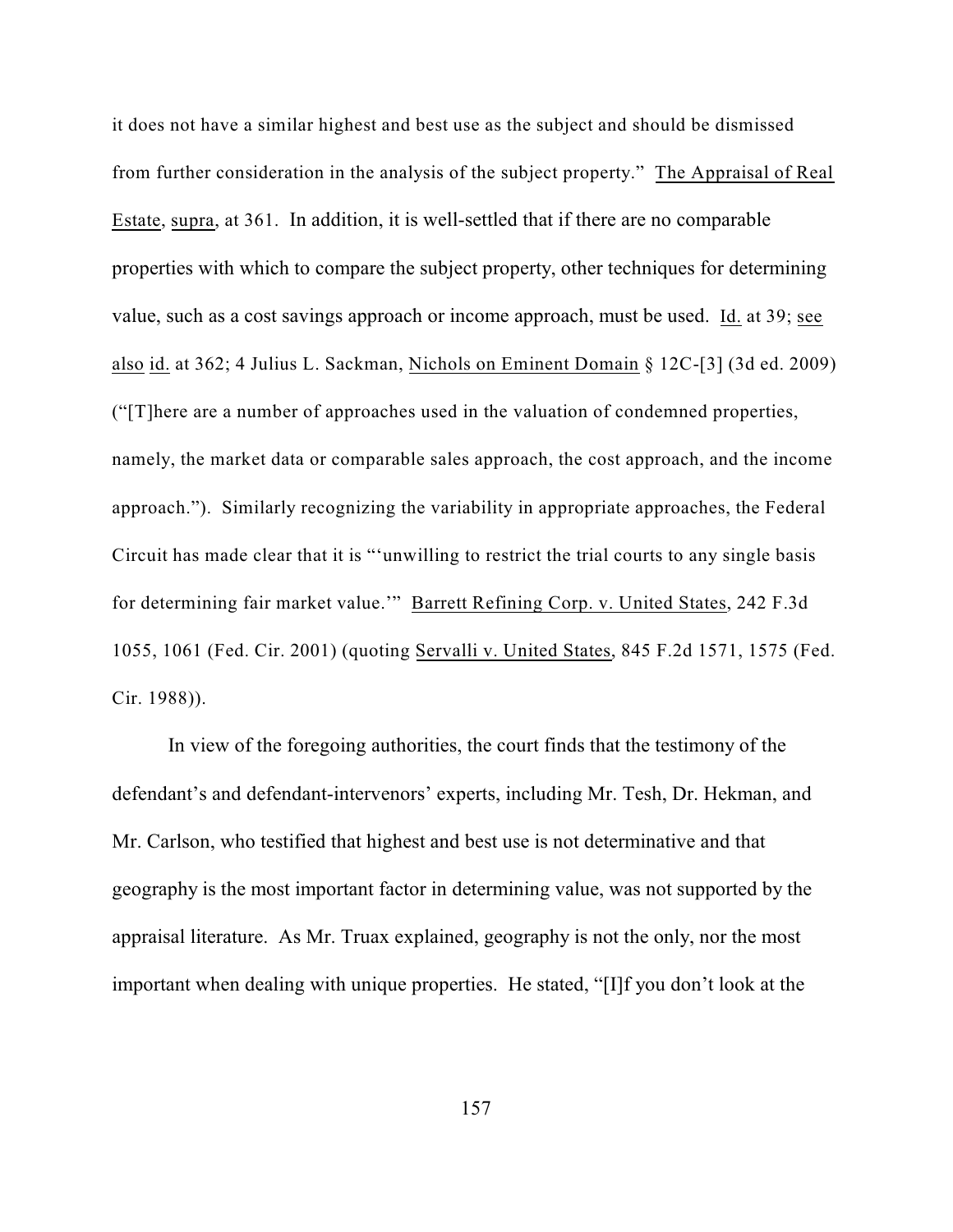it does not have a similar highest and best use as the subject and should be dismissed from further consideration in the analysis of the subject property." The Appraisal of Real Estate, supra, at 361. In addition, it is well-settled that if there are no comparable properties with which to compare the subject property, other techniques for determining value, such as a cost savings approach or income approach, must be used. Id. at 39; see also id. at 362; 4 Julius L. Sackman, Nichols on Eminent Domain § 12C-[3] (3d ed. 2009) ("[T]here are a number of approaches used in the valuation of condemned properties, namely, the market data or comparable sales approach, the cost approach, and the income approach."). Similarly recognizing the variability in appropriate approaches, the Federal Circuit has made clear that it is "'unwilling to restrict the trial courts to any single basis for determining fair market value.'" Barrett Refining Corp. v. United States, 242 F.3d 1055, 1061 (Fed. Cir. 2001) (quoting Servalli v. United States, 845 F.2d 1571, 1575 (Fed. Cir. 1988)).

In view of the foregoing authorities, the court finds that the testimony of the defendant's and defendant-intervenors' experts, including Mr. Tesh, Dr. Hekman, and Mr. Carlson, who testified that highest and best use is not determinative and that geography is the most important factor in determining value, was not supported by the appraisal literature. As Mr. Truax explained, geography is not the only, nor the most important when dealing with unique properties. He stated, "[I]f you don't look at the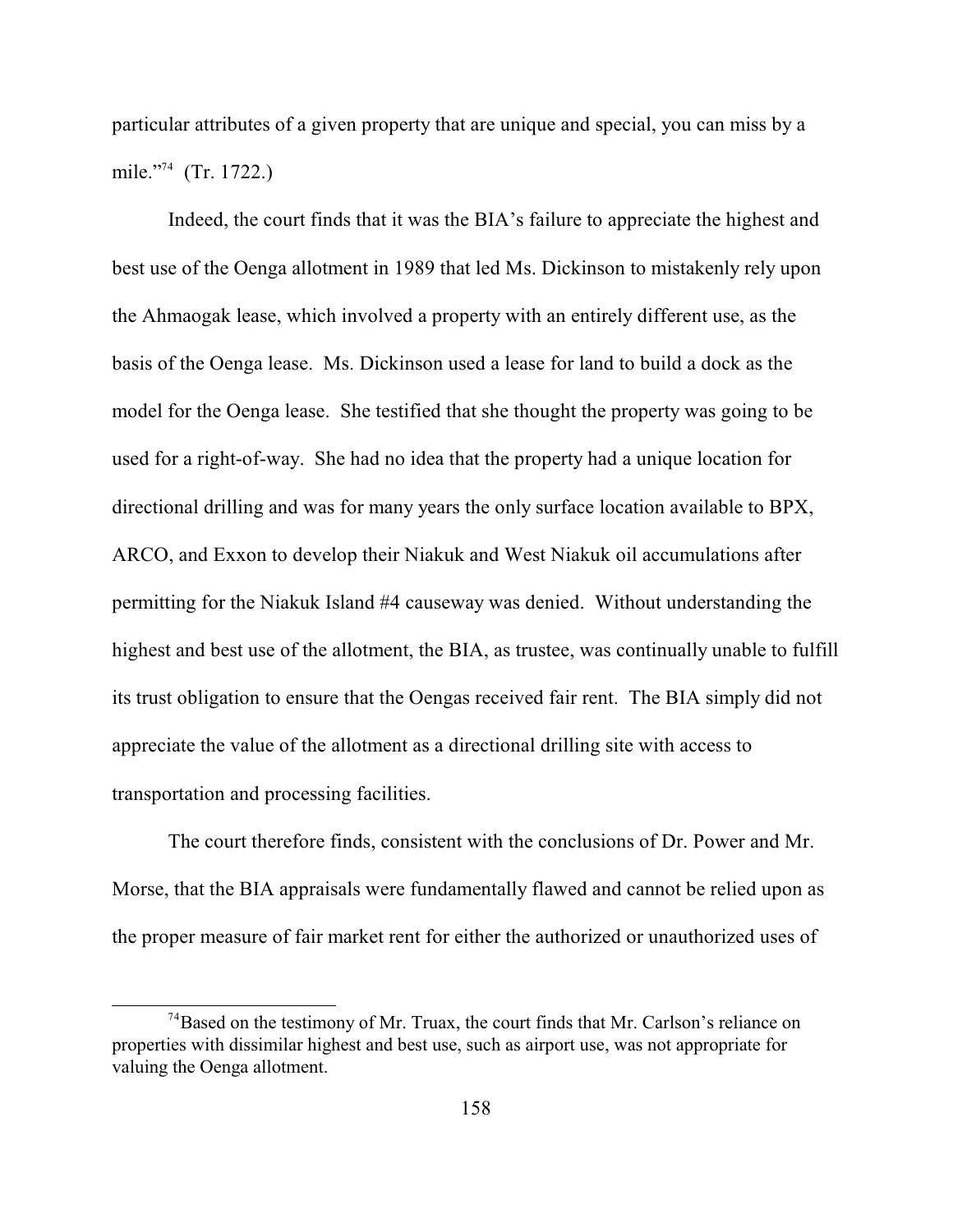particular attributes of a given property that are unique and special, you can miss by a mile."[74] (Tr. 1722.)

Indeed, the court finds that it was the BIA's failure to appreciate the highest and best use of the Oenga allotment in 1989 that led Ms. Dickinson to mistakenly rely upon the Ahmaogak lease, which involved a property with an entirely different use, as the basis of the Oenga lease. Ms. Dickinson used a lease for land to build a dock as the model for the Oenga lease. She testified that she thought the property was going to be used for a right-of-way. She had no idea that the property had a unique location for directional drilling and was for many years the only surface location available to BPX, ARCO, and Exxon to develop their Niakuk and West Niakuk oil accumulations after permitting for the Niakuk Island #4 causeway was denied. Without understanding the highest and best use of the allotment, the BIA, as trustee, was continually unable to fulfill its trust obligation to ensure that the Oengas received fair rent. The BIA simply did not appreciate the value of the allotment as a directional drilling site with access to transportation and processing facilities.

The court therefore finds, consistent with the conclusions of Dr. Power and Mr. Morse, that the BIA appraisals were fundamentally flawed and cannot be relied upon as the proper measure of fair market rent for either the authorized or unauthorized uses of

---

[74] Based on the testimony of Mr. Truax, the court finds that Mr. Carlson's reliance on properties with dissimilar highest and best use, such as airport use, was not appropriate for valuing the Oenga allotment.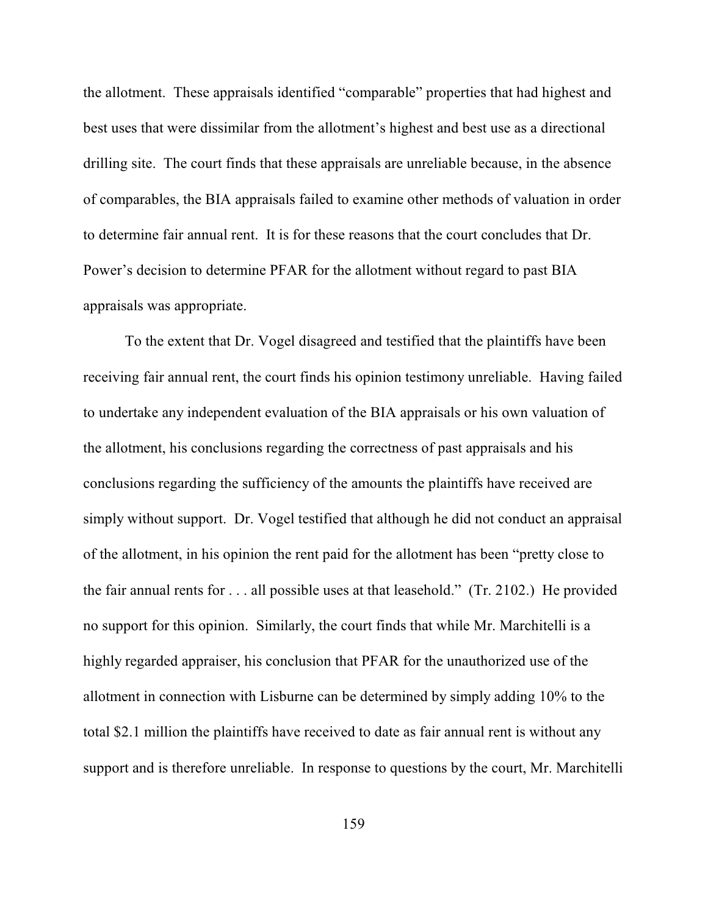the allotment. These appraisals identified "comparable" properties that had highest and best uses that were dissimilar from the allotment's highest and best use as a directional drilling site. The court finds that these appraisals are unreliable because, in the absence of comparables, the BIA appraisals failed to examine other methods of valuation in order to determine fair annual rent. It is for these reasons that the court concludes that Dr. Power's decision to determine PFAR for the allotment without regard to past BIA appraisals was appropriate.

To the extent that Dr. Vogel disagreed and testified that the plaintiffs have been receiving fair annual rent, the court finds his opinion testimony unreliable. Having failed to undertake any independent evaluation of the BIA appraisals or his own valuation of the allotment, his conclusions regarding the correctness of past appraisals and his conclusions regarding the sufficiency of the amounts the plaintiffs have received are simply without support. Dr. Vogel testified that although he did not conduct an appraisal of the allotment, in his opinion the rent paid for the allotment has been "pretty close to the fair annual rents for . . . all possible uses at that leasehold." (Tr. 2102.) He provided no support for this opinion. Similarly, the court finds that while Mr. Marchitelli is a highly regarded appraiser, his conclusion that PFAR for the unauthorized use of the allotment in connection with Lisburne can be determined by simply adding 10% to the total $2.1 million the plaintiffs have received to date as fair annual rent is without any support and is therefore unreliable. In response to questions by the court, Mr. Marchitelli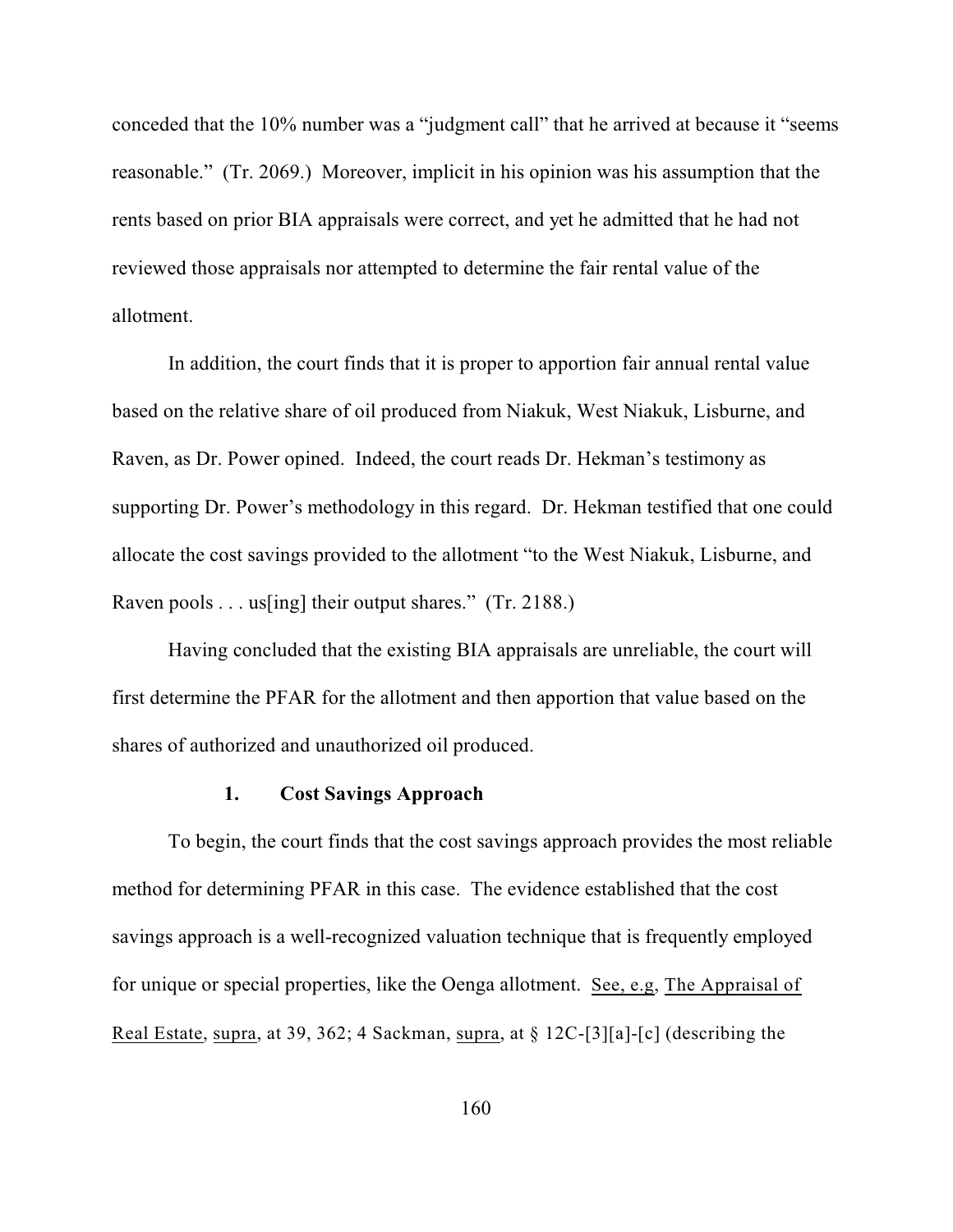conceded that the 10% number was a "judgment call" that he arrived at because it "seems reasonable." (Tr. 2069.) Moreover, implicit in his opinion was his assumption that the rents based on prior BIA appraisals were correct, and yet he admitted that he had not reviewed those appraisals nor attempted to determine the fair rental value of the allotment.

In addition, the court finds that it is proper to apportion fair annual rental value based on the relative share of oil produced from Niakuk, West Niakuk, Lisburne, and Raven, as Dr. Power opined. Indeed, the court reads Dr. Hekman's testimony as supporting Dr. Power's methodology in this regard. Dr. Hekman testified that one could allocate the cost savings provided to the allotment "to the West Niakuk, Lisburne, and Raven pools . . . us[ing] their output shares." (Tr. 2188.)

Having concluded that the existing BIA appraisals are unreliable, the court will first determine the PFAR for the allotment and then apportion that value based on the shares of authorized and unauthorized oil produced.

### 1. Cost Savings Approach

To begin, the court finds that the cost savings approach provides the most reliable method for determining PFAR in this case. The evidence established that the cost savings approach is a well-recognized valuation technique that is frequently employed for unique or special properties, like the Oenga allotment. See, e.g, The Appraisal of Real Estate, supra, at 39, 362; 4 Sackman, supra, at § 12C-[3][a]-[c] (describing the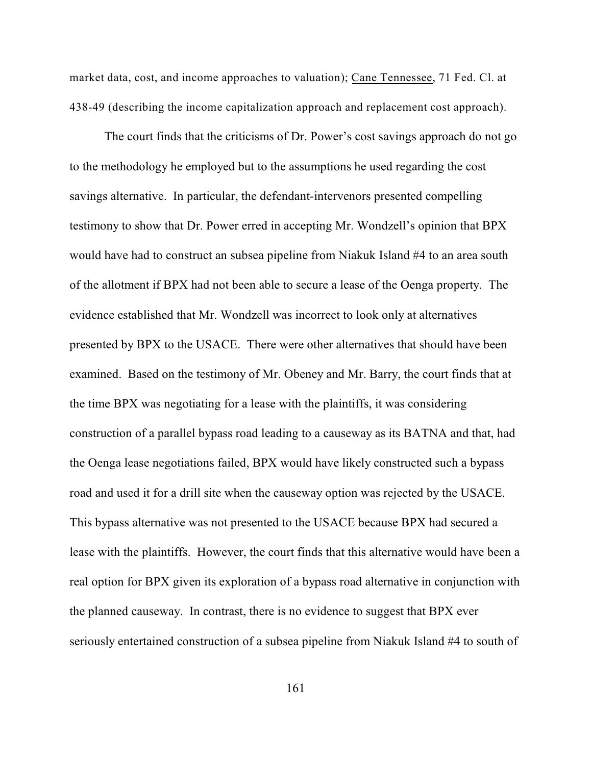market data, cost, and income approaches to valuation); Cane Tennessee, 71 Fed. Cl. at 438-49 (describing the income capitalization approach and replacement cost approach).

The court finds that the criticisms of Dr. Power's cost savings approach do not go to the methodology he employed but to the assumptions he used regarding the cost savings alternative. In particular, the defendant-intervenors presented compelling testimony to show that Dr. Power erred in accepting Mr. Wondzell's opinion that BPX would have had to construct an subsea pipeline from Niakuk Island #4 to an area south of the allotment if BPX had not been able to secure a lease of the Oenga property. The evidence established that Mr. Wondzell was incorrect to look only at alternatives presented by BPX to the USACE. There were other alternatives that should have been examined. Based on the testimony of Mr. Obeney and Mr. Barry, the court finds that at the time BPX was negotiating for a lease with the plaintiffs, it was considering construction of a parallel bypass road leading to a causeway as its BATNA and that, had the Oenga lease negotiations failed, BPX would have likely constructed such a bypass road and used it for a drill site when the causeway option was rejected by the USACE. This bypass alternative was not presented to the USACE because BPX had secured a lease with the plaintiffs. However, the court finds that this alternative would have been a real option for BPX given its exploration of a bypass road alternative in conjunction with the planned causeway. In contrast, there is no evidence to suggest that BPX ever seriously entertained construction of a subsea pipeline from Niakuk Island #4 to south of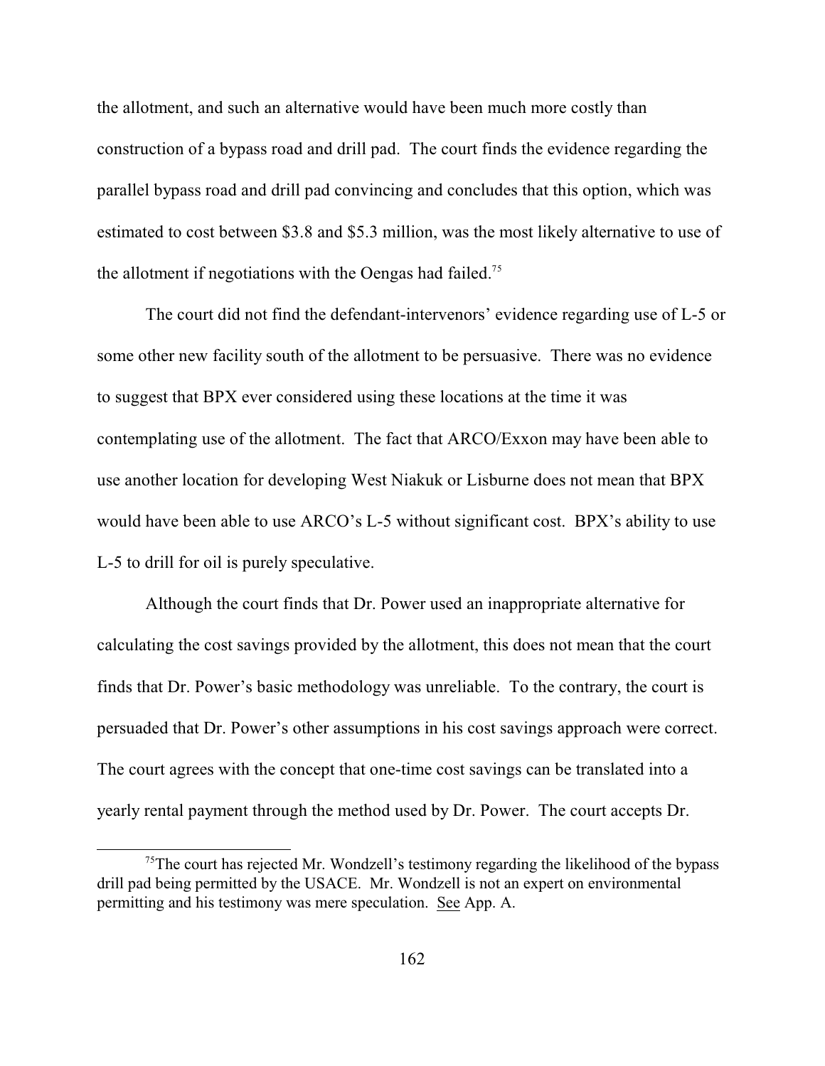the allotment, and such an alternative would have been much more costly than construction of a bypass road and drill pad. The court finds the evidence regarding the parallel bypass road and drill pad convincing and concludes that this option, which was estimated to cost between $3.8 and $5.3 million, was the most likely alternative to use of the allotment if negotiations with the Oengas had failed.[75]

The court did not find the defendant-intervenors' evidence regarding use of L-5 or some other new facility south of the allotment to be persuasive. There was no evidence to suggest that BPX ever considered using these locations at the time it was contemplating use of the allotment. The fact that ARCO/Exxon may have been able to use another location for developing West Niakuk or Lisburne does not mean that BPX would have been able to use ARCO's L-5 without significant cost. BPX's ability to use L-5 to drill for oil is purely speculative.

Although the court finds that Dr. Power used an inappropriate alternative for calculating the cost savings provided by the allotment, this does not mean that the court finds that Dr. Power's basic methodology was unreliable. To the contrary, the court is persuaded that Dr. Power's other assumptions in his cost savings approach were correct. The court agrees with the concept that one-time cost savings can be translated into a yearly rental payment through the method used by Dr. Power. The court accepts Dr.

[75] The court has rejected Mr. Wondzell's testimony regarding the likelihood of the bypass drill pad being permitted by the USACE. Mr. Wondzell is not an expert on environmental permitting and his testimony was mere speculation. See App. A.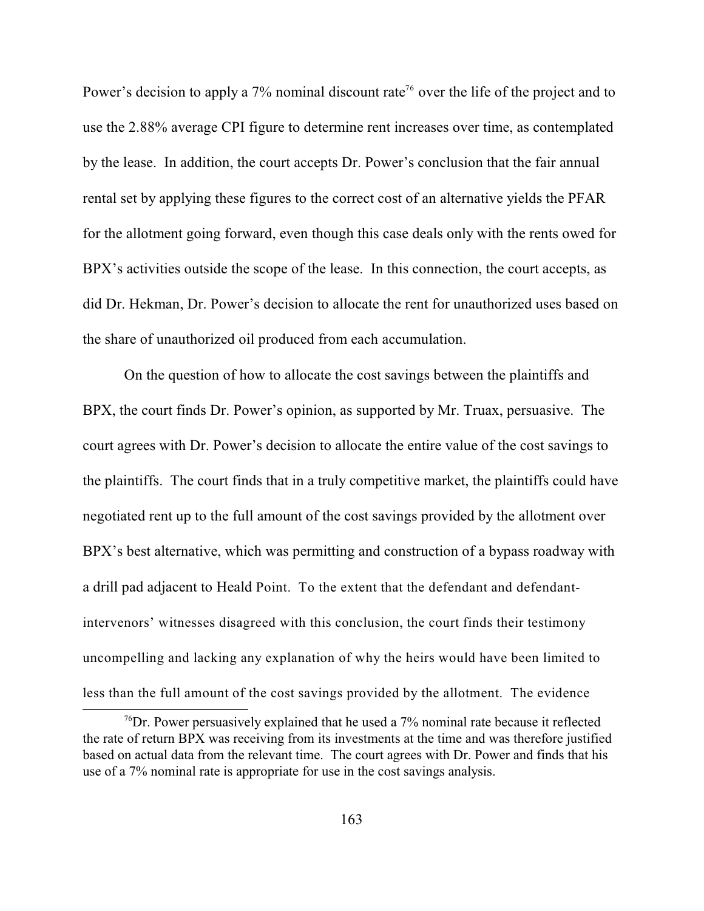Power's decision to apply a 7% nominal discount rate[76] over the life of the project and to use the 2.88% average CPI figure to determine rent increases over time, as contemplated by the lease. In addition, the court accepts Dr. Power's conclusion that the fair annual rental set by applying these figures to the correct cost of an alternative yields the PFAR for the allotment going forward, even though this case deals only with the rents owed for BPX's activities outside the scope of the lease. In this connection, the court accepts, as did Dr. Hekman, Dr. Power's decision to allocate the rent for unauthorized uses based on the share of unauthorized oil produced from each accumulation.

On the question of how to allocate the cost savings between the plaintiffs and BPX, the court finds Dr. Power's opinion, as supported by Mr. Truax, persuasive. The court agrees with Dr. Power's decision to allocate the entire value of the cost savings to the plaintiffs. The court finds that in a truly competitive market, the plaintiffs could have negotiated rent up to the full amount of the cost savings provided by the allotment over BPX's best alternative, which was permitting and construction of a bypass roadway with a drill pad adjacent to Heald Point. To the extent that the defendant and defendant-intervenors' witnesses disagreed with this conclusion, the court finds their testimony uncompelling and lacking any explanation of why the heirs would have been limited to less than the full amount of the cost savings provided by the allotment. The evidence

[76] Dr. Power persuasively explained that he used a 7% nominal rate because it reflected the rate of return BPX was receiving from its investments at the time and was therefore justified based on actual data from the relevant time. The court agrees with Dr. Power and finds that his use of a 7% nominal rate is appropriate for use in the cost savings analysis.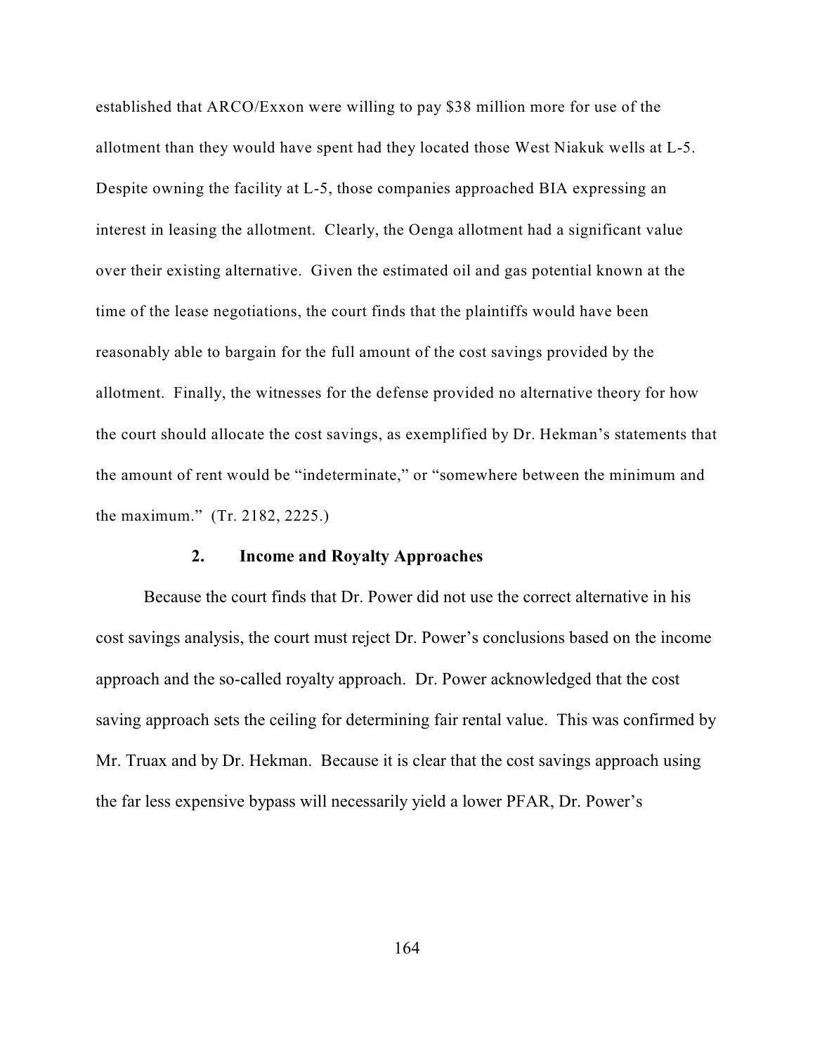established that ARCO/Exxon were willing to pay $38 million more for use of the allotment than they would have spent had they located those West Niakuk wells at L-5. Despite owning the facility at L-5, those companies approached BIA expressing an interest in leasing the allotment. Clearly, the Oenga allotment had a significant value over their existing alternative. Given the estimated oil and gas potential known at the time of the lease negotiations, the court finds that the plaintiffs would have been reasonably able to bargain for the full amount of the cost savings provided by the allotment. Finally, the witnesses for the defense provided no alternative theory for how the court should allocate the cost savings, as exemplified by Dr. Hekman's statements that the amount of rent would be "indeterminate," or "somewhere between the minimum and the maximum." (Tr. 2182, 2225.)

### 2. Income and Royalty Approaches

Because the court finds that Dr. Power did not use the correct alternative in his cost savings analysis, the court must reject Dr. Power's conclusions based on the income approach and the so-called royalty approach. Dr. Power acknowledged that the cost saving approach sets the ceiling for determining fair rental value. This was confirmed by Mr. Truax and by Dr. Hekman. Because it is clear that the cost savings approach using the far less expensive bypass will necessarily yield a lower PFAR, Dr. Power's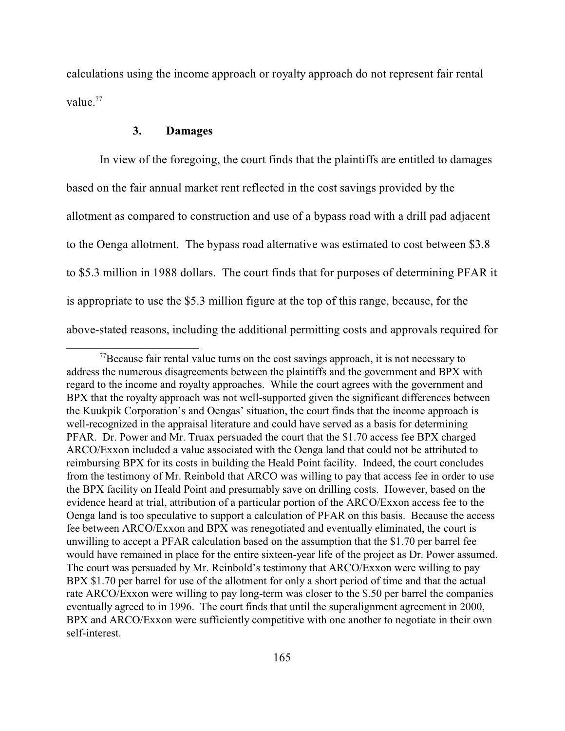calculations using the income approach or royalty approach do not represent fair rental value.[77]

### 3. Damages

In view of the foregoing, the court finds that the plaintiffs are entitled to damages based on the fair annual market rent reflected in the cost savings provided by the allotment as compared to construction and use of a bypass road with a drill pad adjacent to the Oenga allotment. The bypass road alternative was estimated to cost between $3.8 to $5.3 million in 1988 dollars. The court finds that for purposes of determining PFAR it is appropriate to use the $5.3 million figure at the top of this range, because, for the above-stated reasons, including the additional permitting costs and approvals required for

---

[77]Because fair rental value turns on the cost savings approach, it is not necessary to address the numerous disagreements between the plaintiffs and the government and BPX with regard to the income and royalty approaches. While the court agrees with the government and BPX that the royalty approach was not well-supported given the significant differences between the Kuukpik Corporation's and Oengas' situation, the court finds that the income approach is well-recognized in the appraisal literature and could have served as a basis for determining PFAR. Dr. Power and Mr. Truax persuaded the court that the $1.70 access fee BPX charged ARCO/Exxon included a value associated with the Oenga land that could not be attributed to reimbursing BPX for its costs in building the Heald Point facility. Indeed, the court concludes from the testimony of Mr. Reinbold that ARCO was willing to pay that access fee in order to use the BPX facility on Heald Point and presumably save on drilling costs. However, based on the evidence heard at trial, attribution of a particular portion of the ARCO/Exxon access fee to the Oenga land is too speculative to support a calculation of PFAR on this basis. Because the access fee between ARCO/Exxon and BPX was renegotiated and eventually eliminated, the court is unwilling to accept a PFAR calculation based on the assumption that the $1.70 per barrel fee would have remained in place for the entire sixteen-year life of the project as Dr. Power assumed. The court was persuaded by Mr. Reinbold's testimony that ARCO/Exxon were willing to pay BPX $1.70 per barrel for use of the allotment for only a short period of time and that the actual rate ARCO/Exxon were willing to pay long-term was closer to the $.50 per barrel the companies eventually agreed to in 1996. The court finds that until the superalignment agreement in 2000, BPX and ARCO/Exxon were sufficiently competitive with one another to negotiate in their own self-interest.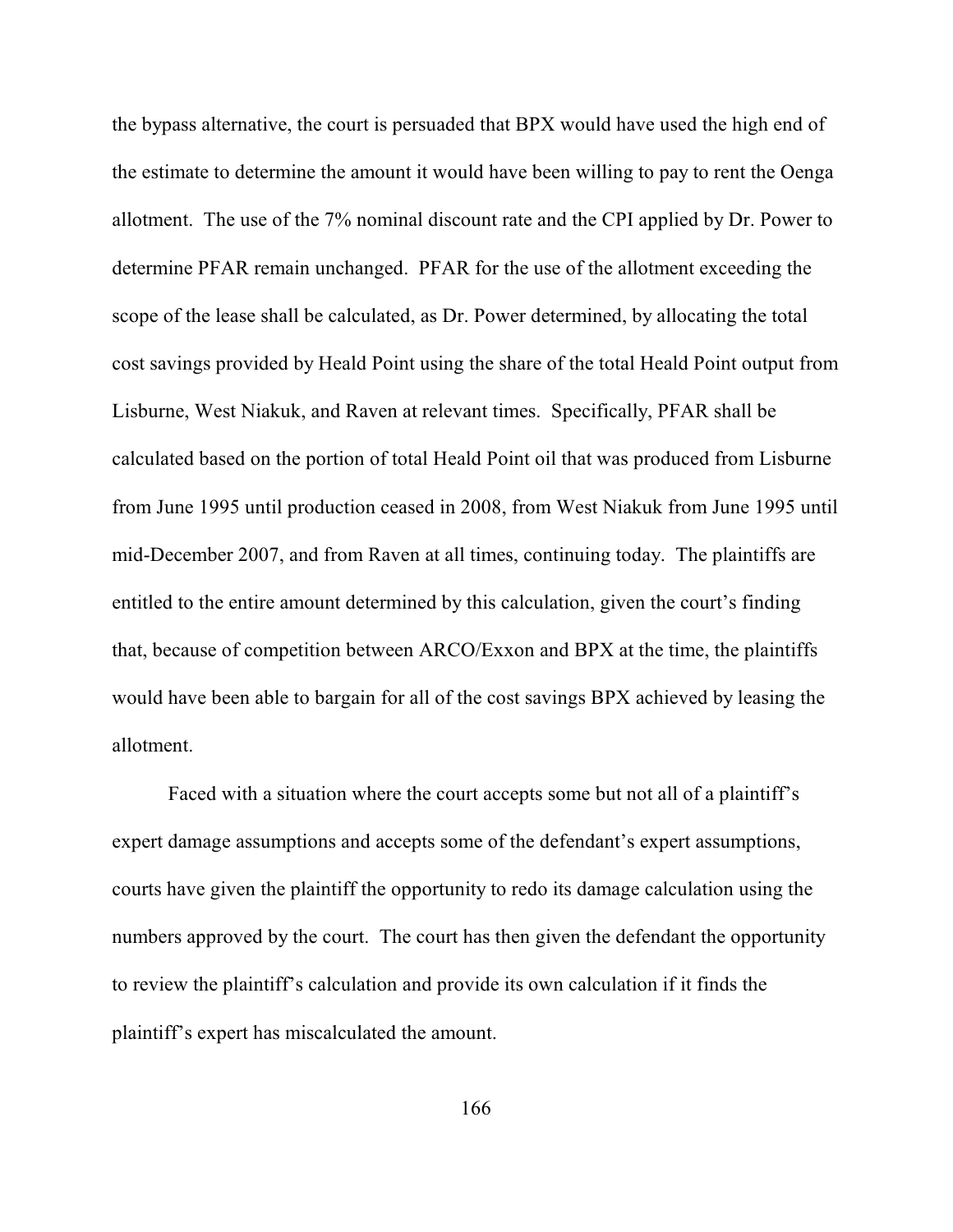the bypass alternative, the court is persuaded that BPX would have used the high end of the estimate to determine the amount it would have been willing to pay to rent the Oenga allotment. The use of the 7% nominal discount rate and the CPI applied by Dr. Power to determine PFAR remain unchanged. PFAR for the use of the allotment exceeding the scope of the lease shall be calculated, as Dr. Power determined, by allocating the total cost savings provided by Heald Point using the share of the total Heald Point output from Lisburne, West Niakuk, and Raven at relevant times. Specifically, PFAR shall be calculated based on the portion of total Heald Point oil that was produced from Lisburne from June 1995 until production ceased in 2008, from West Niakuk from June 1995 until mid-December 2007, and from Raven at all times, continuing today. The plaintiffs are entitled to the entire amount determined by this calculation, given the court's finding that, because of competition between ARCO/Exxon and BPX at the time, the plaintiffs would have been able to bargain for all of the cost savings BPX achieved by leasing the allotment.

Faced with a situation where the court accepts some but not all of a plaintiff's expert damage assumptions and accepts some of the defendant's expert assumptions, courts have given the plaintiff the opportunity to redo its damage calculation using the numbers approved by the court. The court has then given the defendant the opportunity to review the plaintiff's calculation and provide its own calculation if it finds the plaintiff's expert has miscalculated the amount.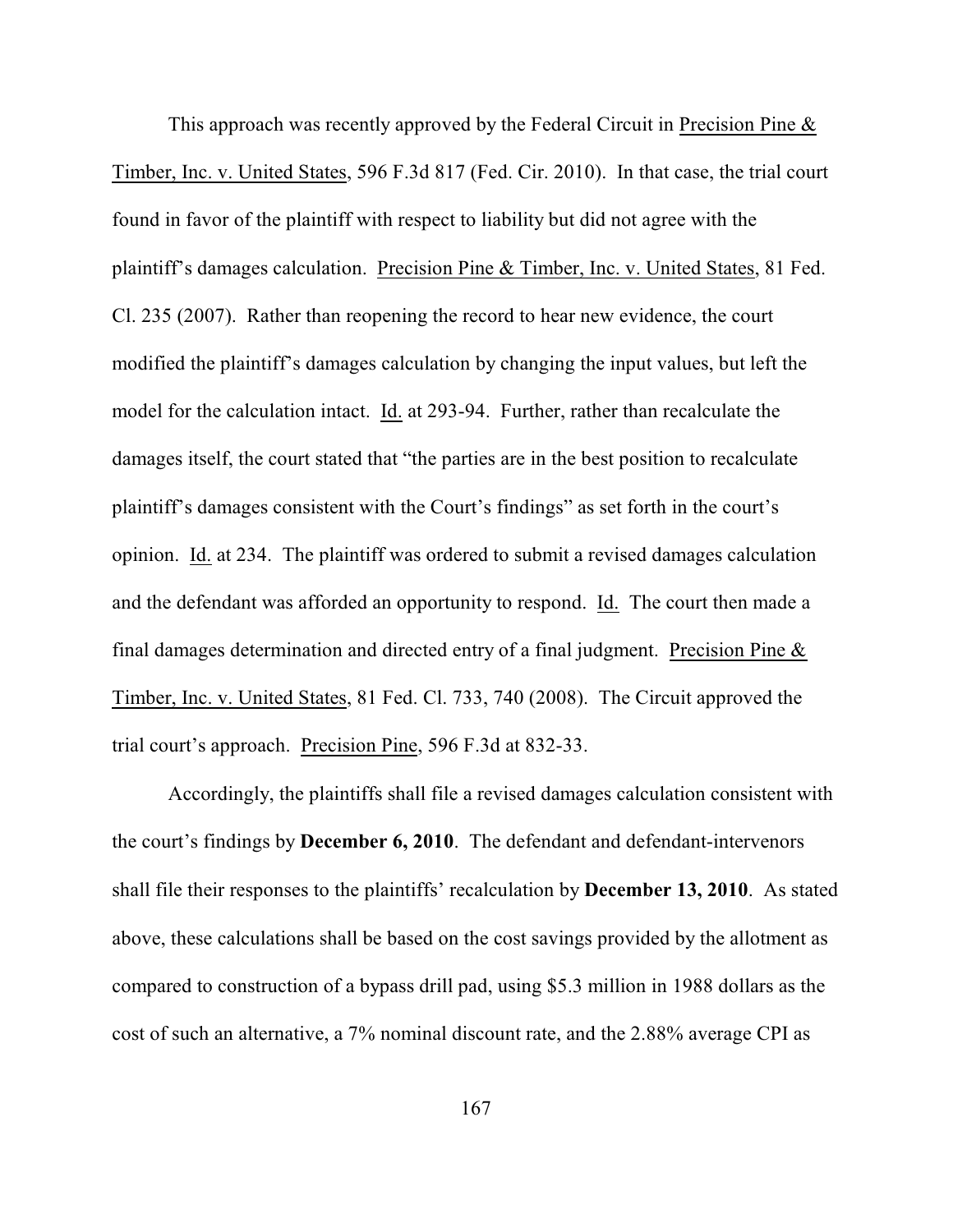This approach was recently approved by the Federal Circuit in Precision Pine & Timber, Inc. v. United States, 596 F.3d 817 (Fed. Cir. 2010). In that case, the trial court found in favor of the plaintiff with respect to liability but did not agree with the plaintiff's damages calculation. Precision Pine & Timber, Inc. v. United States, 81 Fed. Cl. 235 (2007). Rather than reopening the record to hear new evidence, the court modified the plaintiff's damages calculation by changing the input values, but left the model for the calculation intact. Id. at 293-94. Further, rather than recalculate the damages itself, the court stated that "the parties are in the best position to recalculate plaintiff's damages consistent with the Court's findings" as set forth in the court's opinion. Id. at 234. The plaintiff was ordered to submit a revised damages calculation and the defendant was afforded an opportunity to respond. Id. The court then made a final damages determination and directed entry of a final judgment. Precision Pine & Timber, Inc. v. United States, 81 Fed. Cl. 733, 740 (2008). The Circuit approved the trial court's approach. Precision Pine, 596 F.3d at 832-33.

Accordingly, the plaintiffs shall file a revised damages calculation consistent with the court's findings by **December 6, 2010**. The defendant and defendant-intervenors shall file their responses to the plaintiffs' recalculation by **December 13, 2010**. As stated above, these calculations shall be based on the cost savings provided by the allotment as compared to construction of a bypass drill pad, using $5.3 million in 1988 dollars as the cost of such an alternative, a 7% nominal discount rate, and the 2.88% average CPI as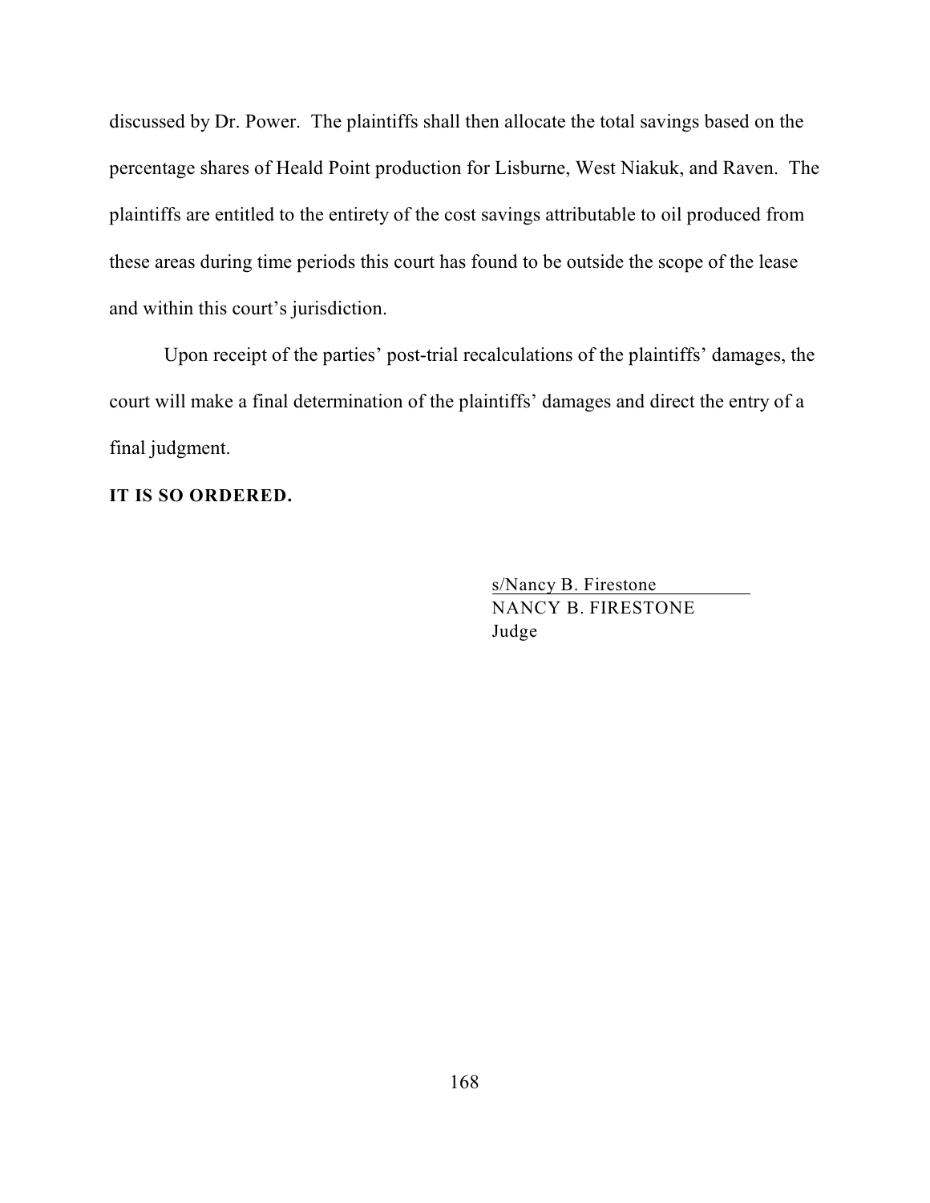discussed by Dr. Power. The plaintiffs shall then allocate the total savings based on the percentage shares of Heald Point production for Lisburne, West Niakuk, and Raven. The plaintiffs are entitled to the entirety of the cost savings attributable to oil produced from these areas during time periods this court has found to be outside the scope of the lease and within this court's jurisdiction.

Upon receipt of the parties' post-trial recalculations of the plaintiffs' damages, the court will make a final determination of the plaintiffs' damages and direct the entry of a final judgment.

**IT IS SO ORDERED.**

s/Nancy B. Firestone
NANCY B. FIRESTONE
Judge